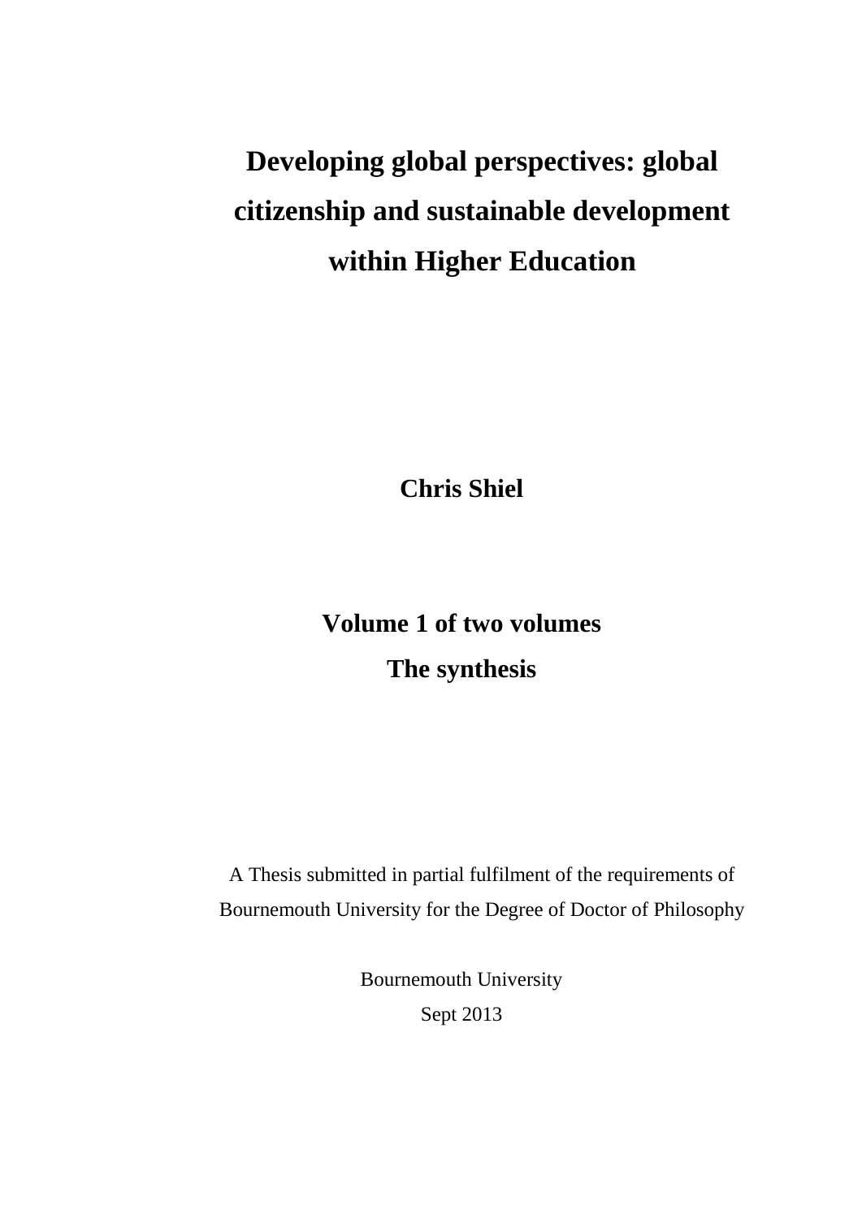# Developing global perspectives: global citizenship and sustainable development within Higher Education

**Chris Shiel**

**Volume 1 of two volumes**

**The synthesis**

A Thesis submitted in partial fulfilment of the requirements of Bournemouth University for the Degree of Doctor of Philosophy

Bournemouth University

Sept 2013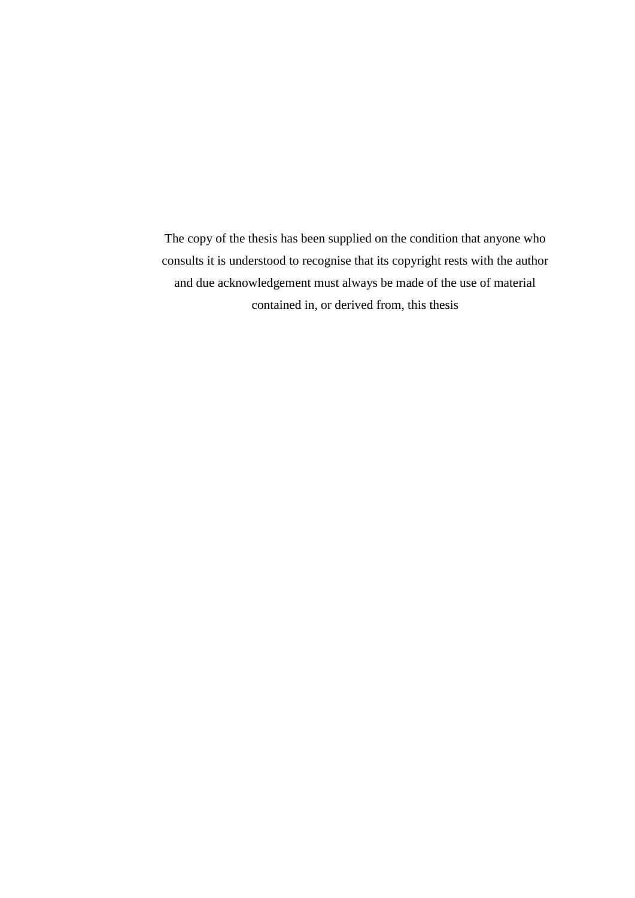The copy of the thesis has been supplied on the condition that anyone who consults it is understood to recognise that its copyright rests with the author and due acknowledgement must always be made of the use of material contained in, or derived from, this thesis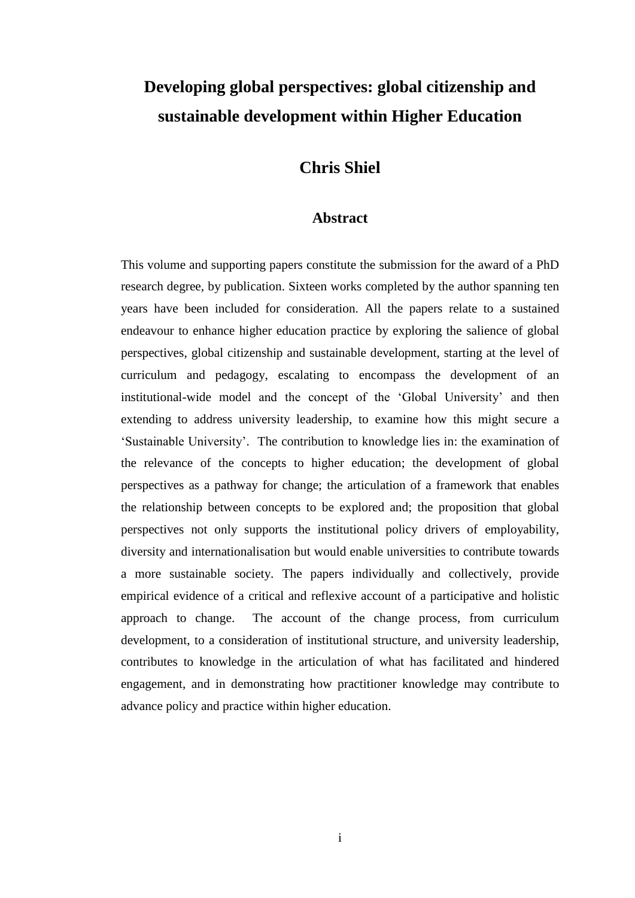# Developing global perspectives: global citizenship and sustainable development within Higher Education

## Chris Shiel

### Abstract

This volume and supporting papers constitute the submission for the award of a PhD research degree, by publication. Sixteen works completed by the author spanning ten years have been included for consideration. All the papers relate to a sustained endeavour to enhance higher education practice by exploring the salience of global perspectives, global citizenship and sustainable development, starting at the level of curriculum and pedagogy, escalating to encompass the development of an institutional-wide model and the concept of the 'Global University' and then extending to address university leadership, to examine how this might secure a 'Sustainable University'. The contribution to knowledge lies in: the examination of the relevance of the concepts to higher education; the development of global perspectives as a pathway for change; the articulation of a framework that enables the relationship between concepts to be explored and; the proposition that global perspectives not only supports the institutional policy drivers of employability, diversity and internationalisation but would enable universities to contribute towards a more sustainable society. The papers individually and collectively, provide empirical evidence of a critical and reflexive account of a participative and holistic approach to change. The account of the change process, from curriculum development, to a consideration of institutional structure, and university leadership, contributes to knowledge in the articulation of what has facilitated and hindered engagement, and in demonstrating how practitioner knowledge may contribute to advance policy and practice within higher education.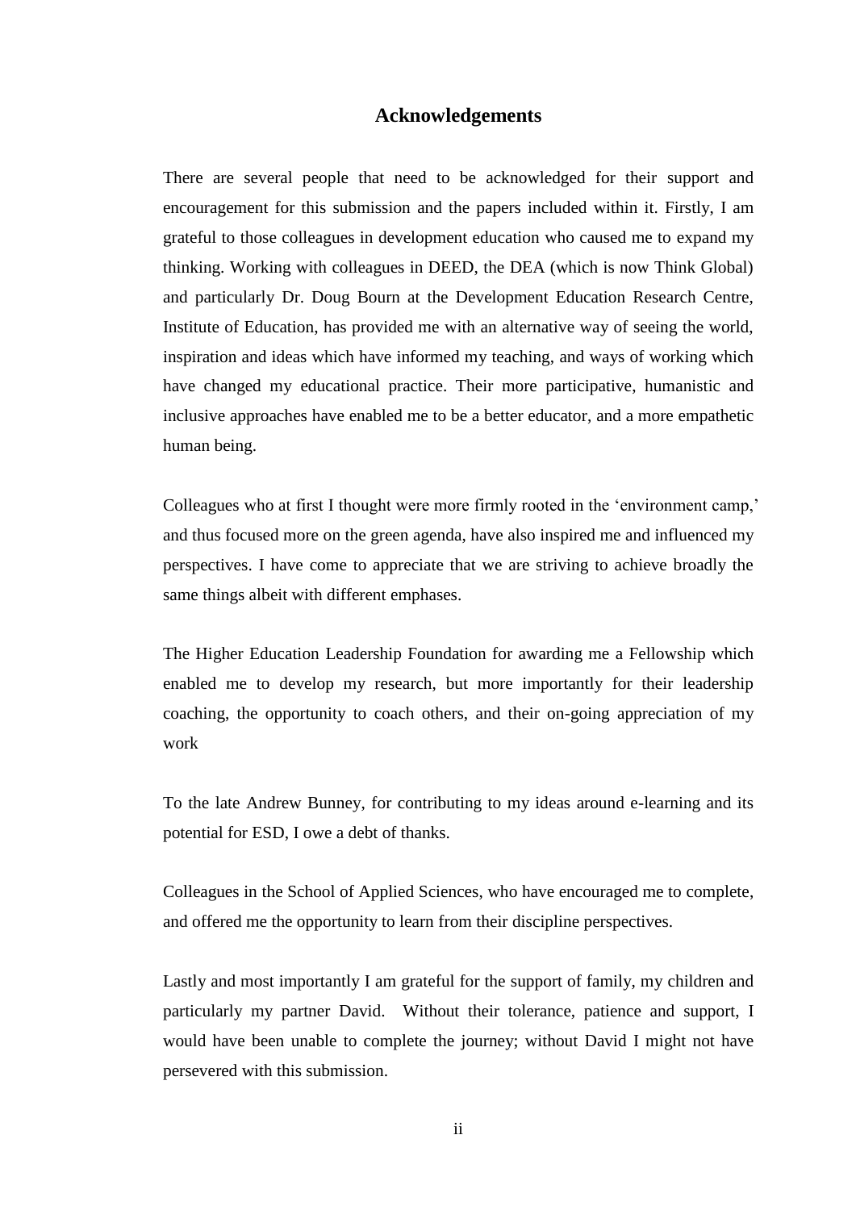# Acknowledgements

There are several people that need to be acknowledged for their support and encouragement for this submission and the papers included within it. Firstly, I am grateful to those colleagues in development education who caused me to expand my thinking. Working with colleagues in DEED, the DEA (which is now Think Global) and particularly Dr. Doug Bourn at the Development Education Research Centre, Institute of Education, has provided me with an alternative way of seeing the world, inspiration and ideas which have informed my teaching, and ways of working which have changed my educational practice. Their more participative, humanistic and inclusive approaches have enabled me to be a better educator, and a more empathetic human being.

Colleagues who at first I thought were more firmly rooted in the 'environment camp,' and thus focused more on the green agenda, have also inspired me and influenced my perspectives. I have come to appreciate that we are striving to achieve broadly the same things albeit with different emphases.

The Higher Education Leadership Foundation for awarding me a Fellowship which enabled me to develop my research, but more importantly for their leadership coaching, the opportunity to coach others, and their on-going appreciation of my work

To the late Andrew Bunney, for contributing to my ideas around e-learning and its potential for ESD, I owe a debt of thanks.

Colleagues in the School of Applied Sciences, who have encouraged me to complete, and offered me the opportunity to learn from their discipline perspectives.

Lastly and most importantly I am grateful for the support of family, my children and particularly my partner David. Without their tolerance, patience and support, I would have been unable to complete the journey; without David I might not have persevered with this submission.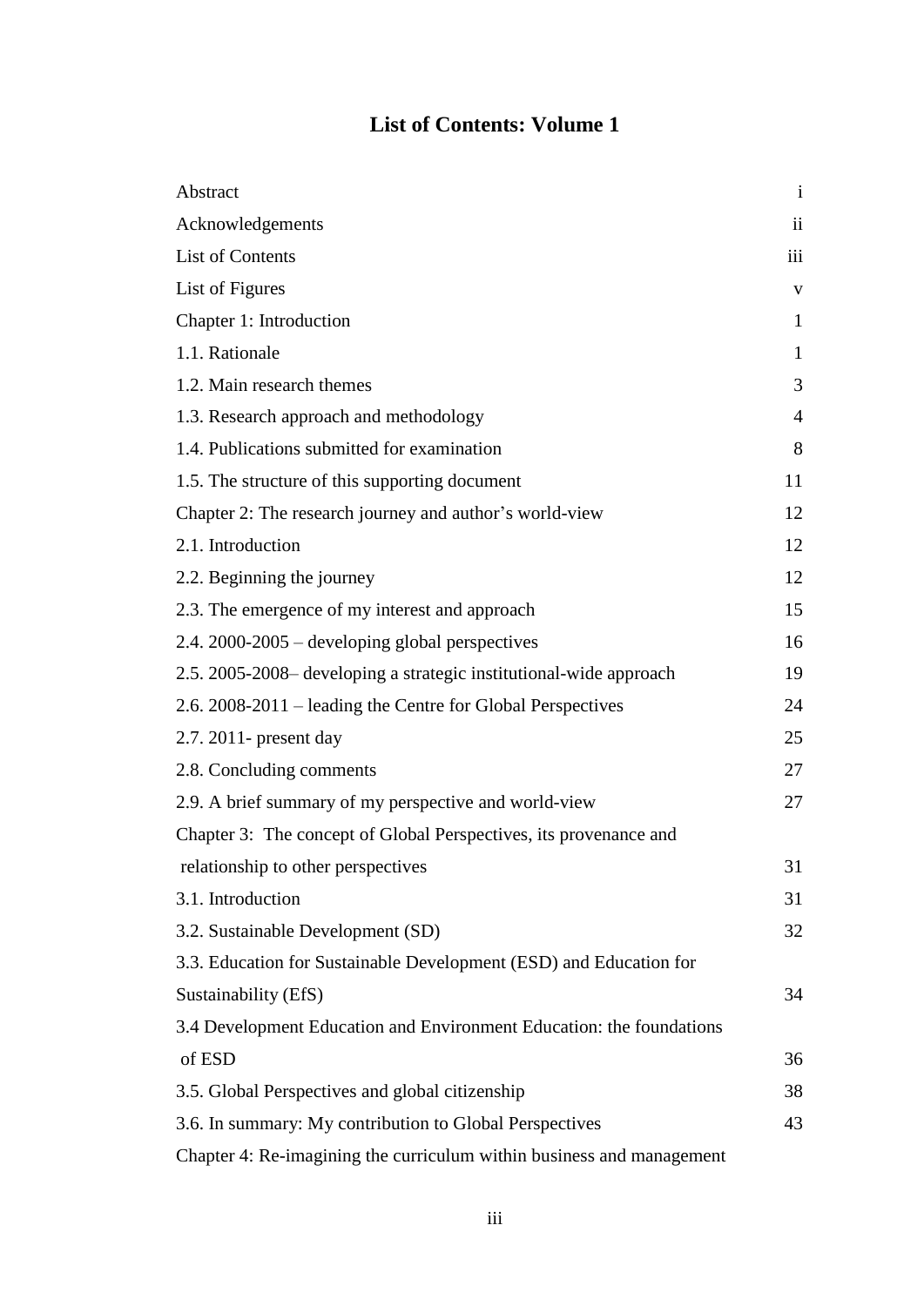# List of Contents: Volume 1

| | |
|---|---|
| Abstract | i |
| Acknowledgements | ii |
| List of Contents | iii |
| List of Figures | v |
| Chapter 1: Introduction | 1 |
| 1.1. Rationale | 1 |
| 1.2. Main research themes | 3 |
| 1.3. Research approach and methodology | 4 |
| 1.4. Publications submitted for examination | 8 |
| 1.5. The structure of this supporting document | 11 |
| Chapter 2: The research journey and author's world-view | 12 |
| 2.1. Introduction | 12 |
| 2.2. Beginning the journey | 12 |
| 2.3. The emergence of my interest and approach | 15 |
| 2.4. 2000-2005 – developing global perspectives | 16 |
| 2.5. 2005-2008– developing a strategic institutional-wide approach | 19 |
| 2.6. 2008-2011 – leading the Centre for Global Perspectives | 24 |
| 2.7. 2011- present day | 25 |
| 2.8. Concluding comments | 27 |
| 2.9. A brief summary of my perspective and world-view | 27 |
| Chapter 3: The concept of Global Perspectives, its provenance and relationship to other perspectives | 31 |
| 3.1. Introduction | 31 |
| 3.2. Sustainable Development (SD) | 32 |
| 3.3. Education for Sustainable Development (ESD) and Education for Sustainability (EfS) | 34 |
| 3.4 Development Education and Environment Education: the foundations of ESD | 36 |
| 3.5. Global Perspectives and global citizenship | 38 |
| 3.6. In summary: My contribution to Global Perspectives | 43 |
| Chapter 4: Re-imagining the curriculum within business and management | |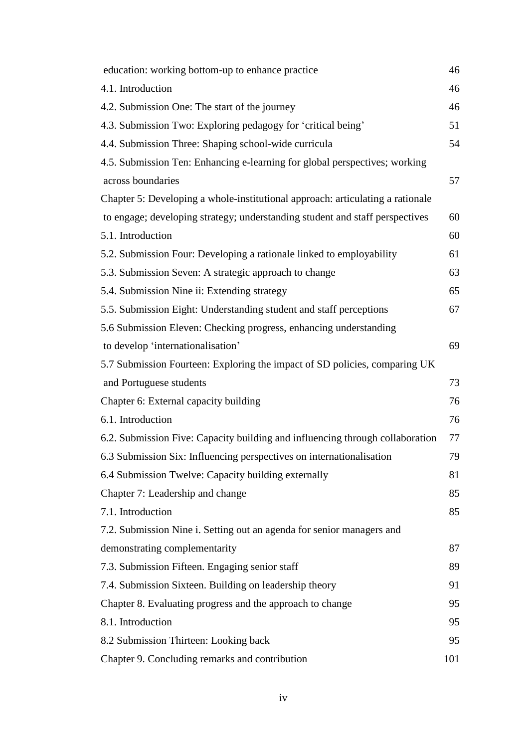education: working bottom-up to enhance practice 46

4.1. Introduction 46

4.2. Submission One: The start of the journey 46

4.3. Submission Two: Exploring pedagogy for 'critical being' 51

4.4. Submission Three: Shaping school-wide curricula 54

4.5. Submission Ten: Enhancing e-learning for global perspectives; working across boundaries 57

Chapter 5: Developing a whole-institutional approach: articulating a rationale to engage; developing strategy; understanding student and staff perspectives 60

5.1. Introduction 60

5.2. Submission Four: Developing a rationale linked to employability 61

5.3. Submission Seven: A strategic approach to change 63

5.4. Submission Nine ii: Extending strategy 65

5.5. Submission Eight: Understanding student and staff perceptions 67

5.6 Submission Eleven: Checking progress, enhancing understanding to develop 'internationalisation' 69

5.7 Submission Fourteen: Exploring the impact of SD policies, comparing UK and Portuguese students 73

Chapter 6: External capacity building 76

6.1. Introduction 76

6.2. Submission Five: Capacity building and influencing through collaboration 77

6.3 Submission Six: Influencing perspectives on internationalisation 79

6.4 Submission Twelve: Capacity building externally 81

Chapter 7: Leadership and change 85

7.1. Introduction 85

7.2. Submission Nine i. Setting out an agenda for senior managers and demonstrating complementarity 87

7.3. Submission Fifteen. Engaging senior staff 89

7.4. Submission Sixteen. Building on leadership theory 91

Chapter 8. Evaluating progress and the approach to change 95

8.1. Introduction 95

8.2 Submission Thirteen: Looking back 95

Chapter 9. Concluding remarks and contribution 101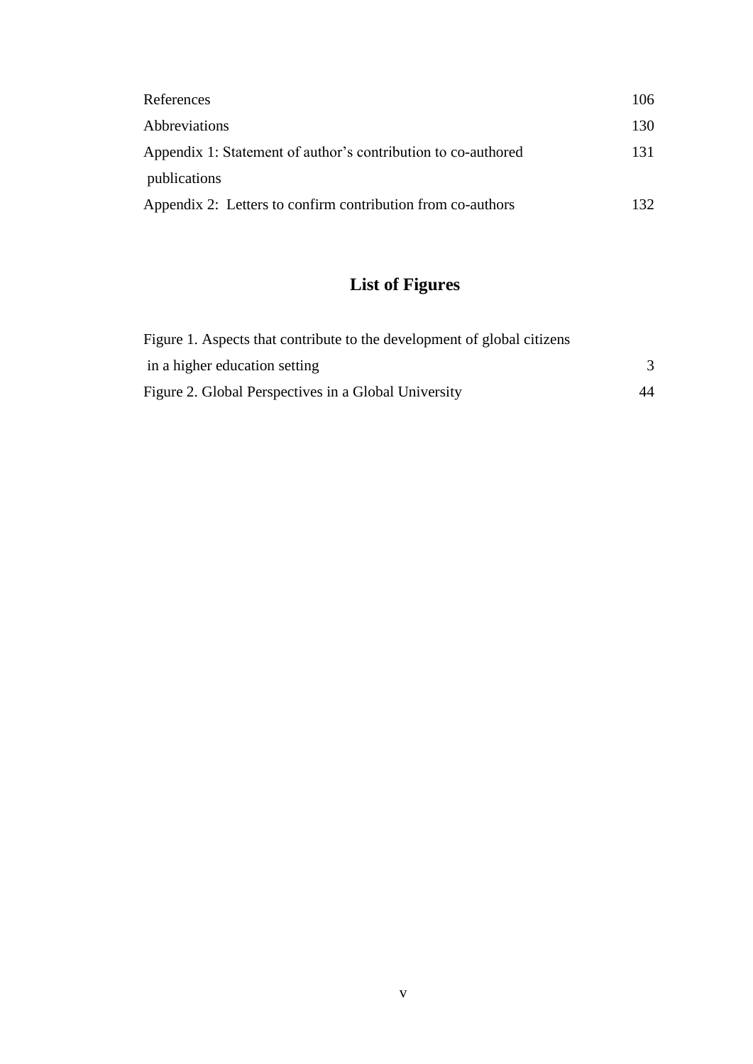| | |
|---|---|
| References | 106 |
| Abbreviations | 130 |
| Appendix 1: Statement of author's contribution to co-authored publications | 131 |
| Appendix 2: Letters to confirm contribution from co-authors | 132 |

## List of Figures

| | |
|---|---|
| Figure 1. Aspects that contribute to the development of global citizens in a higher education setting | 3 |
| Figure 2. Global Perspectives in a Global University | 44 |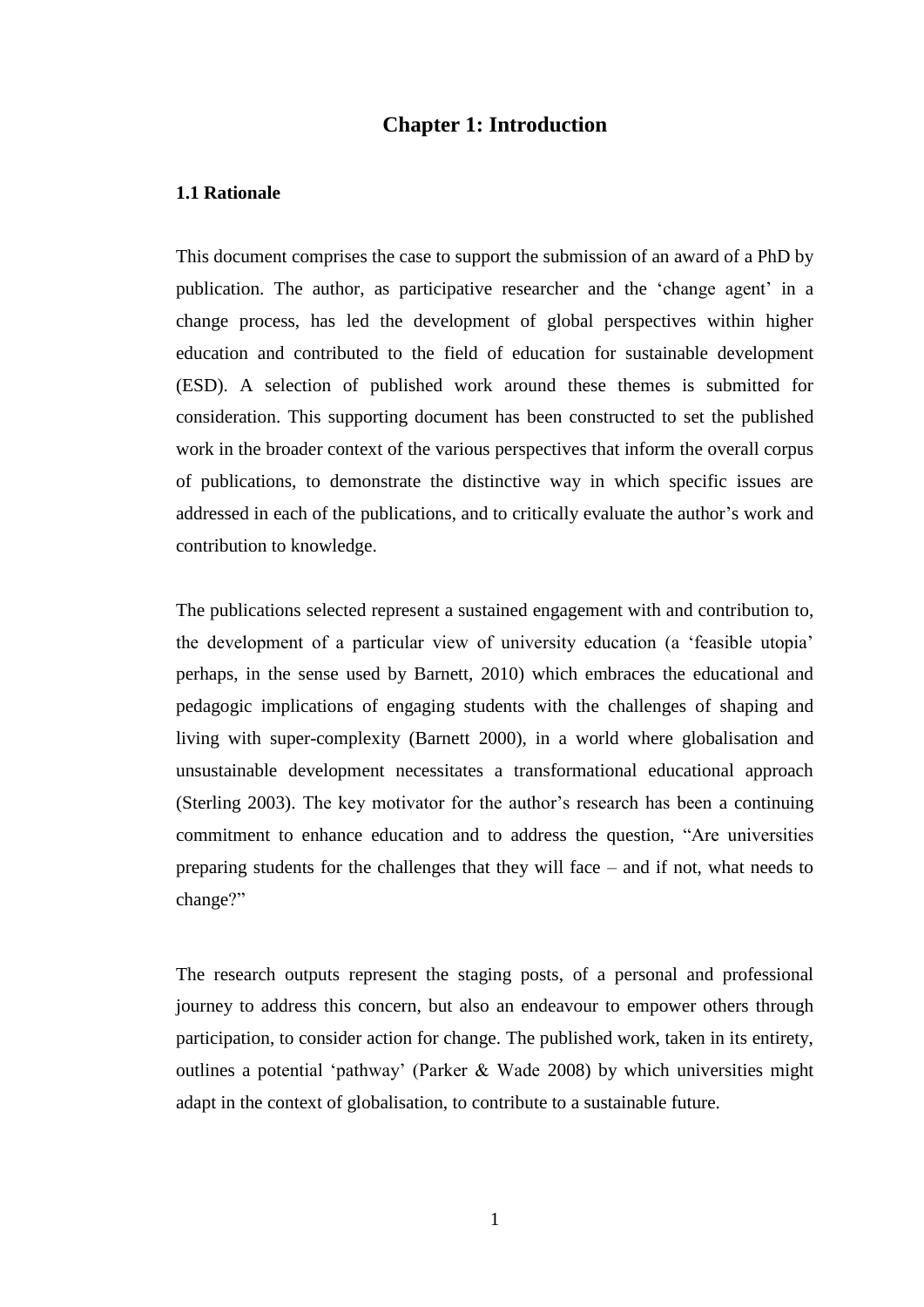# Chapter 1: Introduction

## 1.1 Rationale

This document comprises the case to support the submission of an award of a PhD by publication. The author, as participative researcher and the 'change agent' in a change process, has led the development of global perspectives within higher education and contributed to the field of education for sustainable development (ESD). A selection of published work around these themes is submitted for consideration. This supporting document has been constructed to set the published work in the broader context of the various perspectives that inform the overall corpus of publications, to demonstrate the distinctive way in which specific issues are addressed in each of the publications, and to critically evaluate the author's work and contribution to knowledge.

The publications selected represent a sustained engagement with and contribution to, the development of a particular view of university education (a 'feasible utopia' perhaps, in the sense used by Barnett, 2010) which embraces the educational and pedagogic implications of engaging students with the challenges of shaping and living with super-complexity (Barnett 2000), in a world where globalisation and unsustainable development necessitates a transformational educational approach (Sterling 2003). The key motivator for the author's research has been a continuing commitment to enhance education and to address the question, "Are universities preparing students for the challenges that they will face – and if not, what needs to change?"

The research outputs represent the staging posts, of a personal and professional journey to address this concern, but also an endeavour to empower others through participation, to consider action for change. The published work, taken in its entirety, outlines a potential 'pathway' (Parker & Wade 2008) by which universities might adapt in the context of globalisation, to contribute to a sustainable future.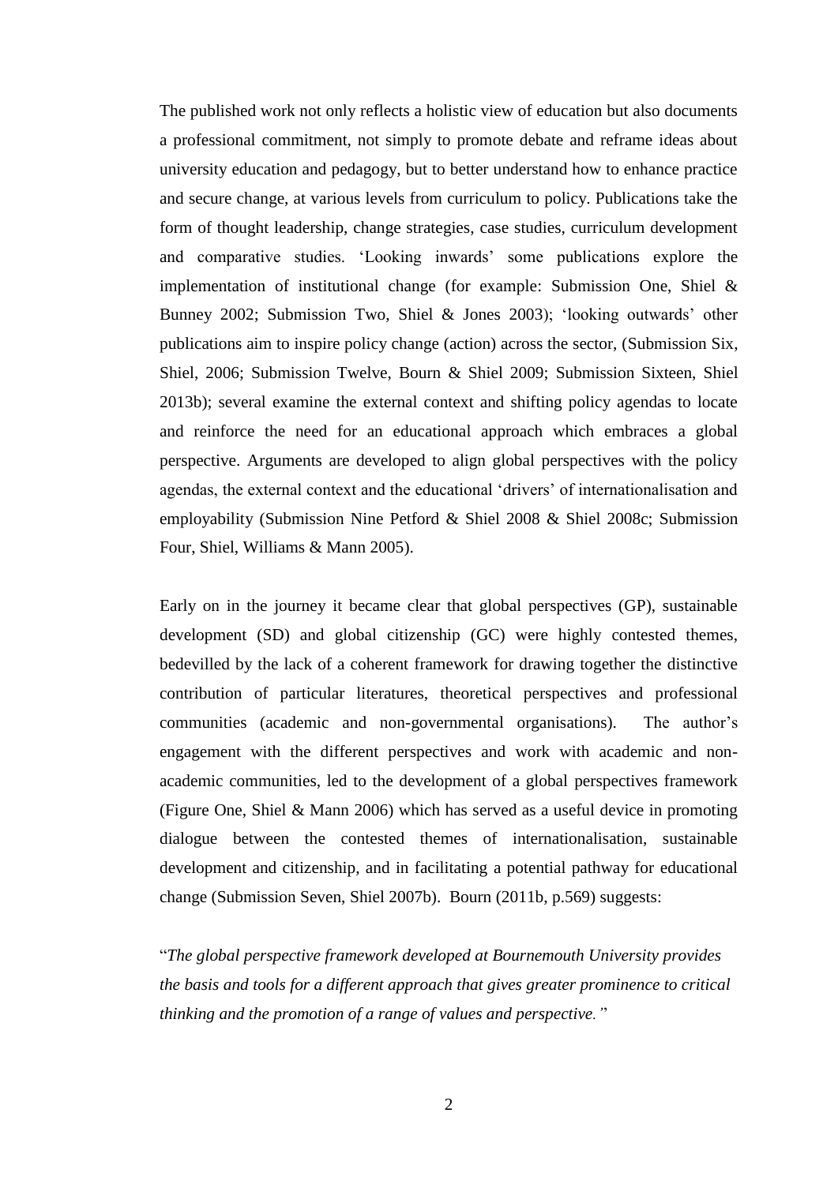The published work not only reflects a holistic view of education but also documents a professional commitment, not simply to promote debate and reframe ideas about university education and pedagogy, but to better understand how to enhance practice and secure change, at various levels from curriculum to policy. Publications take the form of thought leadership, change strategies, case studies, curriculum development and comparative studies. 'Looking inwards' some publications explore the implementation of institutional change (for example: Submission One, Shiel & Bunney 2002; Submission Two, Shiel & Jones 2003); 'looking outwards' other publications aim to inspire policy change (action) across the sector, (Submission Six, Shiel, 2006; Submission Twelve, Bourn & Shiel 2009; Submission Sixteen, Shiel 2013b); several examine the external context and shifting policy agendas to locate and reinforce the need for an educational approach which embraces a global perspective. Arguments are developed to align global perspectives with the policy agendas, the external context and the educational 'drivers' of internationalisation and employability (Submission Nine Petford & Shiel 2008 & Shiel 2008c; Submission Four, Shiel, Williams & Mann 2005).

Early on in the journey it became clear that global perspectives (GP), sustainable development (SD) and global citizenship (GC) were highly contested themes, bedevilled by the lack of a coherent framework for drawing together the distinctive contribution of particular literatures, theoretical perspectives and professional communities (academic and non-governmental organisations). The author's engagement with the different perspectives and work with academic and non-academic communities, led to the development of a global perspectives framework (Figure One, Shiel & Mann 2006) which has served as a useful device in promoting dialogue between the contested themes of internationalisation, sustainable development and citizenship, and in facilitating a potential pathway for educational change (Submission Seven, Shiel 2007b). Bourn (2011b, p.569) suggests:

"*The global perspective framework developed at Bournemouth University provides the basis and tools for a different approach that gives greater prominence to critical thinking and the promotion of a range of values and perspective.*"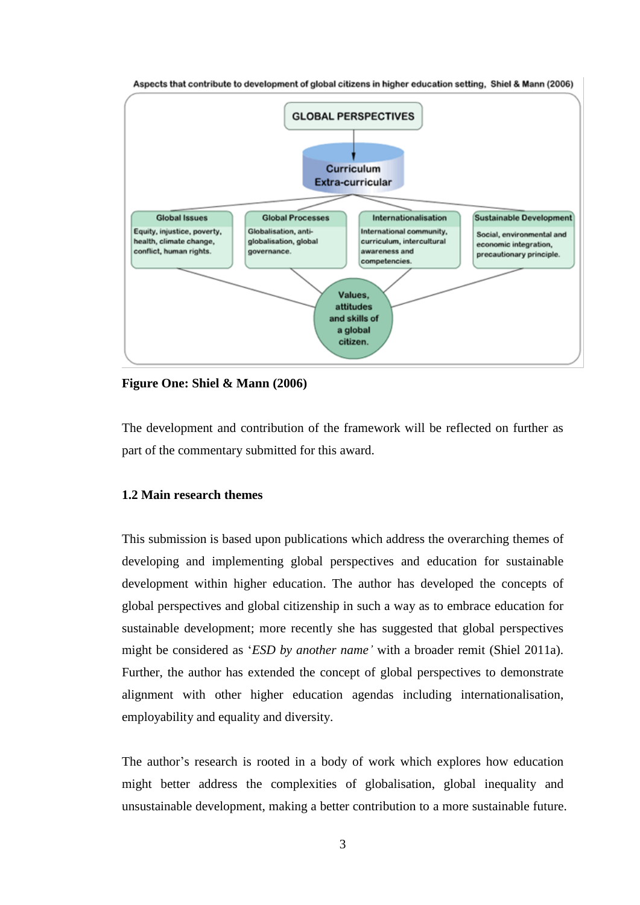Aspects that contribute to development of global citizens in higher education setting, Shiel & Mann (2006)

GLOBAL PERSPECTIVES

Curriculum
Extra-curricular

| Global Issues | Global Processes | Internationalisation | Sustainable Development |
|---|---|---|---|
| Equity, injustice, poverty, health, climate change, conflict, human rights. | Globalisation, anti-globalisation, global governance. | International community, curriculum, intercultural awareness and competencies. | Social, environmental and economic integration, precautionary principle. |

Values, attitudes and skills of a global citizen.

**Figure One: Shiel & Mann (2006)**

The development and contribution of the framework will be reflected on further as part of the commentary submitted for this award.

### 1.2 Main research themes

This submission is based upon publications which address the overarching themes of developing and implementing global perspectives and education for sustainable development within higher education. The author has developed the concepts of global perspectives and global citizenship in such a way as to embrace education for sustainable development; more recently she has suggested that global perspectives might be considered as '*ESD by another name'* with a broader remit (Shiel 2011a). Further, the author has extended the concept of global perspectives to demonstrate alignment with other higher education agendas including internationalisation, employability and equality and diversity.

The author's research is rooted in a body of work which explores how education might better address the complexities of globalisation, global inequality and unsustainable development, making a better contribution to a more sustainable future.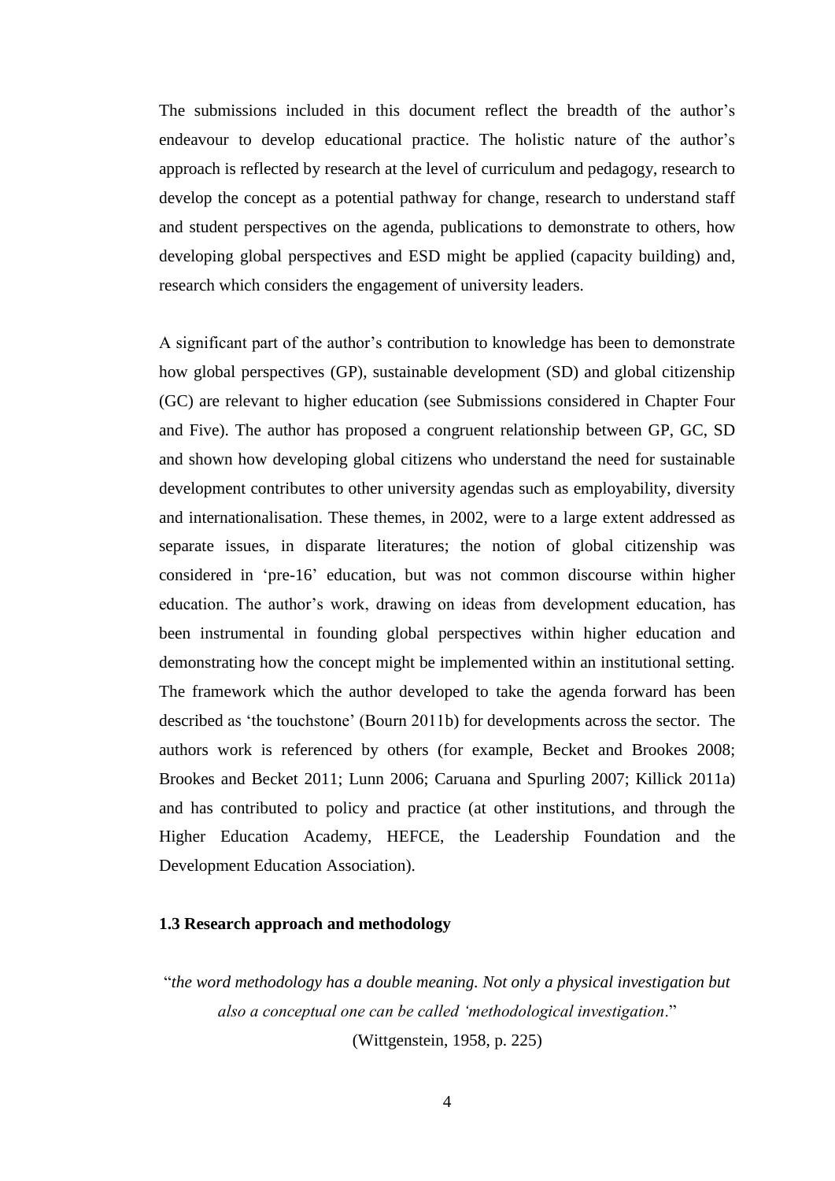The submissions included in this document reflect the breadth of the author's endeavour to develop educational practice. The holistic nature of the author's approach is reflected by research at the level of curriculum and pedagogy, research to develop the concept as a potential pathway for change, research to understand staff and student perspectives on the agenda, publications to demonstrate to others, how developing global perspectives and ESD might be applied (capacity building) and, research which considers the engagement of university leaders.

A significant part of the author's contribution to knowledge has been to demonstrate how global perspectives (GP), sustainable development (SD) and global citizenship (GC) are relevant to higher education (see Submissions considered in Chapter Four and Five). The author has proposed a congruent relationship between GP, GC, SD and shown how developing global citizens who understand the need for sustainable development contributes to other university agendas such as employability, diversity and internationalisation. These themes, in 2002, were to a large extent addressed as separate issues, in disparate literatures; the notion of global citizenship was considered in 'pre-16' education, but was not common discourse within higher education. The author's work, drawing on ideas from development education, has been instrumental in founding global perspectives within higher education and demonstrating how the concept might be implemented within an institutional setting. The framework which the author developed to take the agenda forward has been described as 'the touchstone' (Bourn 2011b) for developments across the sector. The authors work is referenced by others (for example, Becket and Brookes 2008; Brookes and Becket 2011; Lunn 2006; Caruana and Spurling 2007; Killick 2011a) and has contributed to policy and practice (at other institutions, and through the Higher Education Academy, HEFCE, the Leadership Foundation and the Development Education Association).

### 1.3 Research approach and methodology

"*the word methodology has a double meaning. Not only a physical investigation but also a conceptual one can be called 'methodological investigation*."

(Wittgenstein, 1958, p. 225)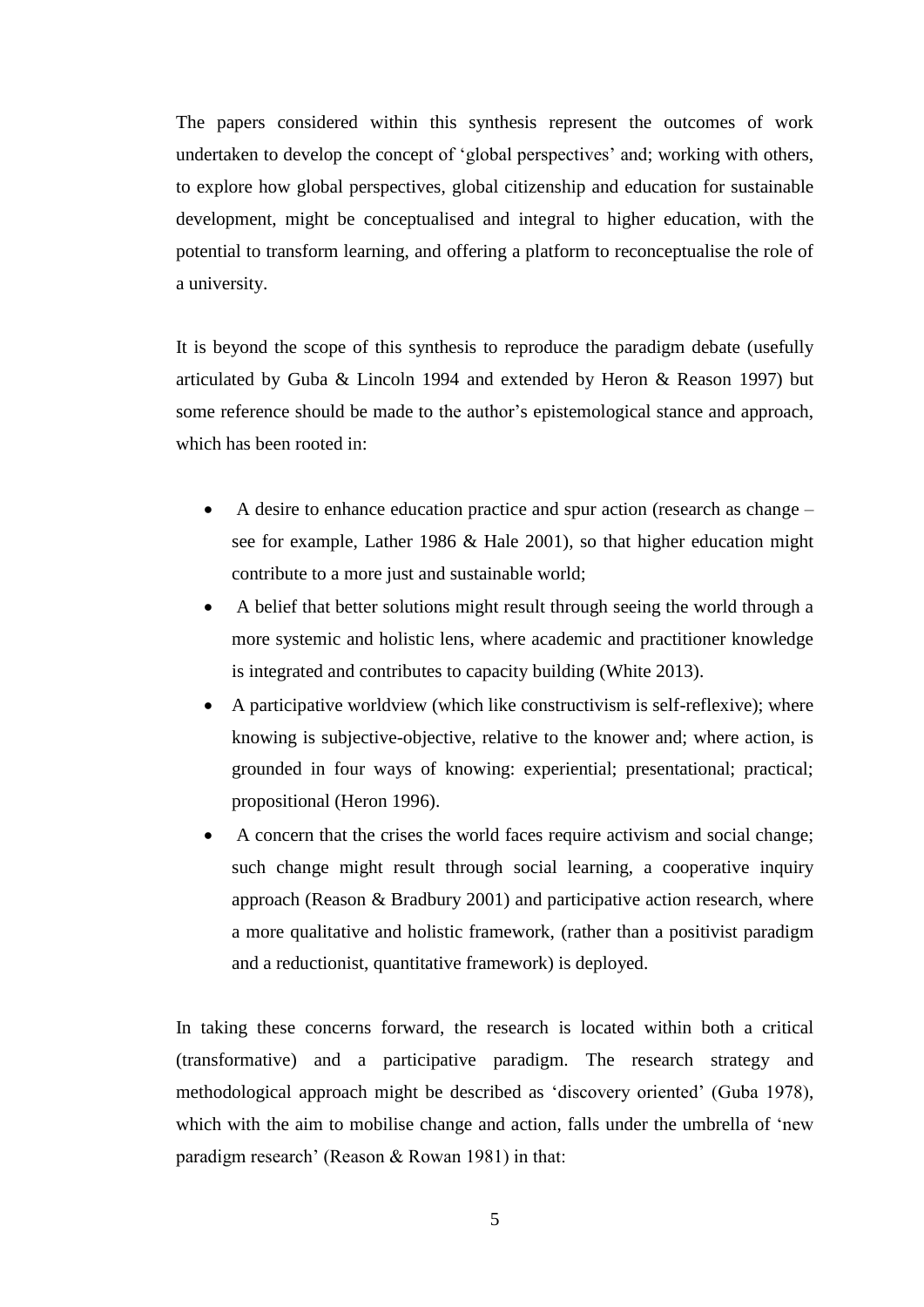The papers considered within this synthesis represent the outcomes of work undertaken to develop the concept of 'global perspectives' and; working with others, to explore how global perspectives, global citizenship and education for sustainable development, might be conceptualised and integral to higher education, with the potential to transform learning, and offering a platform to reconceptualise the role of a university.

It is beyond the scope of this synthesis to reproduce the paradigm debate (usefully articulated by Guba & Lincoln 1994 and extended by Heron & Reason 1997) but some reference should be made to the author's epistemological stance and approach, which has been rooted in:

- A desire to enhance education practice and spur action (research as change – see for example, Lather 1986 & Hale 2001), so that higher education might contribute to a more just and sustainable world;
- A belief that better solutions might result through seeing the world through a more systemic and holistic lens, where academic and practitioner knowledge is integrated and contributes to capacity building (White 2013).
- A participative worldview (which like constructivism is self-reflexive); where knowing is subjective-objective, relative to the knower and; where action, is grounded in four ways of knowing: experiential; presentational; practical; propositional (Heron 1996).
- A concern that the crises the world faces require activism and social change; such change might result through social learning, a cooperative inquiry approach (Reason & Bradbury 2001) and participative action research, where a more qualitative and holistic framework, (rather than a positivist paradigm and a reductionist, quantitative framework) is deployed.

In taking these concerns forward, the research is located within both a critical (transformative) and a participative paradigm. The research strategy and methodological approach might be described as 'discovery oriented' (Guba 1978), which with the aim to mobilise change and action, falls under the umbrella of 'new paradigm research' (Reason & Rowan 1981) in that: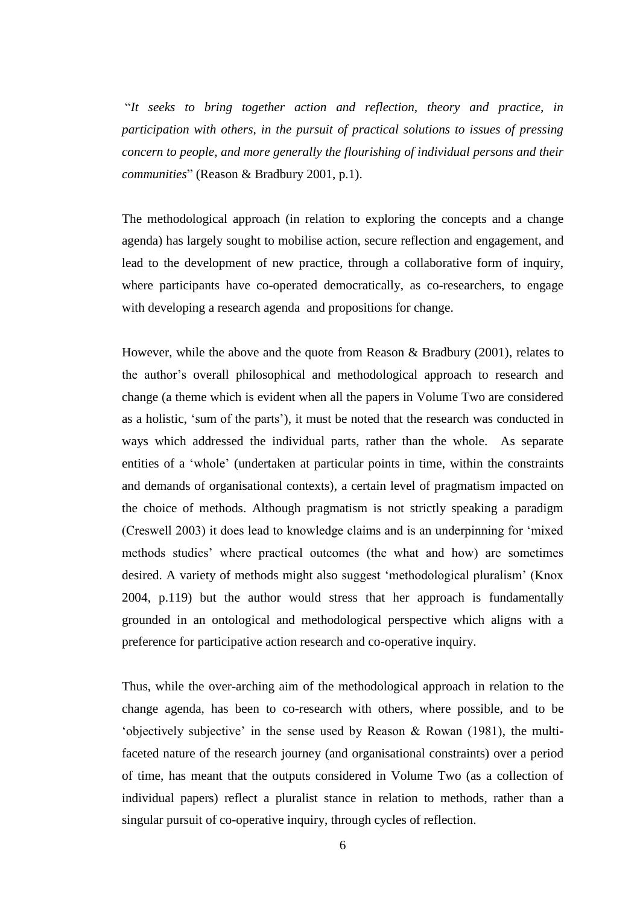"*It seeks to bring together action and reflection, theory and practice, in participation with others, in the pursuit of practical solutions to issues of pressing concern to people, and more generally the flourishing of individual persons and their communities*" (Reason & Bradbury 2001, p.1).

The methodological approach (in relation to exploring the concepts and a change agenda) has largely sought to mobilise action, secure reflection and engagement, and lead to the development of new practice, through a collaborative form of inquiry, where participants have co-operated democratically, as co-researchers, to engage with developing a research agenda and propositions for change.

However, while the above and the quote from Reason & Bradbury (2001), relates to the author's overall philosophical and methodological approach to research and change (a theme which is evident when all the papers in Volume Two are considered as a holistic, 'sum of the parts'), it must be noted that the research was conducted in ways which addressed the individual parts, rather than the whole. As separate entities of a 'whole' (undertaken at particular points in time, within the constraints and demands of organisational contexts), a certain level of pragmatism impacted on the choice of methods. Although pragmatism is not strictly speaking a paradigm (Creswell 2003) it does lead to knowledge claims and is an underpinning for 'mixed methods studies' where practical outcomes (the what and how) are sometimes desired. A variety of methods might also suggest 'methodological pluralism' (Knox 2004, p.119) but the author would stress that her approach is fundamentally grounded in an ontological and methodological perspective which aligns with a preference for participative action research and co-operative inquiry.

Thus, while the over-arching aim of the methodological approach in relation to the change agenda, has been to co-research with others, where possible, and to be 'objectively subjective' in the sense used by Reason & Rowan (1981), the multi-faceted nature of the research journey (and organisational constraints) over a period of time, has meant that the outputs considered in Volume Two (as a collection of individual papers) reflect a pluralist stance in relation to methods, rather than a singular pursuit of co-operative inquiry, through cycles of reflection.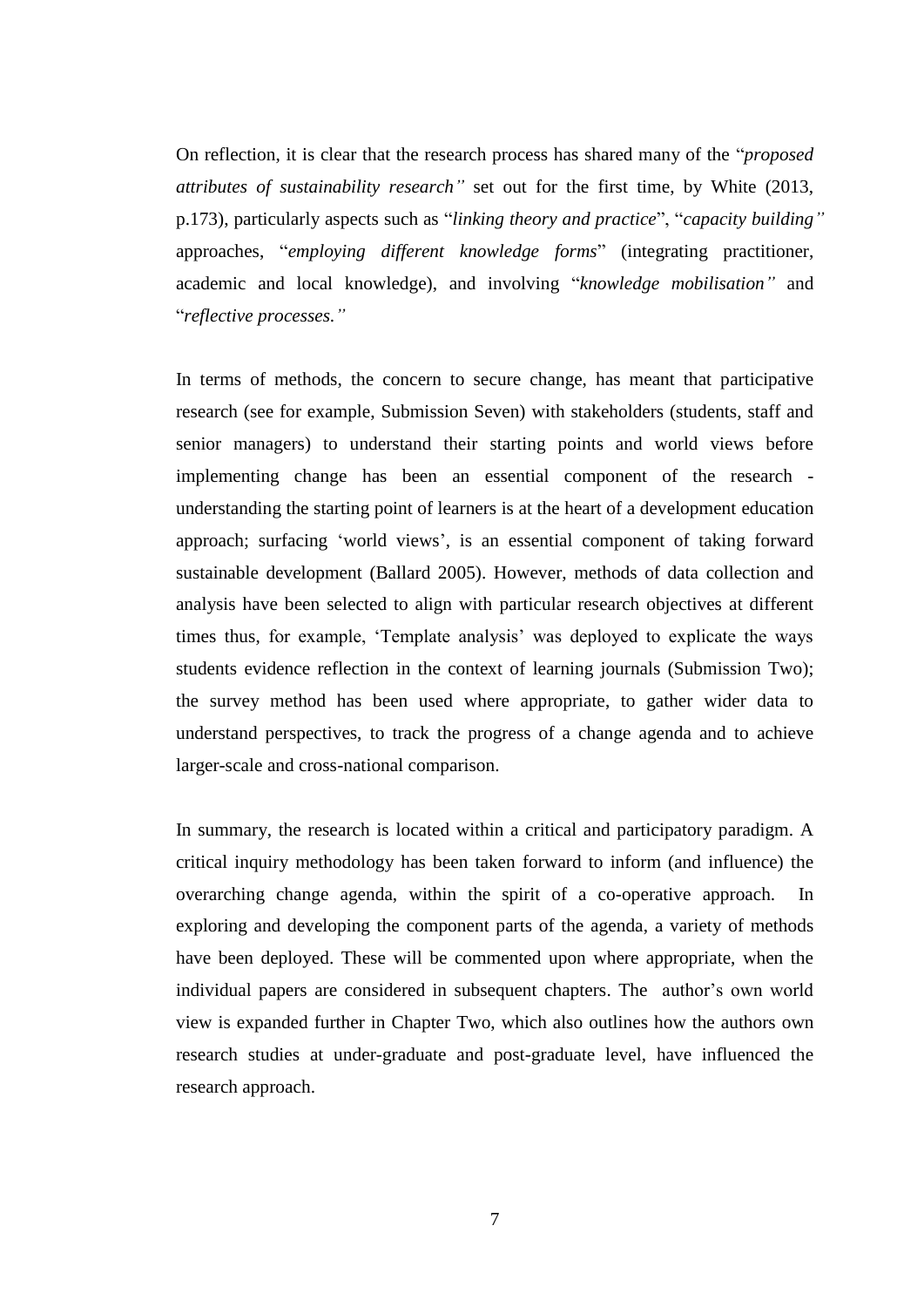On reflection, it is clear that the research process has shared many of the "*proposed attributes of sustainability research"* set out for the first time, by White (2013, p.173), particularly aspects such as "*linking theory and practice*", "*capacity building"* approaches, "*employing different knowledge forms*" (integrating practitioner, academic and local knowledge), and involving "*knowledge mobilisation"* and "*reflective processes."*

In terms of methods, the concern to secure change, has meant that participative research (see for example, Submission Seven) with stakeholders (students, staff and senior managers) to understand their starting points and world views before implementing change has been an essential component of the research - understanding the starting point of learners is at the heart of a development education approach; surfacing 'world views', is an essential component of taking forward sustainable development (Ballard 2005). However, methods of data collection and analysis have been selected to align with particular research objectives at different times thus, for example, 'Template analysis' was deployed to explicate the ways students evidence reflection in the context of learning journals (Submission Two); the survey method has been used where appropriate, to gather wider data to understand perspectives, to track the progress of a change agenda and to achieve larger-scale and cross-national comparison.

In summary, the research is located within a critical and participatory paradigm. A critical inquiry methodology has been taken forward to inform (and influence) the overarching change agenda, within the spirit of a co-operative approach. In exploring and developing the component parts of the agenda, a variety of methods have been deployed. These will be commented upon where appropriate, when the individual papers are considered in subsequent chapters. The author's own world view is expanded further in Chapter Two, which also outlines how the authors own research studies at under-graduate and post-graduate level, have influenced the research approach.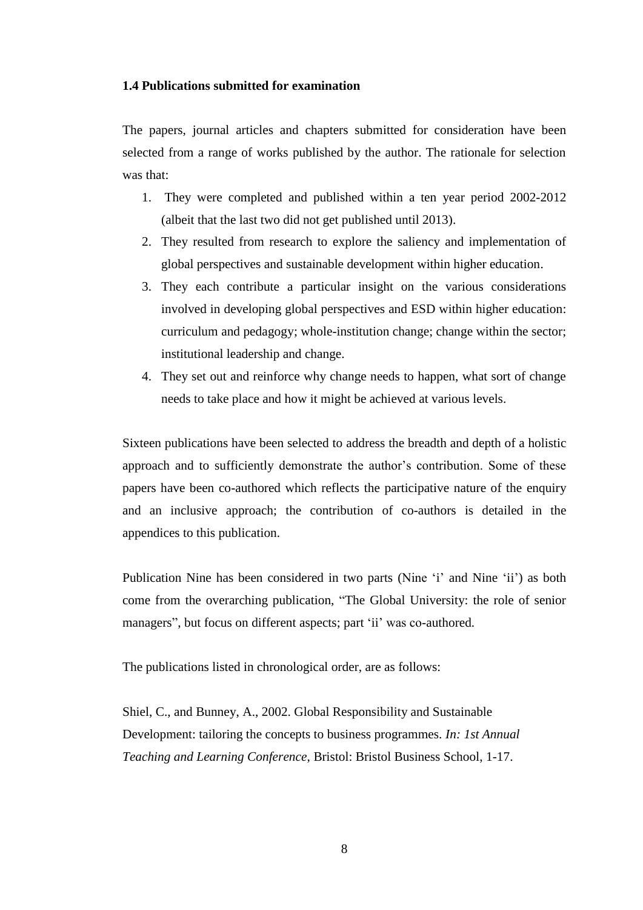### 1.4 Publications submitted for examination

The papers, journal articles and chapters submitted for consideration have been selected from a range of works published by the author. The rationale for selection was that:

1. They were completed and published within a ten year period 2002-2012 (albeit that the last two did not get published until 2013).
2. They resulted from research to explore the saliency and implementation of global perspectives and sustainable development within higher education.
3. They each contribute a particular insight on the various considerations involved in developing global perspectives and ESD within higher education: curriculum and pedagogy; whole-institution change; change within the sector; institutional leadership and change.
4. They set out and reinforce why change needs to happen, what sort of change needs to take place and how it might be achieved at various levels.

Sixteen publications have been selected to address the breadth and depth of a holistic approach and to sufficiently demonstrate the author's contribution. Some of these papers have been co-authored which reflects the participative nature of the enquiry and an inclusive approach; the contribution of co-authors is detailed in the appendices to this publication.

Publication Nine has been considered in two parts (Nine 'i' and Nine 'ii') as both come from the overarching publication, "The Global University: the role of senior managers", but focus on different aspects; part 'ii' was co-authored.

The publications listed in chronological order, are as follows:

Shiel, C., and Bunney, A., 2002. Global Responsibility and Sustainable Development: tailoring the concepts to business programmes. *In: 1st Annual Teaching and Learning Conference*, Bristol: Bristol Business School, 1-17.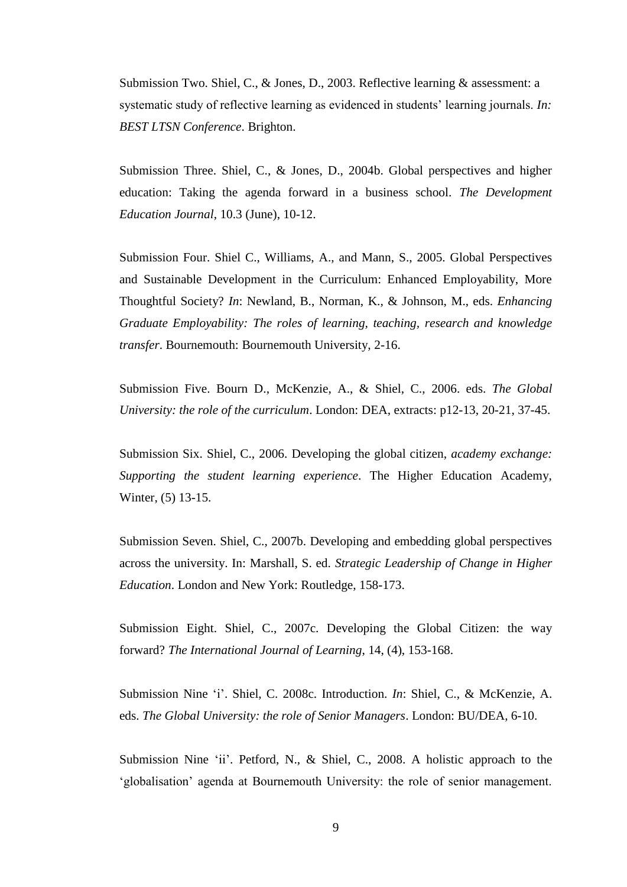Submission Two. Shiel, C., & Jones, D., 2003. Reflective learning & assessment: a systematic study of reflective learning as evidenced in students' learning journals. *In: BEST LTSN Conference*. Brighton.

Submission Three. Shiel, C., & Jones, D., 2004b. Global perspectives and higher education: Taking the agenda forward in a business school. *The Development Education Journal*, 10.3 (June), 10-12.

Submission Four. Shiel C., Williams, A., and Mann, S., 2005. Global Perspectives and Sustainable Development in the Curriculum: Enhanced Employability, More Thoughtful Society? *In*: Newland, B., Norman, K., & Johnson, M., eds. *Enhancing Graduate Employability: The roles of learning, teaching, research and knowledge transfer*. Bournemouth: Bournemouth University, 2-16.

Submission Five. Bourn D., McKenzie, A., & Shiel, C., 2006. eds. *The Global University: the role of the curriculum*. London: DEA, extracts: p12-13, 20-21, 37-45.

Submission Six. Shiel, C., 2006. Developing the global citizen, *academy exchange: Supporting the student learning experience*. The Higher Education Academy, Winter, (5) 13-15.

Submission Seven. Shiel, C., 2007b. Developing and embedding global perspectives across the university. In: Marshall, S. ed. *Strategic Leadership of Change in Higher Education*. London and New York: Routledge, 158-173.

Submission Eight. Shiel, C., 2007c. Developing the Global Citizen: the way forward? *The International Journal of Learning*, 14, (4), 153-168.

Submission Nine 'i'. Shiel, C. 2008c. Introduction. *In*: Shiel, C., & McKenzie, A. eds. *The Global University: the role of Senior Managers*. London: BU/DEA, 6-10.

Submission Nine 'ii'. Petford, N., & Shiel, C., 2008. A holistic approach to the 'globalisation' agenda at Bournemouth University: the role of senior management.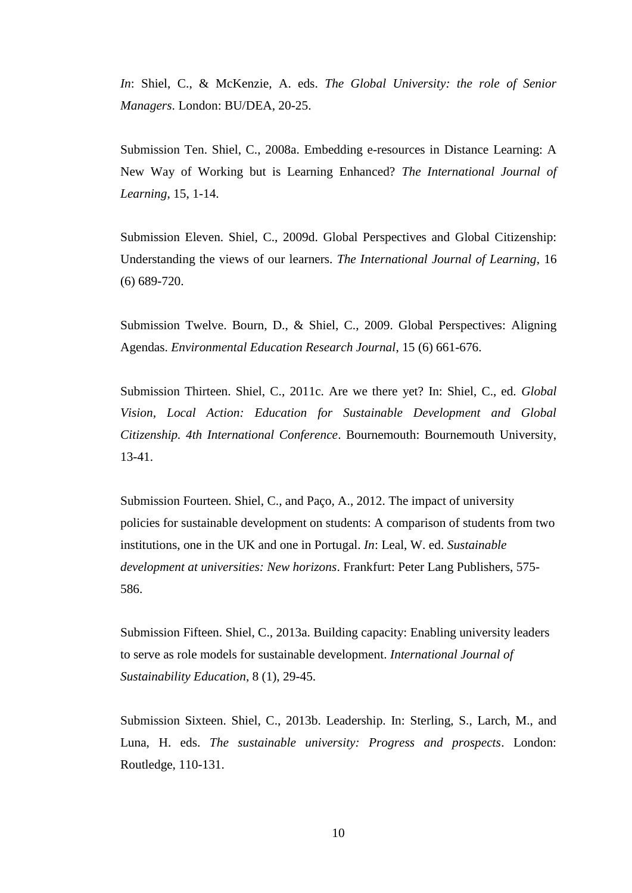*In*: Shiel, C., & McKenzie, A. eds. *The Global University: the role of Senior Managers*. London: BU/DEA, 20-25.

Submission Ten. Shiel, C., 2008a. Embedding e-resources in Distance Learning: A New Way of Working but is Learning Enhanced? *The International Journal of Learning*, 15, 1-14.

Submission Eleven. Shiel, C., 2009d. Global Perspectives and Global Citizenship: Understanding the views of our learners. *The International Journal of Learning*, 16 (6) 689-720.

Submission Twelve. Bourn, D., & Shiel, C., 2009. Global Perspectives: Aligning Agendas. *Environmental Education Research Journal*, 15 (6) 661-676.

Submission Thirteen. Shiel, C., 2011c. Are we there yet? In: Shiel, C., ed. *Global Vision, Local Action: Education for Sustainable Development and Global Citizenship. 4th International Conference*. Bournemouth: Bournemouth University, 13-41.

Submission Fourteen. Shiel, C., and Paço, A., 2012. The impact of university policies for sustainable development on students: A comparison of students from two institutions, one in the UK and one in Portugal. *In*: Leal, W. ed. *Sustainable development at universities: New horizons*. Frankfurt: Peter Lang Publishers, 575-586.

Submission Fifteen. Shiel, C., 2013a. Building capacity: Enabling university leaders to serve as role models for sustainable development. *International Journal of Sustainability Education*, 8 (1), 29-45.

Submission Sixteen. Shiel, C., 2013b. Leadership. In: Sterling, S., Larch, M., and Luna, H. eds. *The sustainable university: Progress and prospects*. London: Routledge, 110-131.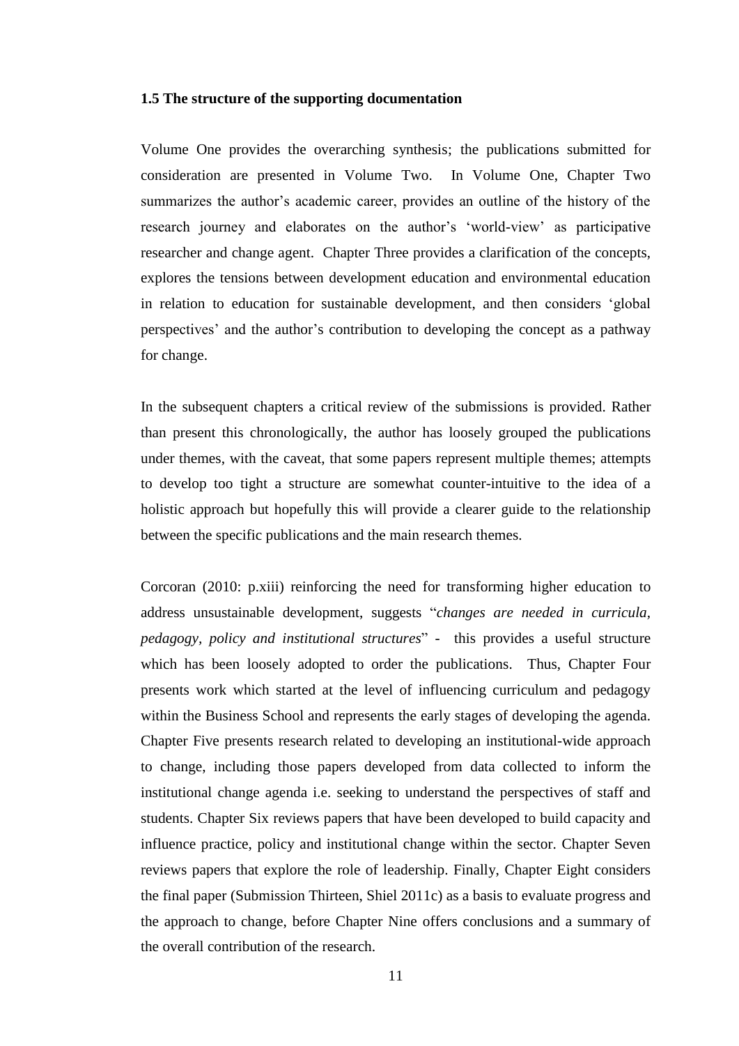### 1.5 The structure of the supporting documentation

Volume One provides the overarching synthesis; the publications submitted for consideration are presented in Volume Two. In Volume One, Chapter Two summarizes the author's academic career, provides an outline of the history of the research journey and elaborates on the author's 'world-view' as participative researcher and change agent. Chapter Three provides a clarification of the concepts, explores the tensions between development education and environmental education in relation to education for sustainable development, and then considers 'global perspectives' and the author's contribution to developing the concept as a pathway for change.

In the subsequent chapters a critical review of the submissions is provided. Rather than present this chronologically, the author has loosely grouped the publications under themes, with the caveat, that some papers represent multiple themes; attempts to develop too tight a structure are somewhat counter-intuitive to the idea of a holistic approach but hopefully this will provide a clearer guide to the relationship between the specific publications and the main research themes.

Corcoran (2010: p.xiii) reinforcing the need for transforming higher education to address unsustainable development, suggests "*changes are needed in curricula, pedagogy, policy and institutional structures*" - this provides a useful structure which has been loosely adopted to order the publications. Thus, Chapter Four presents work which started at the level of influencing curriculum and pedagogy within the Business School and represents the early stages of developing the agenda. Chapter Five presents research related to developing an institutional-wide approach to change, including those papers developed from data collected to inform the institutional change agenda i.e. seeking to understand the perspectives of staff and students. Chapter Six reviews papers that have been developed to build capacity and influence practice, policy and institutional change within the sector. Chapter Seven reviews papers that explore the role of leadership. Finally, Chapter Eight considers the final paper (Submission Thirteen, Shiel 2011c) as a basis to evaluate progress and the approach to change, before Chapter Nine offers conclusions and a summary of the overall contribution of the research.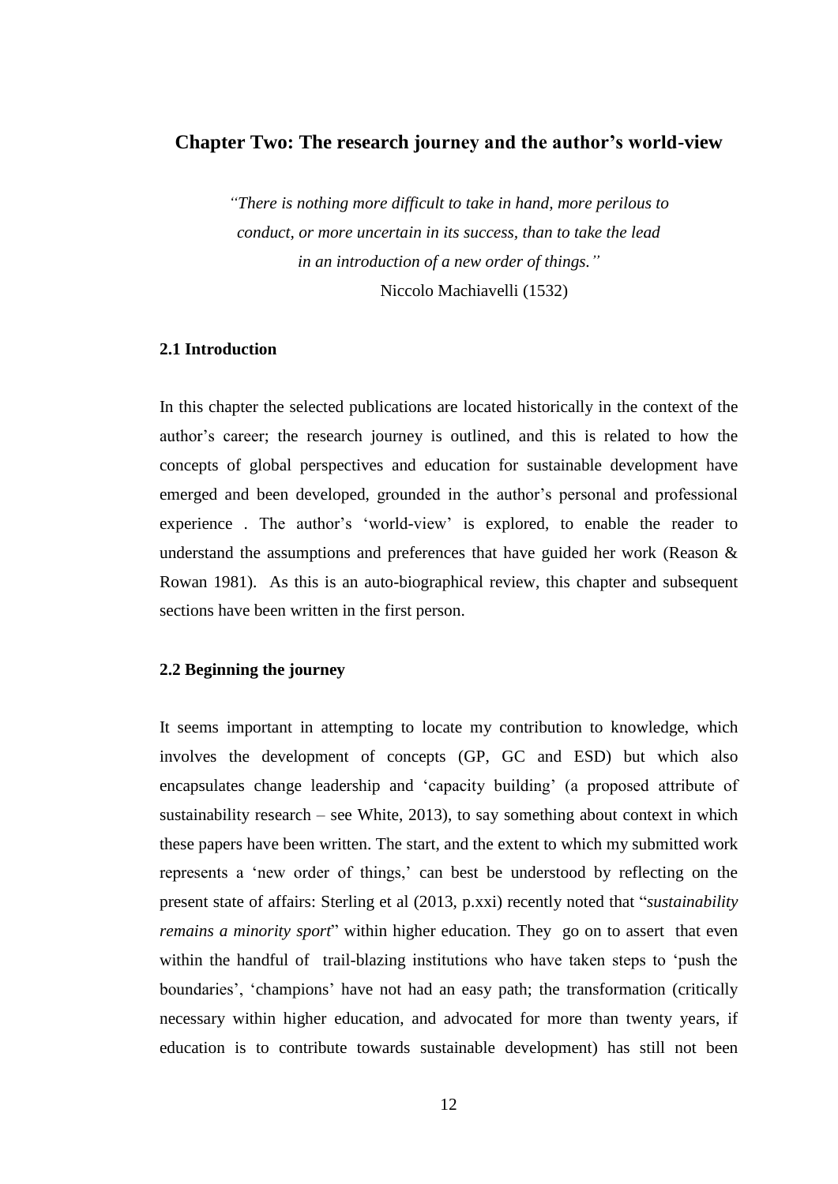## Chapter Two: The research journey and the author's world-view

*"There is nothing more difficult to take in hand, more perilous to conduct, or more uncertain in its success, than to take the lead in an introduction of a new order of things."*
Niccolo Machiavelli (1532)

### 2.1 Introduction

In this chapter the selected publications are located historically in the context of the author's career; the research journey is outlined, and this is related to how the concepts of global perspectives and education for sustainable development have emerged and been developed, grounded in the author's personal and professional experience . The author's 'world-view' is explored, to enable the reader to understand the assumptions and preferences that have guided her work (Reason & Rowan 1981). As this is an auto-biographical review, this chapter and subsequent sections have been written in the first person.

### 2.2 Beginning the journey

It seems important in attempting to locate my contribution to knowledge, which involves the development of concepts (GP, GC and ESD) but which also encapsulates change leadership and 'capacity building' (a proposed attribute of sustainability research – see White, 2013), to say something about context in which these papers have been written. The start, and the extent to which my submitted work represents a 'new order of things,' can best be understood by reflecting on the present state of affairs: Sterling et al (2013, p.xxi) recently noted that "*sustainability remains a minority sport*" within higher education. They go on to assert that even within the handful of trail-blazing institutions who have taken steps to 'push the boundaries', 'champions' have not had an easy path; the transformation (critically necessary within higher education, and advocated for more than twenty years, if education is to contribute towards sustainable development) has still not been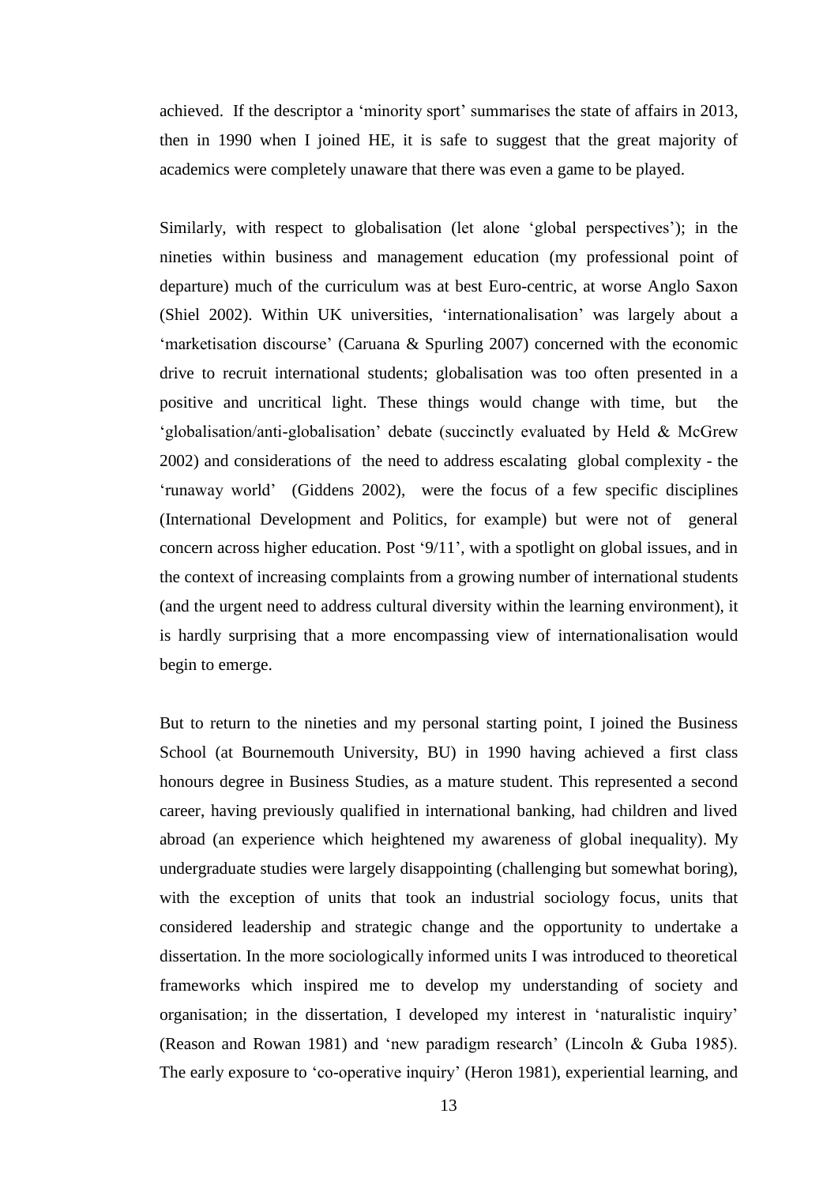achieved. If the descriptor a 'minority sport' summarises the state of affairs in 2013, then in 1990 when I joined HE, it is safe to suggest that the great majority of academics were completely unaware that there was even a game to be played.

Similarly, with respect to globalisation (let alone 'global perspectives'); in the nineties within business and management education (my professional point of departure) much of the curriculum was at best Euro-centric, at worse Anglo Saxon (Shiel 2002). Within UK universities, 'internationalisation' was largely about a 'marketisation discourse' (Caruana & Spurling 2007) concerned with the economic drive to recruit international students; globalisation was too often presented in a positive and uncritical light. These things would change with time, but the 'globalisation/anti-globalisation' debate (succinctly evaluated by Held & McGrew 2002) and considerations of the need to address escalating global complexity - the 'runaway world' (Giddens 2002), were the focus of a few specific disciplines (International Development and Politics, for example) but were not of general concern across higher education. Post '9/11', with a spotlight on global issues, and in the context of increasing complaints from a growing number of international students (and the urgent need to address cultural diversity within the learning environment), it is hardly surprising that a more encompassing view of internationalisation would begin to emerge.

But to return to the nineties and my personal starting point, I joined the Business School (at Bournemouth University, BU) in 1990 having achieved a first class honours degree in Business Studies, as a mature student. This represented a second career, having previously qualified in international banking, had children and lived abroad (an experience which heightened my awareness of global inequality). My undergraduate studies were largely disappointing (challenging but somewhat boring), with the exception of units that took an industrial sociology focus, units that considered leadership and strategic change and the opportunity to undertake a dissertation. In the more sociologically informed units I was introduced to theoretical frameworks which inspired me to develop my understanding of society and organisation; in the dissertation, I developed my interest in 'naturalistic inquiry' (Reason and Rowan 1981) and 'new paradigm research' (Lincoln & Guba 1985). The early exposure to 'co-operative inquiry' (Heron 1981), experiential learning, and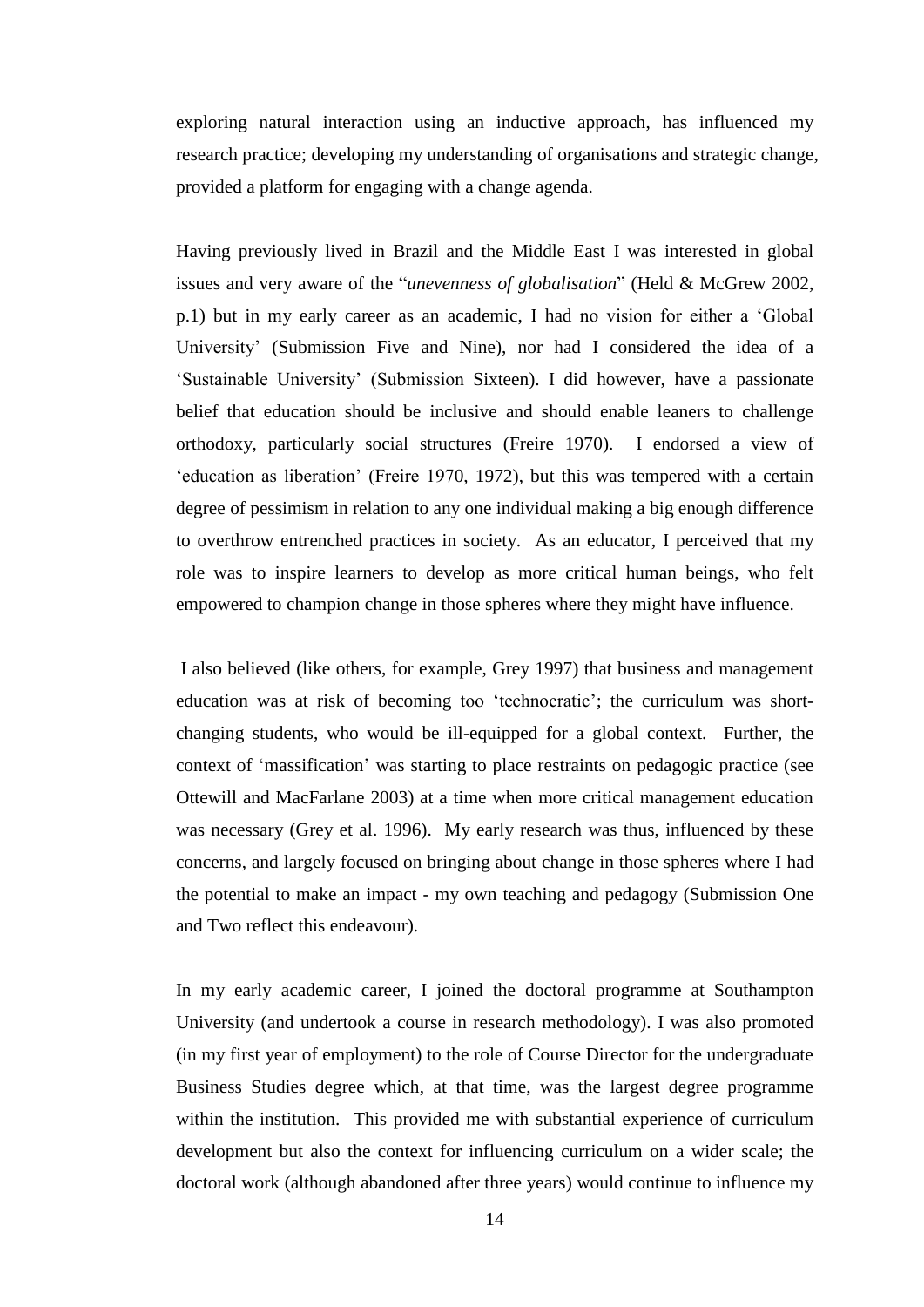exploring natural interaction using an inductive approach, has influenced my research practice; developing my understanding of organisations and strategic change, provided a platform for engaging with a change agenda.

Having previously lived in Brazil and the Middle East I was interested in global issues and very aware of the "*unevenness of globalisation*" (Held & McGrew 2002, p.1) but in my early career as an academic, I had no vision for either a 'Global University' (Submission Five and Nine), nor had I considered the idea of a 'Sustainable University' (Submission Sixteen). I did however, have a passionate belief that education should be inclusive and should enable leaners to challenge orthodoxy, particularly social structures (Freire 1970). I endorsed a view of 'education as liberation' (Freire 1970, 1972), but this was tempered with a certain degree of pessimism in relation to any one individual making a big enough difference to overthrow entrenched practices in society. As an educator, I perceived that my role was to inspire learners to develop as more critical human beings, who felt empowered to champion change in those spheres where they might have influence.

I also believed (like others, for example, Grey 1997) that business and management education was at risk of becoming too 'technocratic'; the curriculum was short-changing students, who would be ill-equipped for a global context. Further, the context of 'massification' was starting to place restraints on pedagogic practice (see Ottewill and MacFarlane 2003) at a time when more critical management education was necessary (Grey et al. 1996). My early research was thus, influenced by these concerns, and largely focused on bringing about change in those spheres where I had the potential to make an impact - my own teaching and pedagogy (Submission One and Two reflect this endeavour).

In my early academic career, I joined the doctoral programme at Southampton University (and undertook a course in research methodology). I was also promoted (in my first year of employment) to the role of Course Director for the undergraduate Business Studies degree which, at that time, was the largest degree programme within the institution. This provided me with substantial experience of curriculum development but also the context for influencing curriculum on a wider scale; the doctoral work (although abandoned after three years) would continue to influence my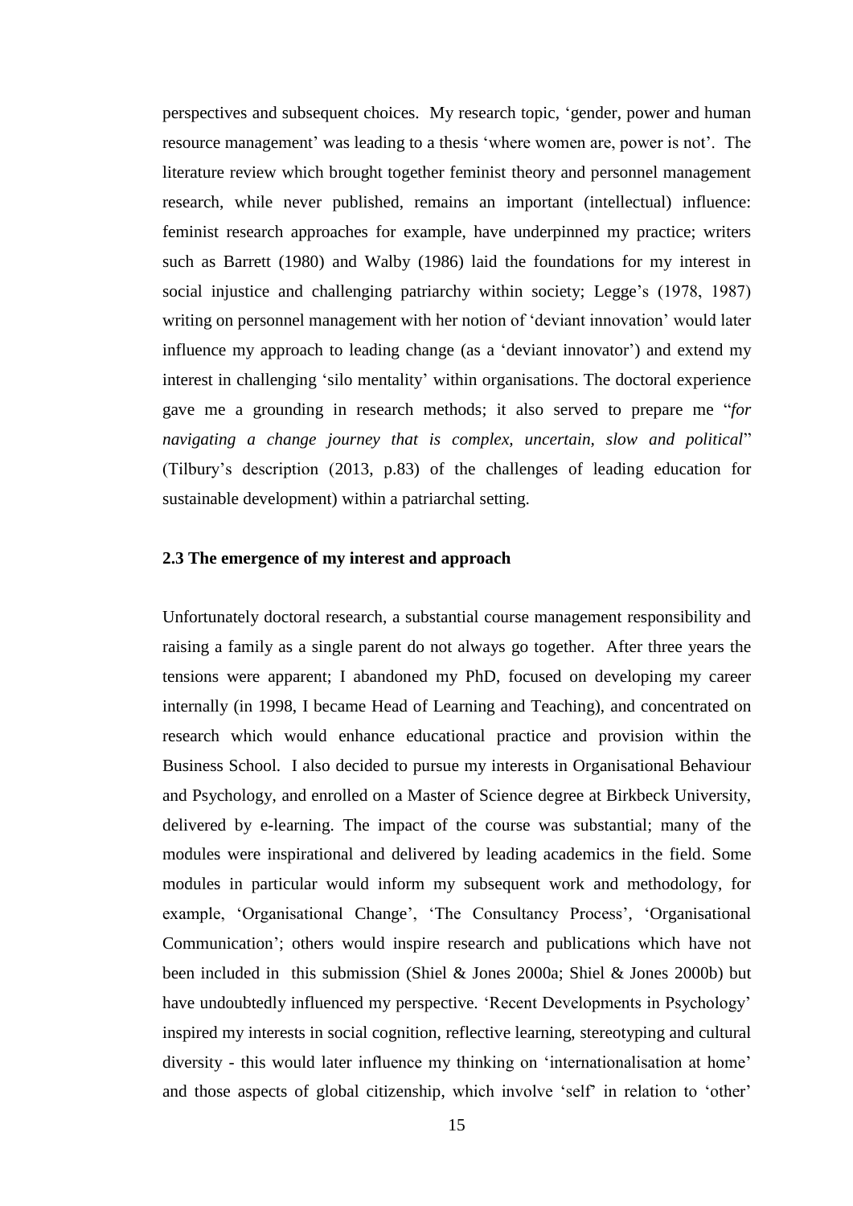perspectives and subsequent choices. My research topic, 'gender, power and human resource management' was leading to a thesis 'where women are, power is not'. The literature review which brought together feminist theory and personnel management research, while never published, remains an important (intellectual) influence: feminist research approaches for example, have underpinned my practice; writers such as Barrett (1980) and Walby (1986) laid the foundations for my interest in social injustice and challenging patriarchy within society; Legge's (1978, 1987) writing on personnel management with her notion of 'deviant innovation' would later influence my approach to leading change (as a 'deviant innovator') and extend my interest in challenging 'silo mentality' within organisations. The doctoral experience gave me a grounding in research methods; it also served to prepare me "*for navigating a change journey that is complex, uncertain, slow and political*" (Tilbury's description (2013, p.83) of the challenges of leading education for sustainable development) within a patriarchal setting.

### 2.3 The emergence of my interest and approach

Unfortunately doctoral research, a substantial course management responsibility and raising a family as a single parent do not always go together. After three years the tensions were apparent; I abandoned my PhD, focused on developing my career internally (in 1998, I became Head of Learning and Teaching), and concentrated on research which would enhance educational practice and provision within the Business School. I also decided to pursue my interests in Organisational Behaviour and Psychology, and enrolled on a Master of Science degree at Birkbeck University, delivered by e-learning. The impact of the course was substantial; many of the modules were inspirational and delivered by leading academics in the field. Some modules in particular would inform my subsequent work and methodology, for example, 'Organisational Change', 'The Consultancy Process', 'Organisational Communication'; others would inspire research and publications which have not been included in this submission (Shiel & Jones 2000a; Shiel & Jones 2000b) but have undoubtedly influenced my perspective. 'Recent Developments in Psychology' inspired my interests in social cognition, reflective learning, stereotyping and cultural diversity - this would later influence my thinking on 'internationalisation at home' and those aspects of global citizenship, which involve 'self' in relation to 'other'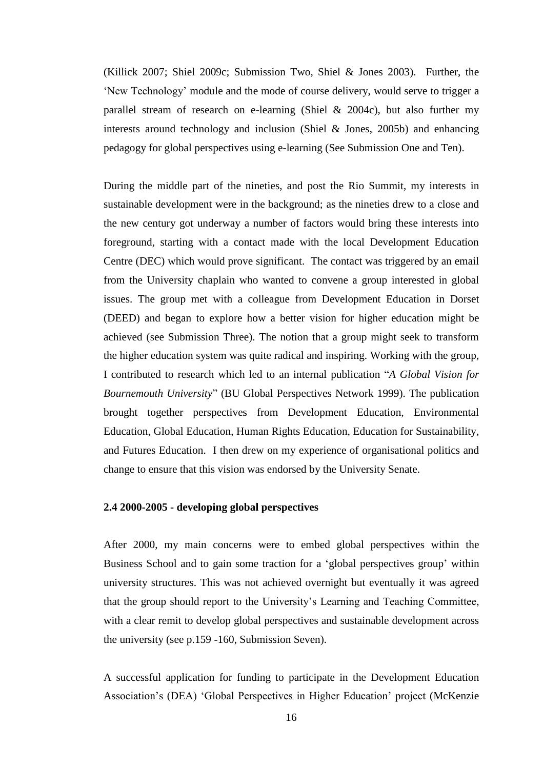(Killick 2007; Shiel 2009c; Submission Two, Shiel & Jones 2003). Further, the 'New Technology' module and the mode of course delivery, would serve to trigger a parallel stream of research on e-learning (Shiel & 2004c), but also further my interests around technology and inclusion (Shiel & Jones, 2005b) and enhancing pedagogy for global perspectives using e-learning (See Submission One and Ten).

During the middle part of the nineties, and post the Rio Summit, my interests in sustainable development were in the background; as the nineties drew to a close and the new century got underway a number of factors would bring these interests into foreground, starting with a contact made with the local Development Education Centre (DEC) which would prove significant. The contact was triggered by an email from the University chaplain who wanted to convene a group interested in global issues. The group met with a colleague from Development Education in Dorset (DEED) and began to explore how a better vision for higher education might be achieved (see Submission Three). The notion that a group might seek to transform the higher education system was quite radical and inspiring. Working with the group, I contributed to research which led to an internal publication "*A Global Vision for Bournemouth University*" (BU Global Perspectives Network 1999). The publication brought together perspectives from Development Education, Environmental Education, Global Education, Human Rights Education, Education for Sustainability, and Futures Education. I then drew on my experience of organisational politics and change to ensure that this vision was endorsed by the University Senate.

### 2.4 2000-2005 - developing global perspectives

After 2000, my main concerns were to embed global perspectives within the Business School and to gain some traction for a 'global perspectives group' within university structures. This was not achieved overnight but eventually it was agreed that the group should report to the University's Learning and Teaching Committee, with a clear remit to develop global perspectives and sustainable development across the university (see p.159 -160, Submission Seven).

A successful application for funding to participate in the Development Education Association's (DEA) 'Global Perspectives in Higher Education' project (McKenzie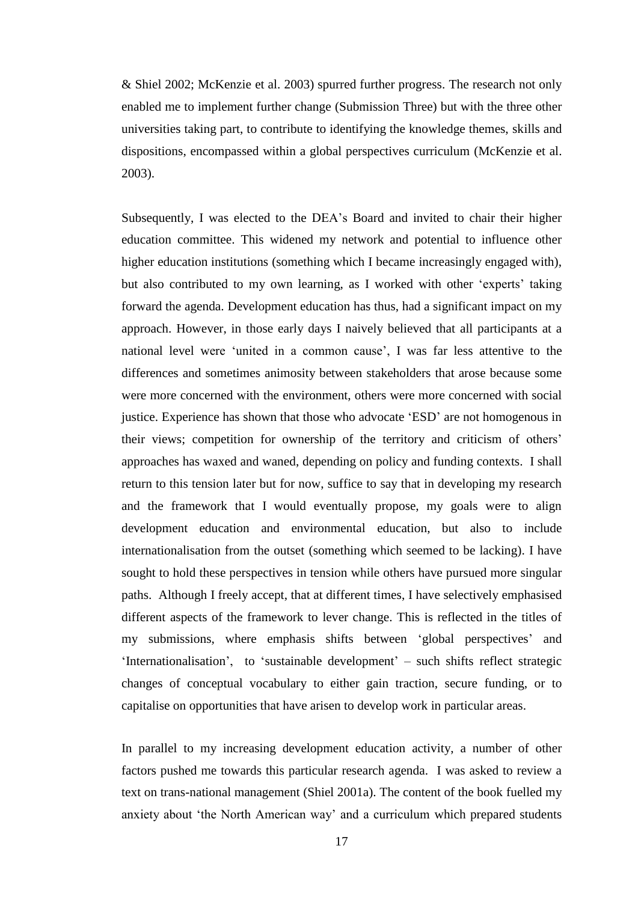& Shiel 2002; McKenzie et al. 2003) spurred further progress. The research not only enabled me to implement further change (Submission Three) but with the three other universities taking part, to contribute to identifying the knowledge themes, skills and dispositions, encompassed within a global perspectives curriculum (McKenzie et al. 2003).

Subsequently, I was elected to the DEA's Board and invited to chair their higher education committee. This widened my network and potential to influence other higher education institutions (something which I became increasingly engaged with), but also contributed to my own learning, as I worked with other 'experts' taking forward the agenda. Development education has thus, had a significant impact on my approach. However, in those early days I naively believed that all participants at a national level were 'united in a common cause', I was far less attentive to the differences and sometimes animosity between stakeholders that arose because some were more concerned with the environment, others were more concerned with social justice. Experience has shown that those who advocate 'ESD' are not homogenous in their views; competition for ownership of the territory and criticism of others' approaches has waxed and waned, depending on policy and funding contexts. I shall return to this tension later but for now, suffice to say that in developing my research and the framework that I would eventually propose, my goals were to align development education and environmental education, but also to include internationalisation from the outset (something which seemed to be lacking). I have sought to hold these perspectives in tension while others have pursued more singular paths. Although I freely accept, that at different times, I have selectively emphasised different aspects of the framework to lever change. This is reflected in the titles of my submissions, where emphasis shifts between 'global perspectives' and 'Internationalisation', to 'sustainable development' – such shifts reflect strategic changes of conceptual vocabulary to either gain traction, secure funding, or to capitalise on opportunities that have arisen to develop work in particular areas.

In parallel to my increasing development education activity, a number of other factors pushed me towards this particular research agenda. I was asked to review a text on trans-national management (Shiel 2001a). The content of the book fuelled my anxiety about 'the North American way' and a curriculum which prepared students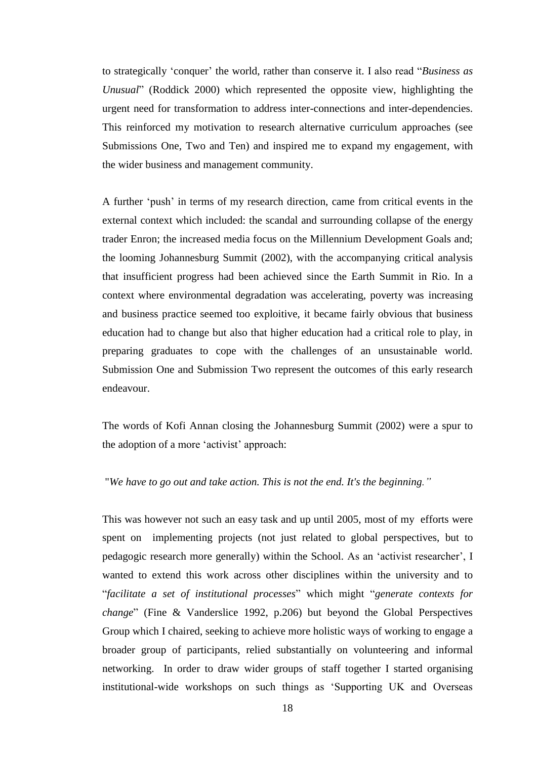to strategically 'conquer' the world, rather than conserve it. I also read "*Business as Unusual*" (Roddick 2000) which represented the opposite view, highlighting the urgent need for transformation to address inter-connections and inter-dependencies. This reinforced my motivation to research alternative curriculum approaches (see Submissions One, Two and Ten) and inspired me to expand my engagement, with the wider business and management community.

A further 'push' in terms of my research direction, came from critical events in the external context which included: the scandal and surrounding collapse of the energy trader Enron; the increased media focus on the Millennium Development Goals and; the looming Johannesburg Summit (2002), with the accompanying critical analysis that insufficient progress had been achieved since the Earth Summit in Rio. In a context where environmental degradation was accelerating, poverty was increasing and business practice seemed too exploitive, it became fairly obvious that business education had to change but also that higher education had a critical role to play, in preparing graduates to cope with the challenges of an unsustainable world. Submission One and Submission Two represent the outcomes of this early research endeavour.

The words of Kofi Annan closing the Johannesburg Summit (2002) were a spur to the adoption of a more 'activist' approach:

"*We have to go out and take action. This is not the end. It's the beginning.*"

This was however not such an easy task and up until 2005, most of my efforts were spent on implementing projects (not just related to global perspectives, but to pedagogic research more generally) within the School. As an 'activist researcher', I wanted to extend this work across other disciplines within the university and to "*facilitate a set of institutional processes*" which might "*generate contexts for change*" (Fine & Vanderslice 1992, p.206) but beyond the Global Perspectives Group which I chaired, seeking to achieve more holistic ways of working to engage a broader group of participants, relied substantially on volunteering and informal networking. In order to draw wider groups of staff together I started organising institutional-wide workshops on such things as 'Supporting UK and Overseas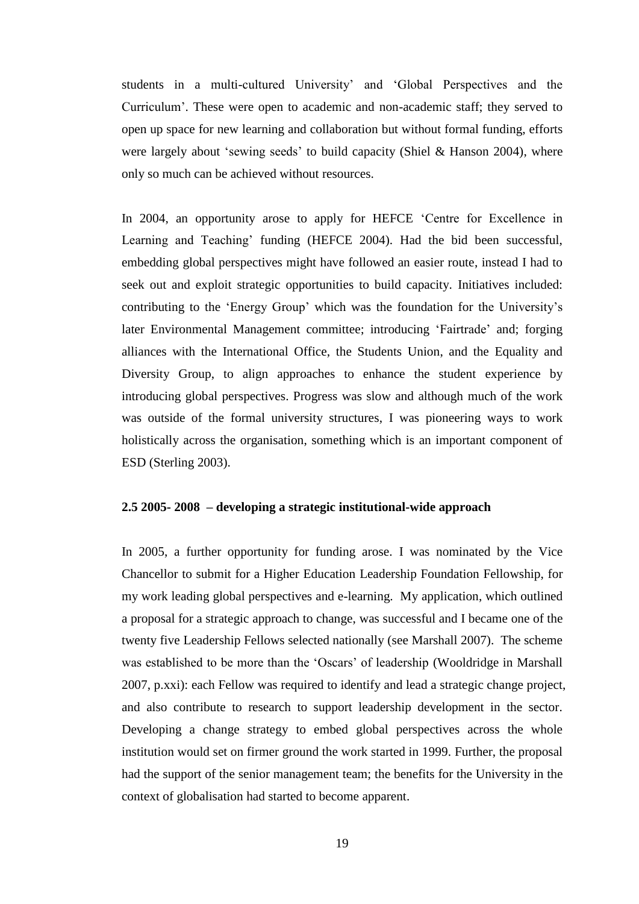students in a multi-cultured University' and 'Global Perspectives and the Curriculum'. These were open to academic and non-academic staff; they served to open up space for new learning and collaboration but without formal funding, efforts were largely about 'sewing seeds' to build capacity (Shiel & Hanson 2004), where only so much can be achieved without resources.

In 2004, an opportunity arose to apply for HEFCE 'Centre for Excellence in Learning and Teaching' funding (HEFCE 2004). Had the bid been successful, embedding global perspectives might have followed an easier route, instead I had to seek out and exploit strategic opportunities to build capacity. Initiatives included: contributing to the 'Energy Group' which was the foundation for the University's later Environmental Management committee; introducing 'Fairtrade' and; forging alliances with the International Office, the Students Union, and the Equality and Diversity Group, to align approaches to enhance the student experience by introducing global perspectives. Progress was slow and although much of the work was outside of the formal university structures, I was pioneering ways to work holistically across the organisation, something which is an important component of ESD (Sterling 2003).

### 2.5 2005- 2008 – developing a strategic institutional-wide approach

In 2005, a further opportunity for funding arose. I was nominated by the Vice Chancellor to submit for a Higher Education Leadership Foundation Fellowship, for my work leading global perspectives and e-learning. My application, which outlined a proposal for a strategic approach to change, was successful and I became one of the twenty five Leadership Fellows selected nationally (see Marshall 2007). The scheme was established to be more than the 'Oscars' of leadership (Wooldridge in Marshall 2007, p.xxi): each Fellow was required to identify and lead a strategic change project, and also contribute to research to support leadership development in the sector. Developing a change strategy to embed global perspectives across the whole institution would set on firmer ground the work started in 1999. Further, the proposal had the support of the senior management team; the benefits for the University in the context of globalisation had started to become apparent.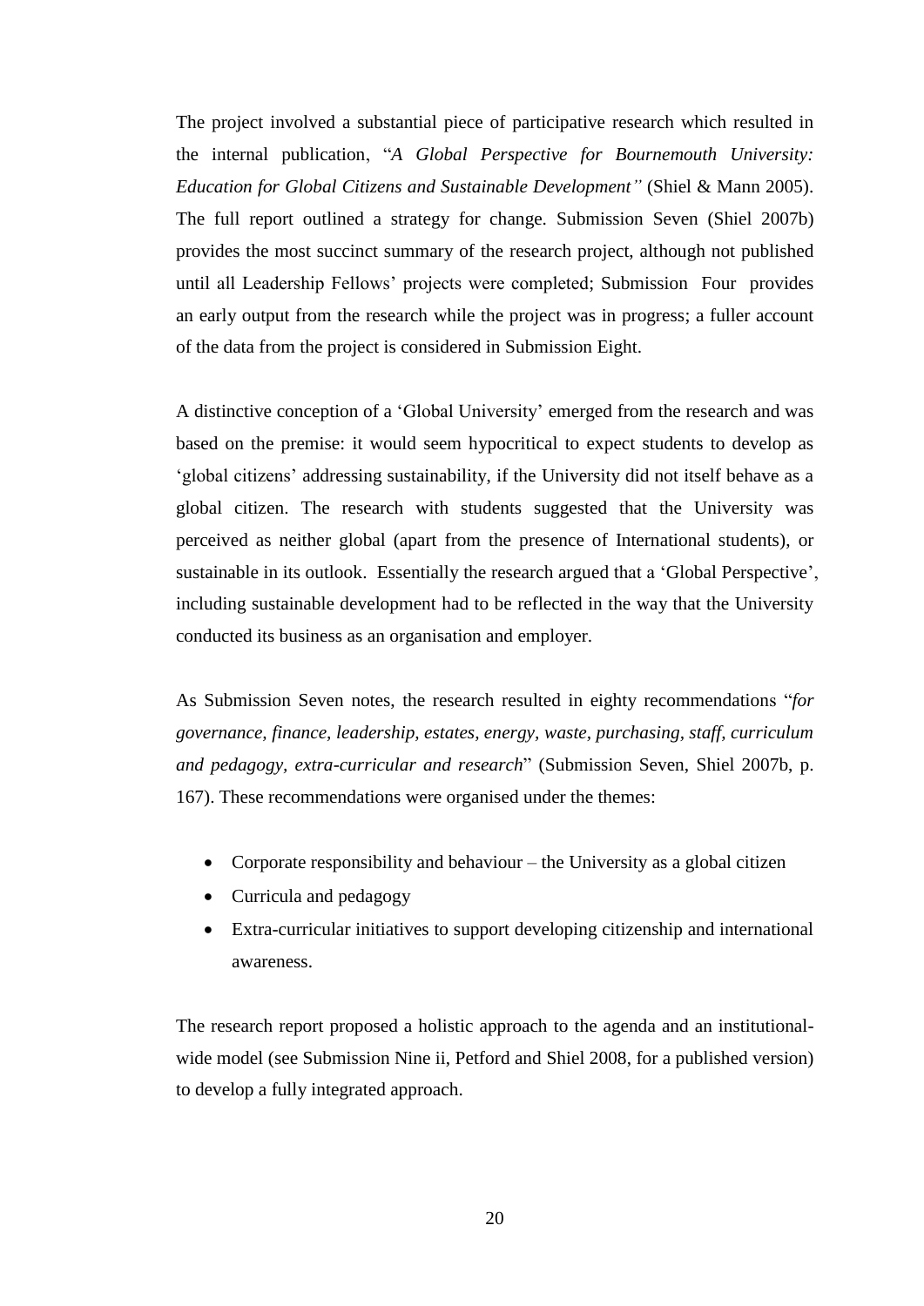The project involved a substantial piece of participative research which resulted in the internal publication, "*A Global Perspective for Bournemouth University: Education for Global Citizens and Sustainable Development"* (Shiel & Mann 2005). The full report outlined a strategy for change. Submission Seven (Shiel 2007b) provides the most succinct summary of the research project, although not published until all Leadership Fellows' projects were completed; Submission Four provides an early output from the research while the project was in progress; a fuller account of the data from the project is considered in Submission Eight.

A distinctive conception of a 'Global University' emerged from the research and was based on the premise: it would seem hypocritical to expect students to develop as 'global citizens' addressing sustainability, if the University did not itself behave as a global citizen. The research with students suggested that the University was perceived as neither global (apart from the presence of International students), or sustainable in its outlook. Essentially the research argued that a 'Global Perspective', including sustainable development had to be reflected in the way that the University conducted its business as an organisation and employer.

As Submission Seven notes, the research resulted in eighty recommendations "*for governance, finance, leadership, estates, energy, waste, purchasing, staff, curriculum and pedagogy, extra-curricular and research*" (Submission Seven, Shiel 2007b, p. 167). These recommendations were organised under the themes:

- Corporate responsibility and behaviour – the University as a global citizen
- Curricula and pedagogy
- Extra-curricular initiatives to support developing citizenship and international awareness.

The research report proposed a holistic approach to the agenda and an institutional-wide model (see Submission Nine ii, Petford and Shiel 2008, for a published version) to develop a fully integrated approach.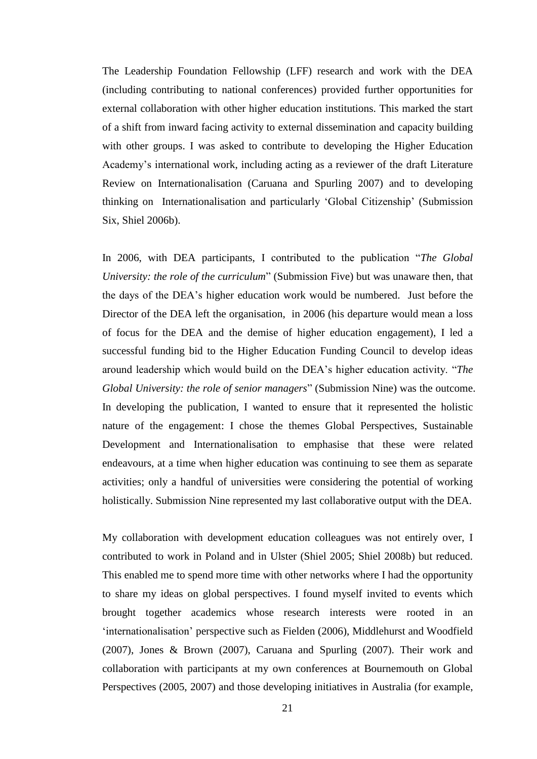The Leadership Foundation Fellowship (LFF) research and work with the DEA (including contributing to national conferences) provided further opportunities for external collaboration with other higher education institutions. This marked the start of a shift from inward facing activity to external dissemination and capacity building with other groups. I was asked to contribute to developing the Higher Education Academy's international work, including acting as a reviewer of the draft Literature Review on Internationalisation (Caruana and Spurling 2007) and to developing thinking on Internationalisation and particularly 'Global Citizenship' (Submission Six, Shiel 2006b).

In 2006, with DEA participants, I contributed to the publication "*The Global University: the role of the curriculum*" (Submission Five) but was unaware then, that the days of the DEA's higher education work would be numbered. Just before the Director of the DEA left the organisation, in 2006 (his departure would mean a loss of focus for the DEA and the demise of higher education engagement), I led a successful funding bid to the Higher Education Funding Council to develop ideas around leadership which would build on the DEA's higher education activity. "*The Global University: the role of senior managers*" (Submission Nine) was the outcome. In developing the publication, I wanted to ensure that it represented the holistic nature of the engagement: I chose the themes Global Perspectives, Sustainable Development and Internationalisation to emphasise that these were related endeavours, at a time when higher education was continuing to see them as separate activities; only a handful of universities were considering the potential of working holistically. Submission Nine represented my last collaborative output with the DEA.

My collaboration with development education colleagues was not entirely over, I contributed to work in Poland and in Ulster (Shiel 2005; Shiel 2008b) but reduced. This enabled me to spend more time with other networks where I had the opportunity to share my ideas on global perspectives. I found myself invited to events which brought together academics whose research interests were rooted in an 'internationalisation' perspective such as Fielden (2006), Middlehurst and Woodfield (2007), Jones & Brown (2007), Caruana and Spurling (2007). Their work and collaboration with participants at my own conferences at Bournemouth on Global Perspectives (2005, 2007) and those developing initiatives in Australia (for example,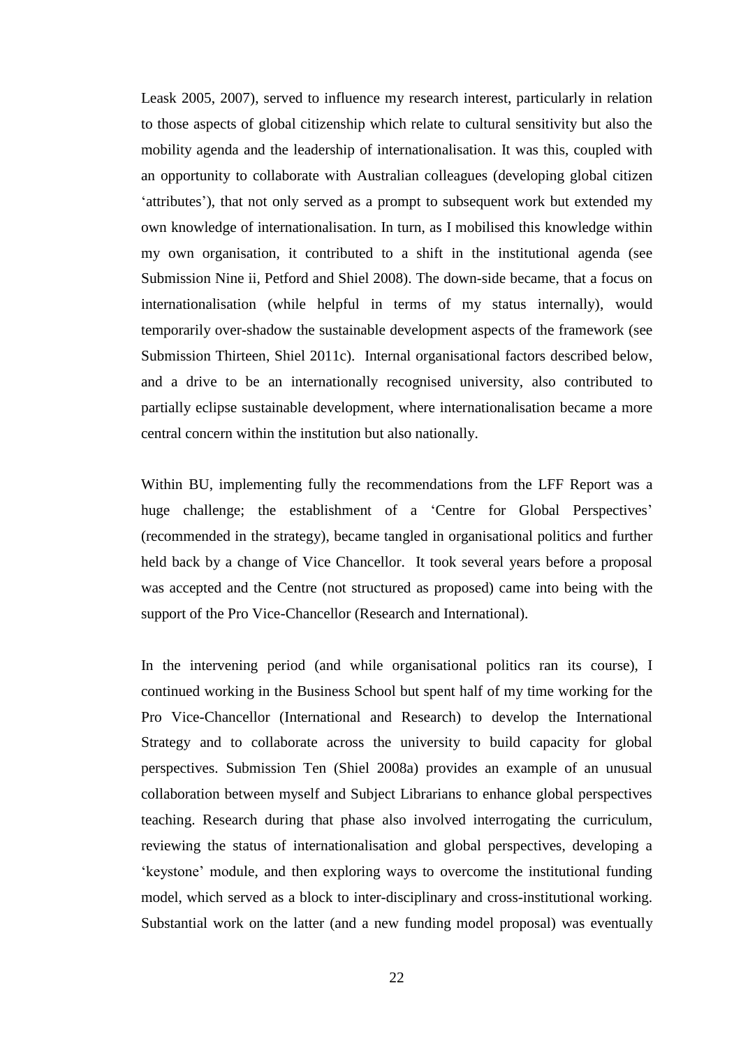Leask 2005, 2007), served to influence my research interest, particularly in relation to those aspects of global citizenship which relate to cultural sensitivity but also the mobility agenda and the leadership of internationalisation. It was this, coupled with an opportunity to collaborate with Australian colleagues (developing global citizen 'attributes'), that not only served as a prompt to subsequent work but extended my own knowledge of internationalisation. In turn, as I mobilised this knowledge within my own organisation, it contributed to a shift in the institutional agenda (see Submission Nine ii, Petford and Shiel 2008). The down-side became, that a focus on internationalisation (while helpful in terms of my status internally), would temporarily over-shadow the sustainable development aspects of the framework (see Submission Thirteen, Shiel 2011c). Internal organisational factors described below, and a drive to be an internationally recognised university, also contributed to partially eclipse sustainable development, where internationalisation became a more central concern within the institution but also nationally.

Within BU, implementing fully the recommendations from the LFF Report was a huge challenge; the establishment of a 'Centre for Global Perspectives' (recommended in the strategy), became tangled in organisational politics and further held back by a change of Vice Chancellor. It took several years before a proposal was accepted and the Centre (not structured as proposed) came into being with the support of the Pro Vice-Chancellor (Research and International).

In the intervening period (and while organisational politics ran its course), I continued working in the Business School but spent half of my time working for the Pro Vice-Chancellor (International and Research) to develop the International Strategy and to collaborate across the university to build capacity for global perspectives. Submission Ten (Shiel 2008a) provides an example of an unusual collaboration between myself and Subject Librarians to enhance global perspectives teaching. Research during that phase also involved interrogating the curriculum, reviewing the status of internationalisation and global perspectives, developing a 'keystone' module, and then exploring ways to overcome the institutional funding model, which served as a block to inter-disciplinary and cross-institutional working. Substantial work on the latter (and a new funding model proposal) was eventually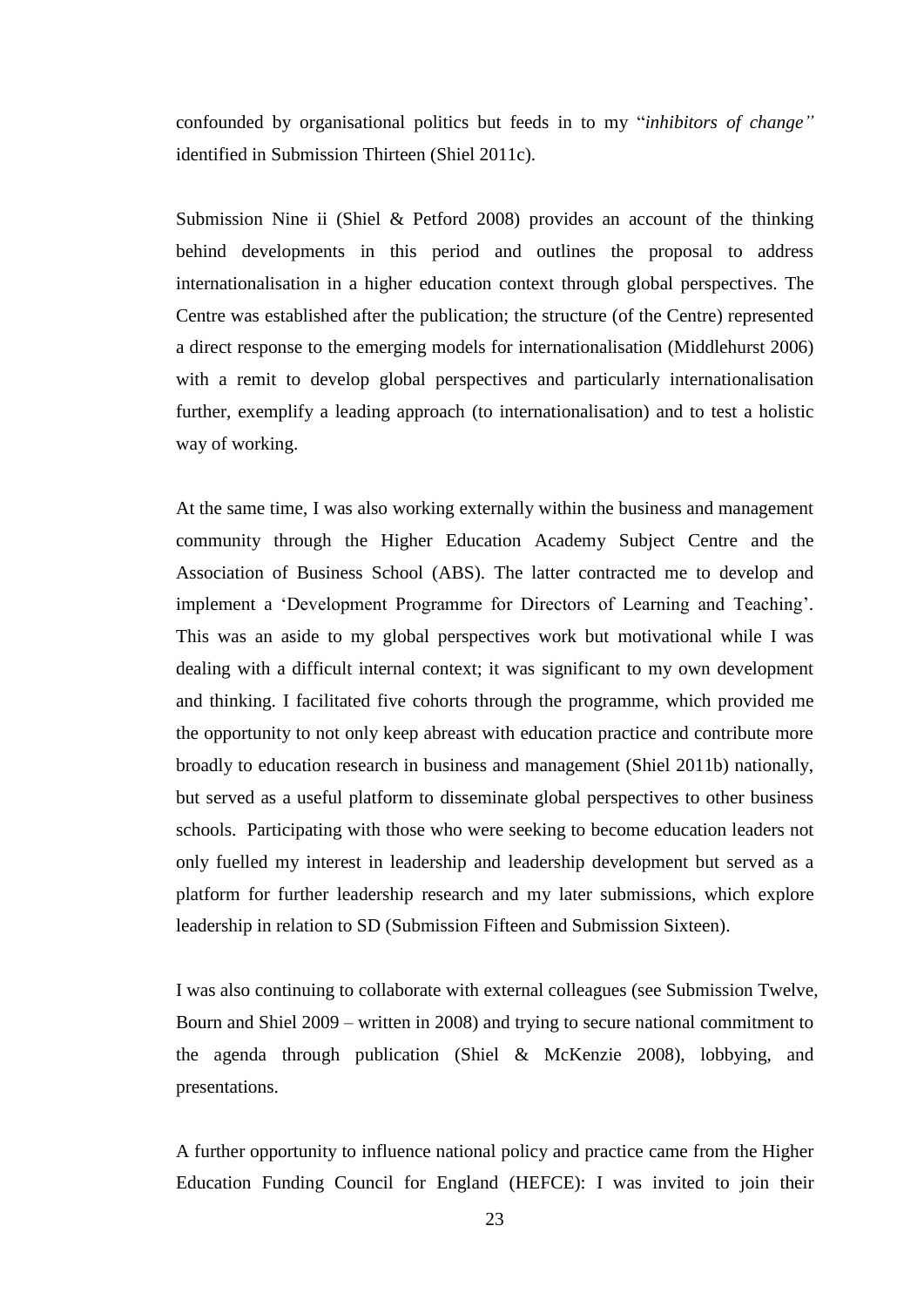confounded by organisational politics but feeds in to my "*inhibitors of change"* identified in Submission Thirteen (Shiel 2011c).

Submission Nine ii (Shiel & Petford 2008) provides an account of the thinking behind developments in this period and outlines the proposal to address internationalisation in a higher education context through global perspectives. The Centre was established after the publication; the structure (of the Centre) represented a direct response to the emerging models for internationalisation (Middlehurst 2006) with a remit to develop global perspectives and particularly internationalisation further, exemplify a leading approach (to internationalisation) and to test a holistic way of working.

At the same time, I was also working externally within the business and management community through the Higher Education Academy Subject Centre and the Association of Business School (ABS). The latter contracted me to develop and implement a 'Development Programme for Directors of Learning and Teaching'. This was an aside to my global perspectives work but motivational while I was dealing with a difficult internal context; it was significant to my own development and thinking. I facilitated five cohorts through the programme, which provided me the opportunity to not only keep abreast with education practice and contribute more broadly to education research in business and management (Shiel 2011b) nationally, but served as a useful platform to disseminate global perspectives to other business schools. Participating with those who were seeking to become education leaders not only fuelled my interest in leadership and leadership development but served as a platform for further leadership research and my later submissions, which explore leadership in relation to SD (Submission Fifteen and Submission Sixteen).

I was also continuing to collaborate with external colleagues (see Submission Twelve, Bourn and Shiel 2009 – written in 2008) and trying to secure national commitment to the agenda through publication (Shiel & McKenzie 2008), lobbying, and presentations.

A further opportunity to influence national policy and practice came from the Higher Education Funding Council for England (HEFCE): I was invited to join their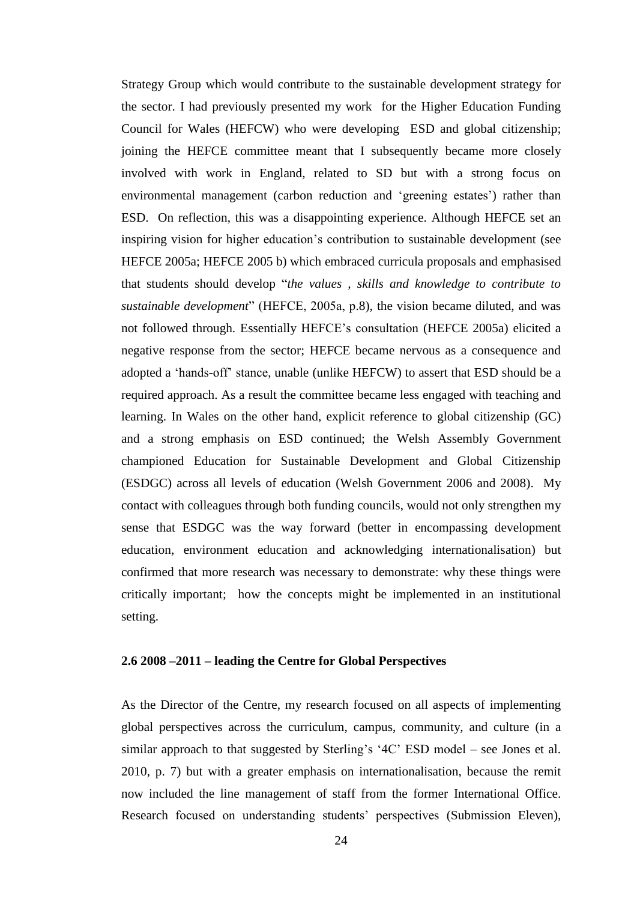Strategy Group which would contribute to the sustainable development strategy for the sector. I had previously presented my work for the Higher Education Funding Council for Wales (HEFCW) who were developing ESD and global citizenship; joining the HEFCE committee meant that I subsequently became more closely involved with work in England, related to SD but with a strong focus on environmental management (carbon reduction and 'greening estates') rather than ESD. On reflection, this was a disappointing experience. Although HEFCE set an inspiring vision for higher education's contribution to sustainable development (see HEFCE 2005a; HEFCE 2005 b) which embraced curricula proposals and emphasised that students should develop "*the values , skills and knowledge to contribute to sustainable development*" (HEFCE, 2005a, p.8), the vision became diluted, and was not followed through. Essentially HEFCE's consultation (HEFCE 2005a) elicited a negative response from the sector; HEFCE became nervous as a consequence and adopted a 'hands-off' stance, unable (unlike HEFCW) to assert that ESD should be a required approach. As a result the committee became less engaged with teaching and learning. In Wales on the other hand, explicit reference to global citizenship (GC) and a strong emphasis on ESD continued; the Welsh Assembly Government championed Education for Sustainable Development and Global Citizenship (ESDGC) across all levels of education (Welsh Government 2006 and 2008). My contact with colleagues through both funding councils, would not only strengthen my sense that ESDGC was the way forward (better in encompassing development education, environment education and acknowledging internationalisation) but confirmed that more research was necessary to demonstrate: why these things were critically important; how the concepts might be implemented in an institutional setting.

### 2.6 2008 –2011 – leading the Centre for Global Perspectives

As the Director of the Centre, my research focused on all aspects of implementing global perspectives across the curriculum, campus, community, and culture (in a similar approach to that suggested by Sterling's '4C' ESD model – see Jones et al. 2010, p. 7) but with a greater emphasis on internationalisation, because the remit now included the line management of staff from the former International Office. Research focused on understanding students' perspectives (Submission Eleven),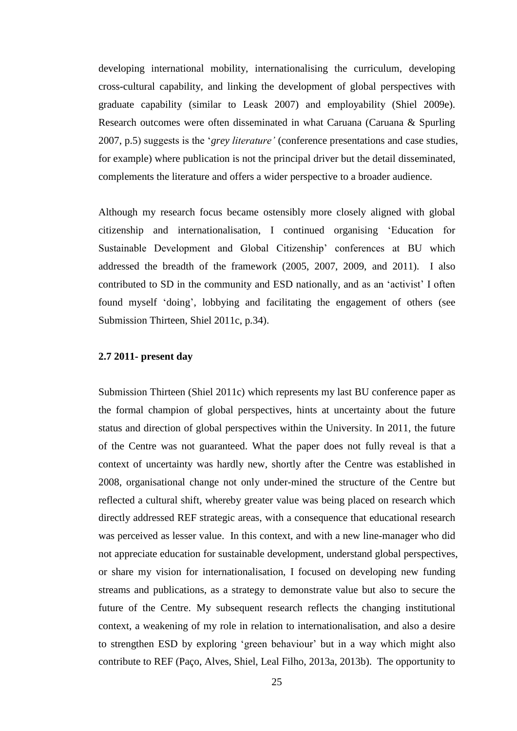developing international mobility, internationalising the curriculum, developing cross-cultural capability, and linking the development of global perspectives with graduate capability (similar to Leask 2007) and employability (Shiel 2009e). Research outcomes were often disseminated in what Caruana (Caruana & Spurling 2007, p.5) suggests is the '*grey literature'* (conference presentations and case studies, for example) where publication is not the principal driver but the detail disseminated, complements the literature and offers a wider perspective to a broader audience.

Although my research focus became ostensibly more closely aligned with global citizenship and internationalisation, I continued organising 'Education for Sustainable Development and Global Citizenship' conferences at BU which addressed the breadth of the framework (2005, 2007, 2009, and 2011). I also contributed to SD in the community and ESD nationally, and as an 'activist' I often found myself 'doing', lobbying and facilitating the engagement of others (see Submission Thirteen, Shiel 2011c, p.34).

**2.7 2011- present day**

Submission Thirteen (Shiel 2011c) which represents my last BU conference paper as the formal champion of global perspectives, hints at uncertainty about the future status and direction of global perspectives within the University. In 2011, the future of the Centre was not guaranteed. What the paper does not fully reveal is that a context of uncertainty was hardly new, shortly after the Centre was established in 2008, organisational change not only under-mined the structure of the Centre but reflected a cultural shift, whereby greater value was being placed on research which directly addressed REF strategic areas, with a consequence that educational research was perceived as lesser value. In this context, and with a new line-manager who did not appreciate education for sustainable development, understand global perspectives, or share my vision for internationalisation, I focused on developing new funding streams and publications, as a strategy to demonstrate value but also to secure the future of the Centre. My subsequent research reflects the changing institutional context, a weakening of my role in relation to internationalisation, and also a desire to strengthen ESD by exploring 'green behaviour' but in a way which might also contribute to REF (Paço, Alves, Shiel, Leal Filho, 2013a, 2013b). The opportunity to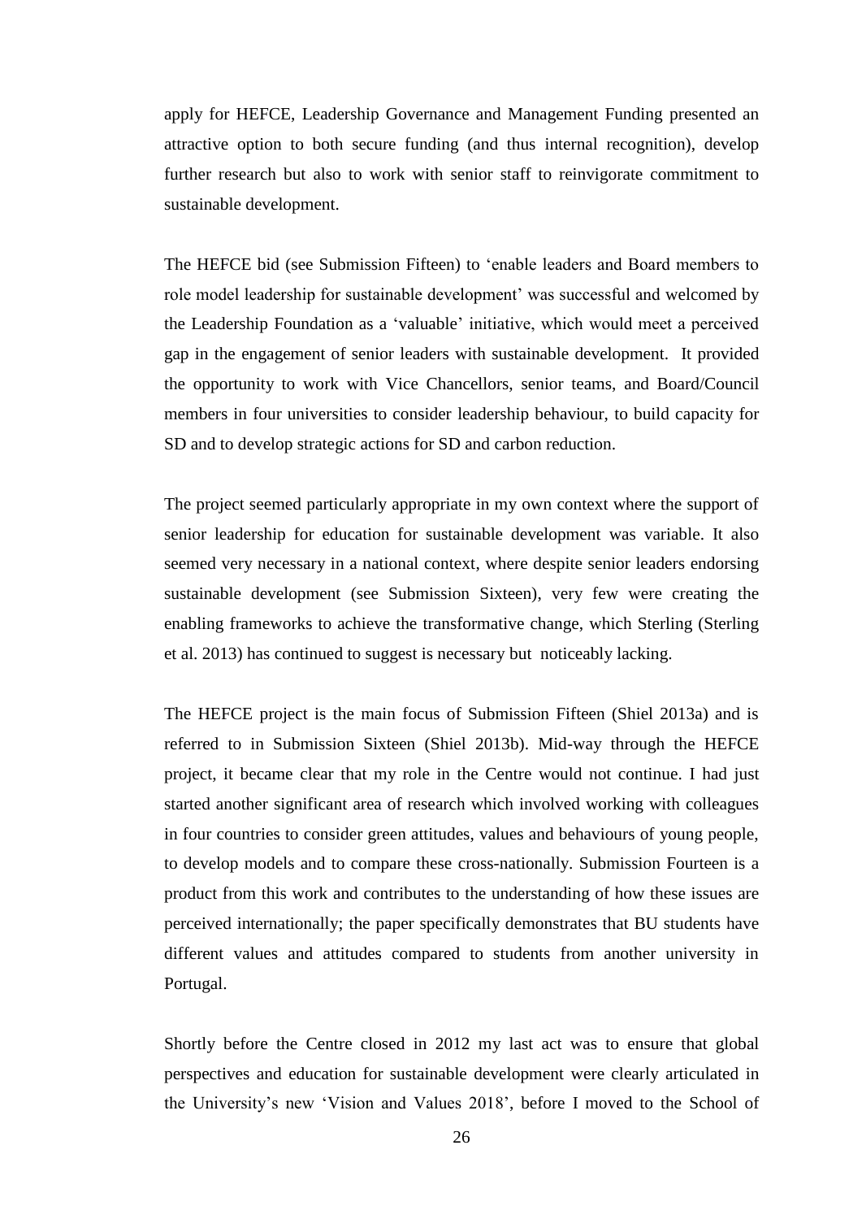apply for HEFCE, Leadership Governance and Management Funding presented an attractive option to both secure funding (and thus internal recognition), develop further research but also to work with senior staff to reinvigorate commitment to sustainable development.

The HEFCE bid (see Submission Fifteen) to 'enable leaders and Board members to role model leadership for sustainable development' was successful and welcomed by the Leadership Foundation as a 'valuable' initiative, which would meet a perceived gap in the engagement of senior leaders with sustainable development. It provided the opportunity to work with Vice Chancellors, senior teams, and Board/Council members in four universities to consider leadership behaviour, to build capacity for SD and to develop strategic actions for SD and carbon reduction.

The project seemed particularly appropriate in my own context where the support of senior leadership for education for sustainable development was variable. It also seemed very necessary in a national context, where despite senior leaders endorsing sustainable development (see Submission Sixteen), very few were creating the enabling frameworks to achieve the transformative change, which Sterling (Sterling et al. 2013) has continued to suggest is necessary but noticeably lacking.

The HEFCE project is the main focus of Submission Fifteen (Shiel 2013a) and is referred to in Submission Sixteen (Shiel 2013b). Mid-way through the HEFCE project, it became clear that my role in the Centre would not continue. I had just started another significant area of research which involved working with colleagues in four countries to consider green attitudes, values and behaviours of young people, to develop models and to compare these cross-nationally. Submission Fourteen is a product from this work and contributes to the understanding of how these issues are perceived internationally; the paper specifically demonstrates that BU students have different values and attitudes compared to students from another university in Portugal.

Shortly before the Centre closed in 2012 my last act was to ensure that global perspectives and education for sustainable development were clearly articulated in the University's new 'Vision and Values 2018', before I moved to the School of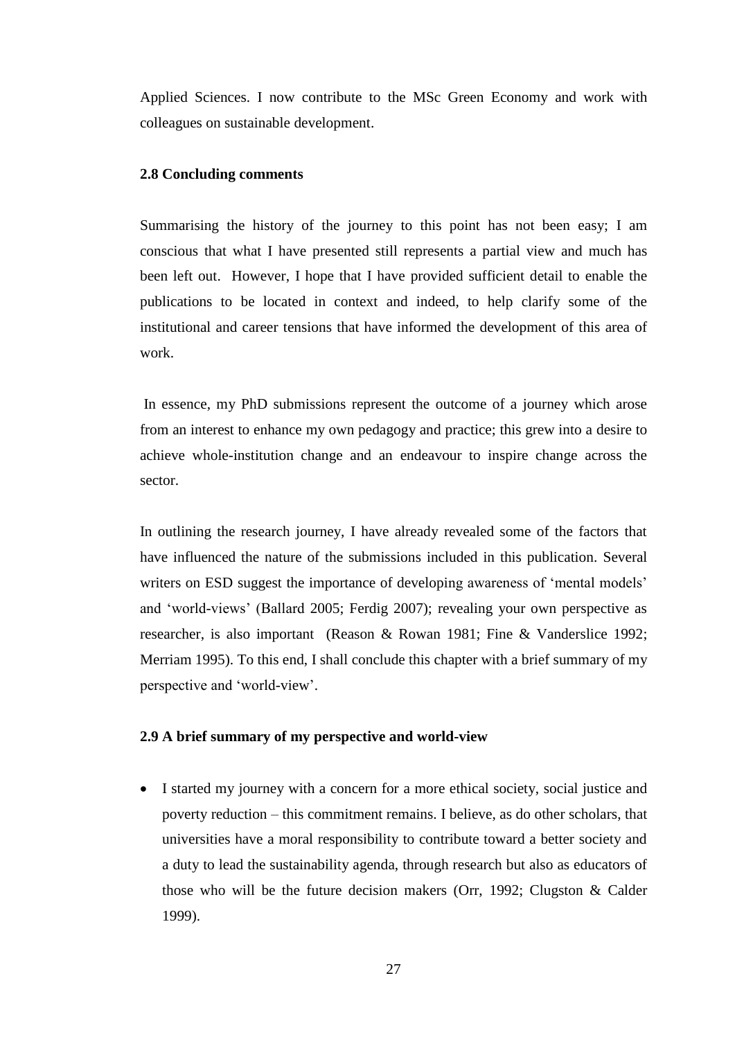Applied Sciences. I now contribute to the MSc Green Economy and work with colleagues on sustainable development.

### 2.8 Concluding comments

Summarising the history of the journey to this point has not been easy; I am conscious that what I have presented still represents a partial view and much has been left out. However, I hope that I have provided sufficient detail to enable the publications to be located in context and indeed, to help clarify some of the institutional and career tensions that have informed the development of this area of work.

In essence, my PhD submissions represent the outcome of a journey which arose from an interest to enhance my own pedagogy and practice; this grew into a desire to achieve whole-institution change and an endeavour to inspire change across the sector.

In outlining the research journey, I have already revealed some of the factors that have influenced the nature of the submissions included in this publication. Several writers on ESD suggest the importance of developing awareness of 'mental models' and 'world-views' (Ballard 2005; Ferdig 2007); revealing your own perspective as researcher, is also important (Reason & Rowan 1981; Fine & Vanderslice 1992; Merriam 1995). To this end, I shall conclude this chapter with a brief summary of my perspective and 'world-view'.

### 2.9 A brief summary of my perspective and world-view

- I started my journey with a concern for a more ethical society, social justice and poverty reduction – this commitment remains. I believe, as do other scholars, that universities have a moral responsibility to contribute toward a better society and a duty to lead the sustainability agenda, through research but also as educators of those who will be the future decision makers (Orr, 1992; Clugston & Calder 1999).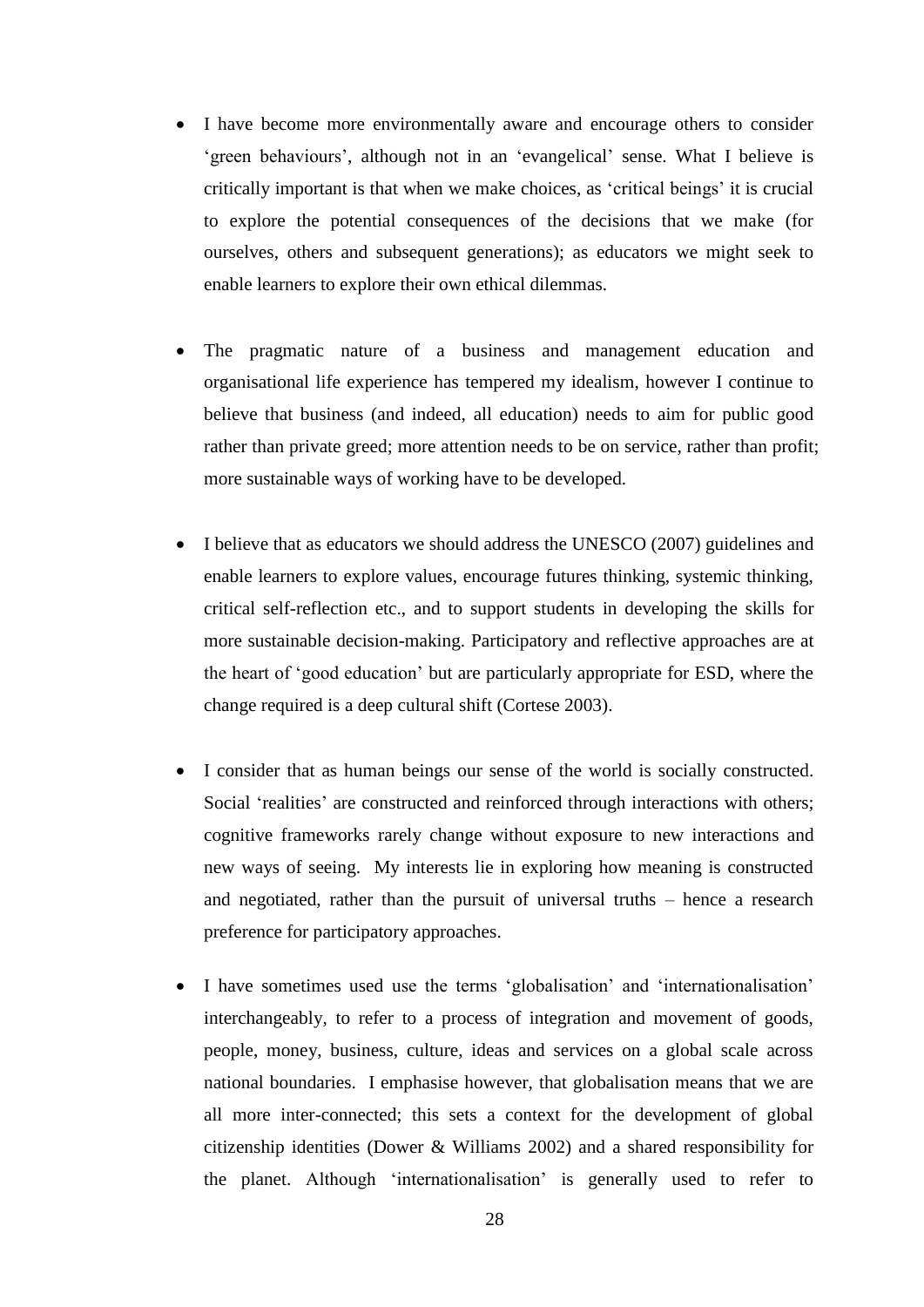- I have become more environmentally aware and encourage others to consider 'green behaviours', although not in an 'evangelical' sense. What I believe is critically important is that when we make choices, as 'critical beings' it is crucial to explore the potential consequences of the decisions that we make (for ourselves, others and subsequent generations); as educators we might seek to enable learners to explore their own ethical dilemmas.

- The pragmatic nature of a business and management education and organisational life experience has tempered my idealism, however I continue to believe that business (and indeed, all education) needs to aim for public good rather than private greed; more attention needs to be on service, rather than profit; more sustainable ways of working have to be developed.

- I believe that as educators we should address the UNESCO (2007) guidelines and enable learners to explore values, encourage futures thinking, systemic thinking, critical self-reflection etc., and to support students in developing the skills for more sustainable decision-making. Participatory and reflective approaches are at the heart of 'good education' but are particularly appropriate for ESD, where the change required is a deep cultural shift (Cortese 2003).

- I consider that as human beings our sense of the world is socially constructed. Social 'realities' are constructed and reinforced through interactions with others; cognitive frameworks rarely change without exposure to new interactions and new ways of seeing. My interests lie in exploring how meaning is constructed and negotiated, rather than the pursuit of universal truths – hence a research preference for participatory approaches.

- I have sometimes used use the terms 'globalisation' and 'internationalisation' interchangeably, to refer to a process of integration and movement of goods, people, money, business, culture, ideas and services on a global scale across national boundaries. I emphasise however, that globalisation means that we are all more inter-connected; this sets a context for the development of global citizenship identities (Dower & Williams 2002) and a shared responsibility for the planet. Although 'internationalisation' is generally used to refer to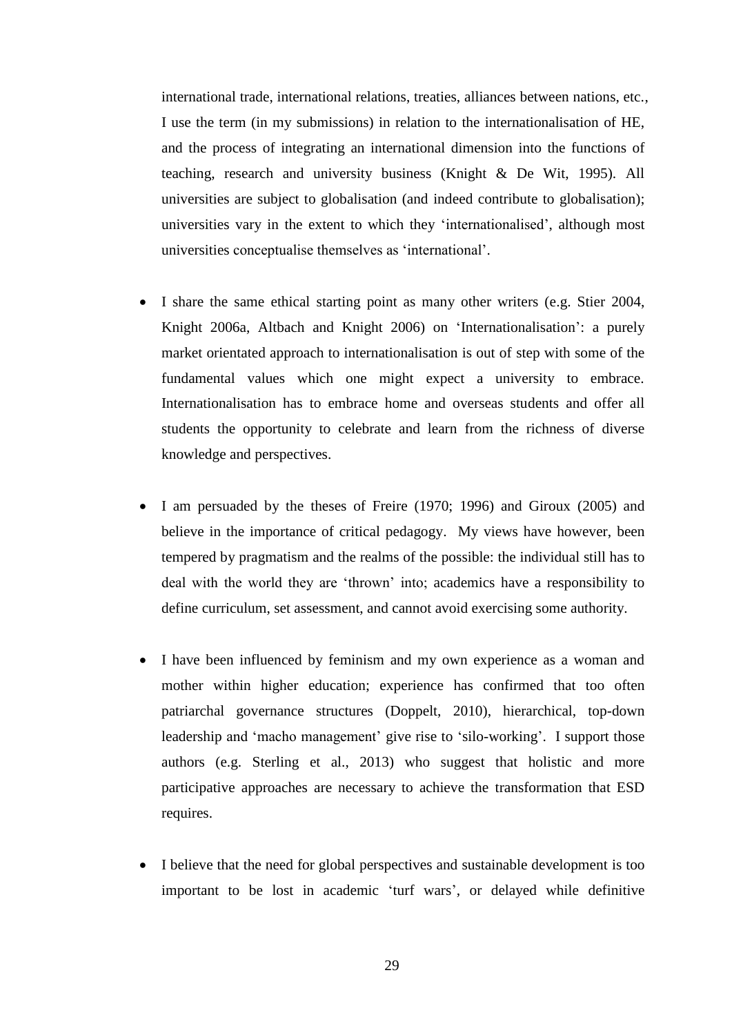international trade, international relations, treaties, alliances between nations, etc., I use the term (in my submissions) in relation to the internationalisation of HE, and the process of integrating an international dimension into the functions of teaching, research and university business (Knight & De Wit, 1995). All universities are subject to globalisation (and indeed contribute to globalisation); universities vary in the extent to which they 'internationalised', although most universities conceptualise themselves as 'international'.

- I share the same ethical starting point as many other writers (e.g. Stier 2004, Knight 2006a, Altbach and Knight 2006) on 'Internationalisation': a purely market orientated approach to internationalisation is out of step with some of the fundamental values which one might expect a university to embrace. Internationalisation has to embrace home and overseas students and offer all students the opportunity to celebrate and learn from the richness of diverse knowledge and perspectives.

- I am persuaded by the theses of Freire (1970; 1996) and Giroux (2005) and believe in the importance of critical pedagogy. My views have however, been tempered by pragmatism and the realms of the possible: the individual still has to deal with the world they are 'thrown' into; academics have a responsibility to define curriculum, set assessment, and cannot avoid exercising some authority.

- I have been influenced by feminism and my own experience as a woman and mother within higher education; experience has confirmed that too often patriarchal governance structures (Doppelt, 2010), hierarchical, top-down leadership and 'macho management' give rise to 'silo-working'. I support those authors (e.g. Sterling et al., 2013) who suggest that holistic and more participative approaches are necessary to achieve the transformation that ESD requires.

- I believe that the need for global perspectives and sustainable development is too important to be lost in academic 'turf wars', or delayed while definitive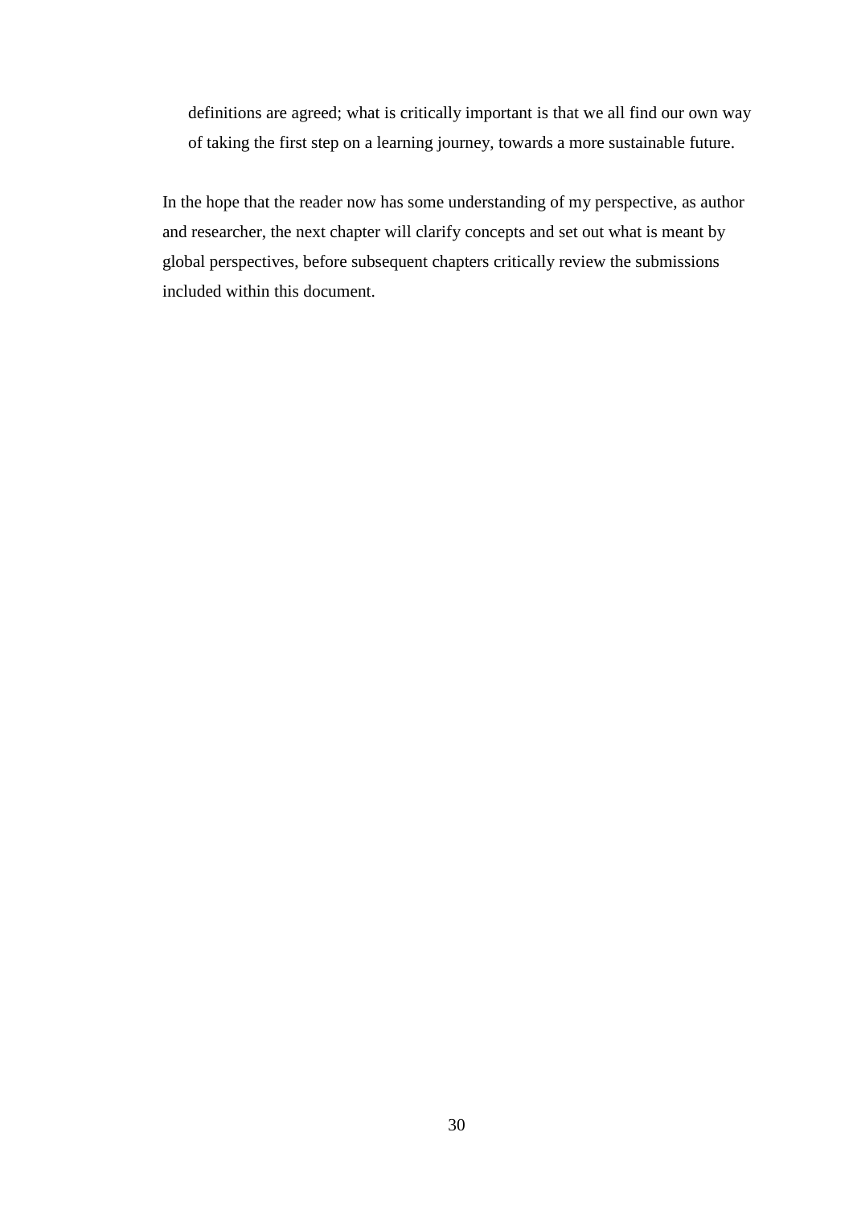> definitions are agreed; what is critically important is that we all find our own way of taking the first step on a learning journey, towards a more sustainable future.

In the hope that the reader now has some understanding of my perspective, as author and researcher, the next chapter will clarify concepts and set out what is meant by global perspectives, before subsequent chapters critically review the submissions included within this document.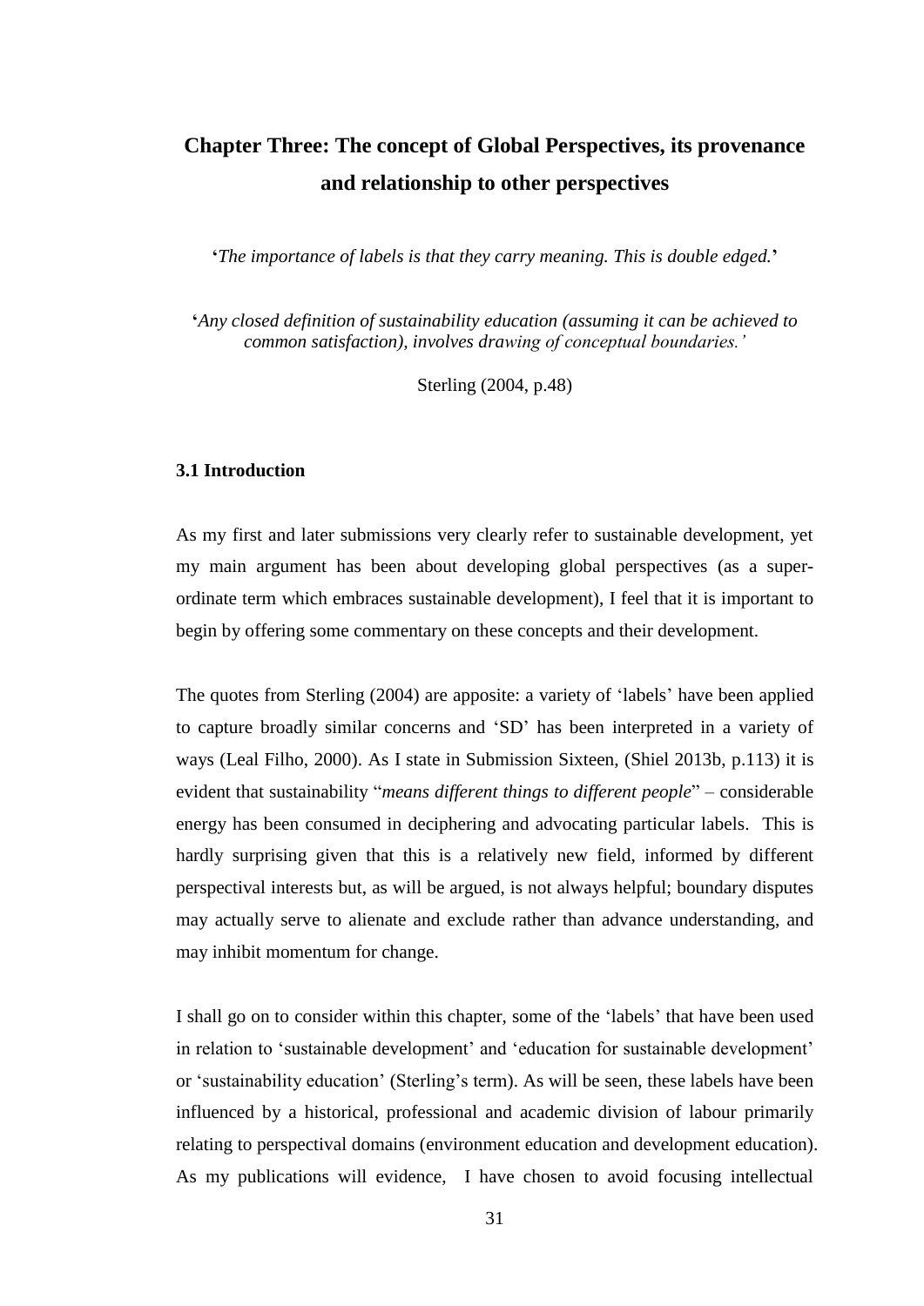# Chapter Three: The concept of Global Perspectives, its provenance and relationship to other perspectives

**'***The importance of labels is that they carry meaning. This is double edged.***'**

**'***Any closed definition of sustainability education (assuming it can be achieved to common satisfaction), involves drawing of conceptual boundaries.'*

Sterling (2004, p.48)

### 3.1 Introduction

As my first and later submissions very clearly refer to sustainable development, yet my main argument has been about developing global perspectives (as a super-ordinate term which embraces sustainable development), I feel that it is important to begin by offering some commentary on these concepts and their development.

The quotes from Sterling (2004) are apposite: a variety of 'labels' have been applied to capture broadly similar concerns and 'SD' has been interpreted in a variety of ways (Leal Filho, 2000). As I state in Submission Sixteen, (Shiel 2013b, p.113) it is evident that sustainability "*means different things to different people*" – considerable energy has been consumed in deciphering and advocating particular labels. This is hardly surprising given that this is a relatively new field, informed by different perspectival interests but, as will be argued, is not always helpful; boundary disputes may actually serve to alienate and exclude rather than advance understanding, and may inhibit momentum for change.

I shall go on to consider within this chapter, some of the 'labels' that have been used in relation to 'sustainable development' and 'education for sustainable development' or 'sustainability education' (Sterling's term). As will be seen, these labels have been influenced by a historical, professional and academic division of labour primarily relating to perspectival domains (environment education and development education). As my publications will evidence, I have chosen to avoid focusing intellectual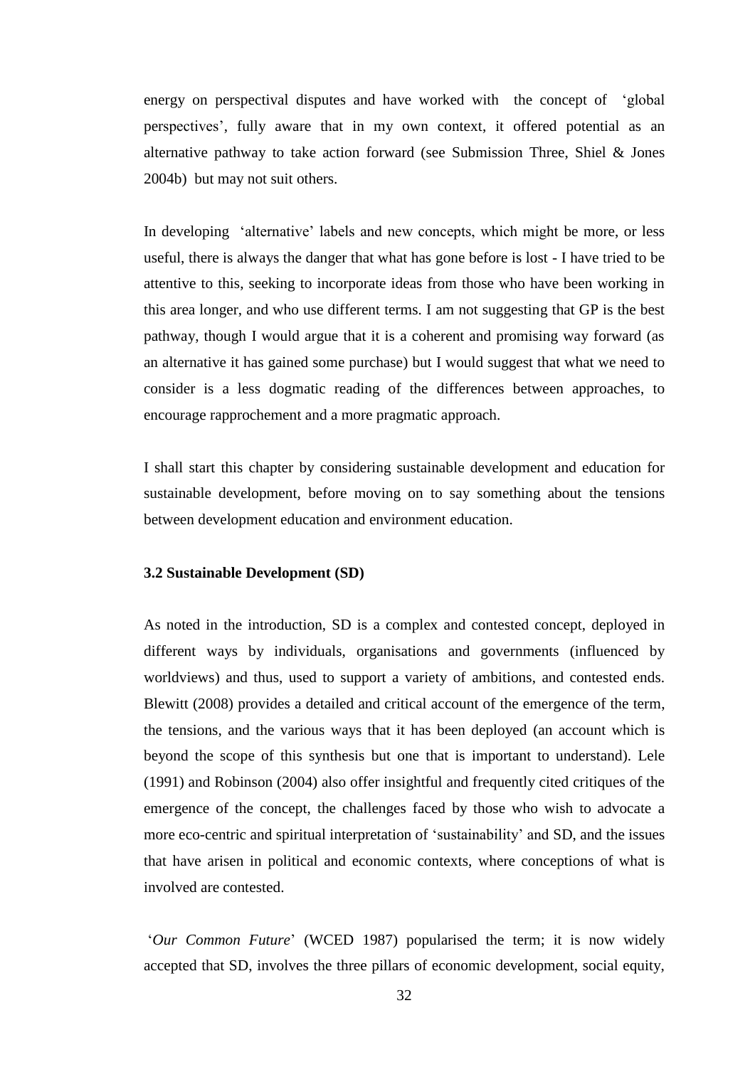energy on perspectival disputes and have worked with the concept of 'global perspectives', fully aware that in my own context, it offered potential as an alternative pathway to take action forward (see Submission Three, Shiel & Jones 2004b) but may not suit others.

In developing 'alternative' labels and new concepts, which might be more, or less useful, there is always the danger that what has gone before is lost - I have tried to be attentive to this, seeking to incorporate ideas from those who have been working in this area longer, and who use different terms. I am not suggesting that GP is the best pathway, though I would argue that it is a coherent and promising way forward (as an alternative it has gained some purchase) but I would suggest that what we need to consider is a less dogmatic reading of the differences between approaches, to encourage rapprochement and a more pragmatic approach.

I shall start this chapter by considering sustainable development and education for sustainable development, before moving on to say something about the tensions between development education and environment education.

### 3.2 Sustainable Development (SD)

As noted in the introduction, SD is a complex and contested concept, deployed in different ways by individuals, organisations and governments (influenced by worldviews) and thus, used to support a variety of ambitions, and contested ends. Blewitt (2008) provides a detailed and critical account of the emergence of the term, the tensions, and the various ways that it has been deployed (an account which is beyond the scope of this synthesis but one that is important to understand). Lele (1991) and Robinson (2004) also offer insightful and frequently cited critiques of the emergence of the concept, the challenges faced by those who wish to advocate a more eco-centric and spiritual interpretation of 'sustainability' and SD, and the issues that have arisen in political and economic contexts, where conceptions of what is involved are contested.

'*Our Common Future*' (WCED 1987) popularised the term; it is now widely accepted that SD, involves the three pillars of economic development, social equity,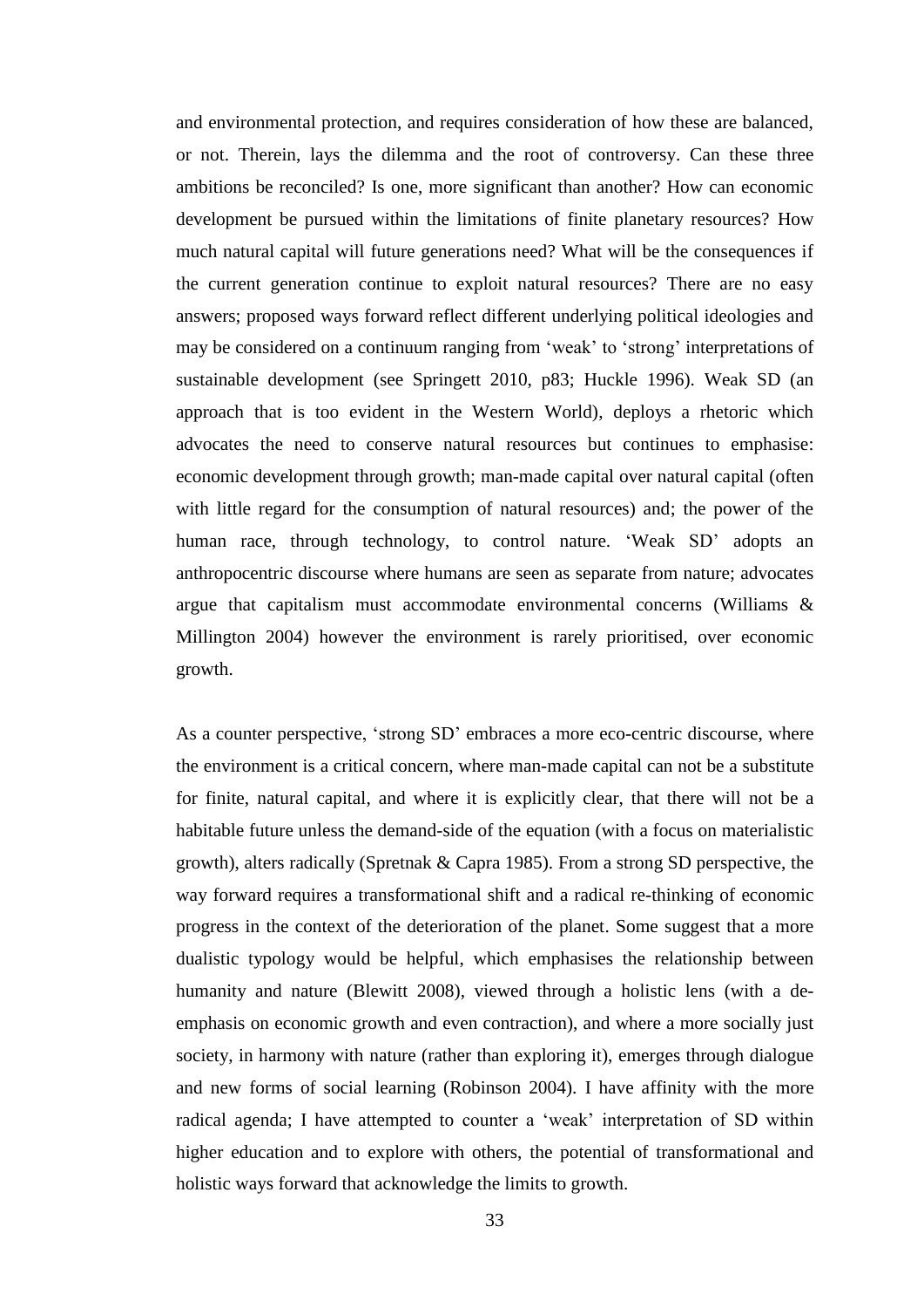and environmental protection, and requires consideration of how these are balanced, or not. Therein, lays the dilemma and the root of controversy. Can these three ambitions be reconciled? Is one, more significant than another? How can economic development be pursued within the limitations of finite planetary resources? How much natural capital will future generations need? What will be the consequences if the current generation continue to exploit natural resources? There are no easy answers; proposed ways forward reflect different underlying political ideologies and may be considered on a continuum ranging from 'weak' to 'strong' interpretations of sustainable development (see Springett 2010, p83; Huckle 1996). Weak SD (an approach that is too evident in the Western World), deploys a rhetoric which advocates the need to conserve natural resources but continues to emphasise: economic development through growth; man-made capital over natural capital (often with little regard for the consumption of natural resources) and; the power of the human race, through technology, to control nature. 'Weak SD' adopts an anthropocentric discourse where humans are seen as separate from nature; advocates argue that capitalism must accommodate environmental concerns (Williams & Millington 2004) however the environment is rarely prioritised, over economic growth.

As a counter perspective, 'strong SD' embraces a more eco-centric discourse, where the environment is a critical concern, where man-made capital can not be a substitute for finite, natural capital, and where it is explicitly clear, that there will not be a habitable future unless the demand-side of the equation (with a focus on materialistic growth), alters radically (Spretnak & Capra 1985). From a strong SD perspective, the way forward requires a transformational shift and a radical re-thinking of economic progress in the context of the deterioration of the planet. Some suggest that a more dualistic typology would be helpful, which emphasises the relationship between humanity and nature (Blewitt 2008), viewed through a holistic lens (with a de-emphasis on economic growth and even contraction), and where a more socially just society, in harmony with nature (rather than exploring it), emerges through dialogue and new forms of social learning (Robinson 2004). I have affinity with the more radical agenda; I have attempted to counter a 'weak' interpretation of SD within higher education and to explore with others, the potential of transformational and holistic ways forward that acknowledge the limits to growth.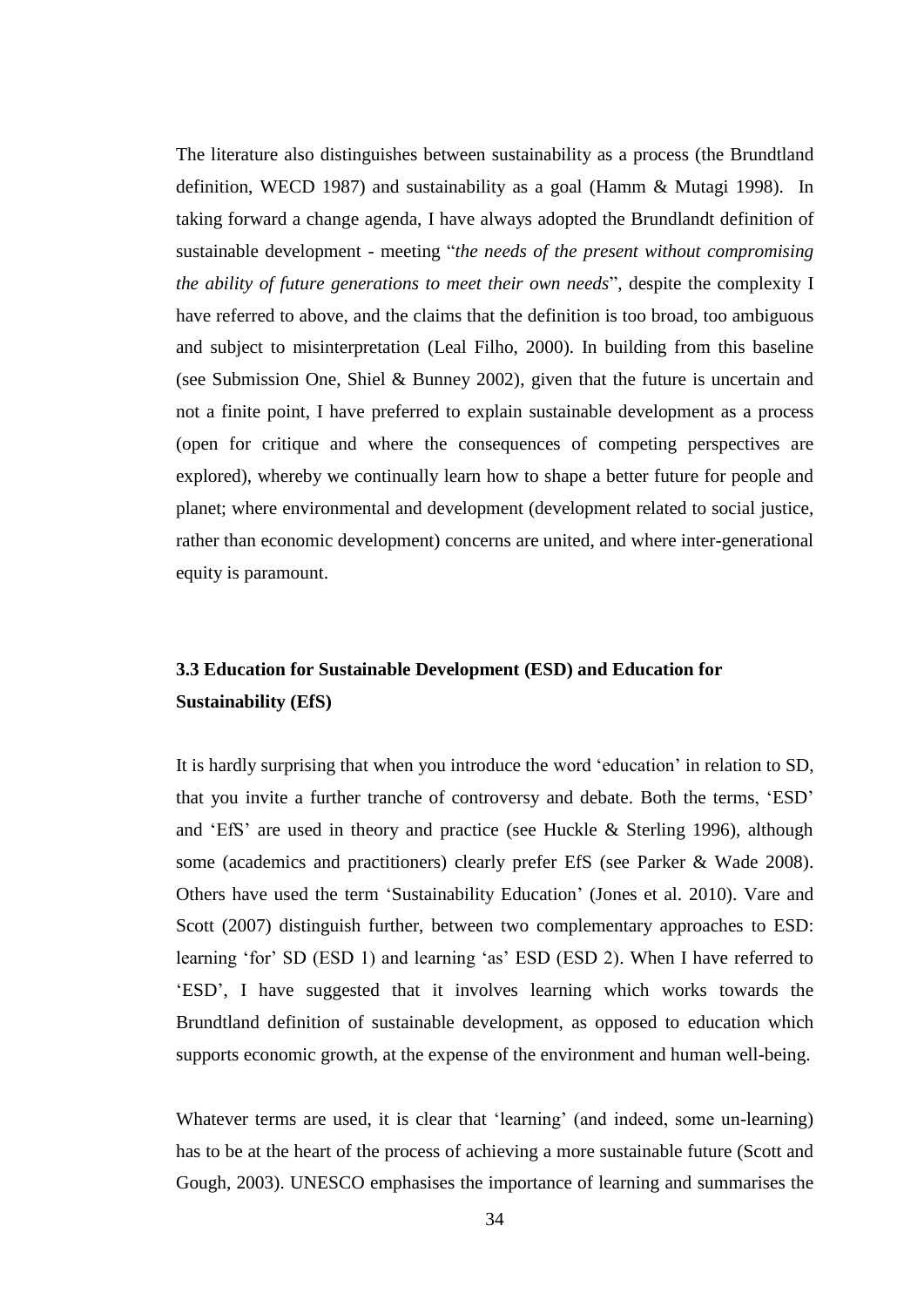The literature also distinguishes between sustainability as a process (the Brundtland definition, WECD 1987) and sustainability as a goal (Hamm & Mutagi 1998). In taking forward a change agenda, I have always adopted the Brundlandt definition of sustainable development - meeting "*the needs of the present without compromising the ability of future generations to meet their own needs*", despite the complexity I have referred to above, and the claims that the definition is too broad, too ambiguous and subject to misinterpretation (Leal Filho, 2000). In building from this baseline (see Submission One, Shiel & Bunney 2002), given that the future is uncertain and not a finite point, I have preferred to explain sustainable development as a process (open for critique and where the consequences of competing perspectives are explored), whereby we continually learn how to shape a better future for people and planet; where environmental and development (development related to social justice, rather than economic development) concerns are united, and where inter-generational equity is paramount.

### 3.3 Education for Sustainable Development (ESD) and Education for Sustainability (EfS)

It is hardly surprising that when you introduce the word 'education' in relation to SD, that you invite a further tranche of controversy and debate. Both the terms, 'ESD' and 'EfS' are used in theory and practice (see Huckle & Sterling 1996), although some (academics and practitioners) clearly prefer EfS (see Parker & Wade 2008). Others have used the term 'Sustainability Education' (Jones et al. 2010). Vare and Scott (2007) distinguish further, between two complementary approaches to ESD: learning 'for' SD (ESD 1) and learning 'as' ESD (ESD 2). When I have referred to 'ESD', I have suggested that it involves learning which works towards the Brundtland definition of sustainable development, as opposed to education which supports economic growth, at the expense of the environment and human well-being.

Whatever terms are used, it is clear that 'learning' (and indeed, some un-learning) has to be at the heart of the process of achieving a more sustainable future (Scott and Gough, 2003). UNESCO emphasises the importance of learning and summarises the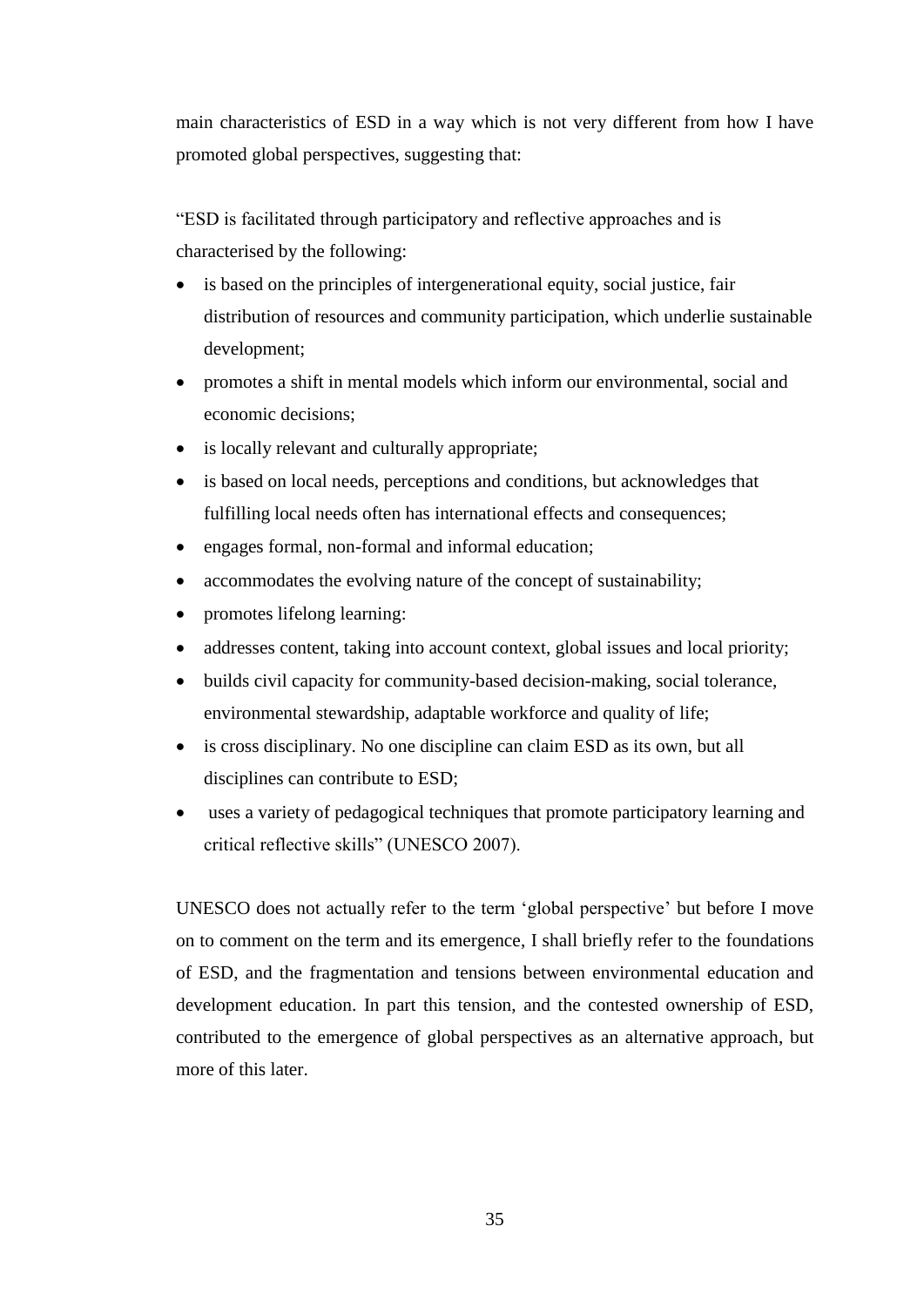main characteristics of ESD in a way which is not very different from how I have promoted global perspectives, suggesting that:

"ESD is facilitated through participatory and reflective approaches and is characterised by the following:

- is based on the principles of intergenerational equity, social justice, fair distribution of resources and community participation, which underlie sustainable development;
- promotes a shift in mental models which inform our environmental, social and economic decisions;
- is locally relevant and culturally appropriate;
- is based on local needs, perceptions and conditions, but acknowledges that fulfilling local needs often has international effects and consequences;
- engages formal, non-formal and informal education;
- accommodates the evolving nature of the concept of sustainability;
- promotes lifelong learning:
- addresses content, taking into account context, global issues and local priority;
- builds civil capacity for community-based decision-making, social tolerance, environmental stewardship, adaptable workforce and quality of life;
- is cross disciplinary. No one discipline can claim ESD as its own, but all disciplines can contribute to ESD;
- uses a variety of pedagogical techniques that promote participatory learning and critical reflective skills" (UNESCO 2007).

UNESCO does not actually refer to the term 'global perspective' but before I move on to comment on the term and its emergence, I shall briefly refer to the foundations of ESD, and the fragmentation and tensions between environmental education and development education. In part this tension, and the contested ownership of ESD, contributed to the emergence of global perspectives as an alternative approach, but more of this later.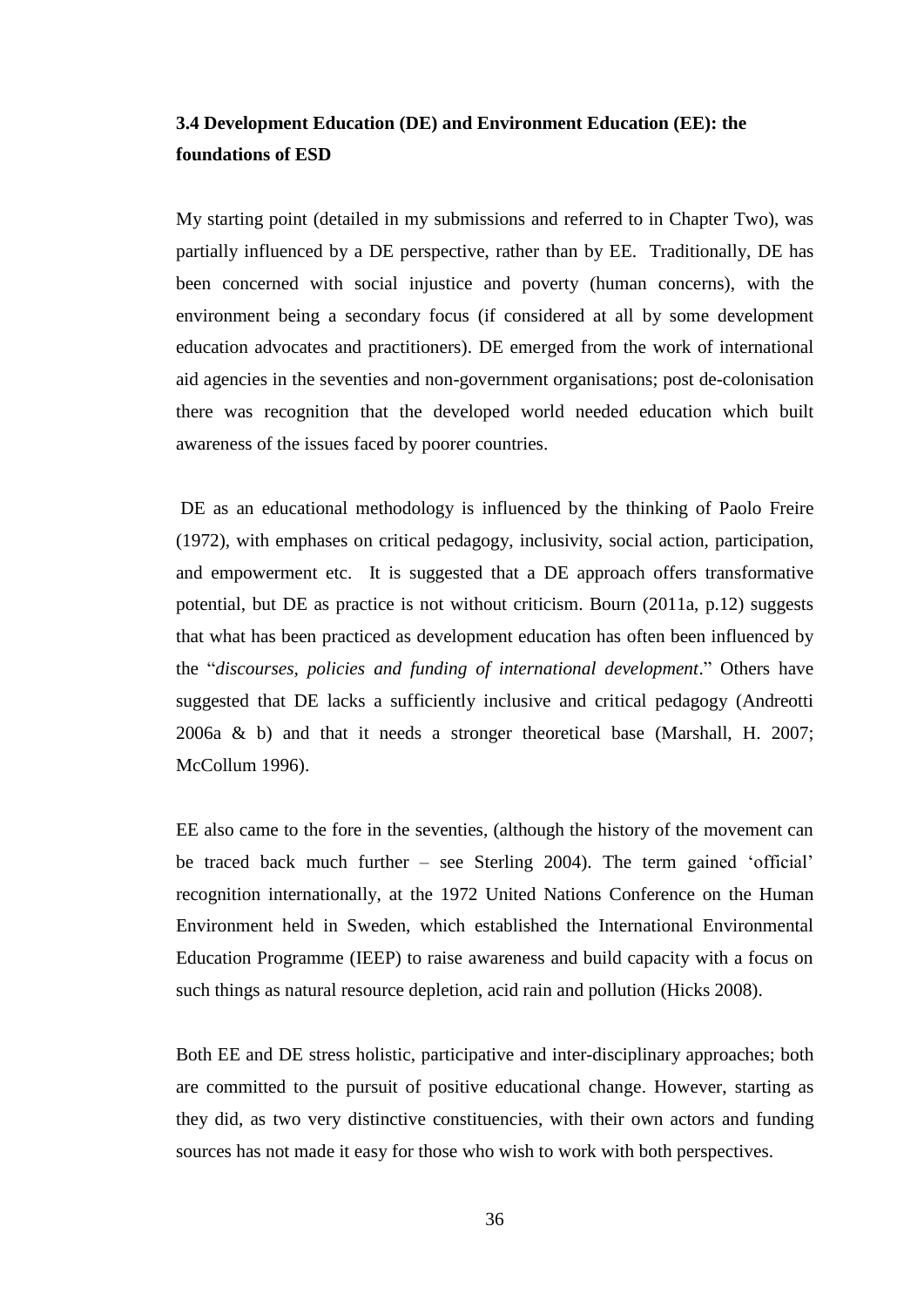### 3.4 Development Education (DE) and Environment Education (EE): the foundations of ESD

My starting point (detailed in my submissions and referred to in Chapter Two), was partially influenced by a DE perspective, rather than by EE. Traditionally, DE has been concerned with social injustice and poverty (human concerns), with the environment being a secondary focus (if considered at all by some development education advocates and practitioners). DE emerged from the work of international aid agencies in the seventies and non-government organisations; post de-colonisation there was recognition that the developed world needed education which built awareness of the issues faced by poorer countries.

DE as an educational methodology is influenced by the thinking of Paolo Freire (1972), with emphases on critical pedagogy, inclusivity, social action, participation, and empowerment etc. It is suggested that a DE approach offers transformative potential, but DE as practice is not without criticism. Bourn (2011a, p.12) suggests that what has been practiced as development education has often been influenced by the "*discourses, policies and funding of international development*." Others have suggested that DE lacks a sufficiently inclusive and critical pedagogy (Andreotti 2006a & b) and that it needs a stronger theoretical base (Marshall, H. 2007; McCollum 1996).

EE also came to the fore in the seventies, (although the history of the movement can be traced back much further – see Sterling 2004). The term gained 'official' recognition internationally, at the 1972 United Nations Conference on the Human Environment held in Sweden, which established the International Environmental Education Programme (IEEP) to raise awareness and build capacity with a focus on such things as natural resource depletion, acid rain and pollution (Hicks 2008).

Both EE and DE stress holistic, participative and inter-disciplinary approaches; both are committed to the pursuit of positive educational change. However, starting as they did, as two very distinctive constituencies, with their own actors and funding sources has not made it easy for those who wish to work with both perspectives.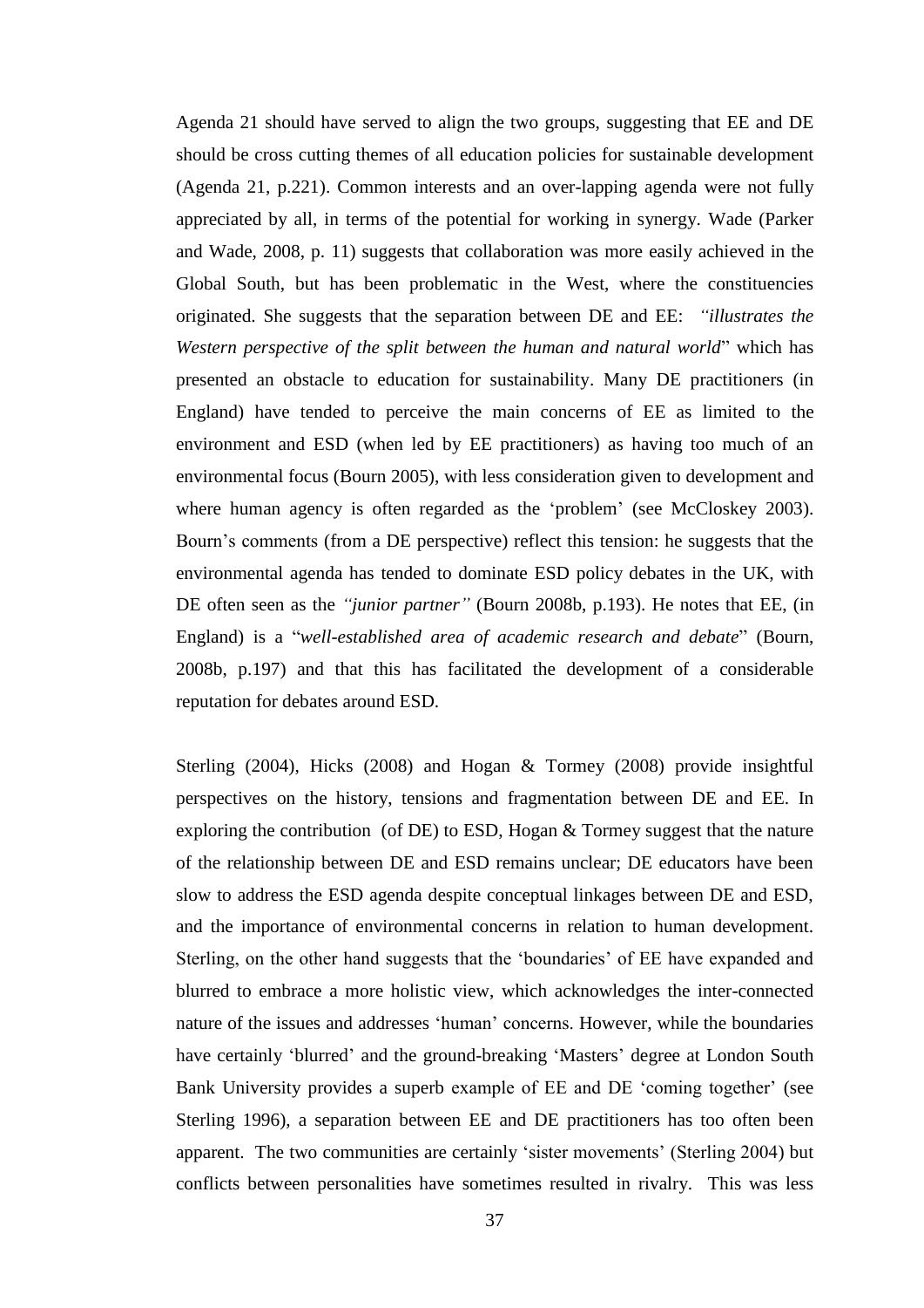Agenda 21 should have served to align the two groups, suggesting that EE and DE should be cross cutting themes of all education policies for sustainable development (Agenda 21, p.221). Common interests and an over-lapping agenda were not fully appreciated by all, in terms of the potential for working in synergy. Wade (Parker and Wade, 2008, p. 11) suggests that collaboration was more easily achieved in the Global South, but has been problematic in the West, where the constituencies originated. She suggests that the separation between DE and EE: *"illustrates the Western perspective of the split between the human and natural world*" which has presented an obstacle to education for sustainability. Many DE practitioners (in England) have tended to perceive the main concerns of EE as limited to the environment and ESD (when led by EE practitioners) as having too much of an environmental focus (Bourn 2005), with less consideration given to development and where human agency is often regarded as the 'problem' (see McCloskey 2003). Bourn's comments (from a DE perspective) reflect this tension: he suggests that the environmental agenda has tended to dominate ESD policy debates in the UK, with DE often seen as the *"junior partner"* (Bourn 2008b, p.193). He notes that EE, (in England) is a "*well-established area of academic research and debate*" (Bourn, 2008b, p.197) and that this has facilitated the development of a considerable reputation for debates around ESD.

Sterling (2004), Hicks (2008) and Hogan & Tormey (2008) provide insightful perspectives on the history, tensions and fragmentation between DE and EE. In exploring the contribution (of DE) to ESD, Hogan & Tormey suggest that the nature of the relationship between DE and ESD remains unclear; DE educators have been slow to address the ESD agenda despite conceptual linkages between DE and ESD, and the importance of environmental concerns in relation to human development. Sterling, on the other hand suggests that the 'boundaries' of EE have expanded and blurred to embrace a more holistic view, which acknowledges the inter-connected nature of the issues and addresses 'human' concerns. However, while the boundaries have certainly 'blurred' and the ground-breaking 'Masters' degree at London South Bank University provides a superb example of EE and DE 'coming together' (see Sterling 1996), a separation between EE and DE practitioners has too often been apparent. The two communities are certainly 'sister movements' (Sterling 2004) but conflicts between personalities have sometimes resulted in rivalry. This was less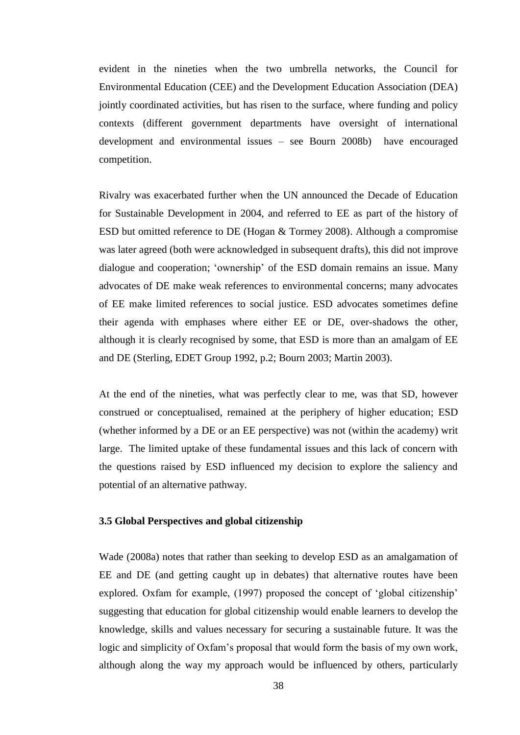evident in the nineties when the two umbrella networks, the Council for Environmental Education (CEE) and the Development Education Association (DEA) jointly coordinated activities, but has risen to the surface, where funding and policy contexts (different government departments have oversight of international development and environmental issues – see Bourn 2008b) have encouraged competition.

Rivalry was exacerbated further when the UN announced the Decade of Education for Sustainable Development in 2004, and referred to EE as part of the history of ESD but omitted reference to DE (Hogan & Tormey 2008). Although a compromise was later agreed (both were acknowledged in subsequent drafts), this did not improve dialogue and cooperation; 'ownership' of the ESD domain remains an issue. Many advocates of DE make weak references to environmental concerns; many advocates of EE make limited references to social justice. ESD advocates sometimes define their agenda with emphases where either EE or DE, over-shadows the other, although it is clearly recognised by some, that ESD is more than an amalgam of EE and DE (Sterling, EDET Group 1992, p.2; Bourn 2003; Martin 2003).

At the end of the nineties, what was perfectly clear to me, was that SD, however construed or conceptualised, remained at the periphery of higher education; ESD (whether informed by a DE or an EE perspective) was not (within the academy) writ large. The limited uptake of these fundamental issues and this lack of concern with the questions raised by ESD influenced my decision to explore the saliency and potential of an alternative pathway.

### 3.5 Global Perspectives and global citizenship

Wade (2008a) notes that rather than seeking to develop ESD as an amalgamation of EE and DE (and getting caught up in debates) that alternative routes have been explored. Oxfam for example, (1997) proposed the concept of 'global citizenship' suggesting that education for global citizenship would enable learners to develop the knowledge, skills and values necessary for securing a sustainable future. It was the logic and simplicity of Oxfam's proposal that would form the basis of my own work, although along the way my approach would be influenced by others, particularly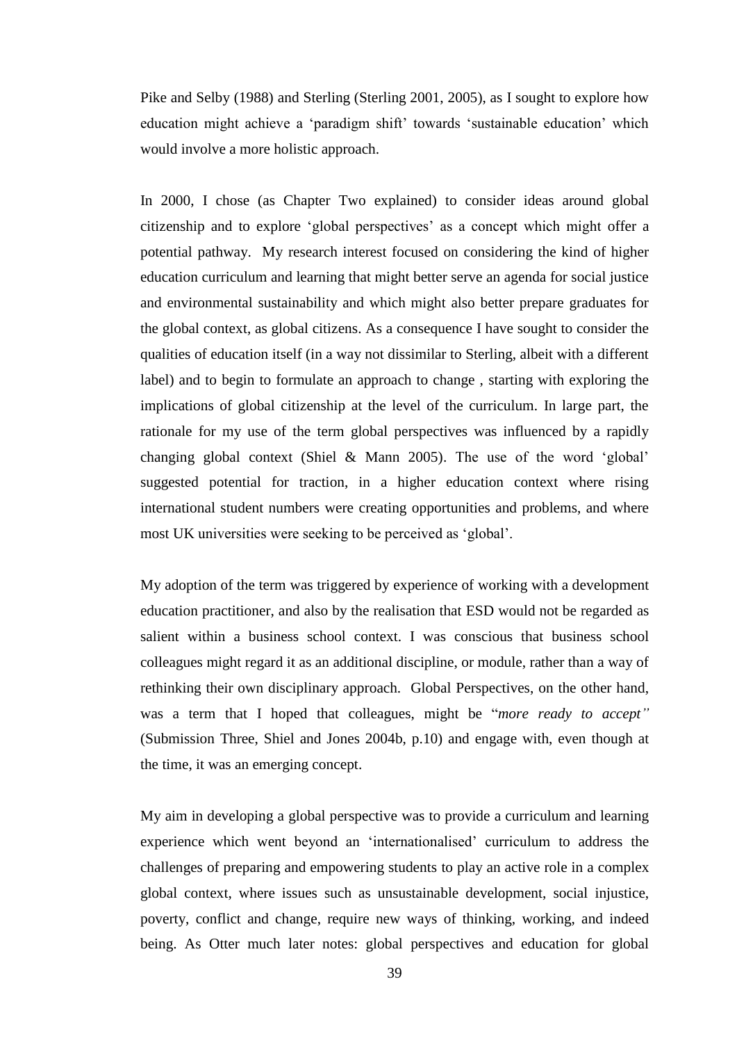Pike and Selby (1988) and Sterling (Sterling 2001, 2005), as I sought to explore how education might achieve a 'paradigm shift' towards 'sustainable education' which would involve a more holistic approach.

In 2000, I chose (as Chapter Two explained) to consider ideas around global citizenship and to explore 'global perspectives' as a concept which might offer a potential pathway. My research interest focused on considering the kind of higher education curriculum and learning that might better serve an agenda for social justice and environmental sustainability and which might also better prepare graduates for the global context, as global citizens. As a consequence I have sought to consider the qualities of education itself (in a way not dissimilar to Sterling, albeit with a different label) and to begin to formulate an approach to change , starting with exploring the implications of global citizenship at the level of the curriculum. In large part, the rationale for my use of the term global perspectives was influenced by a rapidly changing global context (Shiel & Mann 2005). The use of the word 'global' suggested potential for traction, in a higher education context where rising international student numbers were creating opportunities and problems, and where most UK universities were seeking to be perceived as 'global'.

My adoption of the term was triggered by experience of working with a development education practitioner, and also by the realisation that ESD would not be regarded as salient within a business school context. I was conscious that business school colleagues might regard it as an additional discipline, or module, rather than a way of rethinking their own disciplinary approach. Global Perspectives, on the other hand, was a term that I hoped that colleagues, might be "*more ready to accept"* (Submission Three, Shiel and Jones 2004b, p.10) and engage with, even though at the time, it was an emerging concept.

My aim in developing a global perspective was to provide a curriculum and learning experience which went beyond an 'internationalised' curriculum to address the challenges of preparing and empowering students to play an active role in a complex global context, where issues such as unsustainable development, social injustice, poverty, conflict and change, require new ways of thinking, working, and indeed being. As Otter much later notes: global perspectives and education for global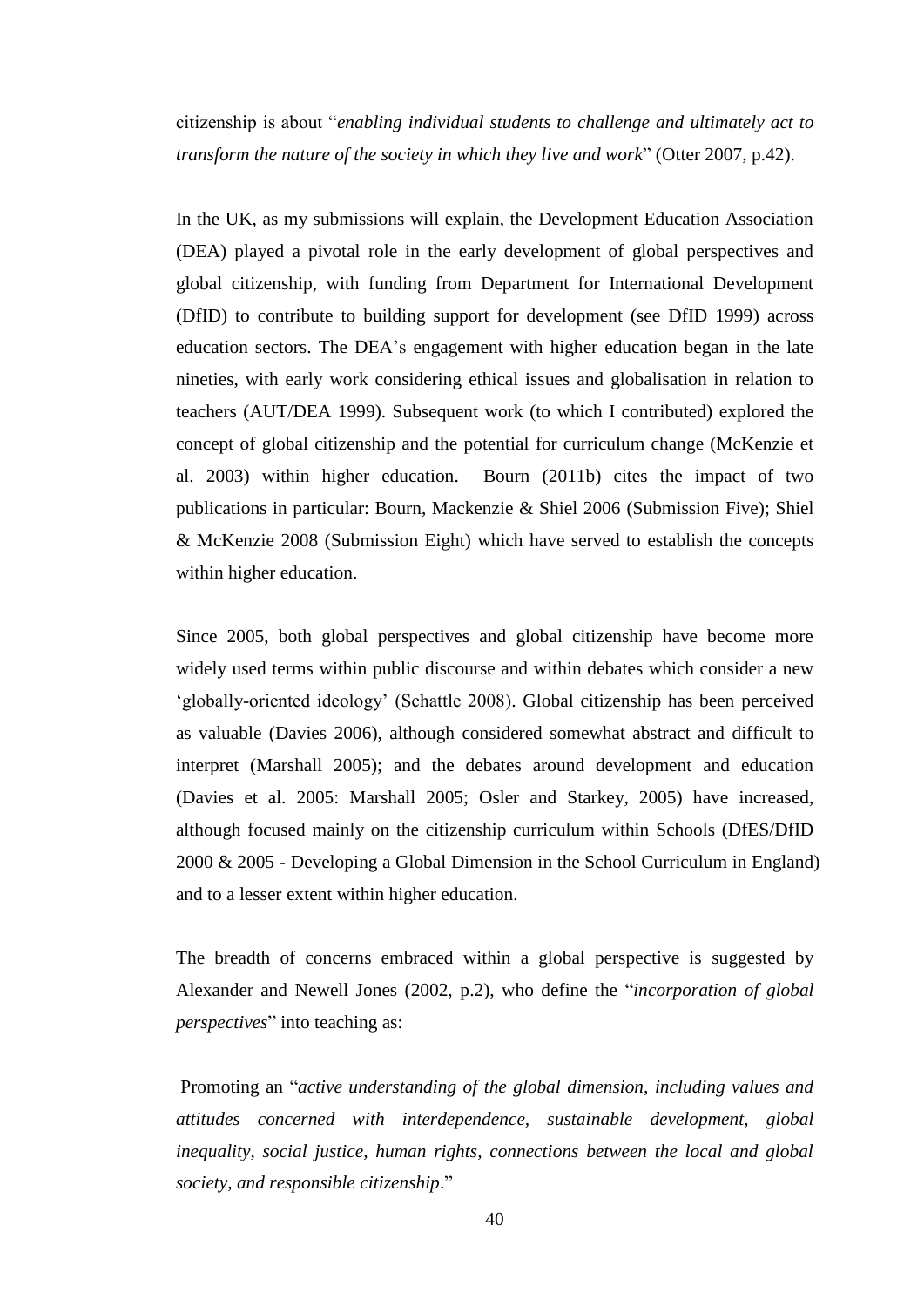citizenship is about "*enabling individual students to challenge and ultimately act to transform the nature of the society in which they live and work*" (Otter 2007, p.42).

In the UK, as my submissions will explain, the Development Education Association (DEA) played a pivotal role in the early development of global perspectives and global citizenship, with funding from Department for International Development (DfID) to contribute to building support for development (see DfID 1999) across education sectors. The DEA's engagement with higher education began in the late nineties, with early work considering ethical issues and globalisation in relation to teachers (AUT/DEA 1999). Subsequent work (to which I contributed) explored the concept of global citizenship and the potential for curriculum change (McKenzie et al. 2003) within higher education. Bourn (2011b) cites the impact of two publications in particular: Bourn, Mackenzie & Shiel 2006 (Submission Five); Shiel & McKenzie 2008 (Submission Eight) which have served to establish the concepts within higher education.

Since 2005, both global perspectives and global citizenship have become more widely used terms within public discourse and within debates which consider a new 'globally-oriented ideology' (Schattle 2008). Global citizenship has been perceived as valuable (Davies 2006), although considered somewhat abstract and difficult to interpret (Marshall 2005); and the debates around development and education (Davies et al. 2005: Marshall 2005; Osler and Starkey, 2005) have increased, although focused mainly on the citizenship curriculum within Schools (DfES/DfID 2000 & 2005 - Developing a Global Dimension in the School Curriculum in England) and to a lesser extent within higher education.

The breadth of concerns embraced within a global perspective is suggested by Alexander and Newell Jones (2002, p.2), who define the "*incorporation of global perspectives*" into teaching as:

Promoting an "*active understanding of the global dimension, including values and attitudes concerned with interdependence, sustainable development, global inequality, social justice, human rights, connections between the local and global society, and responsible citizenship*."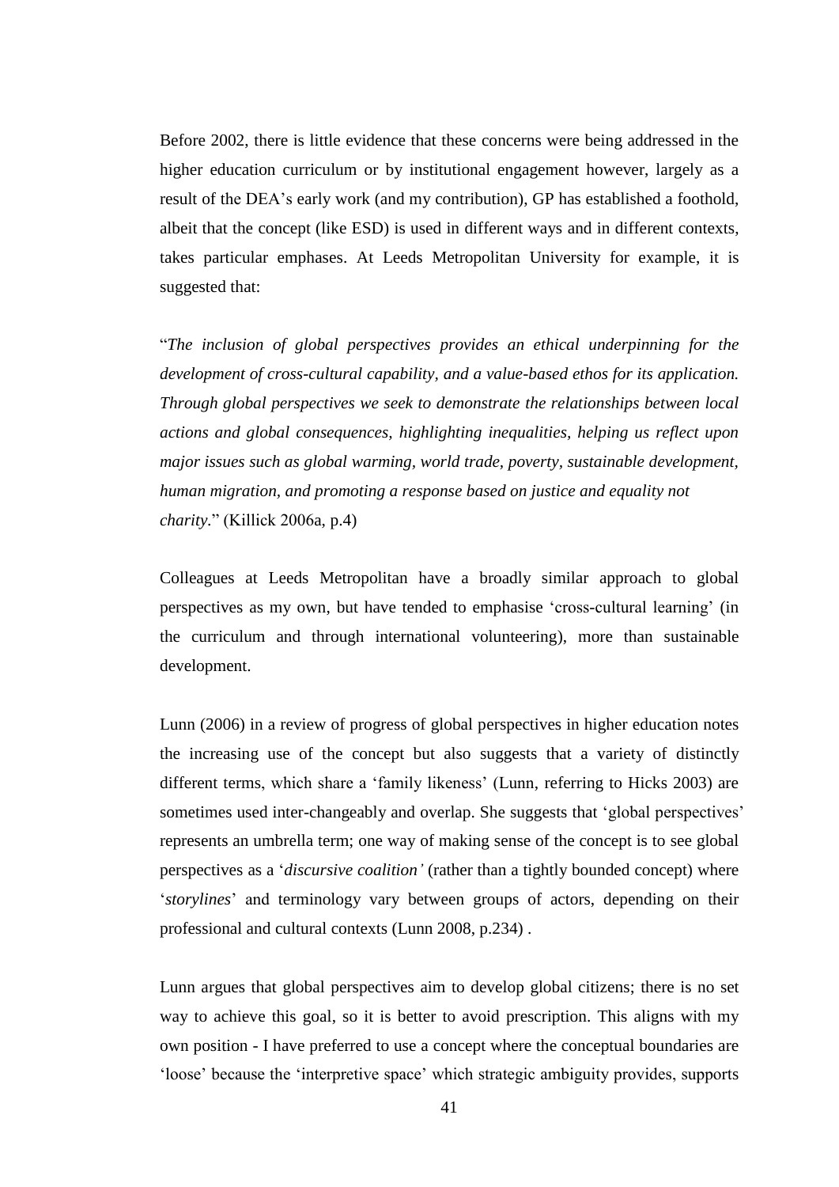Before 2002, there is little evidence that these concerns were being addressed in the higher education curriculum or by institutional engagement however, largely as a result of the DEA's early work (and my contribution), GP has established a foothold, albeit that the concept (like ESD) is used in different ways and in different contexts, takes particular emphases. At Leeds Metropolitan University for example, it is suggested that:

"*The inclusion of global perspectives provides an ethical underpinning for the development of cross-cultural capability, and a value-based ethos for its application. Through global perspectives we seek to demonstrate the relationships between local actions and global consequences, highlighting inequalities, helping us reflect upon major issues such as global warming, world trade, poverty, sustainable development, human migration, and promoting a response based on justice and equality not charity.*" (Killick 2006a, p.4)

Colleagues at Leeds Metropolitan have a broadly similar approach to global perspectives as my own, but have tended to emphasise 'cross-cultural learning' (in the curriculum and through international volunteering), more than sustainable development.

Lunn (2006) in a review of progress of global perspectives in higher education notes the increasing use of the concept but also suggests that a variety of distinctly different terms, which share a 'family likeness' (Lunn, referring to Hicks 2003) are sometimes used inter-changeably and overlap. She suggests that 'global perspectives' represents an umbrella term; one way of making sense of the concept is to see global perspectives as a '*discursive coalition'* (rather than a tightly bounded concept) where '*storylines*' and terminology vary between groups of actors, depending on their professional and cultural contexts (Lunn 2008, p.234) .

Lunn argues that global perspectives aim to develop global citizens; there is no set way to achieve this goal, so it is better to avoid prescription. This aligns with my own position - I have preferred to use a concept where the conceptual boundaries are 'loose' because the 'interpretive space' which strategic ambiguity provides, supports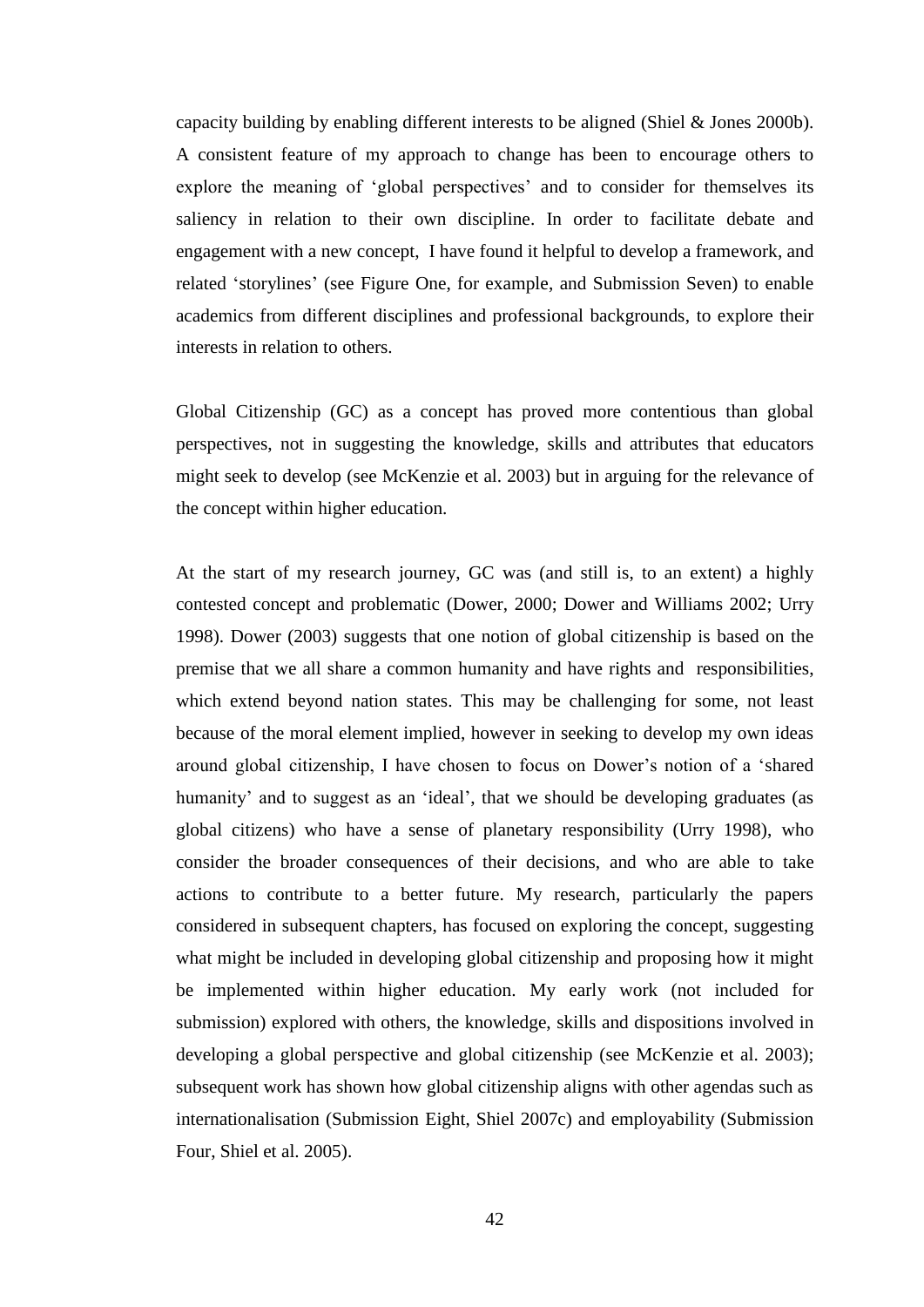capacity building by enabling different interests to be aligned (Shiel & Jones 2000b). A consistent feature of my approach to change has been to encourage others to explore the meaning of 'global perspectives' and to consider for themselves its saliency in relation to their own discipline. In order to facilitate debate and engagement with a new concept, I have found it helpful to develop a framework, and related 'storylines' (see Figure One, for example, and Submission Seven) to enable academics from different disciplines and professional backgrounds, to explore their interests in relation to others.

Global Citizenship (GC) as a concept has proved more contentious than global perspectives, not in suggesting the knowledge, skills and attributes that educators might seek to develop (see McKenzie et al. 2003) but in arguing for the relevance of the concept within higher education.

At the start of my research journey, GC was (and still is, to an extent) a highly contested concept and problematic (Dower, 2000; Dower and Williams 2002; Urry 1998). Dower (2003) suggests that one notion of global citizenship is based on the premise that we all share a common humanity and have rights and responsibilities, which extend beyond nation states. This may be challenging for some, not least because of the moral element implied, however in seeking to develop my own ideas around global citizenship, I have chosen to focus on Dower's notion of a 'shared humanity' and to suggest as an 'ideal', that we should be developing graduates (as global citizens) who have a sense of planetary responsibility (Urry 1998), who consider the broader consequences of their decisions, and who are able to take actions to contribute to a better future. My research, particularly the papers considered in subsequent chapters, has focused on exploring the concept, suggesting what might be included in developing global citizenship and proposing how it might be implemented within higher education. My early work (not included for submission) explored with others, the knowledge, skills and dispositions involved in developing a global perspective and global citizenship (see McKenzie et al. 2003); subsequent work has shown how global citizenship aligns with other agendas such as internationalisation (Submission Eight, Shiel 2007c) and employability (Submission Four, Shiel et al. 2005).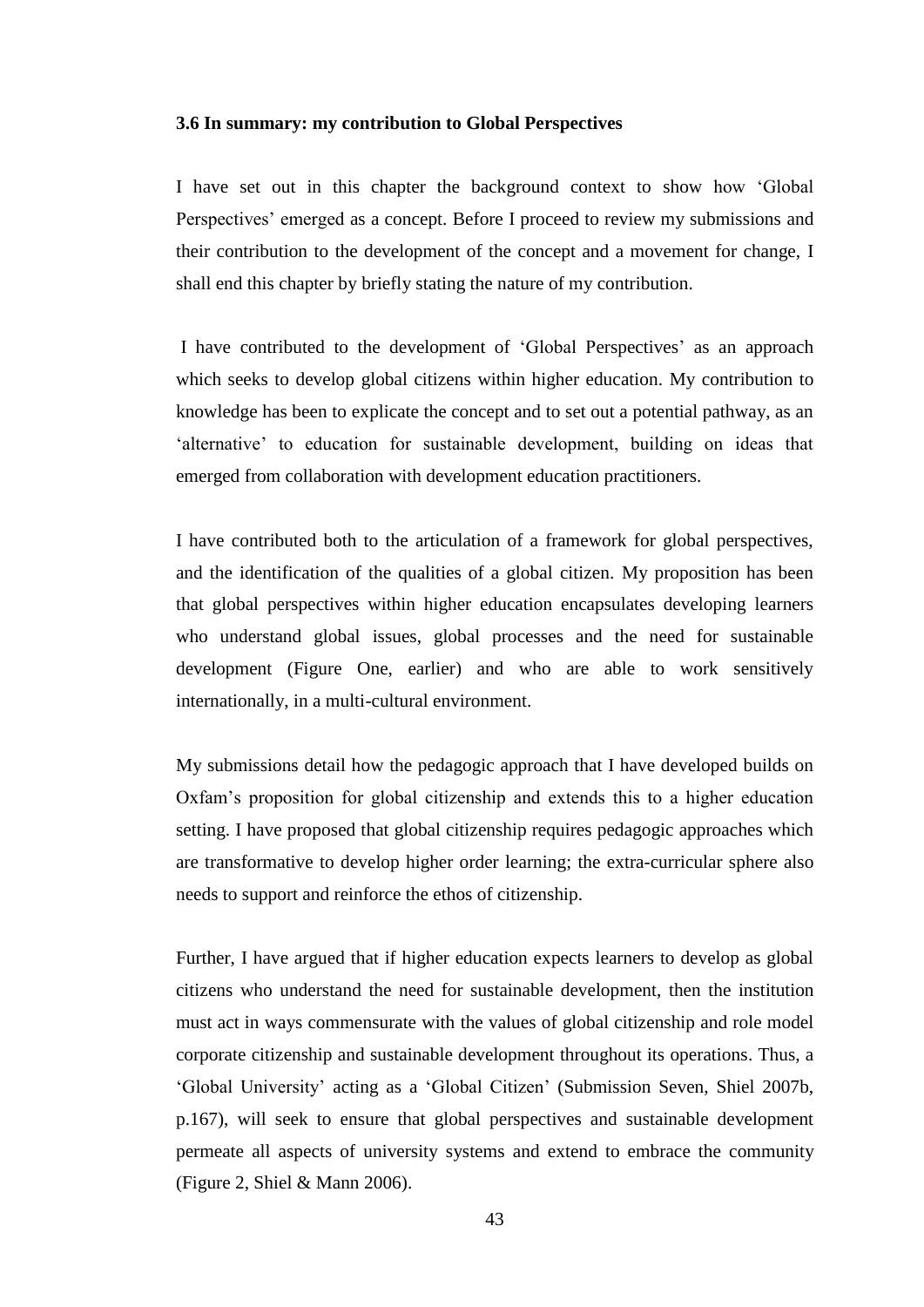### 3.6 In summary: my contribution to Global Perspectives

I have set out in this chapter the background context to show how 'Global Perspectives' emerged as a concept. Before I proceed to review my submissions and their contribution to the development of the concept and a movement for change, I shall end this chapter by briefly stating the nature of my contribution.

I have contributed to the development of 'Global Perspectives' as an approach which seeks to develop global citizens within higher education. My contribution to knowledge has been to explicate the concept and to set out a potential pathway, as an 'alternative' to education for sustainable development, building on ideas that emerged from collaboration with development education practitioners.

I have contributed both to the articulation of a framework for global perspectives, and the identification of the qualities of a global citizen. My proposition has been that global perspectives within higher education encapsulates developing learners who understand global issues, global processes and the need for sustainable development (Figure One, earlier) and who are able to work sensitively internationally, in a multi-cultural environment.

My submissions detail how the pedagogic approach that I have developed builds on Oxfam's proposition for global citizenship and extends this to a higher education setting. I have proposed that global citizenship requires pedagogic approaches which are transformative to develop higher order learning; the extra-curricular sphere also needs to support and reinforce the ethos of citizenship.

Further, I have argued that if higher education expects learners to develop as global citizens who understand the need for sustainable development, then the institution must act in ways commensurate with the values of global citizenship and role model corporate citizenship and sustainable development throughout its operations. Thus, a 'Global University' acting as a 'Global Citizen' (Submission Seven, Shiel 2007b, p.167), will seek to ensure that global perspectives and sustainable development permeate all aspects of university systems and extend to embrace the community (Figure 2, Shiel & Mann 2006).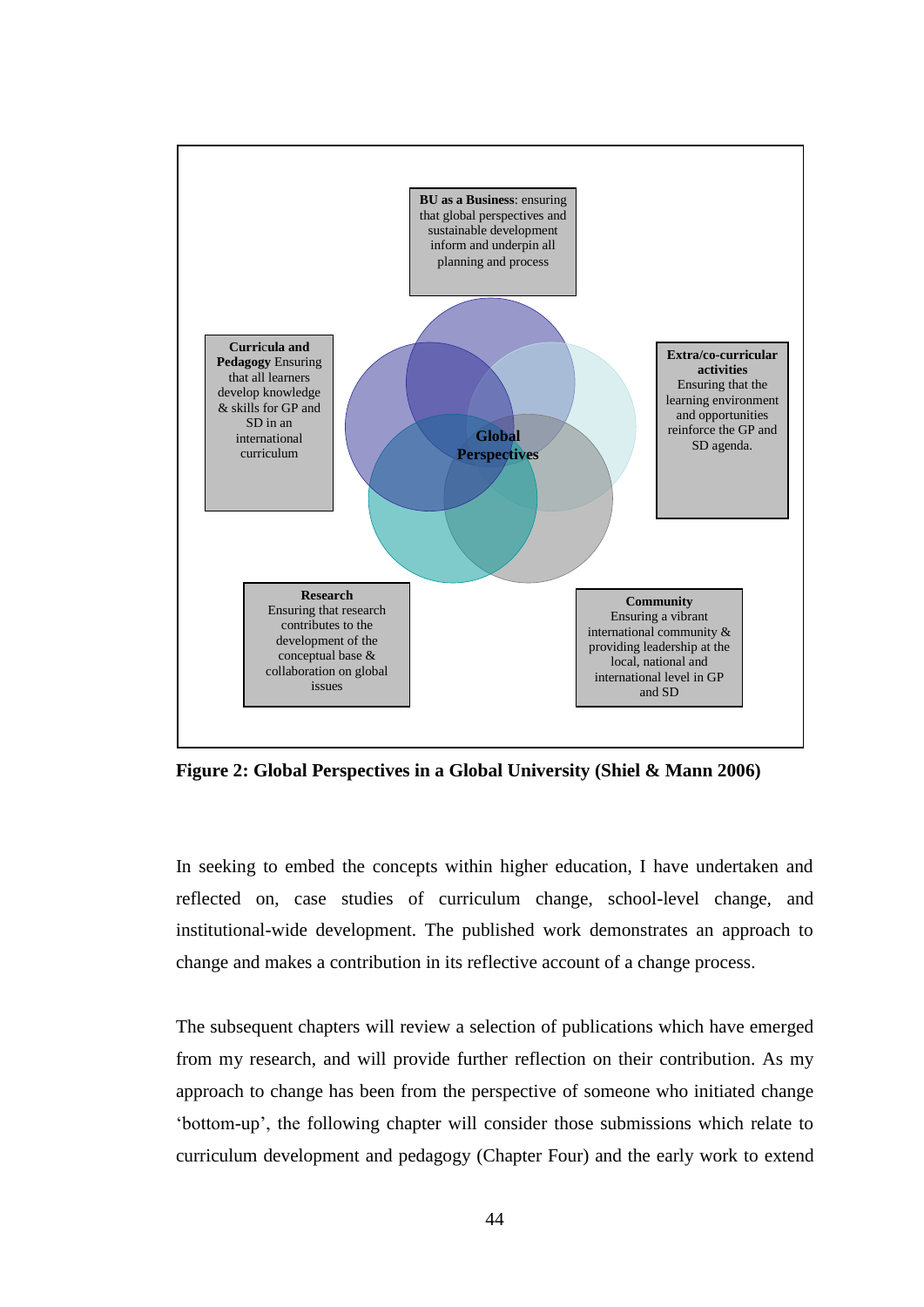**BU as a Business**: ensuring that global perspectives and sustainable development inform and underpin all planning and process

**Curricula and Pedagogy** Ensuring that all learners develop knowledge & skills for GP and SD in an international curriculum

**Global Perspectives**

**Extra/co-curricular activities** Ensuring that the learning environment and opportunities reinforce the GP and SD agenda.

**Research** Ensuring that research contributes to the development of the conceptual base & collaboration on global issues

**Community** Ensuring a vibrant international community & providing leadership at the local, national and international level in GP and SD

**Figure 2: Global Perspectives in a Global University (Shiel & Mann 2006)**

In seeking to embed the concepts within higher education, I have undertaken and reflected on, case studies of curriculum change, school-level change, and institutional-wide development. The published work demonstrates an approach to change and makes a contribution in its reflective account of a change process.

The subsequent chapters will review a selection of publications which have emerged from my research, and will provide further reflection on their contribution. As my approach to change has been from the perspective of someone who initiated change 'bottom-up', the following chapter will consider those submissions which relate to curriculum development and pedagogy (Chapter Four) and the early work to extend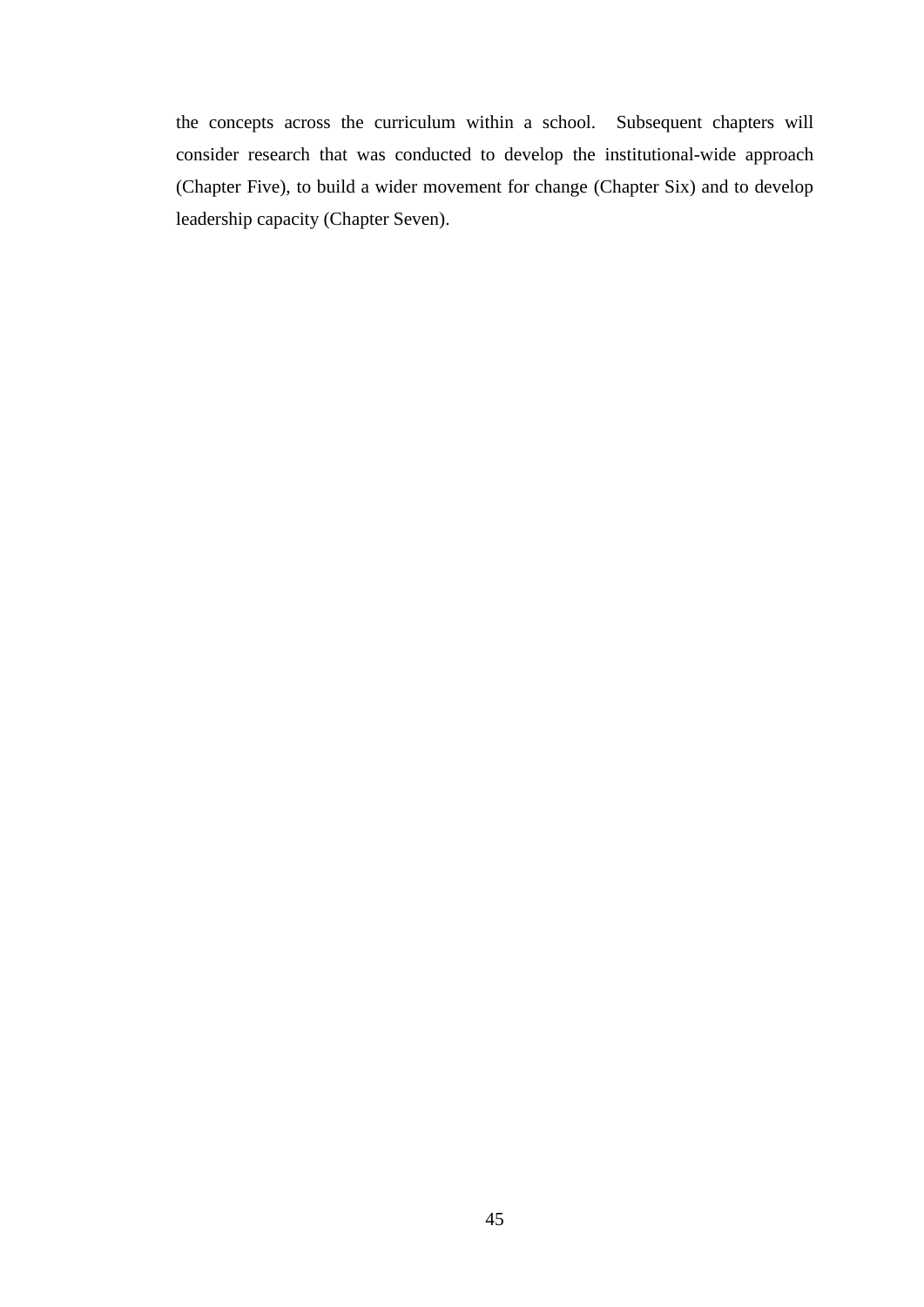the concepts across the curriculum within a school. Subsequent chapters will consider research that was conducted to develop the institutional-wide approach (Chapter Five), to build a wider movement for change (Chapter Six) and to develop leadership capacity (Chapter Seven).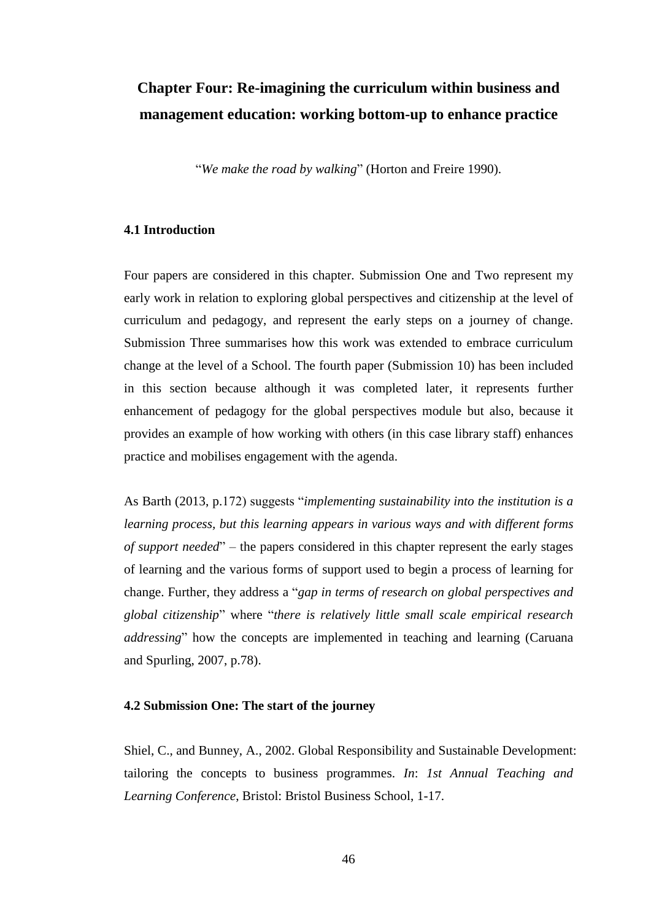# Chapter Four: Re-imagining the curriculum within business and management education: working bottom-up to enhance practice

"*We make the road by walking*" (Horton and Freire 1990).

### 4.1 Introduction

Four papers are considered in this chapter. Submission One and Two represent my early work in relation to exploring global perspectives and citizenship at the level of curriculum and pedagogy, and represent the early steps on a journey of change. Submission Three summarises how this work was extended to embrace curriculum change at the level of a School. The fourth paper (Submission 10) has been included in this section because although it was completed later, it represents further enhancement of pedagogy for the global perspectives module but also, because it provides an example of how working with others (in this case library staff) enhances practice and mobilises engagement with the agenda.

As Barth (2013, p.172) suggests "*implementing sustainability into the institution is a learning process, but this learning appears in various ways and with different forms of support needed*" – the papers considered in this chapter represent the early stages of learning and the various forms of support used to begin a process of learning for change. Further, they address a "*gap in terms of research on global perspectives and global citizenship*" where "*there is relatively little small scale empirical research addressing*" how the concepts are implemented in teaching and learning (Caruana and Spurling, 2007, p.78).

### 4.2 Submission One: The start of the journey

Shiel, C., and Bunney, A., 2002. Global Responsibility and Sustainable Development: tailoring the concepts to business programmes. *In*: *1st Annual Teaching and Learning Conference*, Bristol: Bristol Business School, 1-17.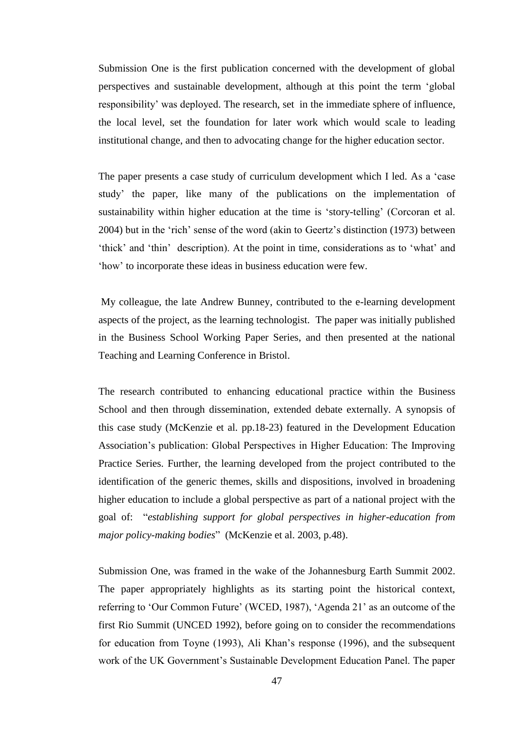Submission One is the first publication concerned with the development of global perspectives and sustainable development, although at this point the term 'global responsibility' was deployed. The research, set in the immediate sphere of influence, the local level, set the foundation for later work which would scale to leading institutional change, and then to advocating change for the higher education sector.

The paper presents a case study of curriculum development which I led. As a 'case study' the paper, like many of the publications on the implementation of sustainability within higher education at the time is 'story-telling' (Corcoran et al. 2004) but in the 'rich' sense of the word (akin to Geertz's distinction (1973) between 'thick' and 'thin' description). At the point in time, considerations as to 'what' and 'how' to incorporate these ideas in business education were few.

My colleague, the late Andrew Bunney, contributed to the e-learning development aspects of the project, as the learning technologist. The paper was initially published in the Business School Working Paper Series, and then presented at the national Teaching and Learning Conference in Bristol.

The research contributed to enhancing educational practice within the Business School and then through dissemination, extended debate externally. A synopsis of this case study (McKenzie et al. pp.18-23) featured in the Development Education Association's publication: Global Perspectives in Higher Education: The Improving Practice Series. Further, the learning developed from the project contributed to the identification of the generic themes, skills and dispositions, involved in broadening higher education to include a global perspective as part of a national project with the goal of: "*establishing support for global perspectives in higher-education from major policy-making bodies*" (McKenzie et al. 2003, p.48).

Submission One, was framed in the wake of the Johannesburg Earth Summit 2002. The paper appropriately highlights as its starting point the historical context, referring to 'Our Common Future' (WCED, 1987), 'Agenda 21' as an outcome of the first Rio Summit (UNCED 1992), before going on to consider the recommendations for education from Toyne (1993), Ali Khan's response (1996), and the subsequent work of the UK Government's Sustainable Development Education Panel. The paper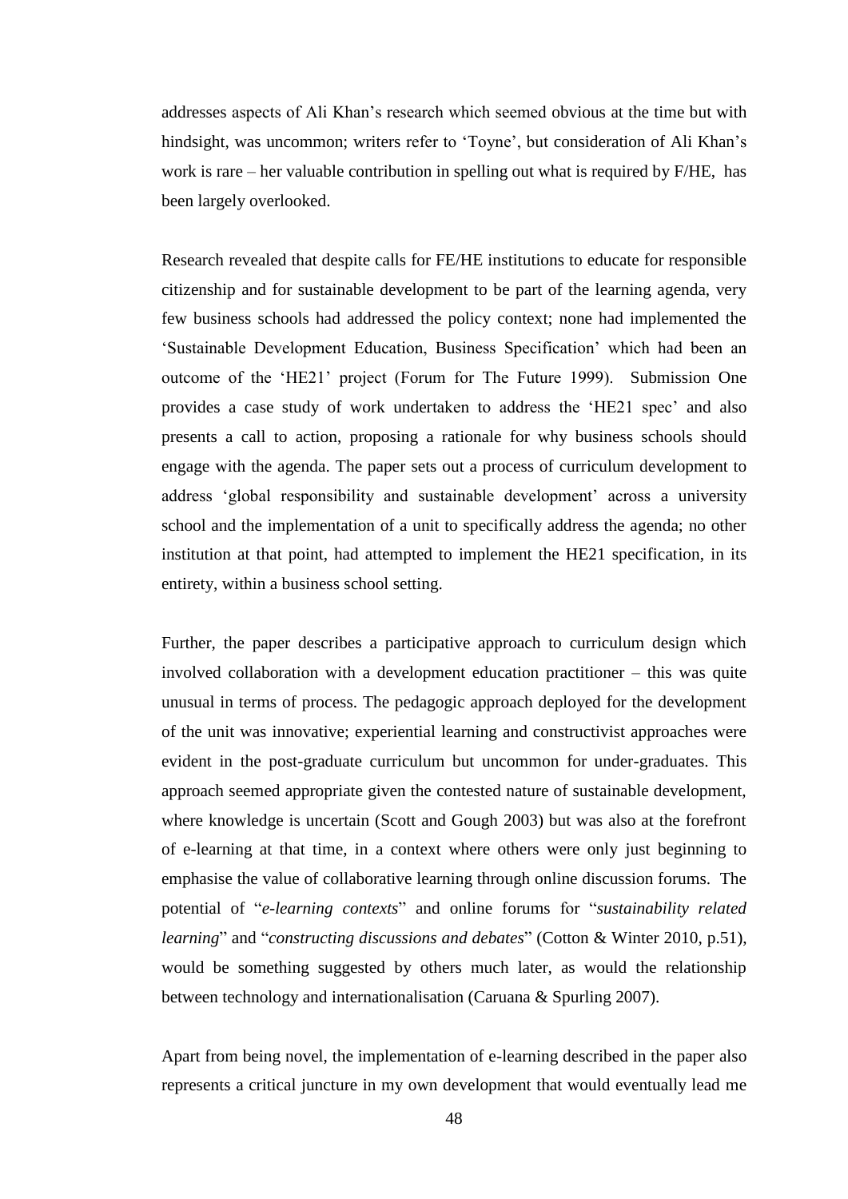addresses aspects of Ali Khan's research which seemed obvious at the time but with hindsight, was uncommon; writers refer to 'Toyne', but consideration of Ali Khan's work is rare – her valuable contribution in spelling out what is required by F/HE, has been largely overlooked.

Research revealed that despite calls for FE/HE institutions to educate for responsible citizenship and for sustainable development to be part of the learning agenda, very few business schools had addressed the policy context; none had implemented the 'Sustainable Development Education, Business Specification' which had been an outcome of the 'HE21' project (Forum for The Future 1999). Submission One provides a case study of work undertaken to address the 'HE21 spec' and also presents a call to action, proposing a rationale for why business schools should engage with the agenda. The paper sets out a process of curriculum development to address 'global responsibility and sustainable development' across a university school and the implementation of a unit to specifically address the agenda; no other institution at that point, had attempted to implement the HE21 specification, in its entirety, within a business school setting.

Further, the paper describes a participative approach to curriculum design which involved collaboration with a development education practitioner – this was quite unusual in terms of process. The pedagogic approach deployed for the development of the unit was innovative; experiential learning and constructivist approaches were evident in the post-graduate curriculum but uncommon for under-graduates. This approach seemed appropriate given the contested nature of sustainable development, where knowledge is uncertain (Scott and Gough 2003) but was also at the forefront of e-learning at that time, in a context where others were only just beginning to emphasise the value of collaborative learning through online discussion forums. The potential of "*e-learning contexts*" and online forums for "*sustainability related learning*" and "*constructing discussions and debates*" (Cotton & Winter 2010, p.51), would be something suggested by others much later, as would the relationship between technology and internationalisation (Caruana & Spurling 2007).

Apart from being novel, the implementation of e-learning described in the paper also represents a critical juncture in my own development that would eventually lead me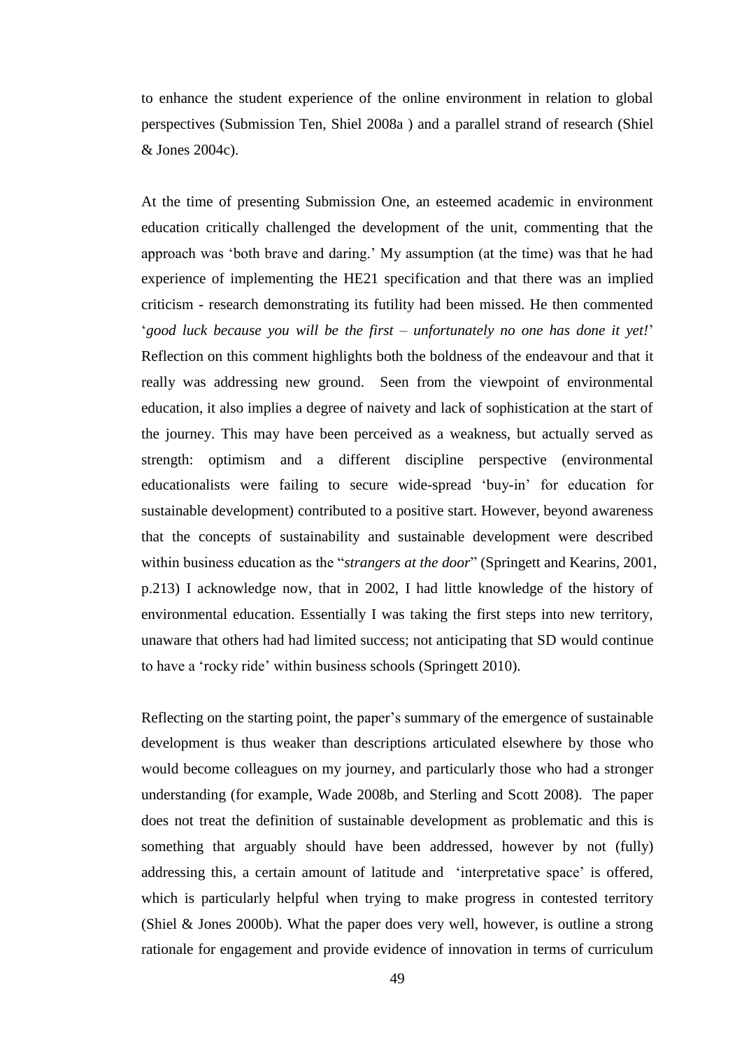to enhance the student experience of the online environment in relation to global perspectives (Submission Ten, Shiel 2008a ) and a parallel strand of research (Shiel & Jones 2004c).

At the time of presenting Submission One, an esteemed academic in environment education critically challenged the development of the unit, commenting that the approach was 'both brave and daring.' My assumption (at the time) was that he had experience of implementing the HE21 specification and that there was an implied criticism - research demonstrating its futility had been missed. He then commented '*good luck because you will be the first – unfortunately no one has done it yet!*' Reflection on this comment highlights both the boldness of the endeavour and that it really was addressing new ground. Seen from the viewpoint of environmental education, it also implies a degree of naivety and lack of sophistication at the start of the journey. This may have been perceived as a weakness, but actually served as strength: optimism and a different discipline perspective (environmental educationalists were failing to secure wide-spread 'buy-in' for education for sustainable development) contributed to a positive start. However, beyond awareness that the concepts of sustainability and sustainable development were described within business education as the "*strangers at the door*" (Springett and Kearins, 2001, p.213) I acknowledge now, that in 2002, I had little knowledge of the history of environmental education. Essentially I was taking the first steps into new territory, unaware that others had had limited success; not anticipating that SD would continue to have a 'rocky ride' within business schools (Springett 2010).

Reflecting on the starting point, the paper's summary of the emergence of sustainable development is thus weaker than descriptions articulated elsewhere by those who would become colleagues on my journey, and particularly those who had a stronger understanding (for example, Wade 2008b, and Sterling and Scott 2008). The paper does not treat the definition of sustainable development as problematic and this is something that arguably should have been addressed, however by not (fully) addressing this, a certain amount of latitude and 'interpretative space' is offered, which is particularly helpful when trying to make progress in contested territory (Shiel & Jones 2000b). What the paper does very well, however, is outline a strong rationale for engagement and provide evidence of innovation in terms of curriculum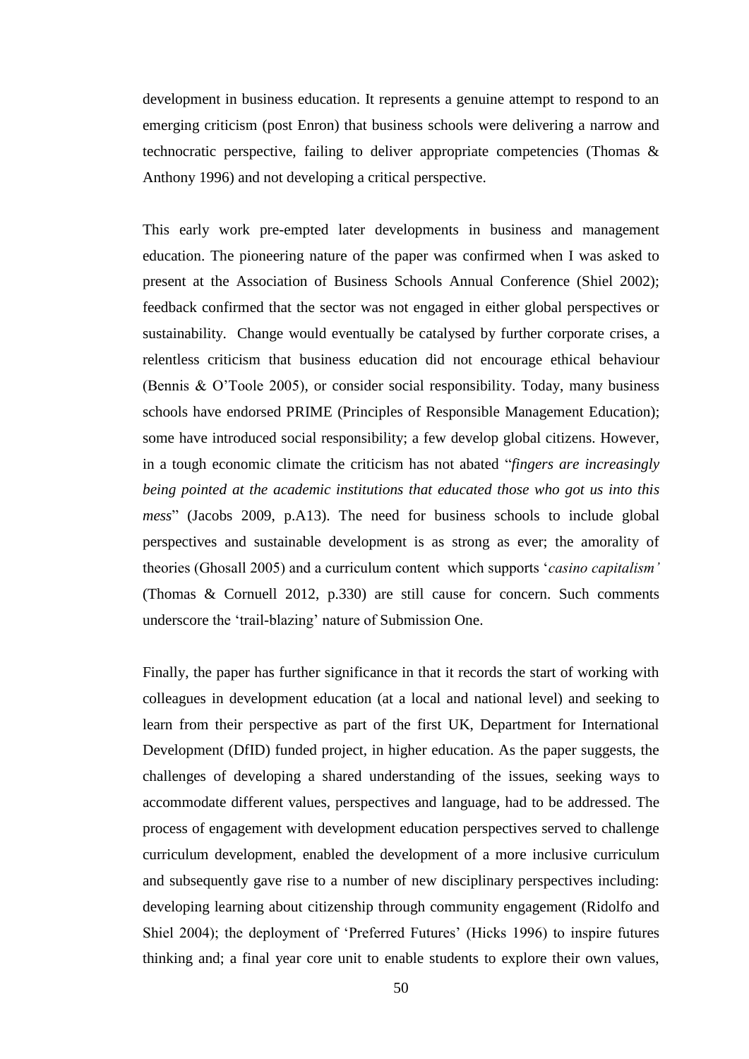development in business education. It represents a genuine attempt to respond to an emerging criticism (post Enron) that business schools were delivering a narrow and technocratic perspective, failing to deliver appropriate competencies (Thomas & Anthony 1996) and not developing a critical perspective.

This early work pre-empted later developments in business and management education. The pioneering nature of the paper was confirmed when I was asked to present at the Association of Business Schools Annual Conference (Shiel 2002); feedback confirmed that the sector was not engaged in either global perspectives or sustainability. Change would eventually be catalysed by further corporate crises, a relentless criticism that business education did not encourage ethical behaviour (Bennis & O'Toole 2005), or consider social responsibility. Today, many business schools have endorsed PRIME (Principles of Responsible Management Education); some have introduced social responsibility; a few develop global citizens. However, in a tough economic climate the criticism has not abated "*fingers are increasingly being pointed at the academic institutions that educated those who got us into this mess*" (Jacobs 2009, p.A13). The need for business schools to include global perspectives and sustainable development is as strong as ever; the amorality of theories (Ghosall 2005) and a curriculum content which supports '*casino capitalism'* (Thomas & Cornuell 2012, p.330) are still cause for concern. Such comments underscore the 'trail-blazing' nature of Submission One.

Finally, the paper has further significance in that it records the start of working with colleagues in development education (at a local and national level) and seeking to learn from their perspective as part of the first UK, Department for International Development (DfID) funded project, in higher education. As the paper suggests, the challenges of developing a shared understanding of the issues, seeking ways to accommodate different values, perspectives and language, had to be addressed. The process of engagement with development education perspectives served to challenge curriculum development, enabled the development of a more inclusive curriculum and subsequently gave rise to a number of new disciplinary perspectives including: developing learning about citizenship through community engagement (Ridolfo and Shiel 2004); the deployment of 'Preferred Futures' (Hicks 1996) to inspire futures thinking and; a final year core unit to enable students to explore their own values,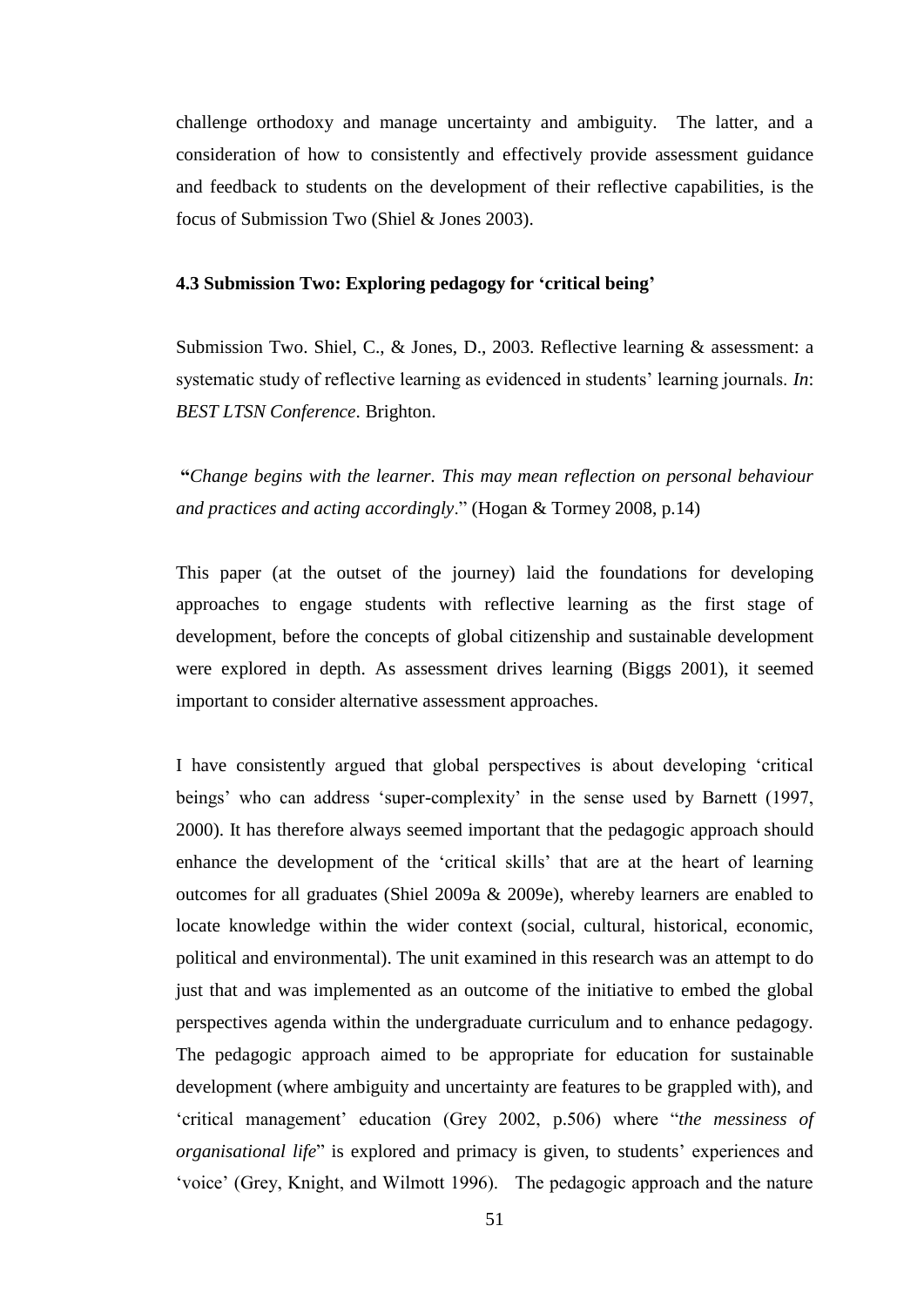challenge orthodoxy and manage uncertainty and ambiguity. The latter, and a consideration of how to consistently and effectively provide assessment guidance and feedback to students on the development of their reflective capabilities, is the focus of Submission Two (Shiel & Jones 2003).

### 4.3 Submission Two: Exploring pedagogy for 'critical being'

Submission Two. Shiel, C., & Jones, D., 2003. Reflective learning & assessment: a systematic study of reflective learning as evidenced in students' learning journals. *In*: *BEST LTSN Conference*. Brighton.

**"***Change begins with the learner. This may mean reflection on personal behaviour and practices and acting accordingly*." (Hogan & Tormey 2008, p.14)

This paper (at the outset of the journey) laid the foundations for developing approaches to engage students with reflective learning as the first stage of development, before the concepts of global citizenship and sustainable development were explored in depth. As assessment drives learning (Biggs 2001), it seemed important to consider alternative assessment approaches.

I have consistently argued that global perspectives is about developing 'critical beings' who can address 'super-complexity' in the sense used by Barnett (1997, 2000). It has therefore always seemed important that the pedagogic approach should enhance the development of the 'critical skills' that are at the heart of learning outcomes for all graduates (Shiel 2009a & 2009e), whereby learners are enabled to locate knowledge within the wider context (social, cultural, historical, economic, political and environmental). The unit examined in this research was an attempt to do just that and was implemented as an outcome of the initiative to embed the global perspectives agenda within the undergraduate curriculum and to enhance pedagogy. The pedagogic approach aimed to be appropriate for education for sustainable development (where ambiguity and uncertainty are features to be grappled with), and 'critical management' education (Grey 2002, p.506) where "*the messiness of organisational life*" is explored and primacy is given, to students' experiences and 'voice' (Grey, Knight, and Wilmott 1996). The pedagogic approach and the nature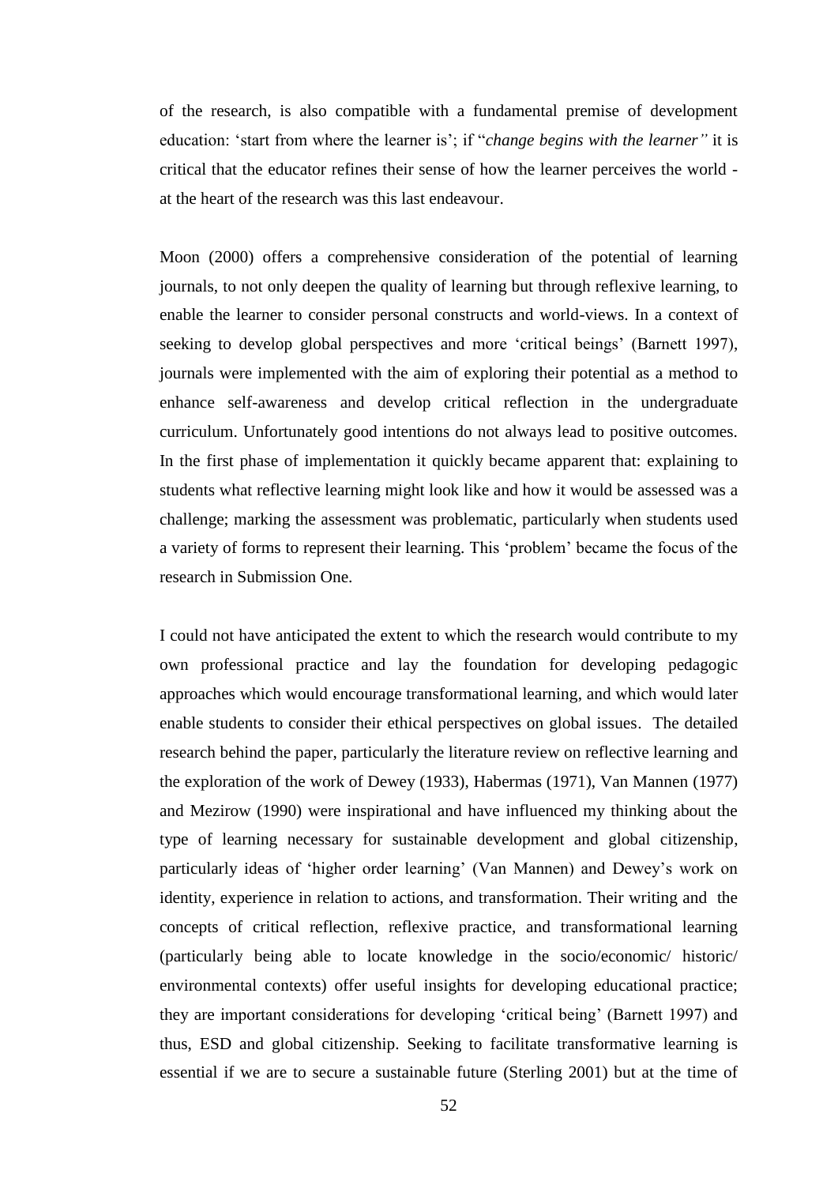of the research, is also compatible with a fundamental premise of development education: 'start from where the learner is'; if "*change begins with the learner"* it is critical that the educator refines their sense of how the learner perceives the world - at the heart of the research was this last endeavour.

Moon (2000) offers a comprehensive consideration of the potential of learning journals, to not only deepen the quality of learning but through reflexive learning, to enable the learner to consider personal constructs and world-views. In a context of seeking to develop global perspectives and more 'critical beings' (Barnett 1997), journals were implemented with the aim of exploring their potential as a method to enhance self-awareness and develop critical reflection in the undergraduate curriculum. Unfortunately good intentions do not always lead to positive outcomes. In the first phase of implementation it quickly became apparent that: explaining to students what reflective learning might look like and how it would be assessed was a challenge; marking the assessment was problematic, particularly when students used a variety of forms to represent their learning. This 'problem' became the focus of the research in Submission One.

I could not have anticipated the extent to which the research would contribute to my own professional practice and lay the foundation for developing pedagogic approaches which would encourage transformational learning, and which would later enable students to consider their ethical perspectives on global issues. The detailed research behind the paper, particularly the literature review on reflective learning and the exploration of the work of Dewey (1933), Habermas (1971), Van Mannen (1977) and Mezirow (1990) were inspirational and have influenced my thinking about the type of learning necessary for sustainable development and global citizenship, particularly ideas of 'higher order learning' (Van Mannen) and Dewey's work on identity, experience in relation to actions, and transformation. Their writing and the concepts of critical reflection, reflexive practice, and transformational learning (particularly being able to locate knowledge in the socio/economic/ historic/ environmental contexts) offer useful insights for developing educational practice; they are important considerations for developing 'critical being' (Barnett 1997) and thus, ESD and global citizenship. Seeking to facilitate transformative learning is essential if we are to secure a sustainable future (Sterling 2001) but at the time of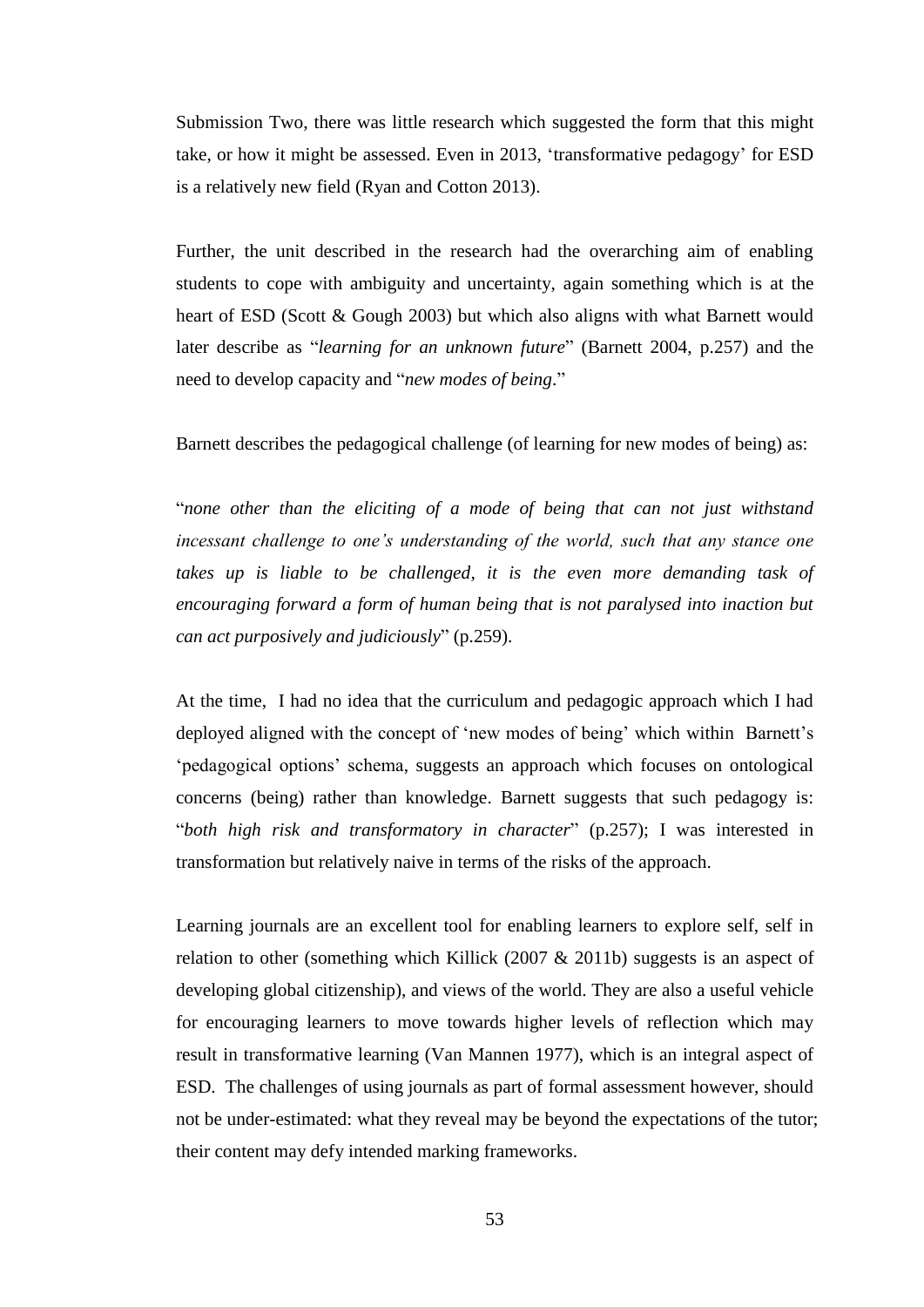Submission Two, there was little research which suggested the form that this might take, or how it might be assessed. Even in 2013, 'transformative pedagogy' for ESD is a relatively new field (Ryan and Cotton 2013).

Further, the unit described in the research had the overarching aim of enabling students to cope with ambiguity and uncertainty, again something which is at the heart of ESD (Scott & Gough 2003) but which also aligns with what Barnett would later describe as "*learning for an unknown future*" (Barnett 2004, p.257) and the need to develop capacity and "*new modes of being*."

Barnett describes the pedagogical challenge (of learning for new modes of being) as:

"*none other than the eliciting of a mode of being that can not just withstand incessant challenge to one's understanding of the world, such that any stance one takes up is liable to be challenged, it is the even more demanding task of encouraging forward a form of human being that is not paralysed into inaction but can act purposively and judiciously*" (p.259).

At the time, I had no idea that the curriculum and pedagogic approach which I had deployed aligned with the concept of 'new modes of being' which within Barnett's 'pedagogical options' schema, suggests an approach which focuses on ontological concerns (being) rather than knowledge. Barnett suggests that such pedagogy is: "*both high risk and transformatory in character*" (p.257); I was interested in transformation but relatively naive in terms of the risks of the approach.

Learning journals are an excellent tool for enabling learners to explore self, self in relation to other (something which Killick (2007 & 2011b) suggests is an aspect of developing global citizenship), and views of the world. They are also a useful vehicle for encouraging learners to move towards higher levels of reflection which may result in transformative learning (Van Mannen 1977), which is an integral aspect of ESD. The challenges of using journals as part of formal assessment however, should not be under-estimated: what they reveal may be beyond the expectations of the tutor; their content may defy intended marking frameworks.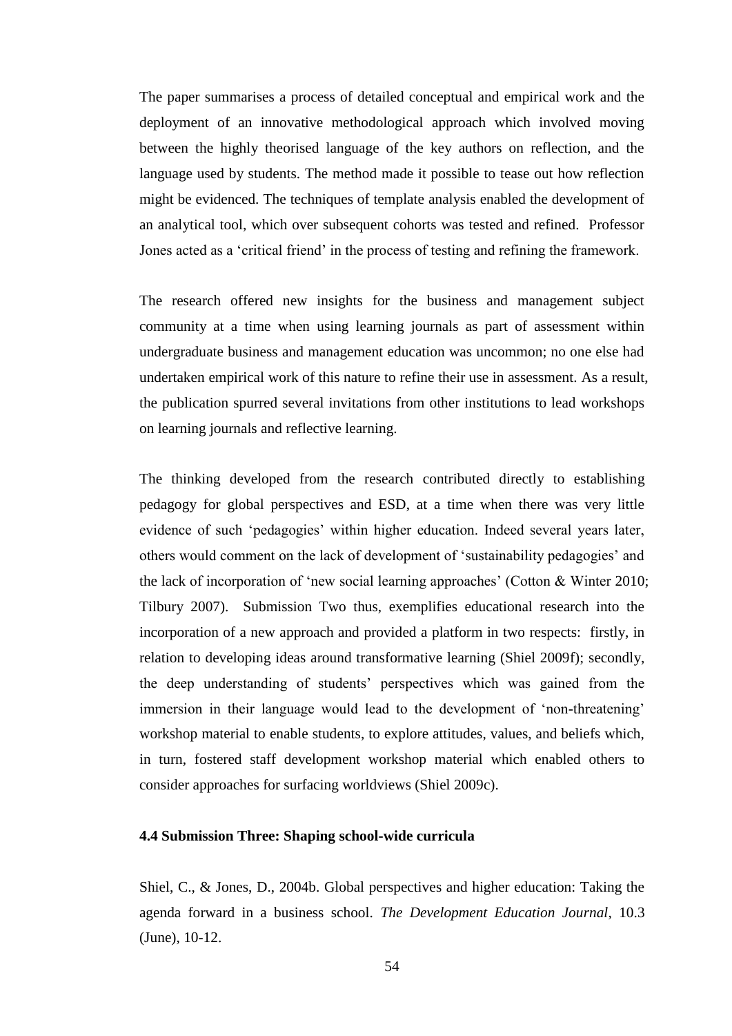The paper summarises a process of detailed conceptual and empirical work and the deployment of an innovative methodological approach which involved moving between the highly theorised language of the key authors on reflection, and the language used by students. The method made it possible to tease out how reflection might be evidenced. The techniques of template analysis enabled the development of an analytical tool, which over subsequent cohorts was tested and refined. Professor Jones acted as a 'critical friend' in the process of testing and refining the framework.

The research offered new insights for the business and management subject community at a time when using learning journals as part of assessment within undergraduate business and management education was uncommon; no one else had undertaken empirical work of this nature to refine their use in assessment. As a result, the publication spurred several invitations from other institutions to lead workshops on learning journals and reflective learning.

The thinking developed from the research contributed directly to establishing pedagogy for global perspectives and ESD, at a time when there was very little evidence of such 'pedagogies' within higher education. Indeed several years later, others would comment on the lack of development of 'sustainability pedagogies' and the lack of incorporation of 'new social learning approaches' (Cotton & Winter 2010; Tilbury 2007). Submission Two thus, exemplifies educational research into the incorporation of a new approach and provided a platform in two respects: firstly, in relation to developing ideas around transformative learning (Shiel 2009f); secondly, the deep understanding of students' perspectives which was gained from the immersion in their language would lead to the development of 'non-threatening' workshop material to enable students, to explore attitudes, values, and beliefs which, in turn, fostered staff development workshop material which enabled others to consider approaches for surfacing worldviews (Shiel 2009c).

### 4.4 Submission Three: Shaping school-wide curricula

Shiel, C., & Jones, D., 2004b. Global perspectives and higher education: Taking the agenda forward in a business school. *The Development Education Journal*, 10.3 (June), 10-12.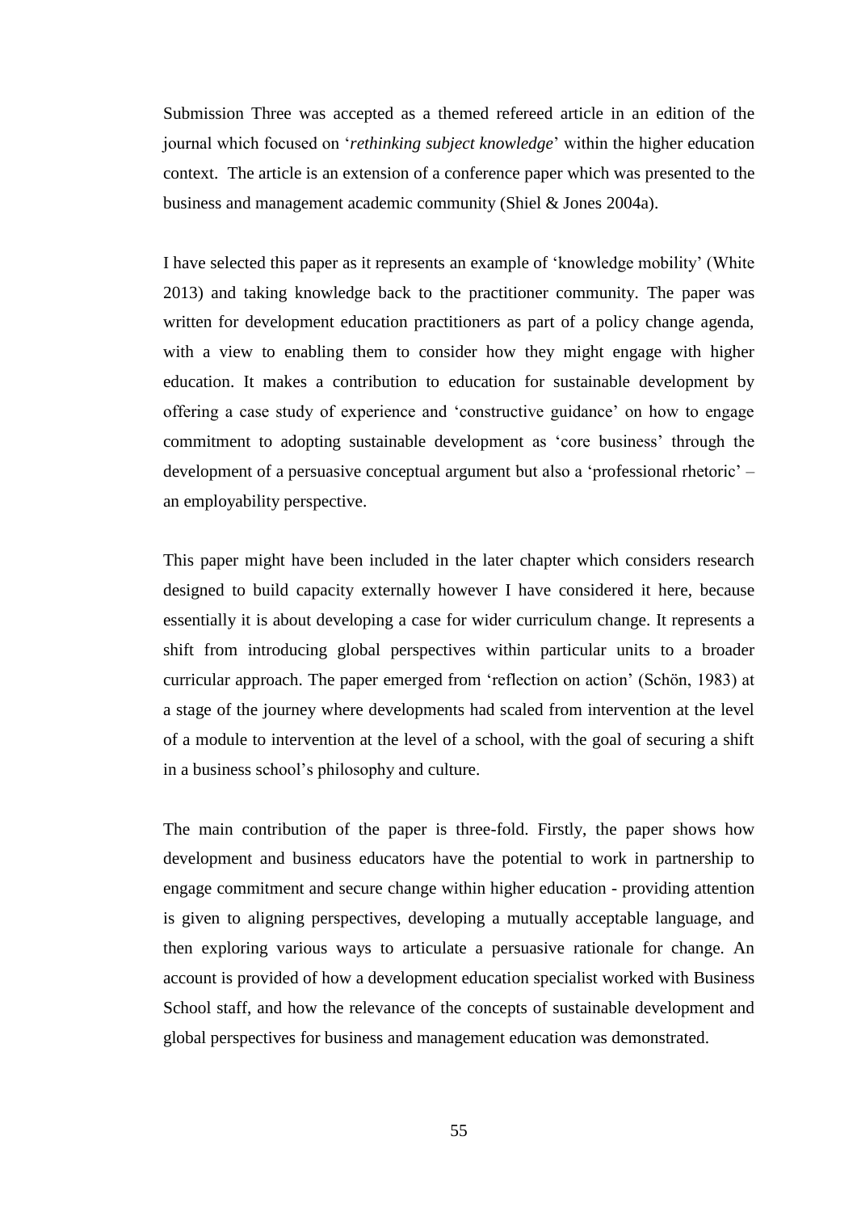Submission Three was accepted as a themed refereed article in an edition of the journal which focused on '*rethinking subject knowledge*' within the higher education context. The article is an extension of a conference paper which was presented to the business and management academic community (Shiel & Jones 2004a).

I have selected this paper as it represents an example of 'knowledge mobility' (White 2013) and taking knowledge back to the practitioner community. The paper was written for development education practitioners as part of a policy change agenda, with a view to enabling them to consider how they might engage with higher education. It makes a contribution to education for sustainable development by offering a case study of experience and 'constructive guidance' on how to engage commitment to adopting sustainable development as 'core business' through the development of a persuasive conceptual argument but also a 'professional rhetoric' – an employability perspective.

This paper might have been included in the later chapter which considers research designed to build capacity externally however I have considered it here, because essentially it is about developing a case for wider curriculum change. It represents a shift from introducing global perspectives within particular units to a broader curricular approach. The paper emerged from 'reflection on action' (Schön, 1983) at a stage of the journey where developments had scaled from intervention at the level of a module to intervention at the level of a school, with the goal of securing a shift in a business school's philosophy and culture.

The main contribution of the paper is three-fold. Firstly, the paper shows how development and business educators have the potential to work in partnership to engage commitment and secure change within higher education - providing attention is given to aligning perspectives, developing a mutually acceptable language, and then exploring various ways to articulate a persuasive rationale for change. An account is provided of how a development education specialist worked with Business School staff, and how the relevance of the concepts of sustainable development and global perspectives for business and management education was demonstrated.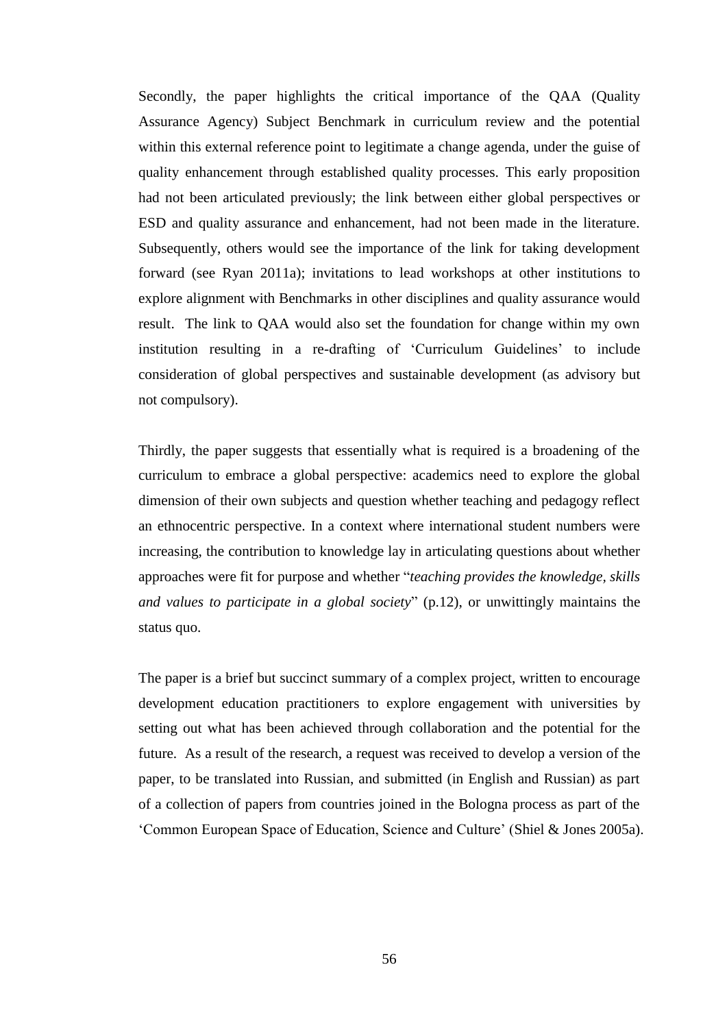Secondly, the paper highlights the critical importance of the QAA (Quality Assurance Agency) Subject Benchmark in curriculum review and the potential within this external reference point to legitimate a change agenda, under the guise of quality enhancement through established quality processes. This early proposition had not been articulated previously; the link between either global perspectives or ESD and quality assurance and enhancement, had not been made in the literature. Subsequently, others would see the importance of the link for taking development forward (see Ryan 2011a); invitations to lead workshops at other institutions to explore alignment with Benchmarks in other disciplines and quality assurance would result. The link to QAA would also set the foundation for change within my own institution resulting in a re-drafting of 'Curriculum Guidelines' to include consideration of global perspectives and sustainable development (as advisory but not compulsory).

Thirdly, the paper suggests that essentially what is required is a broadening of the curriculum to embrace a global perspective: academics need to explore the global dimension of their own subjects and question whether teaching and pedagogy reflect an ethnocentric perspective. In a context where international student numbers were increasing, the contribution to knowledge lay in articulating questions about whether approaches were fit for purpose and whether "*teaching provides the knowledge, skills and values to participate in a global society*" (p.12), or unwittingly maintains the status quo.

The paper is a brief but succinct summary of a complex project, written to encourage development education practitioners to explore engagement with universities by setting out what has been achieved through collaboration and the potential for the future. As a result of the research, a request was received to develop a version of the paper, to be translated into Russian, and submitted (in English and Russian) as part of a collection of papers from countries joined in the Bologna process as part of the 'Common European Space of Education, Science and Culture' (Shiel & Jones 2005a).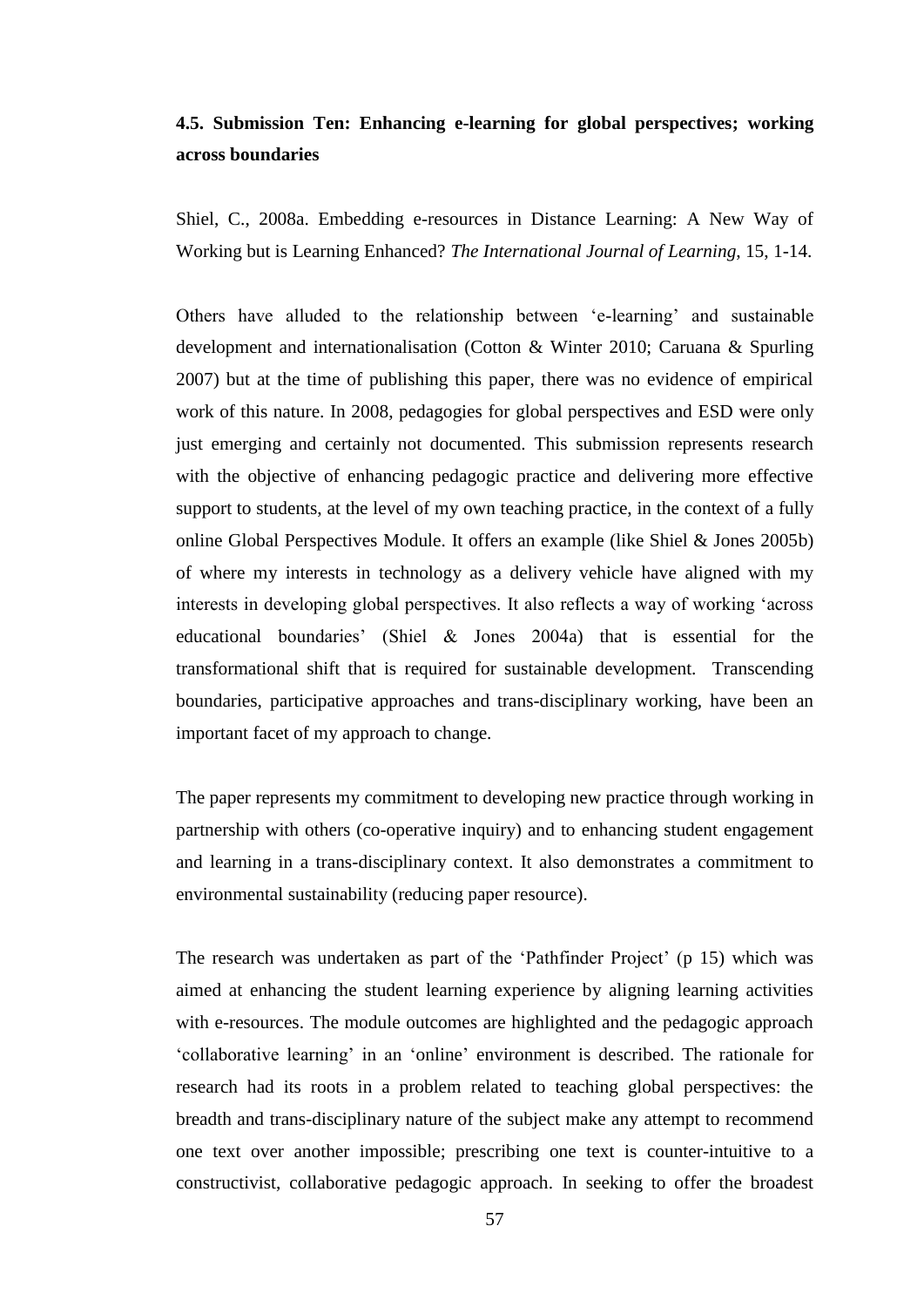### 4.5. Submission Ten: Enhancing e-learning for global perspectives; working across boundaries

Shiel, C., 2008a. Embedding e-resources in Distance Learning: A New Way of Working but is Learning Enhanced? *The International Journal of Learning*, 15, 1-14.

Others have alluded to the relationship between 'e-learning' and sustainable development and internationalisation (Cotton & Winter 2010; Caruana & Spurling 2007) but at the time of publishing this paper, there was no evidence of empirical work of this nature. In 2008, pedagogies for global perspectives and ESD were only just emerging and certainly not documented. This submission represents research with the objective of enhancing pedagogic practice and delivering more effective support to students, at the level of my own teaching practice, in the context of a fully online Global Perspectives Module. It offers an example (like Shiel & Jones 2005b) of where my interests in technology as a delivery vehicle have aligned with my interests in developing global perspectives. It also reflects a way of working 'across educational boundaries' (Shiel & Jones 2004a) that is essential for the transformational shift that is required for sustainable development. Transcending boundaries, participative approaches and trans-disciplinary working, have been an important facet of my approach to change.

The paper represents my commitment to developing new practice through working in partnership with others (co-operative inquiry) and to enhancing student engagement and learning in a trans-disciplinary context. It also demonstrates a commitment to environmental sustainability (reducing paper resource).

The research was undertaken as part of the 'Pathfinder Project' (p 15) which was aimed at enhancing the student learning experience by aligning learning activities with e-resources. The module outcomes are highlighted and the pedagogic approach 'collaborative learning' in an 'online' environment is described. The rationale for research had its roots in a problem related to teaching global perspectives: the breadth and trans-disciplinary nature of the subject make any attempt to recommend one text over another impossible; prescribing one text is counter-intuitive to a constructivist, collaborative pedagogic approach. In seeking to offer the broadest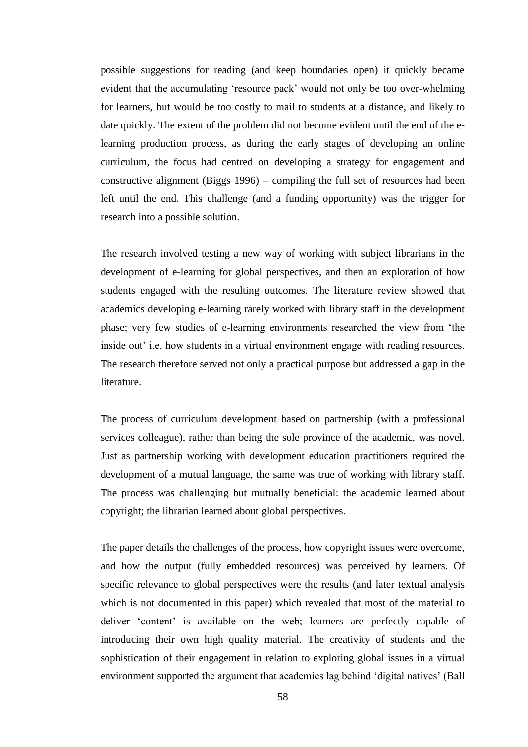possible suggestions for reading (and keep boundaries open) it quickly became evident that the accumulating 'resource pack' would not only be too over-whelming for learners, but would be too costly to mail to students at a distance, and likely to date quickly. The extent of the problem did not become evident until the end of the e-learning production process, as during the early stages of developing an online curriculum, the focus had centred on developing a strategy for engagement and constructive alignment (Biggs 1996) – compiling the full set of resources had been left until the end. This challenge (and a funding opportunity) was the trigger for research into a possible solution.

The research involved testing a new way of working with subject librarians in the development of e-learning for global perspectives, and then an exploration of how students engaged with the resulting outcomes. The literature review showed that academics developing e-learning rarely worked with library staff in the development phase; very few studies of e-learning environments researched the view from 'the inside out' i.e. how students in a virtual environment engage with reading resources. The research therefore served not only a practical purpose but addressed a gap in the literature.

The process of curriculum development based on partnership (with a professional services colleague), rather than being the sole province of the academic, was novel. Just as partnership working with development education practitioners required the development of a mutual language, the same was true of working with library staff. The process was challenging but mutually beneficial: the academic learned about copyright; the librarian learned about global perspectives.

The paper details the challenges of the process, how copyright issues were overcome, and how the output (fully embedded resources) was perceived by learners. Of specific relevance to global perspectives were the results (and later textual analysis which is not documented in this paper) which revealed that most of the material to deliver 'content' is available on the web; learners are perfectly capable of introducing their own high quality material. The creativity of students and the sophistication of their engagement in relation to exploring global issues in a virtual environment supported the argument that academics lag behind 'digital natives' (Ball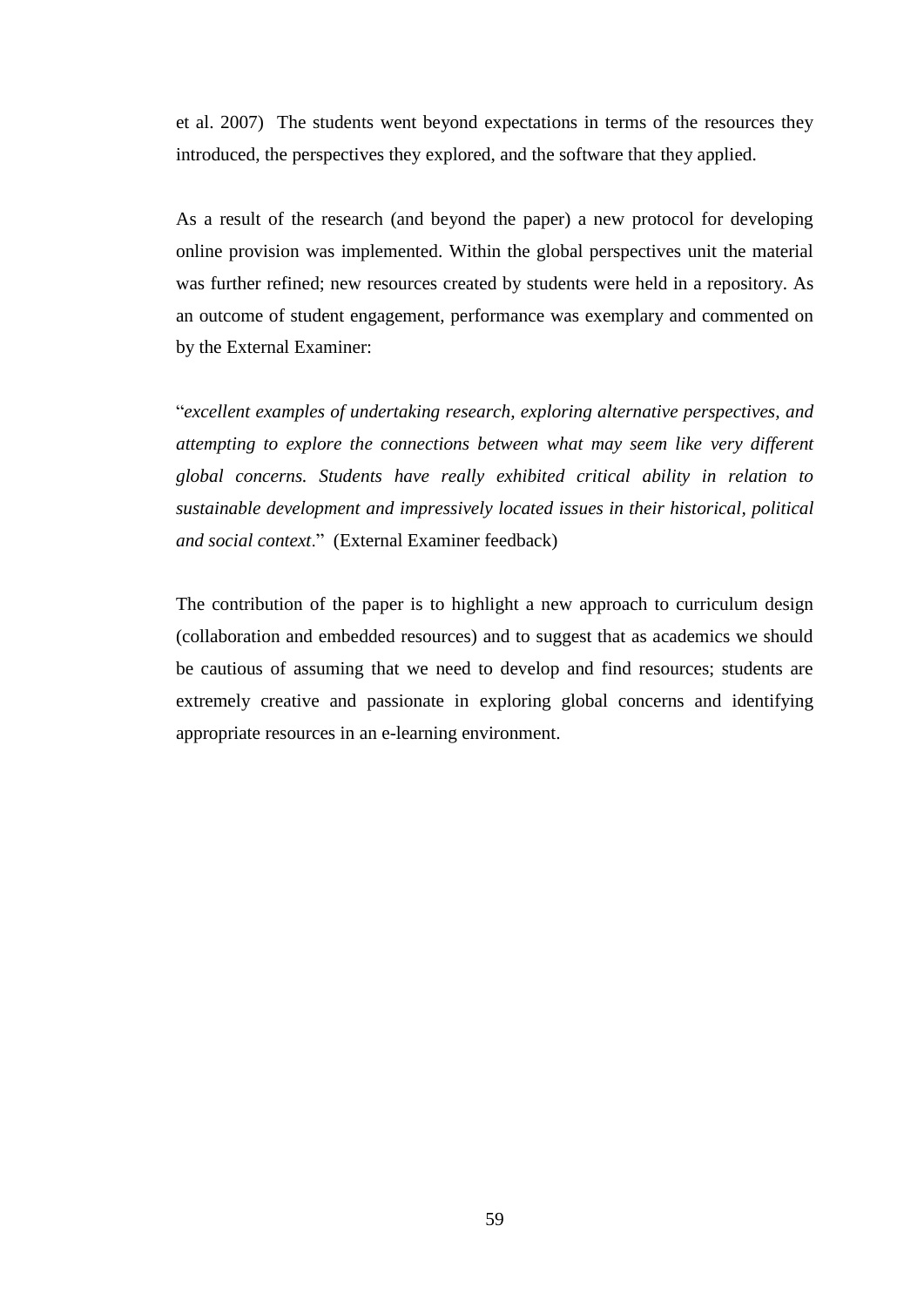et al. 2007) The students went beyond expectations in terms of the resources they introduced, the perspectives they explored, and the software that they applied.

As a result of the research (and beyond the paper) a new protocol for developing online provision was implemented. Within the global perspectives unit the material was further refined; new resources created by students were held in a repository. As an outcome of student engagement, performance was exemplary and commented on by the External Examiner:

"*excellent examples of undertaking research, exploring alternative perspectives, and attempting to explore the connections between what may seem like very different global concerns. Students have really exhibited critical ability in relation to sustainable development and impressively located issues in their historical, political and social context*." (External Examiner feedback)

The contribution of the paper is to highlight a new approach to curriculum design (collaboration and embedded resources) and to suggest that as academics we should be cautious of assuming that we need to develop and find resources; students are extremely creative and passionate in exploring global concerns and identifying appropriate resources in an e-learning environment.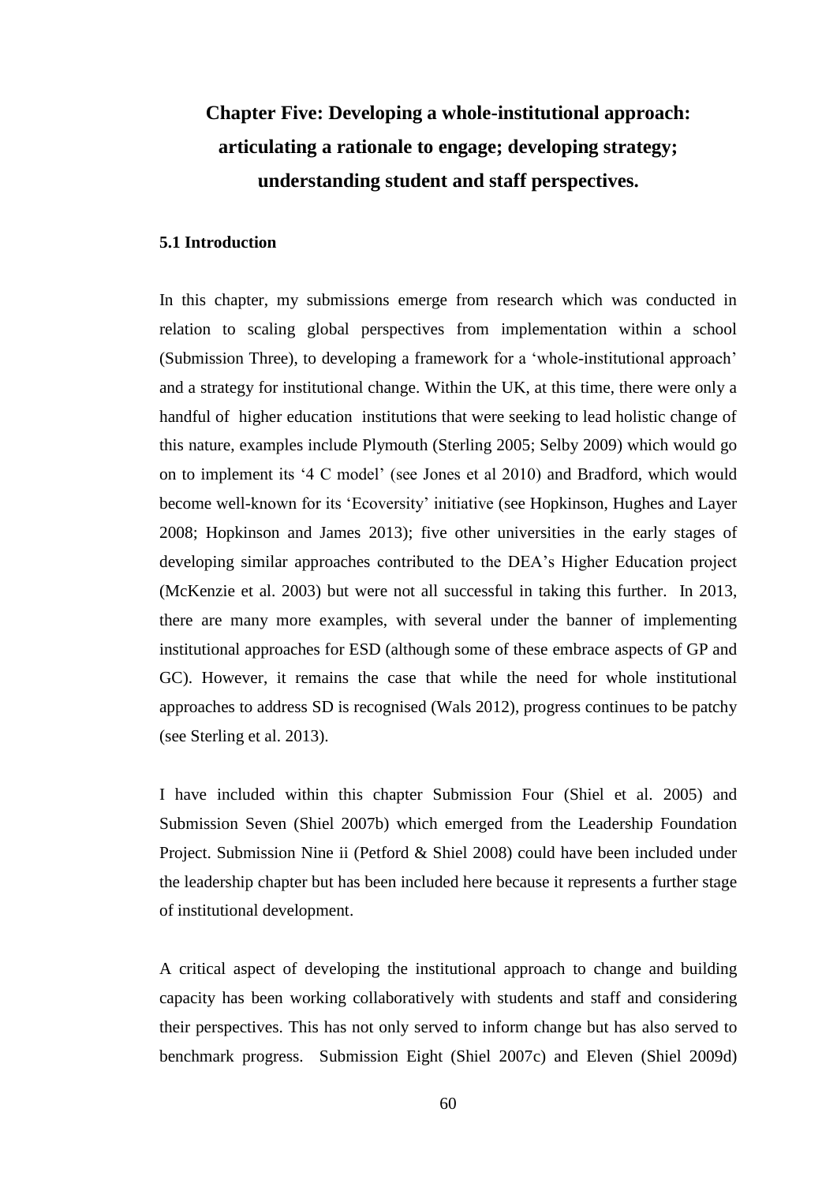# Chapter Five: Developing a whole-institutional approach: articulating a rationale to engage; developing strategy; understanding student and staff perspectives.

### 5.1 Introduction

In this chapter, my submissions emerge from research which was conducted in relation to scaling global perspectives from implementation within a school (Submission Three), to developing a framework for a 'whole-institutional approach' and a strategy for institutional change. Within the UK, at this time, there were only a handful of higher education institutions that were seeking to lead holistic change of this nature, examples include Plymouth (Sterling 2005; Selby 2009) which would go on to implement its '4 C model' (see Jones et al 2010) and Bradford, which would become well-known for its 'Ecoversity' initiative (see Hopkinson, Hughes and Layer 2008; Hopkinson and James 2013); five other universities in the early stages of developing similar approaches contributed to the DEA's Higher Education project (McKenzie et al. 2003) but were not all successful in taking this further. In 2013, there are many more examples, with several under the banner of implementing institutional approaches for ESD (although some of these embrace aspects of GP and GC). However, it remains the case that while the need for whole institutional approaches to address SD is recognised (Wals 2012), progress continues to be patchy (see Sterling et al. 2013).

I have included within this chapter Submission Four (Shiel et al. 2005) and Submission Seven (Shiel 2007b) which emerged from the Leadership Foundation Project. Submission Nine ii (Petford & Shiel 2008) could have been included under the leadership chapter but has been included here because it represents a further stage of institutional development.

A critical aspect of developing the institutional approach to change and building capacity has been working collaboratively with students and staff and considering their perspectives. This has not only served to inform change but has also served to benchmark progress. Submission Eight (Shiel 2007c) and Eleven (Shiel 2009d)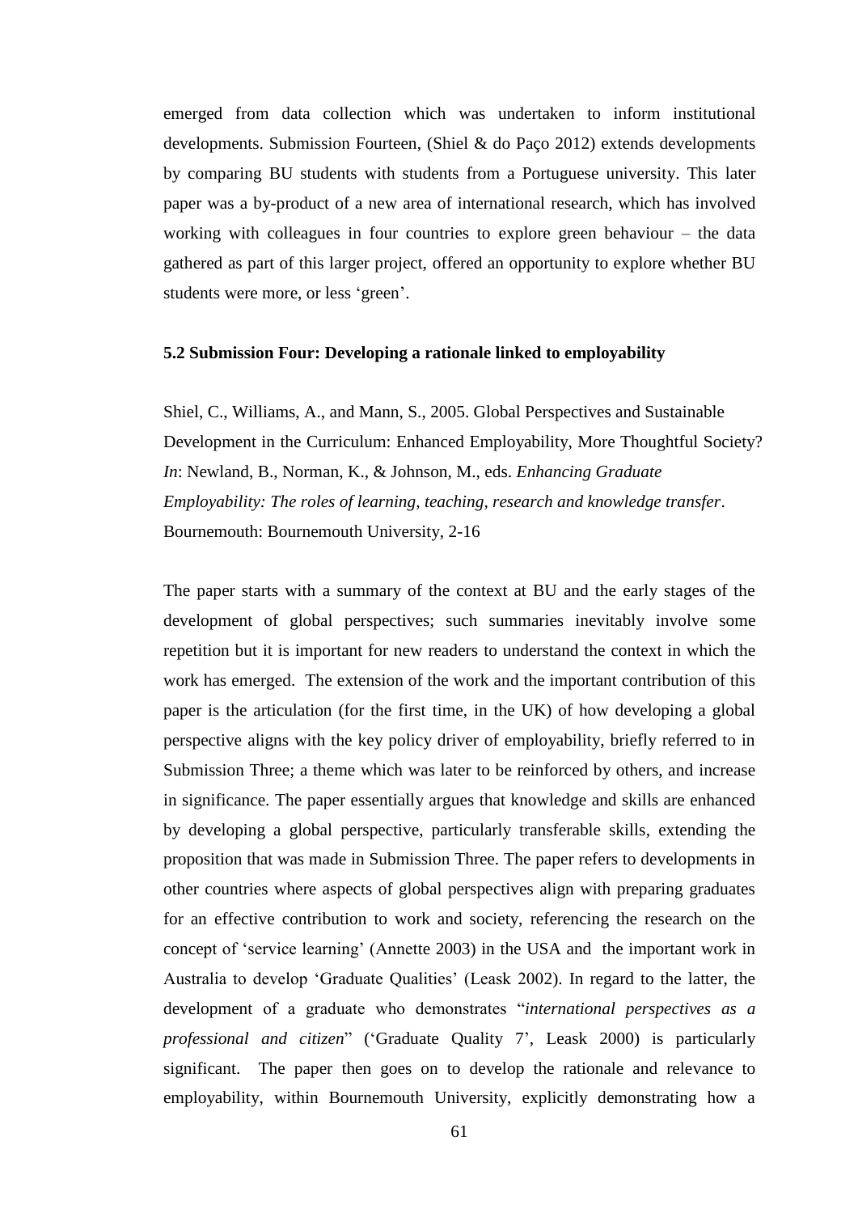emerged from data collection which was undertaken to inform institutional developments. Submission Fourteen, (Shiel & do Paço 2012) extends developments by comparing BU students with students from a Portuguese university. This later paper was a by-product of a new area of international research, which has involved working with colleagues in four countries to explore green behaviour – the data gathered as part of this larger project, offered an opportunity to explore whether BU students were more, or less 'green'.

### 5.2 Submission Four: Developing a rationale linked to employability

Shiel, C., Williams, A., and Mann, S., 2005. Global Perspectives and Sustainable Development in the Curriculum: Enhanced Employability, More Thoughtful Society? *In*: Newland, B., Norman, K., & Johnson, M., eds. *Enhancing Graduate Employability: The roles of learning, teaching, research and knowledge transfer*. Bournemouth: Bournemouth University, 2-16

The paper starts with a summary of the context at BU and the early stages of the development of global perspectives; such summaries inevitably involve some repetition but it is important for new readers to understand the context in which the work has emerged. The extension of the work and the important contribution of this paper is the articulation (for the first time, in the UK) of how developing a global perspective aligns with the key policy driver of employability, briefly referred to in Submission Three; a theme which was later to be reinforced by others, and increase in significance. The paper essentially argues that knowledge and skills are enhanced by developing a global perspective, particularly transferable skills, extending the proposition that was made in Submission Three. The paper refers to developments in other countries where aspects of global perspectives align with preparing graduates for an effective contribution to work and society, referencing the research on the concept of 'service learning' (Annette 2003) in the USA and the important work in Australia to develop 'Graduate Qualities' (Leask 2002). In regard to the latter, the development of a graduate who demonstrates "*international perspectives as a professional and citizen*" ('Graduate Quality 7', Leask 2000) is particularly significant. The paper then goes on to develop the rationale and relevance to employability, within Bournemouth University, explicitly demonstrating how a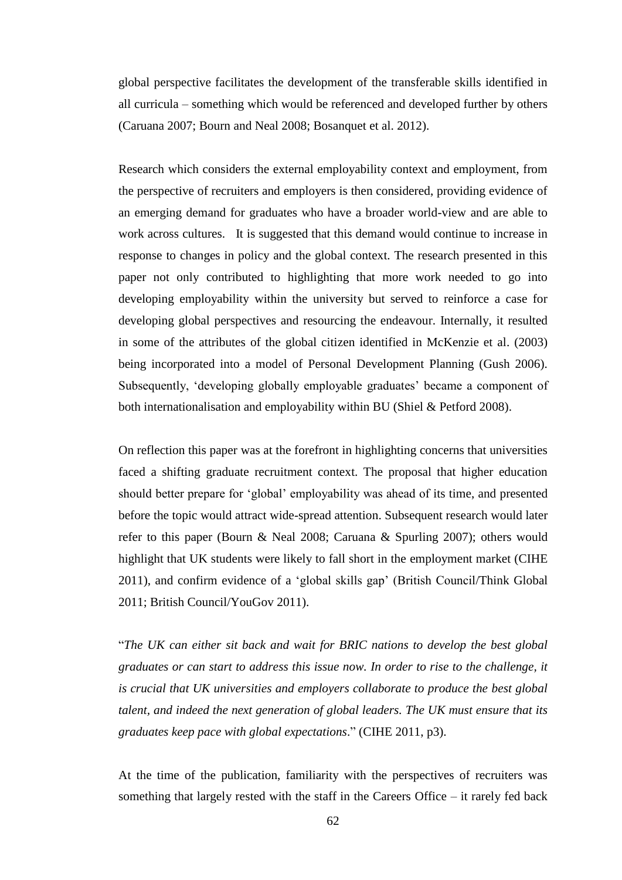global perspective facilitates the development of the transferable skills identified in all curricula – something which would be referenced and developed further by others (Caruana 2007; Bourn and Neal 2008; Bosanquet et al. 2012).

Research which considers the external employability context and employment, from the perspective of recruiters and employers is then considered, providing evidence of an emerging demand for graduates who have a broader world-view and are able to work across cultures. It is suggested that this demand would continue to increase in response to changes in policy and the global context. The research presented in this paper not only contributed to highlighting that more work needed to go into developing employability within the university but served to reinforce a case for developing global perspectives and resourcing the endeavour. Internally, it resulted in some of the attributes of the global citizen identified in McKenzie et al. (2003) being incorporated into a model of Personal Development Planning (Gush 2006). Subsequently, 'developing globally employable graduates' became a component of both internationalisation and employability within BU (Shiel & Petford 2008).

On reflection this paper was at the forefront in highlighting concerns that universities faced a shifting graduate recruitment context. The proposal that higher education should better prepare for 'global' employability was ahead of its time, and presented before the topic would attract wide-spread attention. Subsequent research would later refer to this paper (Bourn & Neal 2008; Caruana & Spurling 2007); others would highlight that UK students were likely to fall short in the employment market (CIHE 2011), and confirm evidence of a 'global skills gap' (British Council/Think Global 2011; British Council/YouGov 2011).

"*The UK can either sit back and wait for BRIC nations to develop the best global graduates or can start to address this issue now. In order to rise to the challenge, it is crucial that UK universities and employers collaborate to produce the best global talent, and indeed the next generation of global leaders. The UK must ensure that its graduates keep pace with global expectations*." (CIHE 2011, p3).

At the time of the publication, familiarity with the perspectives of recruiters was something that largely rested with the staff in the Careers Office – it rarely fed back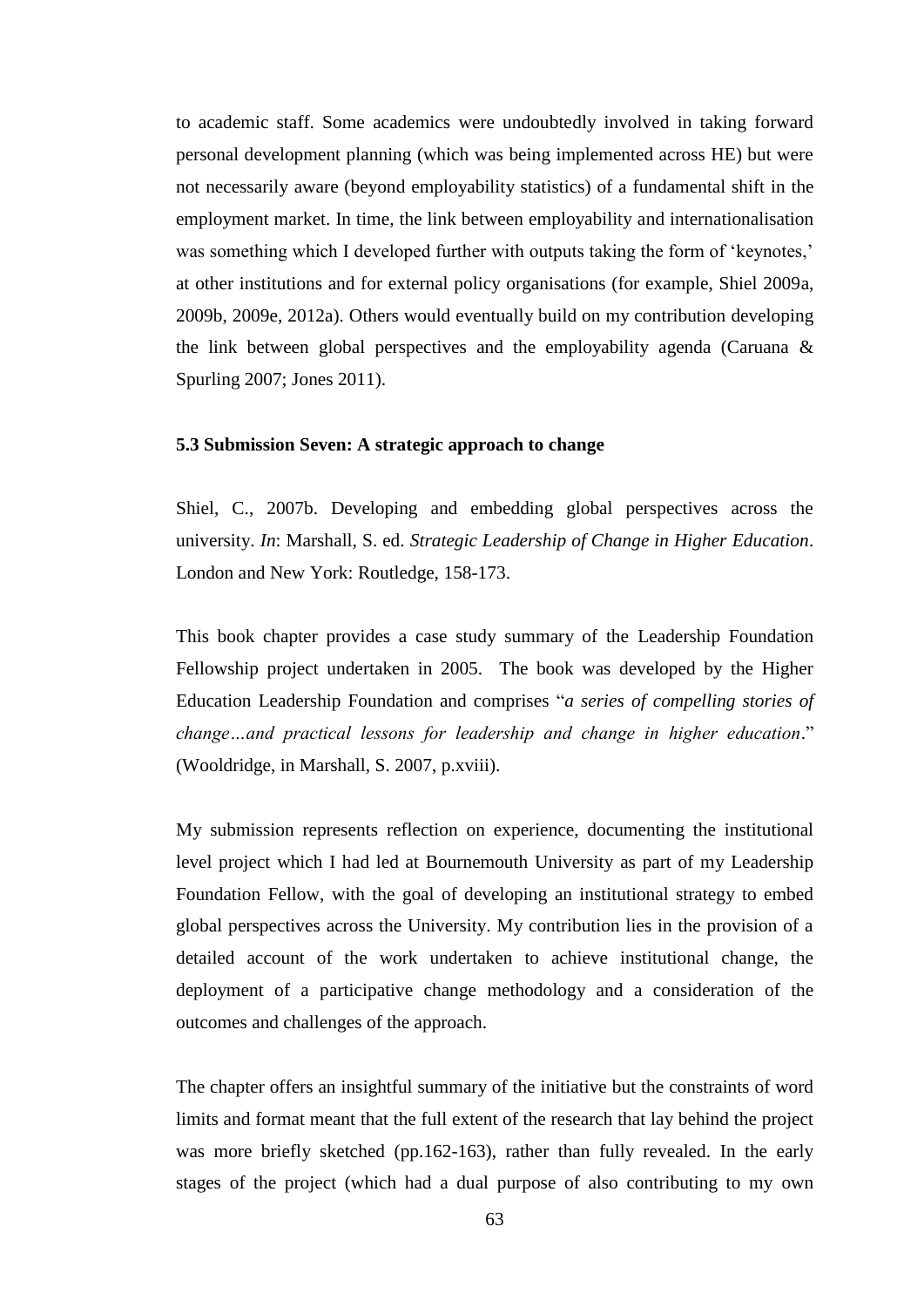to academic staff. Some academics were undoubtedly involved in taking forward personal development planning (which was being implemented across HE) but were not necessarily aware (beyond employability statistics) of a fundamental shift in the employment market. In time, the link between employability and internationalisation was something which I developed further with outputs taking the form of 'keynotes,' at other institutions and for external policy organisations (for example, Shiel 2009a, 2009b, 2009e, 2012a). Others would eventually build on my contribution developing the link between global perspectives and the employability agenda (Caruana & Spurling 2007; Jones 2011).

### 5.3 Submission Seven: A strategic approach to change

Shiel, C., 2007b. Developing and embedding global perspectives across the university. *In*: Marshall, S. ed. *Strategic Leadership of Change in Higher Education*. London and New York: Routledge, 158-173.

This book chapter provides a case study summary of the Leadership Foundation Fellowship project undertaken in 2005. The book was developed by the Higher Education Leadership Foundation and comprises "*a series of compelling stories of change…and practical lessons for leadership and change in higher education*." (Wooldridge, in Marshall, S. 2007, p.xviii).

My submission represents reflection on experience, documenting the institutional level project which I had led at Bournemouth University as part of my Leadership Foundation Fellow, with the goal of developing an institutional strategy to embed global perspectives across the University. My contribution lies in the provision of a detailed account of the work undertaken to achieve institutional change, the deployment of a participative change methodology and a consideration of the outcomes and challenges of the approach.

The chapter offers an insightful summary of the initiative but the constraints of word limits and format meant that the full extent of the research that lay behind the project was more briefly sketched (pp.162-163), rather than fully revealed. In the early stages of the project (which had a dual purpose of also contributing to my own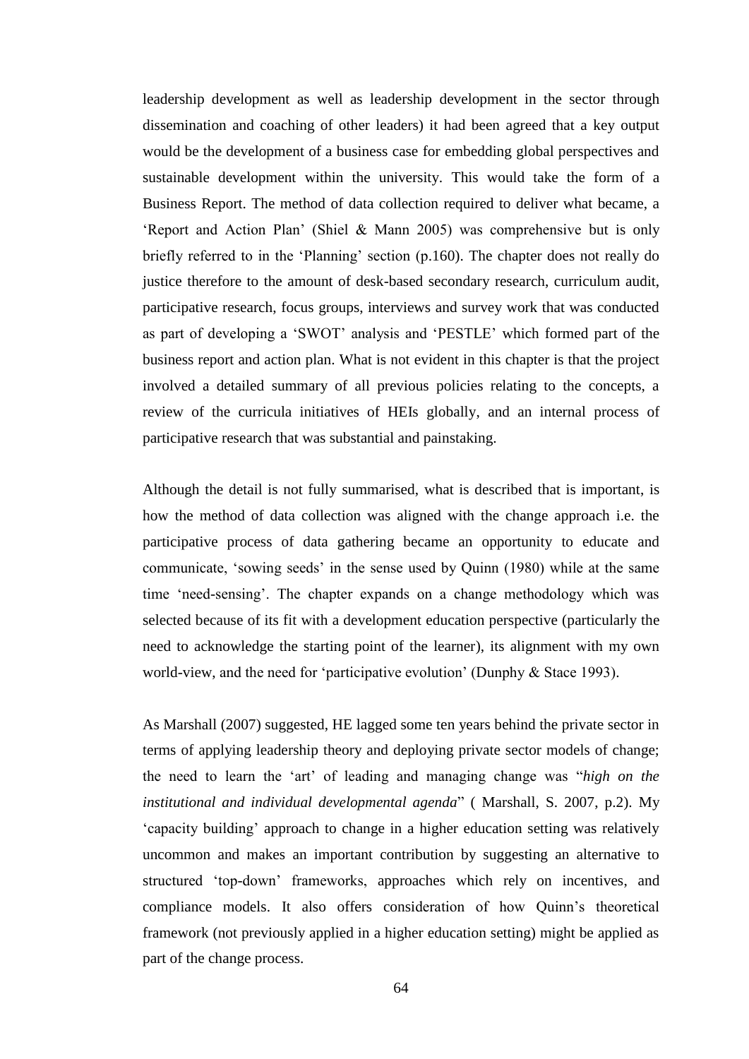leadership development as well as leadership development in the sector through dissemination and coaching of other leaders) it had been agreed that a key output would be the development of a business case for embedding global perspectives and sustainable development within the university. This would take the form of a Business Report. The method of data collection required to deliver what became, a 'Report and Action Plan' (Shiel & Mann 2005) was comprehensive but is only briefly referred to in the 'Planning' section (p.160). The chapter does not really do justice therefore to the amount of desk-based secondary research, curriculum audit, participative research, focus groups, interviews and survey work that was conducted as part of developing a 'SWOT' analysis and 'PESTLE' which formed part of the business report and action plan. What is not evident in this chapter is that the project involved a detailed summary of all previous policies relating to the concepts, a review of the curricula initiatives of HEIs globally, and an internal process of participative research that was substantial and painstaking.

Although the detail is not fully summarised, what is described that is important, is how the method of data collection was aligned with the change approach i.e. the participative process of data gathering became an opportunity to educate and communicate, 'sowing seeds' in the sense used by Quinn (1980) while at the same time 'need-sensing'. The chapter expands on a change methodology which was selected because of its fit with a development education perspective (particularly the need to acknowledge the starting point of the learner), its alignment with my own world-view, and the need for 'participative evolution' (Dunphy & Stace 1993).

As Marshall (2007) suggested, HE lagged some ten years behind the private sector in terms of applying leadership theory and deploying private sector models of change; the need to learn the 'art' of leading and managing change was "*high on the institutional and individual developmental agenda*" ( Marshall, S. 2007, p.2). My 'capacity building' approach to change in a higher education setting was relatively uncommon and makes an important contribution by suggesting an alternative to structured 'top-down' frameworks, approaches which rely on incentives, and compliance models. It also offers consideration of how Quinn's theoretical framework (not previously applied in a higher education setting) might be applied as part of the change process.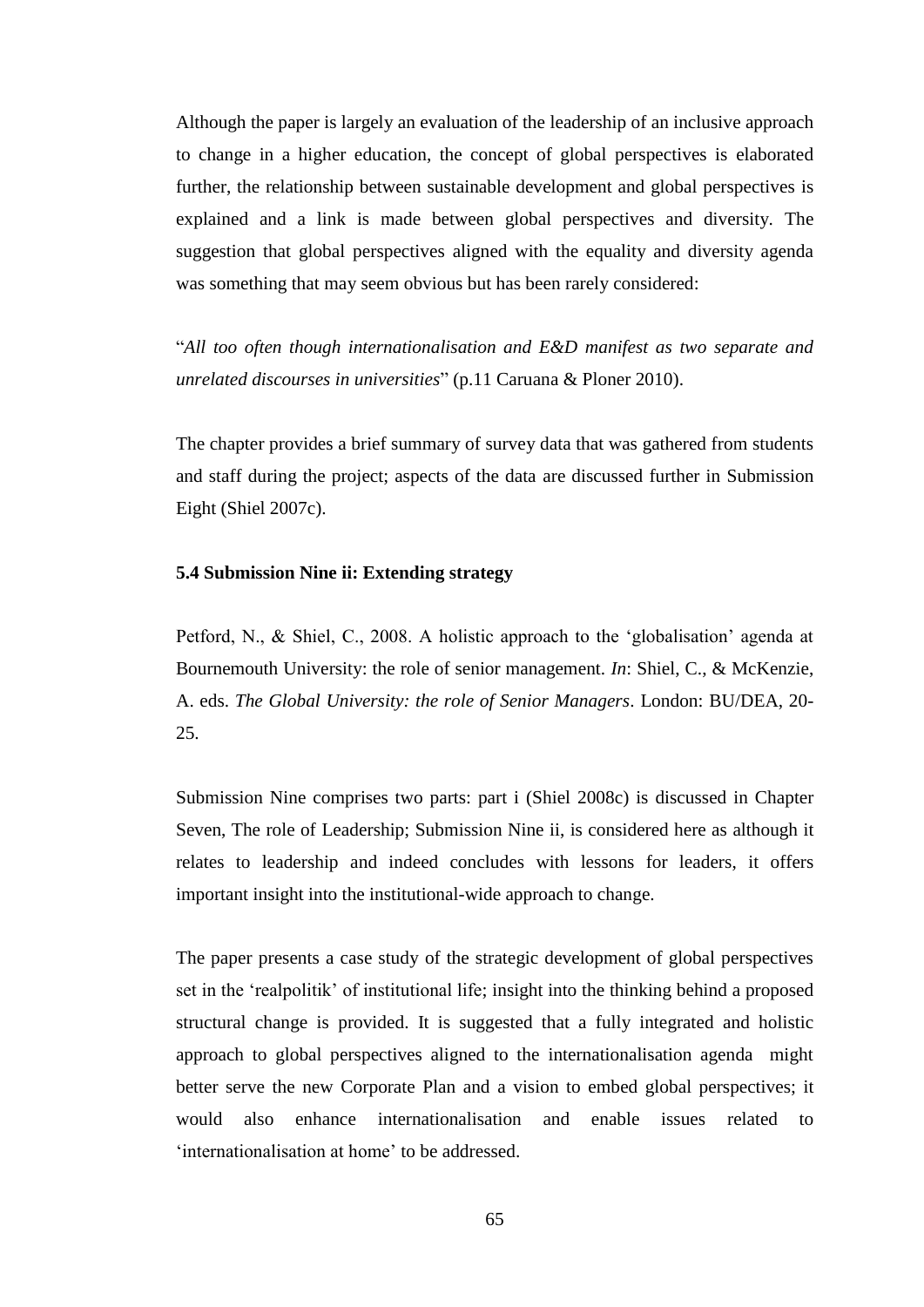Although the paper is largely an evaluation of the leadership of an inclusive approach to change in a higher education, the concept of global perspectives is elaborated further, the relationship between sustainable development and global perspectives is explained and a link is made between global perspectives and diversity. The suggestion that global perspectives aligned with the equality and diversity agenda was something that may seem obvious but has been rarely considered:

"*All too often though internationalisation and E&D manifest as two separate and unrelated discourses in universities*" (p.11 Caruana & Ploner 2010).

The chapter provides a brief summary of survey data that was gathered from students and staff during the project; aspects of the data are discussed further in Submission Eight (Shiel 2007c).

### 5.4 Submission Nine ii: Extending strategy

Petford, N., & Shiel, C., 2008. A holistic approach to the 'globalisation' agenda at Bournemouth University: the role of senior management. *In*: Shiel, C., & McKenzie, A. eds. *The Global University: the role of Senior Managers*. London: BU/DEA, 20-25.

Submission Nine comprises two parts: part i (Shiel 2008c) is discussed in Chapter Seven, The role of Leadership; Submission Nine ii, is considered here as although it relates to leadership and indeed concludes with lessons for leaders, it offers important insight into the institutional-wide approach to change.

The paper presents a case study of the strategic development of global perspectives set in the 'realpolitik' of institutional life; insight into the thinking behind a proposed structural change is provided. It is suggested that a fully integrated and holistic approach to global perspectives aligned to the internationalisation agenda might better serve the new Corporate Plan and a vision to embed global perspectives; it would also enhance internationalisation and enable issues related to 'internationalisation at home' to be addressed.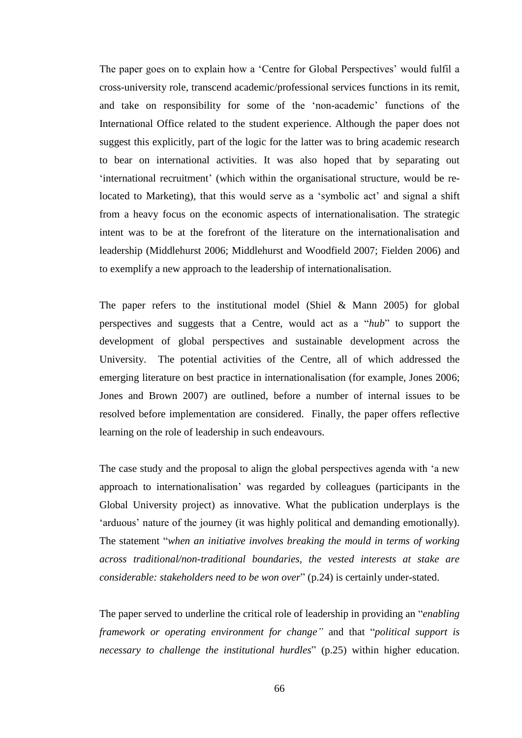The paper goes on to explain how a 'Centre for Global Perspectives' would fulfil a cross-university role, transcend academic/professional services functions in its remit, and take on responsibility for some of the 'non-academic' functions of the International Office related to the student experience. Although the paper does not suggest this explicitly, part of the logic for the latter was to bring academic research to bear on international activities. It was also hoped that by separating out 'international recruitment' (which within the organisational structure, would be re-located to Marketing), that this would serve as a 'symbolic act' and signal a shift from a heavy focus on the economic aspects of internationalisation. The strategic intent was to be at the forefront of the literature on the internationalisation and leadership (Middlehurst 2006; Middlehurst and Woodfield 2007; Fielden 2006) and to exemplify a new approach to the leadership of internationalisation.

The paper refers to the institutional model (Shiel & Mann 2005) for global perspectives and suggests that a Centre, would act as a "*hub*" to support the development of global perspectives and sustainable development across the University. The potential activities of the Centre, all of which addressed the emerging literature on best practice in internationalisation (for example, Jones 2006; Jones and Brown 2007) are outlined, before a number of internal issues to be resolved before implementation are considered. Finally, the paper offers reflective learning on the role of leadership in such endeavours.

The case study and the proposal to align the global perspectives agenda with 'a new approach to internationalisation' was regarded by colleagues (participants in the Global University project) as innovative. What the publication underplays is the 'arduous' nature of the journey (it was highly political and demanding emotionally). The statement "*when an initiative involves breaking the mould in terms of working across traditional/non-traditional boundaries, the vested interests at stake are considerable: stakeholders need to be won over*" (p.24) is certainly under-stated.

The paper served to underline the critical role of leadership in providing an "*enabling framework or operating environment for change"* and that "*political support is necessary to challenge the institutional hurdles*" (p.25) within higher education.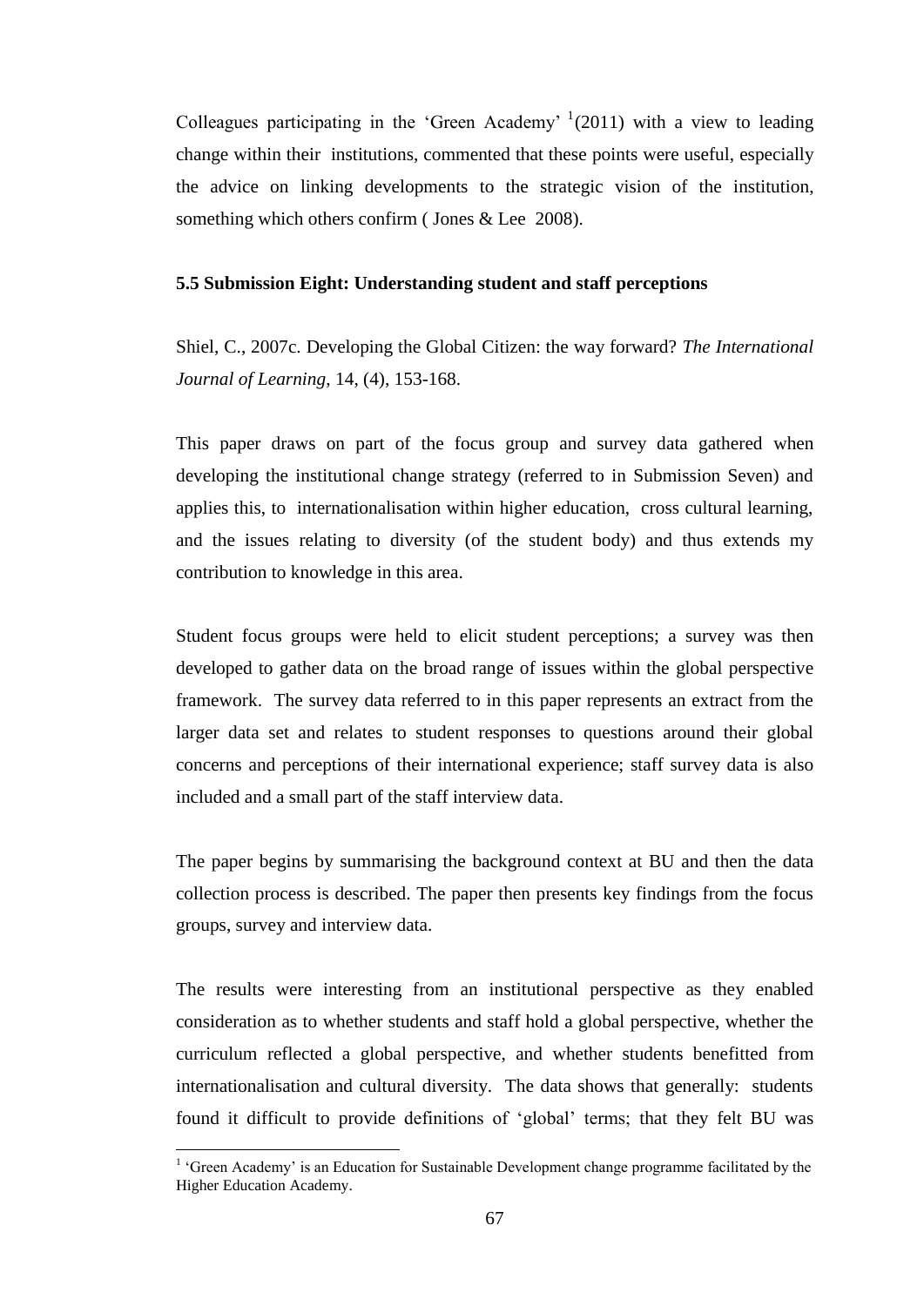Colleagues participating in the 'Green Academy' [1](2011) with a view to leading change within their institutions, commented that these points were useful, especially the advice on linking developments to the strategic vision of the institution, something which others confirm ( Jones & Lee 2008).

### 5.5 Submission Eight: Understanding student and staff perceptions

Shiel, C., 2007c. Developing the Global Citizen: the way forward? *The International Journal of Learning*, 14, (4), 153-168.

This paper draws on part of the focus group and survey data gathered when developing the institutional change strategy (referred to in Submission Seven) and applies this, to internationalisation within higher education, cross cultural learning, and the issues relating to diversity (of the student body) and thus extends my contribution to knowledge in this area.

Student focus groups were held to elicit student perceptions; a survey was then developed to gather data on the broad range of issues within the global perspective framework. The survey data referred to in this paper represents an extract from the larger data set and relates to student responses to questions around their global concerns and perceptions of their international experience; staff survey data is also included and a small part of the staff interview data.

The paper begins by summarising the background context at BU and then the data collection process is described. The paper then presents key findings from the focus groups, survey and interview data.

The results were interesting from an institutional perspective as they enabled consideration as to whether students and staff hold a global perspective, whether the curriculum reflected a global perspective, and whether students benefitted from internationalisation and cultural diversity. The data shows that generally: students found it difficult to provide definitions of 'global' terms; that they felt BU was

[1] 'Green Academy' is an Education for Sustainable Development change programme facilitated by the Higher Education Academy.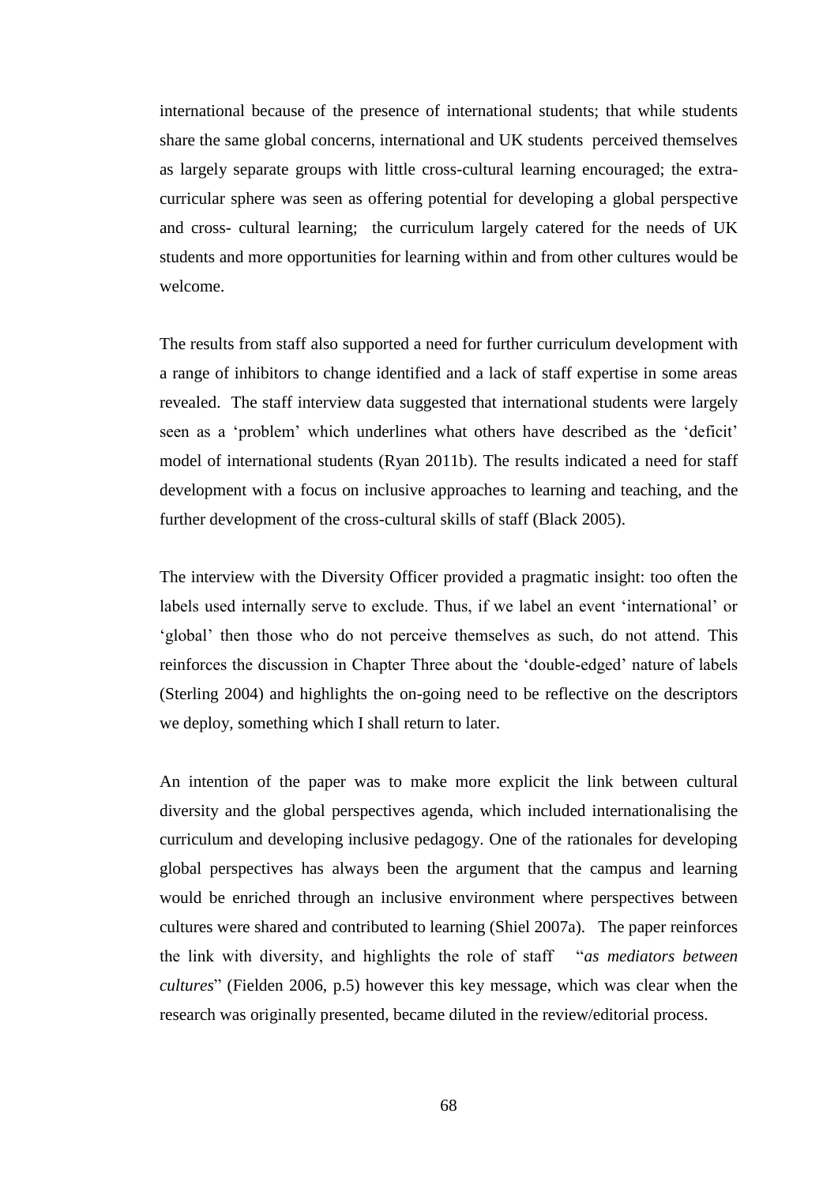international because of the presence of international students; that while students share the same global concerns, international and UK students perceived themselves as largely separate groups with little cross-cultural learning encouraged; the extra-curricular sphere was seen as offering potential for developing a global perspective and cross- cultural learning; the curriculum largely catered for the needs of UK students and more opportunities for learning within and from other cultures would be welcome.

The results from staff also supported a need for further curriculum development with a range of inhibitors to change identified and a lack of staff expertise in some areas revealed. The staff interview data suggested that international students were largely seen as a 'problem' which underlines what others have described as the 'deficit' model of international students (Ryan 2011b). The results indicated a need for staff development with a focus on inclusive approaches to learning and teaching, and the further development of the cross-cultural skills of staff (Black 2005).

The interview with the Diversity Officer provided a pragmatic insight: too often the labels used internally serve to exclude. Thus, if we label an event 'international' or 'global' then those who do not perceive themselves as such, do not attend. This reinforces the discussion in Chapter Three about the 'double-edged' nature of labels (Sterling 2004) and highlights the on-going need to be reflective on the descriptors we deploy, something which I shall return to later.

An intention of the paper was to make more explicit the link between cultural diversity and the global perspectives agenda, which included internationalising the curriculum and developing inclusive pedagogy. One of the rationales for developing global perspectives has always been the argument that the campus and learning would be enriched through an inclusive environment where perspectives between cultures were shared and contributed to learning (Shiel 2007a). The paper reinforces the link with diversity, and highlights the role of staff "*as mediators between cultures*" (Fielden 2006, p.5) however this key message, which was clear when the research was originally presented, became diluted in the review/editorial process.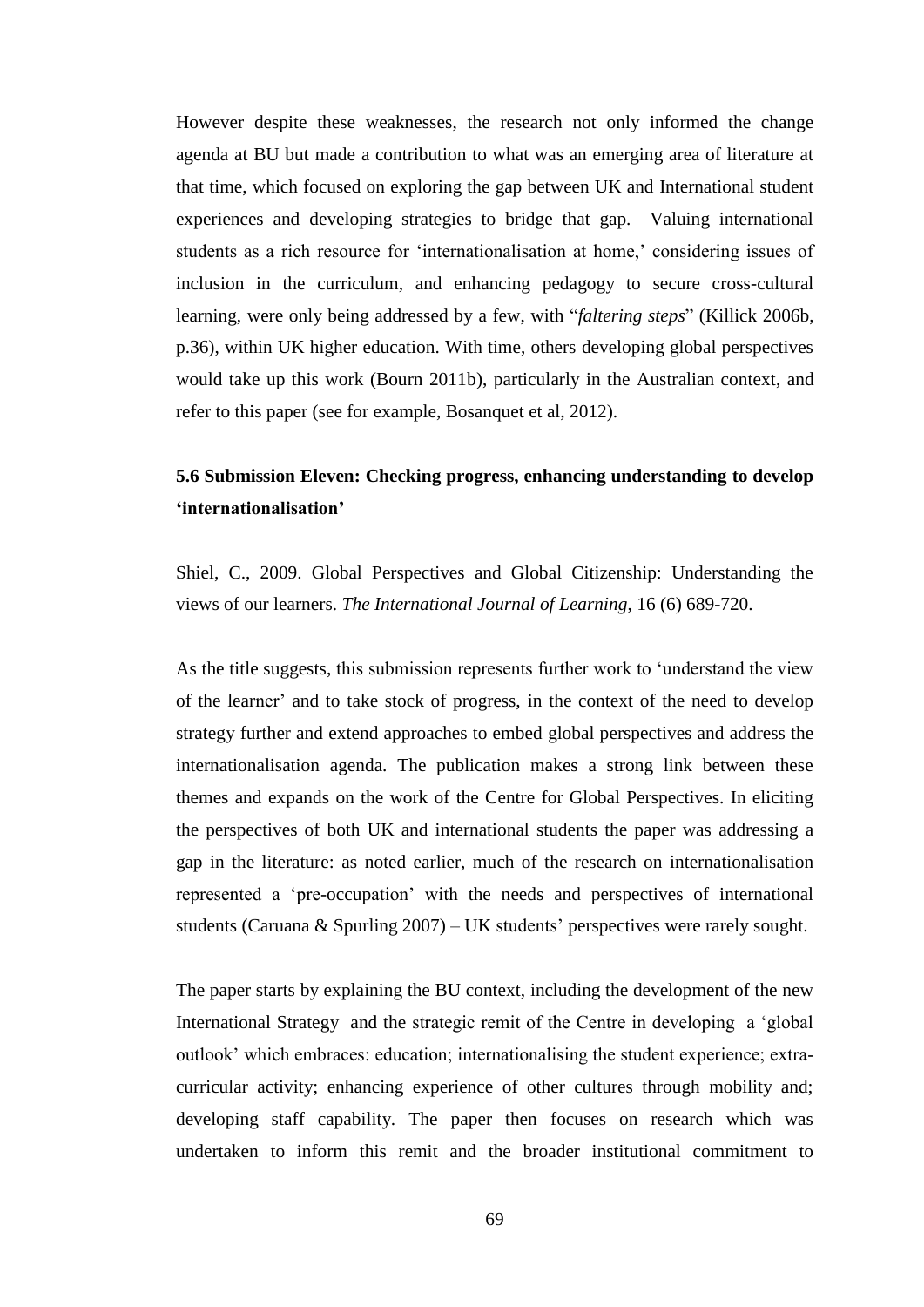However despite these weaknesses, the research not only informed the change agenda at BU but made a contribution to what was an emerging area of literature at that time, which focused on exploring the gap between UK and International student experiences and developing strategies to bridge that gap. Valuing international students as a rich resource for 'internationalisation at home,' considering issues of inclusion in the curriculum, and enhancing pedagogy to secure cross-cultural learning, were only being addressed by a few, with "*faltering steps*" (Killick 2006b, p.36), within UK higher education. With time, others developing global perspectives would take up this work (Bourn 2011b), particularly in the Australian context, and refer to this paper (see for example, Bosanquet et al, 2012).

## 5.6 Submission Eleven: Checking progress, enhancing understanding to develop 'internationalisation'

Shiel, C., 2009. Global Perspectives and Global Citizenship: Understanding the views of our learners. *The International Journal of Learning*, 16 (6) 689-720.

As the title suggests, this submission represents further work to 'understand the view of the learner' and to take stock of progress, in the context of the need to develop strategy further and extend approaches to embed global perspectives and address the internationalisation agenda. The publication makes a strong link between these themes and expands on the work of the Centre for Global Perspectives. In eliciting the perspectives of both UK and international students the paper was addressing a gap in the literature: as noted earlier, much of the research on internationalisation represented a 'pre-occupation' with the needs and perspectives of international students (Caruana & Spurling 2007) – UK students' perspectives were rarely sought.

The paper starts by explaining the BU context, including the development of the new International Strategy and the strategic remit of the Centre in developing a 'global outlook' which embraces: education; internationalising the student experience; extra-curricular activity; enhancing experience of other cultures through mobility and; developing staff capability. The paper then focuses on research which was undertaken to inform this remit and the broader institutional commitment to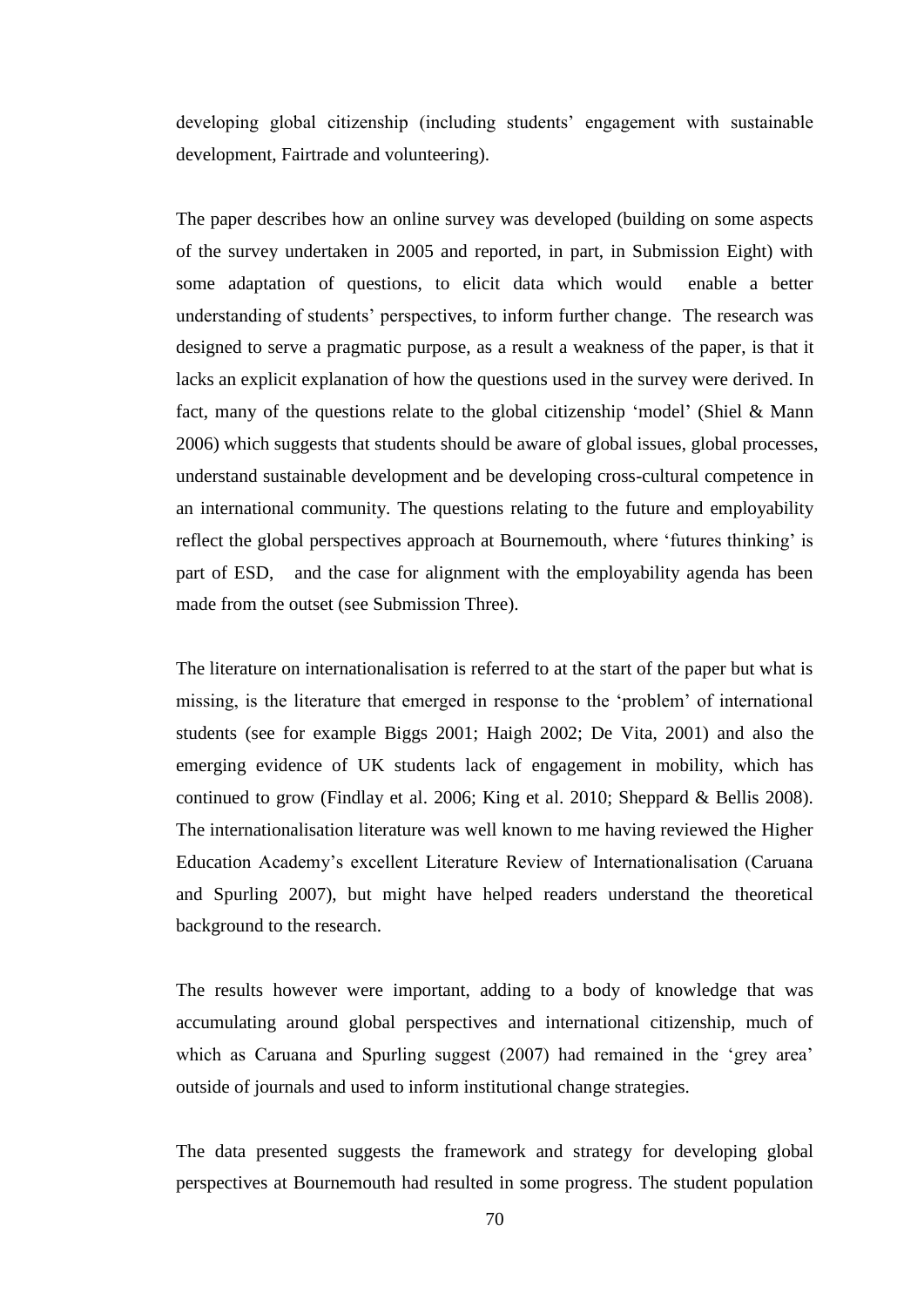developing global citizenship (including students' engagement with sustainable development, Fairtrade and volunteering).

The paper describes how an online survey was developed (building on some aspects of the survey undertaken in 2005 and reported, in part, in Submission Eight) with some adaptation of questions, to elicit data which would enable a better understanding of students' perspectives, to inform further change. The research was designed to serve a pragmatic purpose, as a result a weakness of the paper, is that it lacks an explicit explanation of how the questions used in the survey were derived. In fact, many of the questions relate to the global citizenship 'model' (Shiel & Mann 2006) which suggests that students should be aware of global issues, global processes, understand sustainable development and be developing cross-cultural competence in an international community. The questions relating to the future and employability reflect the global perspectives approach at Bournemouth, where 'futures thinking' is part of ESD, and the case for alignment with the employability agenda has been made from the outset (see Submission Three).

The literature on internationalisation is referred to at the start of the paper but what is missing, is the literature that emerged in response to the 'problem' of international students (see for example Biggs 2001; Haigh 2002; De Vita, 2001) and also the emerging evidence of UK students lack of engagement in mobility, which has continued to grow (Findlay et al. 2006; King et al. 2010; Sheppard & Bellis 2008). The internationalisation literature was well known to me having reviewed the Higher Education Academy's excellent Literature Review of Internationalisation (Caruana and Spurling 2007), but might have helped readers understand the theoretical background to the research.

The results however were important, adding to a body of knowledge that was accumulating around global perspectives and international citizenship, much of which as Caruana and Spurling suggest (2007) had remained in the 'grey area' outside of journals and used to inform institutional change strategies.

The data presented suggests the framework and strategy for developing global perspectives at Bournemouth had resulted in some progress. The student population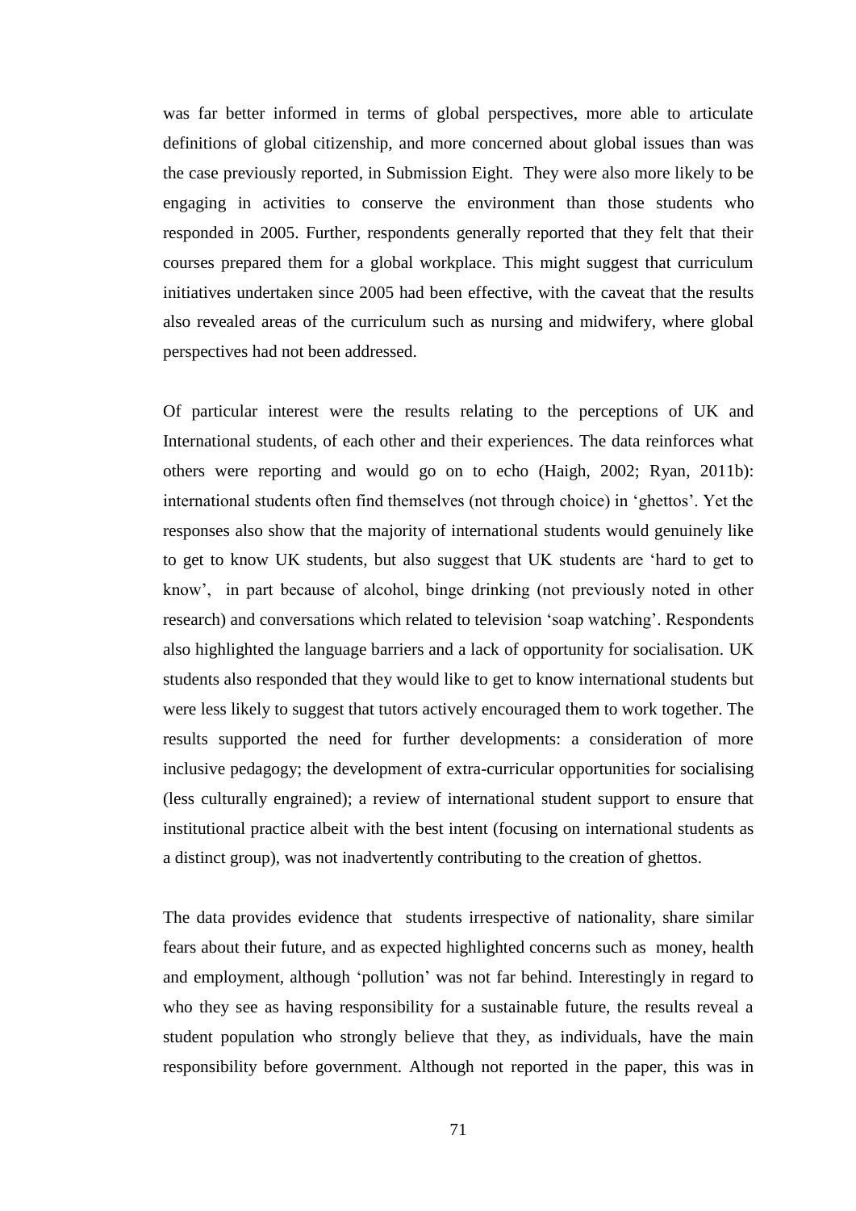was far better informed in terms of global perspectives, more able to articulate definitions of global citizenship, and more concerned about global issues than was the case previously reported, in Submission Eight. They were also more likely to be engaging in activities to conserve the environment than those students who responded in 2005. Further, respondents generally reported that they felt that their courses prepared them for a global workplace. This might suggest that curriculum initiatives undertaken since 2005 had been effective, with the caveat that the results also revealed areas of the curriculum such as nursing and midwifery, where global perspectives had not been addressed.

Of particular interest were the results relating to the perceptions of UK and International students, of each other and their experiences. The data reinforces what others were reporting and would go on to echo (Haigh, 2002; Ryan, 2011b): international students often find themselves (not through choice) in 'ghettos'. Yet the responses also show that the majority of international students would genuinely like to get to know UK students, but also suggest that UK students are 'hard to get to know', in part because of alcohol, binge drinking (not previously noted in other research) and conversations which related to television 'soap watching'. Respondents also highlighted the language barriers and a lack of opportunity for socialisation. UK students also responded that they would like to get to know international students but were less likely to suggest that tutors actively encouraged them to work together. The results supported the need for further developments: a consideration of more inclusive pedagogy; the development of extra-curricular opportunities for socialising (less culturally engrained); a review of international student support to ensure that institutional practice albeit with the best intent (focusing on international students as a distinct group), was not inadvertently contributing to the creation of ghettos.

The data provides evidence that students irrespective of nationality, share similar fears about their future, and as expected highlighted concerns such as money, health and employment, although 'pollution' was not far behind. Interestingly in regard to who they see as having responsibility for a sustainable future, the results reveal a student population who strongly believe that they, as individuals, have the main responsibility before government. Although not reported in the paper, this was in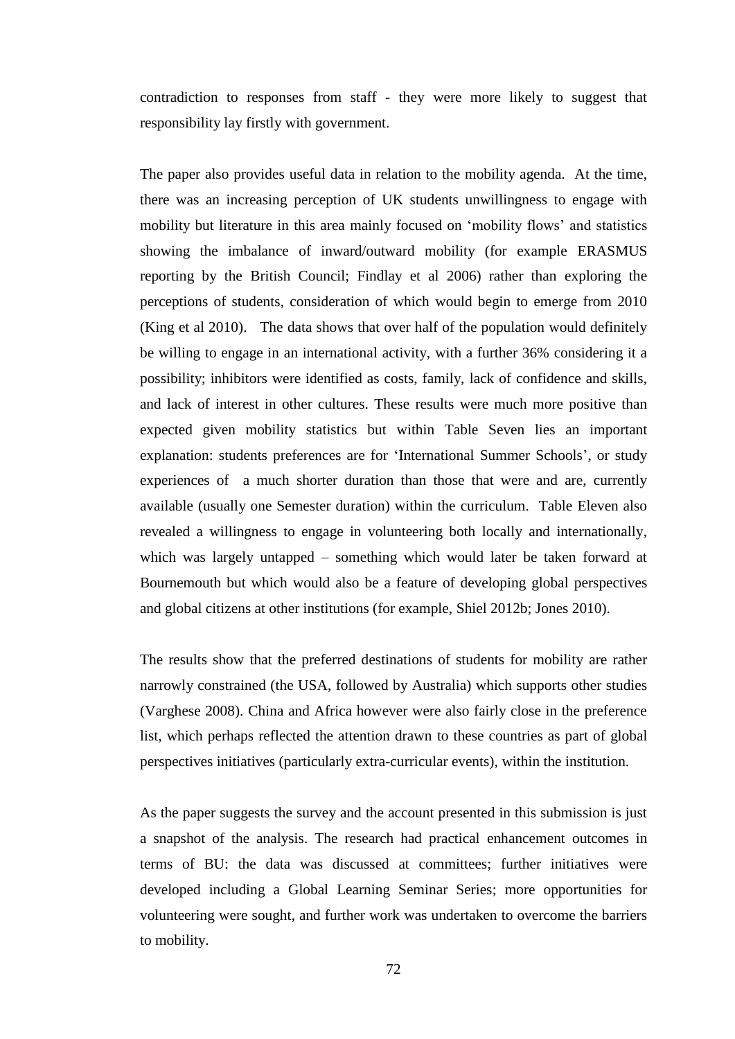contradiction to responses from staff - they were more likely to suggest that responsibility lay firstly with government.

The paper also provides useful data in relation to the mobility agenda. At the time, there was an increasing perception of UK students unwillingness to engage with mobility but literature in this area mainly focused on 'mobility flows' and statistics showing the imbalance of inward/outward mobility (for example ERASMUS reporting by the British Council; Findlay et al 2006) rather than exploring the perceptions of students, consideration of which would begin to emerge from 2010 (King et al 2010). The data shows that over half of the population would definitely be willing to engage in an international activity, with a further 36% considering it a possibility; inhibitors were identified as costs, family, lack of confidence and skills, and lack of interest in other cultures. These results were much more positive than expected given mobility statistics but within Table Seven lies an important explanation: students preferences are for 'International Summer Schools', or study experiences of a much shorter duration than those that were and are, currently available (usually one Semester duration) within the curriculum. Table Eleven also revealed a willingness to engage in volunteering both locally and internationally, which was largely untapped – something which would later be taken forward at Bournemouth but which would also be a feature of developing global perspectives and global citizens at other institutions (for example, Shiel 2012b; Jones 2010).

The results show that the preferred destinations of students for mobility are rather narrowly constrained (the USA, followed by Australia) which supports other studies (Varghese 2008). China and Africa however were also fairly close in the preference list, which perhaps reflected the attention drawn to these countries as part of global perspectives initiatives (particularly extra-curricular events), within the institution.

As the paper suggests the survey and the account presented in this submission is just a snapshot of the analysis. The research had practical enhancement outcomes in terms of BU: the data was discussed at committees; further initiatives were developed including a Global Learning Seminar Series; more opportunities for volunteering were sought, and further work was undertaken to overcome the barriers to mobility.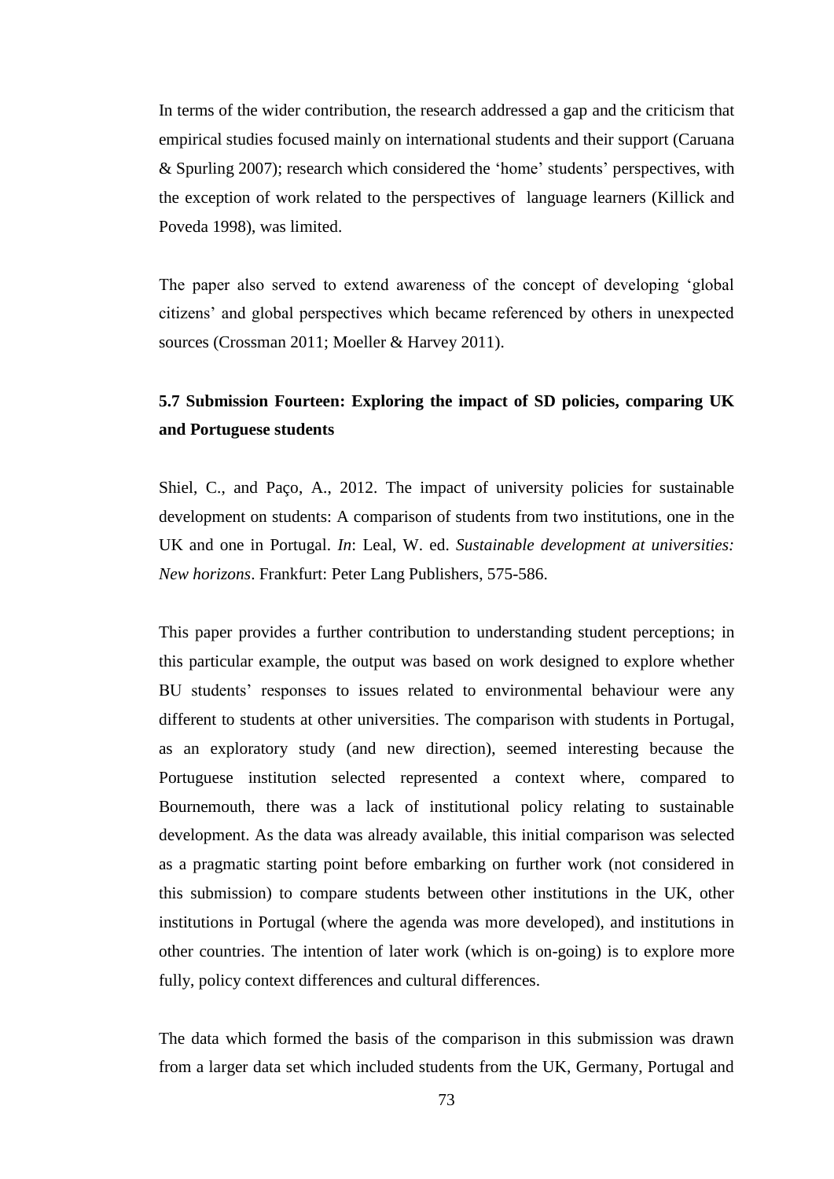In terms of the wider contribution, the research addressed a gap and the criticism that empirical studies focused mainly on international students and their support (Caruana & Spurling 2007); research which considered the 'home' students' perspectives, with the exception of work related to the perspectives of language learners (Killick and Poveda 1998), was limited.

The paper also served to extend awareness of the concept of developing 'global citizens' and global perspectives which became referenced by others in unexpected sources (Crossman 2011; Moeller & Harvey 2011).

### 5.7 Submission Fourteen: Exploring the impact of SD policies, comparing UK and Portuguese students

Shiel, C., and Paço, A., 2012. The impact of university policies for sustainable development on students: A comparison of students from two institutions, one in the UK and one in Portugal. *In*: Leal, W. ed. *Sustainable development at universities: New horizons*. Frankfurt: Peter Lang Publishers, 575-586.

This paper provides a further contribution to understanding student perceptions; in this particular example, the output was based on work designed to explore whether BU students' responses to issues related to environmental behaviour were any different to students at other universities. The comparison with students in Portugal, as an exploratory study (and new direction), seemed interesting because the Portuguese institution selected represented a context where, compared to Bournemouth, there was a lack of institutional policy relating to sustainable development. As the data was already available, this initial comparison was selected as a pragmatic starting point before embarking on further work (not considered in this submission) to compare students between other institutions in the UK, other institutions in Portugal (where the agenda was more developed), and institutions in other countries. The intention of later work (which is on-going) is to explore more fully, policy context differences and cultural differences.

The data which formed the basis of the comparison in this submission was drawn from a larger data set which included students from the UK, Germany, Portugal and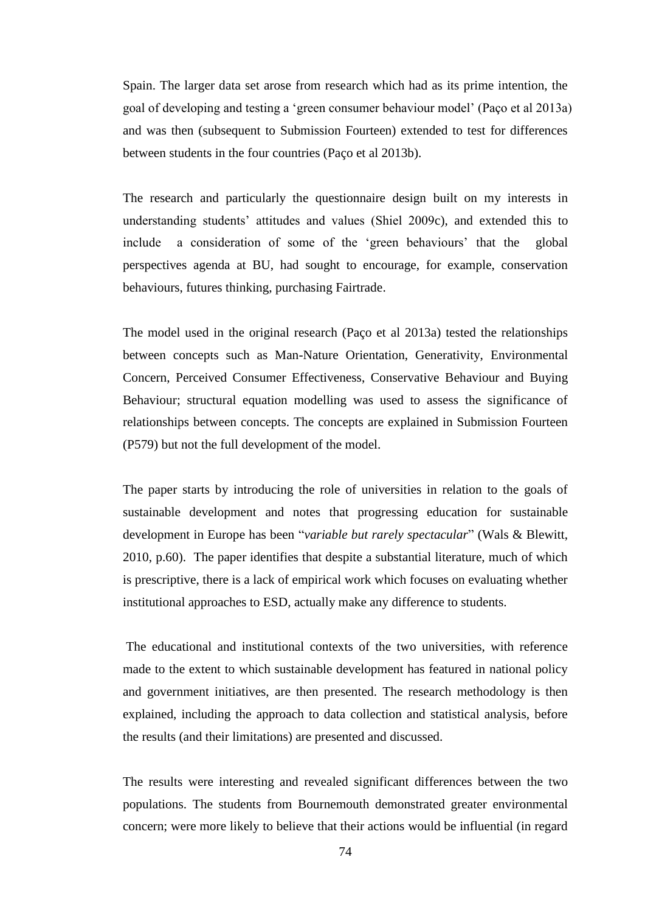Spain. The larger data set arose from research which had as its prime intention, the goal of developing and testing a 'green consumer behaviour model' (Paço et al 2013a) and was then (subsequent to Submission Fourteen) extended to test for differences between students in the four countries (Paço et al 2013b).

The research and particularly the questionnaire design built on my interests in understanding students' attitudes and values (Shiel 2009c), and extended this to include a consideration of some of the 'green behaviours' that the global perspectives agenda at BU, had sought to encourage, for example, conservation behaviours, futures thinking, purchasing Fairtrade.

The model used in the original research (Paço et al 2013a) tested the relationships between concepts such as Man-Nature Orientation, Generativity, Environmental Concern, Perceived Consumer Effectiveness, Conservative Behaviour and Buying Behaviour; structural equation modelling was used to assess the significance of relationships between concepts. The concepts are explained in Submission Fourteen (P579) but not the full development of the model.

The paper starts by introducing the role of universities in relation to the goals of sustainable development and notes that progressing education for sustainable development in Europe has been "*variable but rarely spectacular*" (Wals & Blewitt, 2010, p.60). The paper identifies that despite a substantial literature, much of which is prescriptive, there is a lack of empirical work which focuses on evaluating whether institutional approaches to ESD, actually make any difference to students.

The educational and institutional contexts of the two universities, with reference made to the extent to which sustainable development has featured in national policy and government initiatives, are then presented. The research methodology is then explained, including the approach to data collection and statistical analysis, before the results (and their limitations) are presented and discussed.

The results were interesting and revealed significant differences between the two populations. The students from Bournemouth demonstrated greater environmental concern; were more likely to believe that their actions would be influential (in regard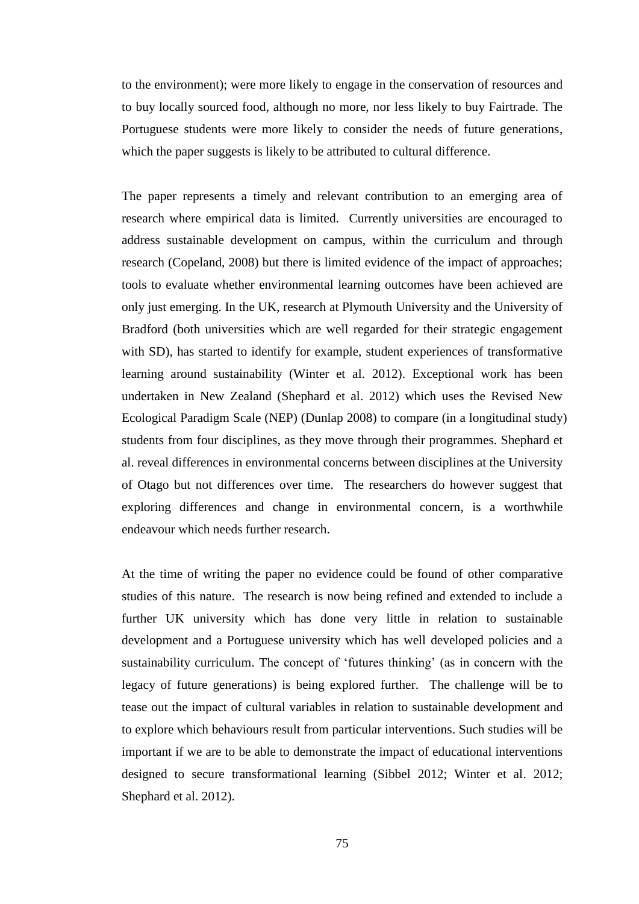to the environment); were more likely to engage in the conservation of resources and to buy locally sourced food, although no more, nor less likely to buy Fairtrade. The Portuguese students were more likely to consider the needs of future generations, which the paper suggests is likely to be attributed to cultural difference.

The paper represents a timely and relevant contribution to an emerging area of research where empirical data is limited. Currently universities are encouraged to address sustainable development on campus, within the curriculum and through research (Copeland, 2008) but there is limited evidence of the impact of approaches; tools to evaluate whether environmental learning outcomes have been achieved are only just emerging. In the UK, research at Plymouth University and the University of Bradford (both universities which are well regarded for their strategic engagement with SD), has started to identify for example, student experiences of transformative learning around sustainability (Winter et al. 2012). Exceptional work has been undertaken in New Zealand (Shephard et al. 2012) which uses the Revised New Ecological Paradigm Scale (NEP) (Dunlap 2008) to compare (in a longitudinal study) students from four disciplines, as they move through their programmes. Shephard et al. reveal differences in environmental concerns between disciplines at the University of Otago but not differences over time. The researchers do however suggest that exploring differences and change in environmental concern, is a worthwhile endeavour which needs further research.

At the time of writing the paper no evidence could be found of other comparative studies of this nature. The research is now being refined and extended to include a further UK university which has done very little in relation to sustainable development and a Portuguese university which has well developed policies and a sustainability curriculum. The concept of 'futures thinking' (as in concern with the legacy of future generations) is being explored further. The challenge will be to tease out the impact of cultural variables in relation to sustainable development and to explore which behaviours result from particular interventions. Such studies will be important if we are to be able to demonstrate the impact of educational interventions designed to secure transformational learning (Sibbel 2012; Winter et al. 2012; Shephard et al. 2012).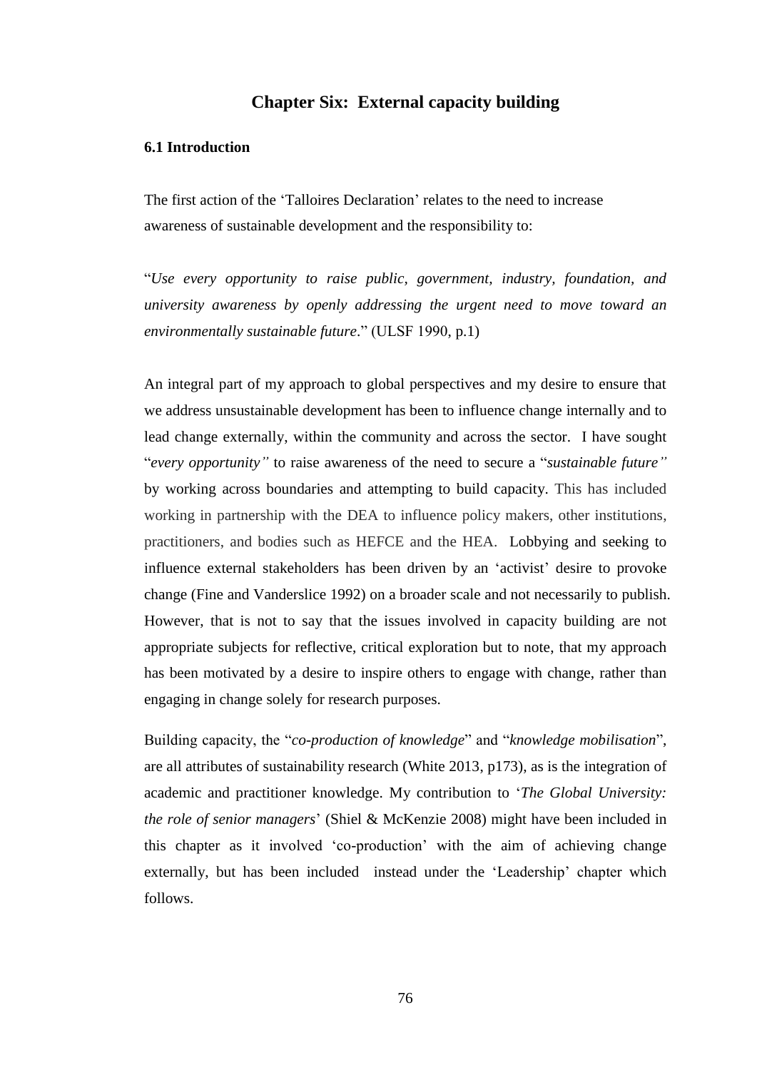# Chapter Six: External capacity building

## 6.1 Introduction

The first action of the 'Talloires Declaration' relates to the need to increase awareness of sustainable development and the responsibility to:

"*Use every opportunity to raise public, government, industry, foundation, and university awareness by openly addressing the urgent need to move toward an environmentally sustainable future*." (ULSF 1990, p.1)

An integral part of my approach to global perspectives and my desire to ensure that we address unsustainable development has been to influence change internally and to lead change externally, within the community and across the sector. I have sought "*every opportunity"* to raise awareness of the need to secure a "*sustainable future"* by working across boundaries and attempting to build capacity. This has included working in partnership with the DEA to influence policy makers, other institutions, practitioners, and bodies such as HEFCE and the HEA. Lobbying and seeking to influence external stakeholders has been driven by an 'activist' desire to provoke change (Fine and Vanderslice 1992) on a broader scale and not necessarily to publish. However, that is not to say that the issues involved in capacity building are not appropriate subjects for reflective, critical exploration but to note, that my approach has been motivated by a desire to inspire others to engage with change, rather than engaging in change solely for research purposes.

Building capacity, the "*co-production of knowledge*" and "*knowledge mobilisation*", are all attributes of sustainability research (White 2013, p173), as is the integration of academic and practitioner knowledge. My contribution to '*The Global University: the role of senior managers*' (Shiel & McKenzie 2008) might have been included in this chapter as it involved 'co-production' with the aim of achieving change externally, but has been included instead under the 'Leadership' chapter which follows.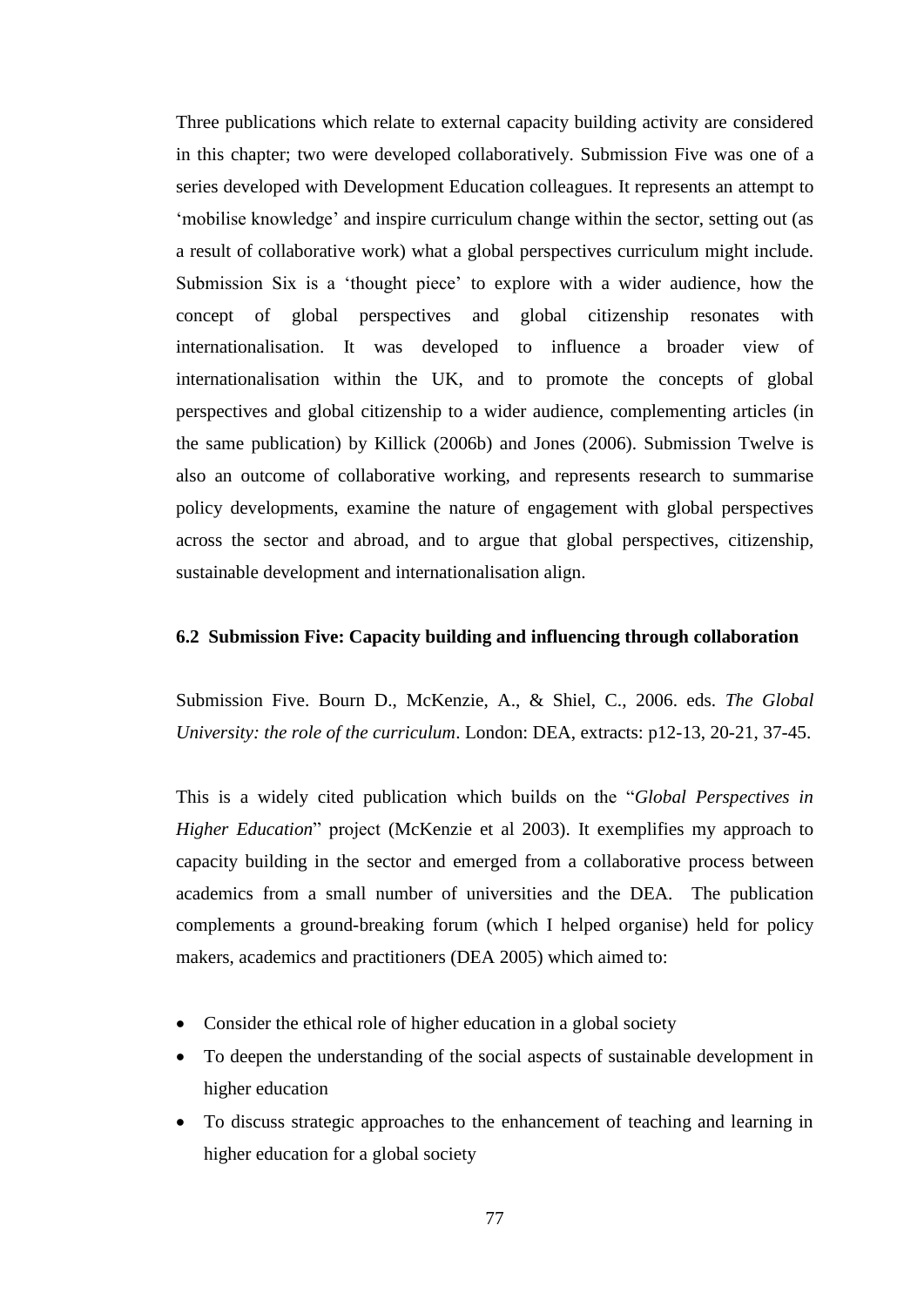Three publications which relate to external capacity building activity are considered in this chapter; two were developed collaboratively. Submission Five was one of a series developed with Development Education colleagues. It represents an attempt to 'mobilise knowledge' and inspire curriculum change within the sector, setting out (as a result of collaborative work) what a global perspectives curriculum might include. Submission Six is a 'thought piece' to explore with a wider audience, how the concept of global perspectives and global citizenship resonates with internationalisation. It was developed to influence a broader view of internationalisation within the UK, and to promote the concepts of global perspectives and global citizenship to a wider audience, complementing articles (in the same publication) by Killick (2006b) and Jones (2006). Submission Twelve is also an outcome of collaborative working, and represents research to summarise policy developments, examine the nature of engagement with global perspectives across the sector and abroad, and to argue that global perspectives, citizenship, sustainable development and internationalisation align.

### 6.2 Submission Five: Capacity building and influencing through collaboration

Submission Five. Bourn D., McKenzie, A., & Shiel, C., 2006. eds. *The Global University: the role of the curriculum*. London: DEA, extracts: p12-13, 20-21, 37-45.

This is a widely cited publication which builds on the "*Global Perspectives in Higher Education*" project (McKenzie et al 2003). It exemplifies my approach to capacity building in the sector and emerged from a collaborative process between academics from a small number of universities and the DEA. The publication complements a ground-breaking forum (which I helped organise) held for policy makers, academics and practitioners (DEA 2005) which aimed to:

- Consider the ethical role of higher education in a global society
- To deepen the understanding of the social aspects of sustainable development in higher education
- To discuss strategic approaches to the enhancement of teaching and learning in higher education for a global society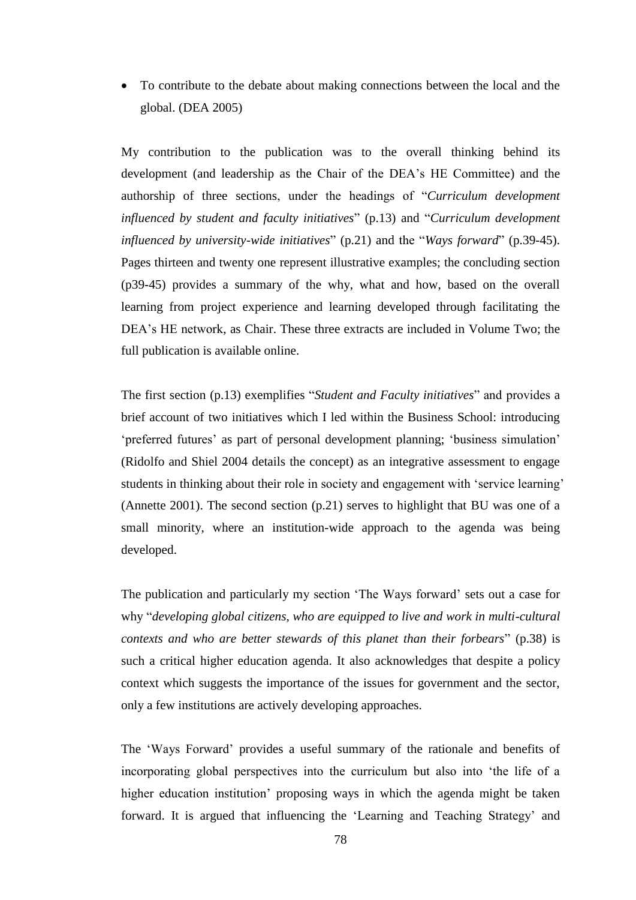- To contribute to the debate about making connections between the local and the global. (DEA 2005)

My contribution to the publication was to the overall thinking behind its development (and leadership as the Chair of the DEA's HE Committee) and the authorship of three sections, under the headings of "*Curriculum development influenced by student and faculty initiatives*" (p.13) and "*Curriculum development influenced by university-wide initiatives*" (p.21) and the "*Ways forward*" (p.39-45). Pages thirteen and twenty one represent illustrative examples; the concluding section (p39-45) provides a summary of the why, what and how, based on the overall learning from project experience and learning developed through facilitating the DEA's HE network, as Chair. These three extracts are included in Volume Two; the full publication is available online.

The first section (p.13) exemplifies "*Student and Faculty initiatives*" and provides a brief account of two initiatives which I led within the Business School: introducing 'preferred futures' as part of personal development planning; 'business simulation' (Ridolfo and Shiel 2004 details the concept) as an integrative assessment to engage students in thinking about their role in society and engagement with 'service learning' (Annette 2001). The second section (p.21) serves to highlight that BU was one of a small minority, where an institution-wide approach to the agenda was being developed.

The publication and particularly my section 'The Ways forward' sets out a case for why "*developing global citizens, who are equipped to live and work in multi-cultural contexts and who are better stewards of this planet than their forbears*" (p.38) is such a critical higher education agenda. It also acknowledges that despite a policy context which suggests the importance of the issues for government and the sector, only a few institutions are actively developing approaches.

The 'Ways Forward' provides a useful summary of the rationale and benefits of incorporating global perspectives into the curriculum but also into 'the life of a higher education institution' proposing ways in which the agenda might be taken forward. It is argued that influencing the 'Learning and Teaching Strategy' and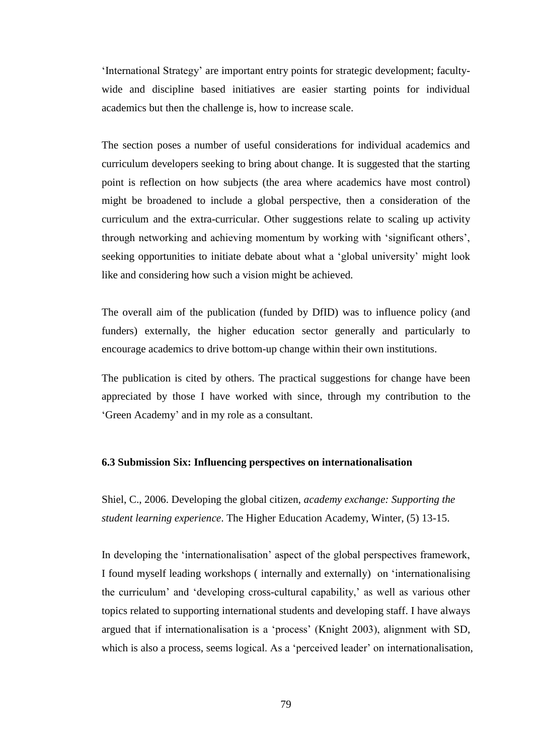'International Strategy' are important entry points for strategic development; faculty-wide and discipline based initiatives are easier starting points for individual academics but then the challenge is, how to increase scale.

The section poses a number of useful considerations for individual academics and curriculum developers seeking to bring about change. It is suggested that the starting point is reflection on how subjects (the area where academics have most control) might be broadened to include a global perspective, then a consideration of the curriculum and the extra-curricular. Other suggestions relate to scaling up activity through networking and achieving momentum by working with 'significant others', seeking opportunities to initiate debate about what a 'global university' might look like and considering how such a vision might be achieved.

The overall aim of the publication (funded by DfID) was to influence policy (and funders) externally, the higher education sector generally and particularly to encourage academics to drive bottom-up change within their own institutions.

The publication is cited by others. The practical suggestions for change have been appreciated by those I have worked with since, through my contribution to the 'Green Academy' and in my role as a consultant.

### 6.3 Submission Six: Influencing perspectives on internationalisation

Shiel, C., 2006. Developing the global citizen, *academy exchange: Supporting the student learning experience*. The Higher Education Academy, Winter, (5) 13-15.

In developing the 'internationalisation' aspect of the global perspectives framework, I found myself leading workshops ( internally and externally) on 'internationalising the curriculum' and 'developing cross-cultural capability,' as well as various other topics related to supporting international students and developing staff. I have always argued that if internationalisation is a 'process' (Knight 2003), alignment with SD, which is also a process, seems logical. As a 'perceived leader' on internationalisation,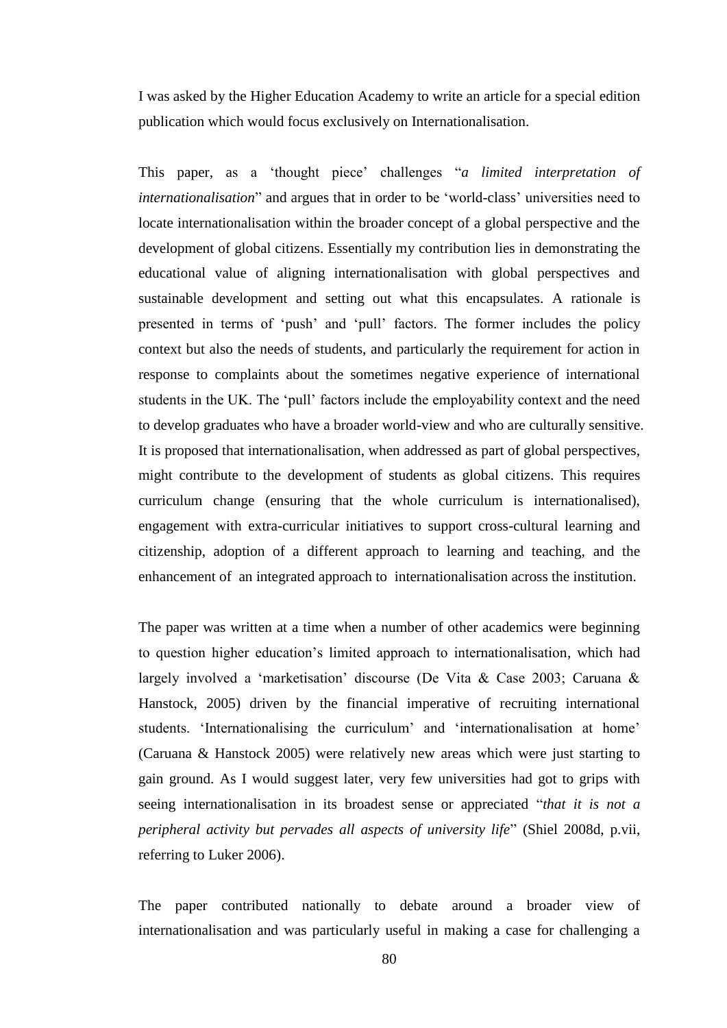I was asked by the Higher Education Academy to write an article for a special edition publication which would focus exclusively on Internationalisation.

This paper, as a 'thought piece' challenges "*a limited interpretation of internationalisation*" and argues that in order to be 'world-class' universities need to locate internationalisation within the broader concept of a global perspective and the development of global citizens. Essentially my contribution lies in demonstrating the educational value of aligning internationalisation with global perspectives and sustainable development and setting out what this encapsulates. A rationale is presented in terms of 'push' and 'pull' factors. The former includes the policy context but also the needs of students, and particularly the requirement for action in response to complaints about the sometimes negative experience of international students in the UK. The 'pull' factors include the employability context and the need to develop graduates who have a broader world-view and who are culturally sensitive. It is proposed that internationalisation, when addressed as part of global perspectives, might contribute to the development of students as global citizens. This requires curriculum change (ensuring that the whole curriculum is internationalised), engagement with extra-curricular initiatives to support cross-cultural learning and citizenship, adoption of a different approach to learning and teaching, and the enhancement of an integrated approach to internationalisation across the institution.

The paper was written at a time when a number of other academics were beginning to question higher education's limited approach to internationalisation, which had largely involved a 'marketisation' discourse (De Vita & Case 2003; Caruana & Hanstock, 2005) driven by the financial imperative of recruiting international students. 'Internationalising the curriculum' and 'internationalisation at home' (Caruana & Hanstock 2005) were relatively new areas which were just starting to gain ground. As I would suggest later, very few universities had got to grips with seeing internationalisation in its broadest sense or appreciated "*that it is not a peripheral activity but pervades all aspects of university life*" (Shiel 2008d, p.vii, referring to Luker 2006).

The paper contributed nationally to debate around a broader view of internationalisation and was particularly useful in making a case for challenging a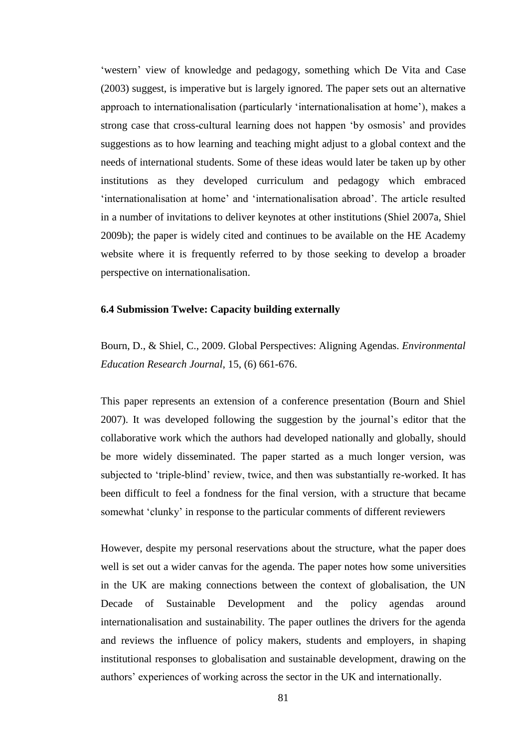'western' view of knowledge and pedagogy, something which De Vita and Case (2003) suggest, is imperative but is largely ignored. The paper sets out an alternative approach to internationalisation (particularly 'internationalisation at home'), makes a strong case that cross-cultural learning does not happen 'by osmosis' and provides suggestions as to how learning and teaching might adjust to a global context and the needs of international students. Some of these ideas would later be taken up by other institutions as they developed curriculum and pedagogy which embraced 'internationalisation at home' and 'internationalisation abroad'. The article resulted in a number of invitations to deliver keynotes at other institutions (Shiel 2007a, Shiel 2009b); the paper is widely cited and continues to be available on the HE Academy website where it is frequently referred to by those seeking to develop a broader perspective on internationalisation.

### 6.4 Submission Twelve: Capacity building externally

Bourn, D., & Shiel, C., 2009. Global Perspectives: Aligning Agendas. *Environmental Education Research Journal*, 15, (6) 661-676.

This paper represents an extension of a conference presentation (Bourn and Shiel 2007). It was developed following the suggestion by the journal's editor that the collaborative work which the authors had developed nationally and globally, should be more widely disseminated. The paper started as a much longer version, was subjected to 'triple-blind' review, twice, and then was substantially re-worked. It has been difficult to feel a fondness for the final version, with a structure that became somewhat 'clunky' in response to the particular comments of different reviewers

However, despite my personal reservations about the structure, what the paper does well is set out a wider canvas for the agenda. The paper notes how some universities in the UK are making connections between the context of globalisation, the UN Decade of Sustainable Development and the policy agendas around internationalisation and sustainability. The paper outlines the drivers for the agenda and reviews the influence of policy makers, students and employers, in shaping institutional responses to globalisation and sustainable development, drawing on the authors' experiences of working across the sector in the UK and internationally.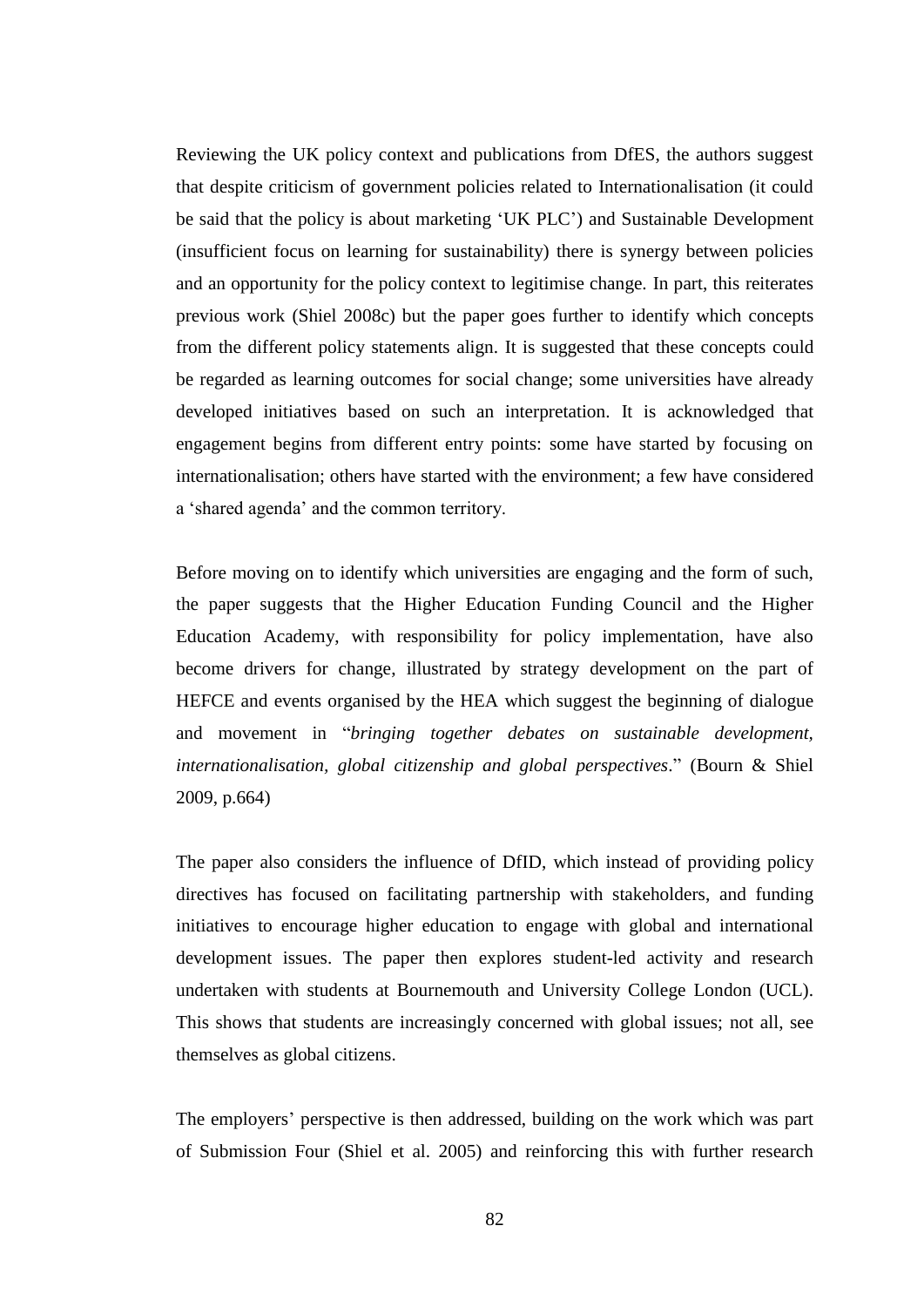Reviewing the UK policy context and publications from DfES, the authors suggest that despite criticism of government policies related to Internationalisation (it could be said that the policy is about marketing 'UK PLC') and Sustainable Development (insufficient focus on learning for sustainability) there is synergy between policies and an opportunity for the policy context to legitimise change. In part, this reiterates previous work (Shiel 2008c) but the paper goes further to identify which concepts from the different policy statements align. It is suggested that these concepts could be regarded as learning outcomes for social change; some universities have already developed initiatives based on such an interpretation. It is acknowledged that engagement begins from different entry points: some have started by focusing on internationalisation; others have started with the environment; a few have considered a 'shared agenda' and the common territory.

Before moving on to identify which universities are engaging and the form of such, the paper suggests that the Higher Education Funding Council and the Higher Education Academy, with responsibility for policy implementation, have also become drivers for change, illustrated by strategy development on the part of HEFCE and events organised by the HEA which suggest the beginning of dialogue and movement in "*bringing together debates on sustainable development, internationalisation, global citizenship and global perspectives*." (Bourn & Shiel 2009, p.664)

The paper also considers the influence of DfID, which instead of providing policy directives has focused on facilitating partnership with stakeholders, and funding initiatives to encourage higher education to engage with global and international development issues. The paper then explores student-led activity and research undertaken with students at Bournemouth and University College London (UCL). This shows that students are increasingly concerned with global issues; not all, see themselves as global citizens.

The employers' perspective is then addressed, building on the work which was part of Submission Four (Shiel et al. 2005) and reinforcing this with further research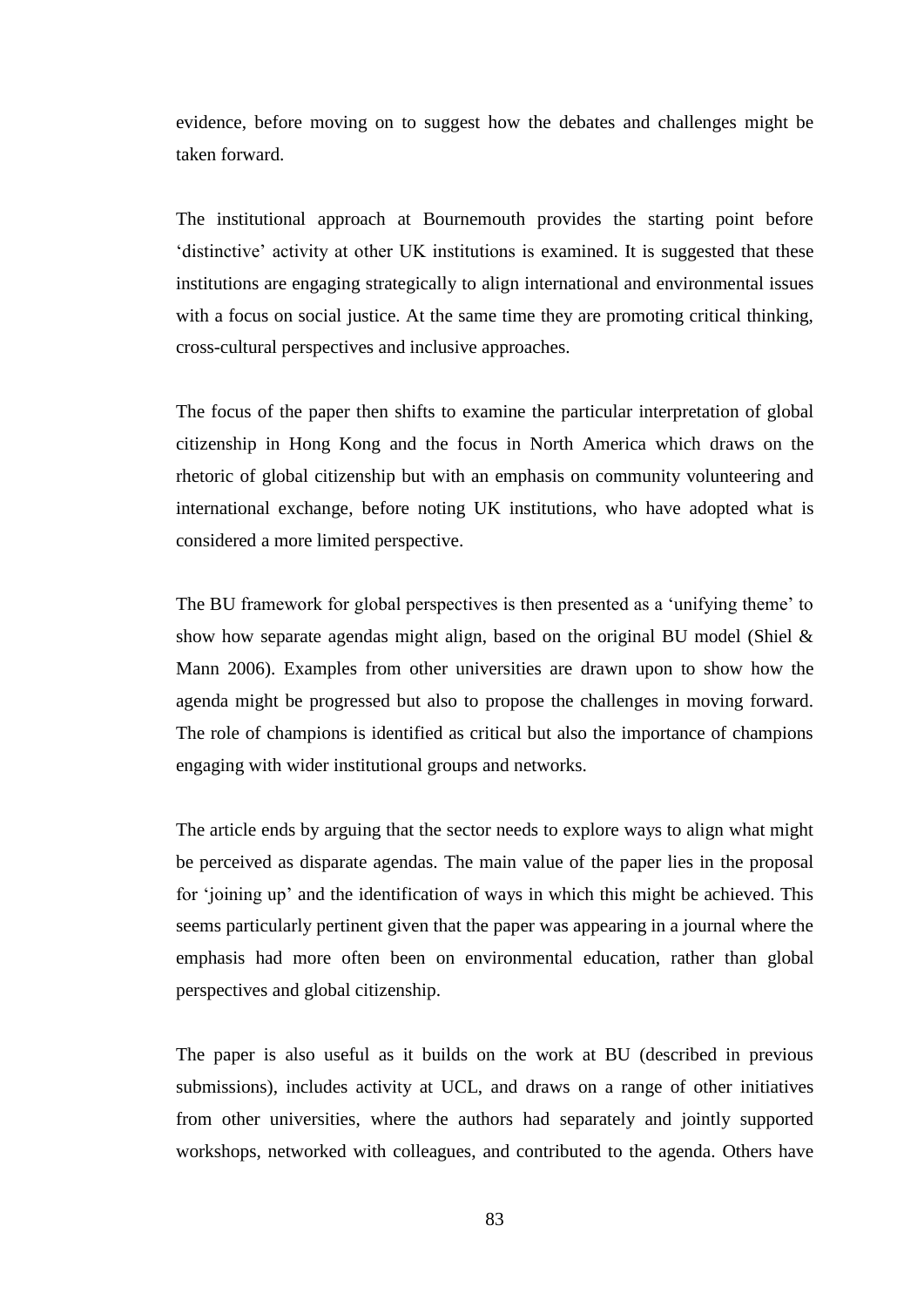evidence, before moving on to suggest how the debates and challenges might be taken forward.

The institutional approach at Bournemouth provides the starting point before ‘distinctive’ activity at other UK institutions is examined. It is suggested that these institutions are engaging strategically to align international and environmental issues with a focus on social justice. At the same time they are promoting critical thinking, cross-cultural perspectives and inclusive approaches.

The focus of the paper then shifts to examine the particular interpretation of global citizenship in Hong Kong and the focus in North America which draws on the rhetoric of global citizenship but with an emphasis on community volunteering and international exchange, before noting UK institutions, who have adopted what is considered a more limited perspective.

The BU framework for global perspectives is then presented as a ‘unifying theme’ to show how separate agendas might align, based on the original BU model (Shiel & Mann 2006). Examples from other universities are drawn upon to show how the agenda might be progressed but also to propose the challenges in moving forward. The role of champions is identified as critical but also the importance of champions engaging with wider institutional groups and networks.

The article ends by arguing that the sector needs to explore ways to align what might be perceived as disparate agendas. The main value of the paper lies in the proposal for ‘joining up’ and the identification of ways in which this might be achieved. This seems particularly pertinent given that the paper was appearing in a journal where the emphasis had more often been on environmental education, rather than global perspectives and global citizenship.

The paper is also useful as it builds on the work at BU (described in previous submissions), includes activity at UCL, and draws on a range of other initiatives from other universities, where the authors had separately and jointly supported workshops, networked with colleagues, and contributed to the agenda. Others have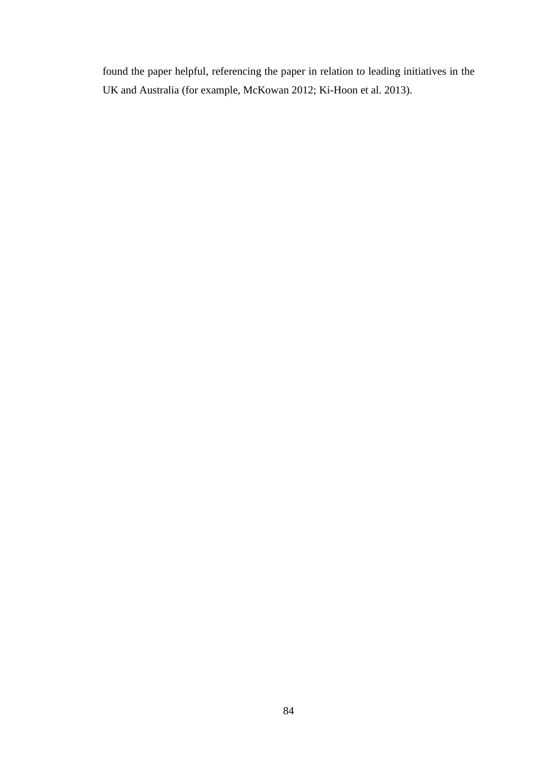found the paper helpful, referencing the paper in relation to leading initiatives in the UK and Australia (for example, McKowan 2012; Ki-Hoon et al. 2013).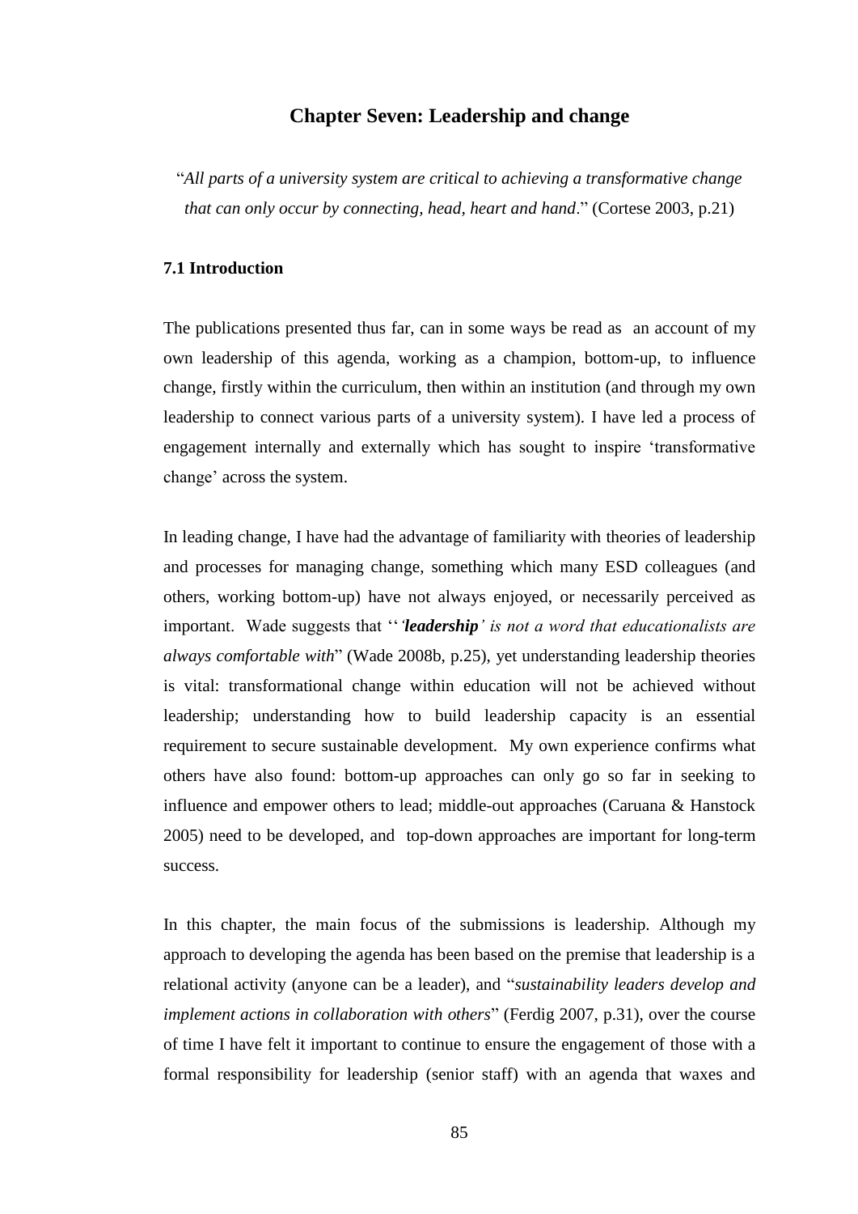# Chapter Seven: Leadership and change

"*All parts of a university system are critical to achieving a transformative change that can only occur by connecting, head, heart and hand*." (Cortese 2003, p.21)

## 7.1 Introduction

The publications presented thus far, can in some ways be read as an account of my own leadership of this agenda, working as a champion, bottom-up, to influence change, firstly within the curriculum, then within an institution (and through my own leadership to connect various parts of a university system). I have led a process of engagement internally and externally which has sought to inspire 'transformative change' across the system.

In leading change, I have had the advantage of familiarity with theories of leadership and processes for managing change, something which many ESD colleagues (and others, working bottom-up) have not always enjoyed, or necessarily perceived as important. Wade suggests that "*'**leadership**' is not a word that educationalists are always comfortable with*" (Wade 2008b, p.25), yet understanding leadership theories is vital: transformational change within education will not be achieved without leadership; understanding how to build leadership capacity is an essential requirement to secure sustainable development. My own experience confirms what others have also found: bottom-up approaches can only go so far in seeking to influence and empower others to lead; middle-out approaches (Caruana & Hanstock 2005) need to be developed, and top-down approaches are important for long-term success.

In this chapter, the main focus of the submissions is leadership. Although my approach to developing the agenda has been based on the premise that leadership is a relational activity (anyone can be a leader), and "*sustainability leaders develop and implement actions in collaboration with others*" (Ferdig 2007, p.31), over the course of time I have felt it important to continue to ensure the engagement of those with a formal responsibility for leadership (senior staff) with an agenda that waxes and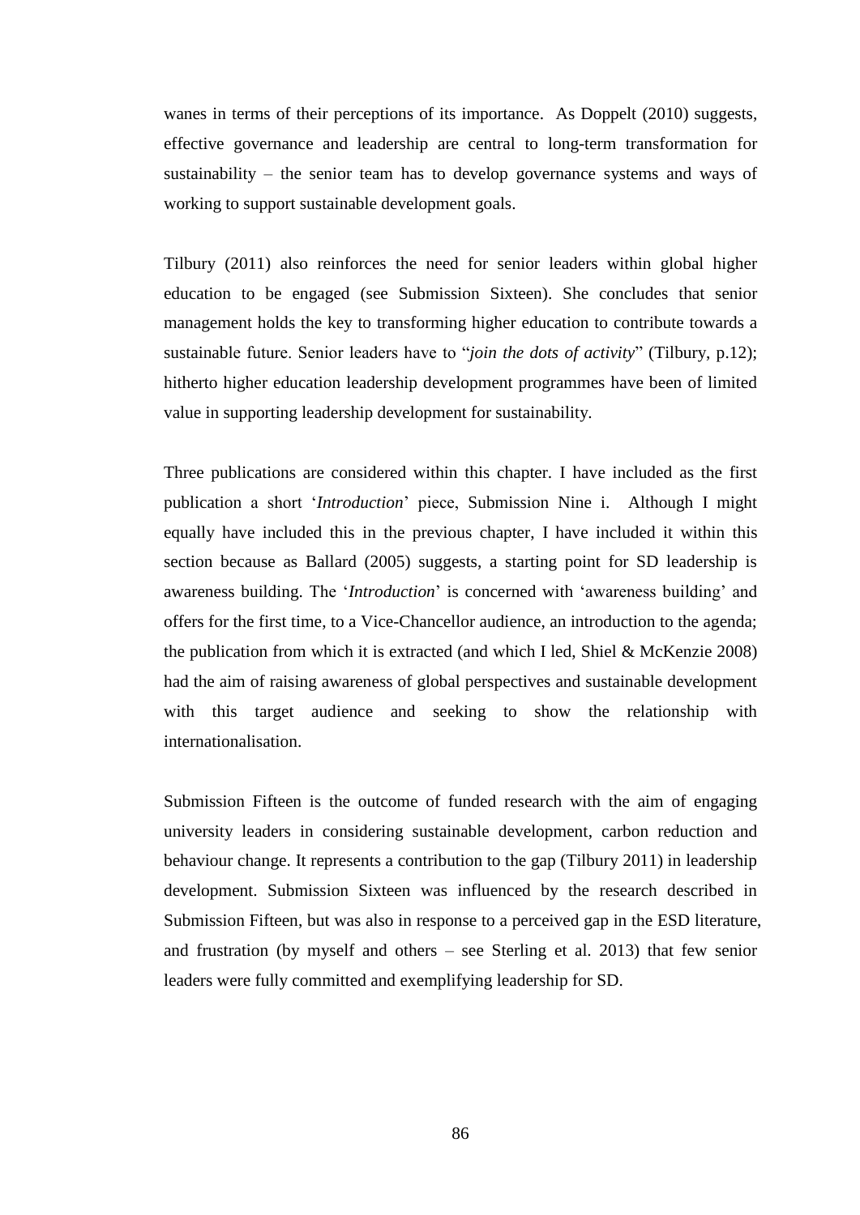wanes in terms of their perceptions of its importance. As Doppelt (2010) suggests, effective governance and leadership are central to long-term transformation for sustainability – the senior team has to develop governance systems and ways of working to support sustainable development goals.

Tilbury (2011) also reinforces the need for senior leaders within global higher education to be engaged (see Submission Sixteen). She concludes that senior management holds the key to transforming higher education to contribute towards a sustainable future. Senior leaders have to "*join the dots of activity*" (Tilbury, p.12); hitherto higher education leadership development programmes have been of limited value in supporting leadership development for sustainability.

Three publications are considered within this chapter. I have included as the first publication a short '*Introduction*' piece, Submission Nine i. Although I might equally have included this in the previous chapter, I have included it within this section because as Ballard (2005) suggests, a starting point for SD leadership is awareness building. The '*Introduction*' is concerned with 'awareness building' and offers for the first time, to a Vice-Chancellor audience, an introduction to the agenda; the publication from which it is extracted (and which I led, Shiel & McKenzie 2008) had the aim of raising awareness of global perspectives and sustainable development with this target audience and seeking to show the relationship with internationalisation.

Submission Fifteen is the outcome of funded research with the aim of engaging university leaders in considering sustainable development, carbon reduction and behaviour change. It represents a contribution to the gap (Tilbury 2011) in leadership development. Submission Sixteen was influenced by the research described in Submission Fifteen, but was also in response to a perceived gap in the ESD literature, and frustration (by myself and others – see Sterling et al. 2013) that few senior leaders were fully committed and exemplifying leadership for SD.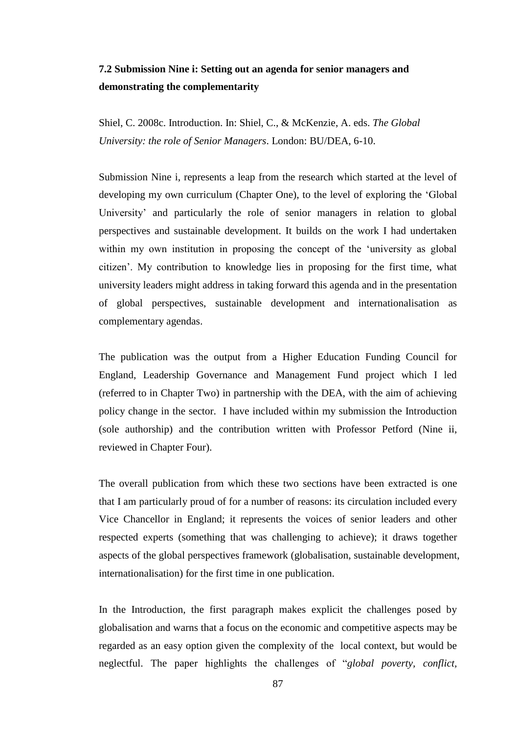### 7.2 Submission Nine i: Setting out an agenda for senior managers and demonstrating the complementarity

Shiel, C. 2008c. Introduction. In: Shiel, C., & McKenzie, A. eds. *The Global University: the role of Senior Managers*. London: BU/DEA, 6-10.

Submission Nine i, represents a leap from the research which started at the level of developing my own curriculum (Chapter One), to the level of exploring the 'Global University' and particularly the role of senior managers in relation to global perspectives and sustainable development. It builds on the work I had undertaken within my own institution in proposing the concept of the 'university as global citizen'. My contribution to knowledge lies in proposing for the first time, what university leaders might address in taking forward this agenda and in the presentation of global perspectives, sustainable development and internationalisation as complementary agendas.

The publication was the output from a Higher Education Funding Council for England, Leadership Governance and Management Fund project which I led (referred to in Chapter Two) in partnership with the DEA, with the aim of achieving policy change in the sector. I have included within my submission the Introduction (sole authorship) and the contribution written with Professor Petford (Nine ii, reviewed in Chapter Four).

The overall publication from which these two sections have been extracted is one that I am particularly proud of for a number of reasons: its circulation included every Vice Chancellor in England; it represents the voices of senior leaders and other respected experts (something that was challenging to achieve); it draws together aspects of the global perspectives framework (globalisation, sustainable development, internationalisation) for the first time in one publication.

In the Introduction, the first paragraph makes explicit the challenges posed by globalisation and warns that a focus on the economic and competitive aspects may be regarded as an easy option given the complexity of the local context, but would be neglectful. The paper highlights the challenges of "*global poverty, conflict,*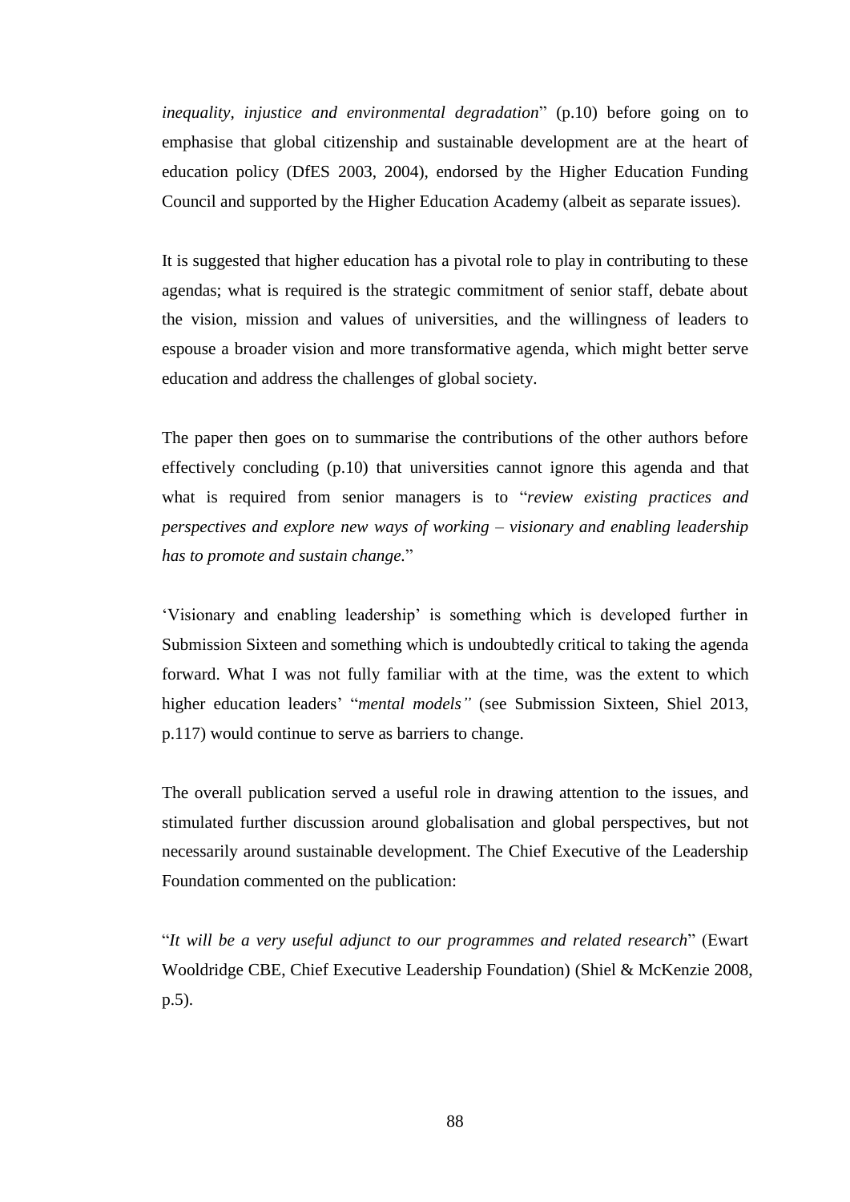*inequality, injustice and environmental degradation*" (p.10) before going on to emphasise that global citizenship and sustainable development are at the heart of education policy (DfES 2003, 2004), endorsed by the Higher Education Funding Council and supported by the Higher Education Academy (albeit as separate issues).

It is suggested that higher education has a pivotal role to play in contributing to these agendas; what is required is the strategic commitment of senior staff, debate about the vision, mission and values of universities, and the willingness of leaders to espouse a broader vision and more transformative agenda, which might better serve education and address the challenges of global society.

The paper then goes on to summarise the contributions of the other authors before effectively concluding (p.10) that universities cannot ignore this agenda and that what is required from senior managers is to "*review existing practices and perspectives and explore new ways of working – visionary and enabling leadership has to promote and sustain change.*"

'Visionary and enabling leadership' is something which is developed further in Submission Sixteen and something which is undoubtedly critical to taking the agenda forward. What I was not fully familiar with at the time, was the extent to which higher education leaders' "*mental models"* (see Submission Sixteen, Shiel 2013, p.117) would continue to serve as barriers to change.

The overall publication served a useful role in drawing attention to the issues, and stimulated further discussion around globalisation and global perspectives, but not necessarily around sustainable development. The Chief Executive of the Leadership Foundation commented on the publication:

"*It will be a very useful adjunct to our programmes and related research*" (Ewart Wooldridge CBE, Chief Executive Leadership Foundation) (Shiel & McKenzie 2008, p.5).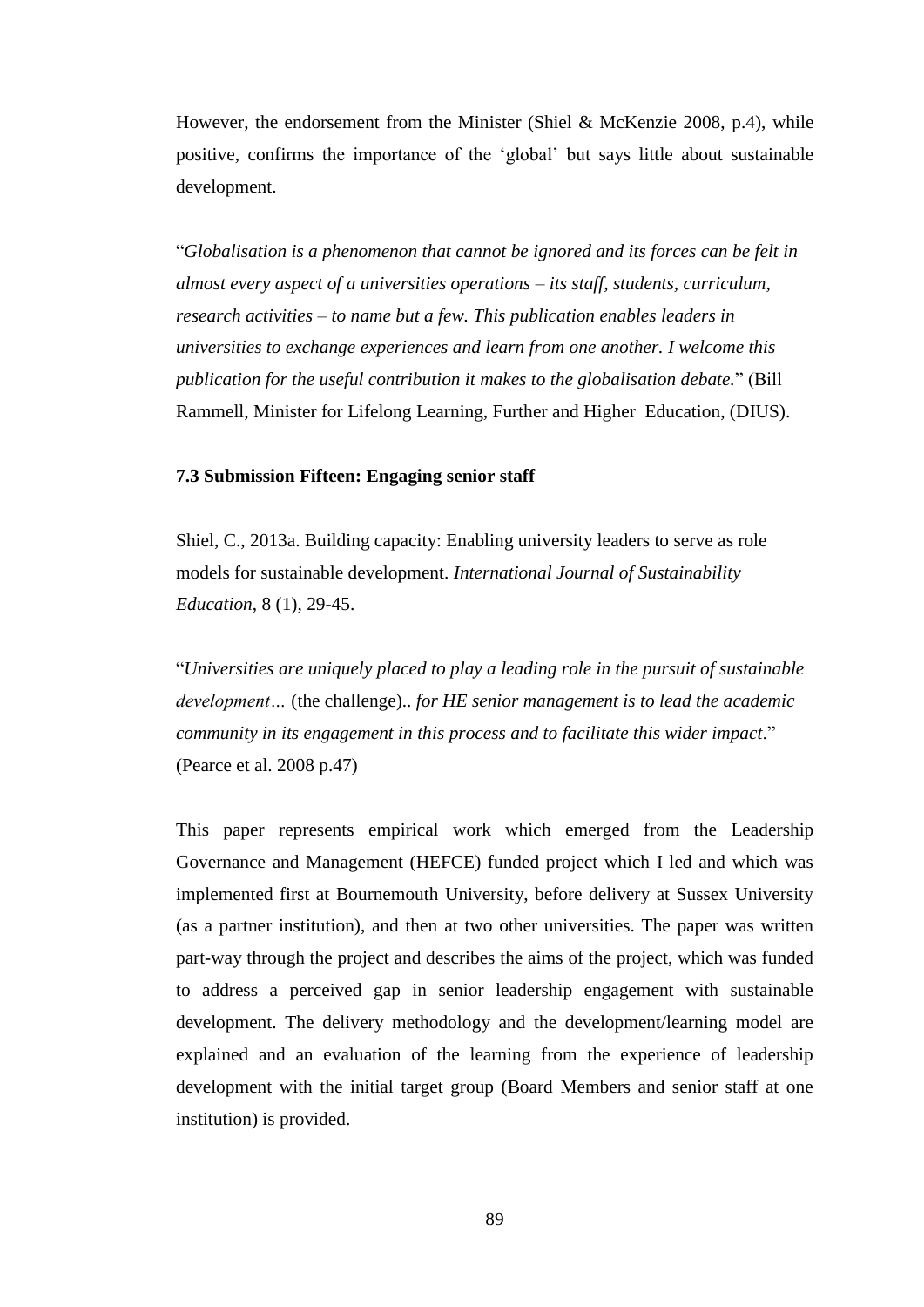However, the endorsement from the Minister (Shiel & McKenzie 2008, p.4), while positive, confirms the importance of the 'global' but says little about sustainable development.

"*Globalisation is a phenomenon that cannot be ignored and its forces can be felt in almost every aspect of a universities operations – its staff, students, curriculum, research activities – to name but a few. This publication enables leaders in universities to exchange experiences and learn from one another. I welcome this publication for the useful contribution it makes to the globalisation debate.*" (Bill Rammell, Minister for Lifelong Learning, Further and Higher Education, (DIUS).

### 7.3 Submission Fifteen: Engaging senior staff

Shiel, C., 2013a. Building capacity: Enabling university leaders to serve as role models for sustainable development. *International Journal of Sustainability Education*, 8 (1), 29-45.

"*Universities are uniquely placed to play a leading role in the pursuit of sustainable development…* (the challenge)*.. for HE senior management is to lead the academic community in its engagement in this process and to facilitate this wider impact*." (Pearce et al. 2008 p.47)

This paper represents empirical work which emerged from the Leadership Governance and Management (HEFCE) funded project which I led and which was implemented first at Bournemouth University, before delivery at Sussex University (as a partner institution), and then at two other universities. The paper was written part-way through the project and describes the aims of the project, which was funded to address a perceived gap in senior leadership engagement with sustainable development. The delivery methodology and the development/learning model are explained and an evaluation of the learning from the experience of leadership development with the initial target group (Board Members and senior staff at one institution) is provided.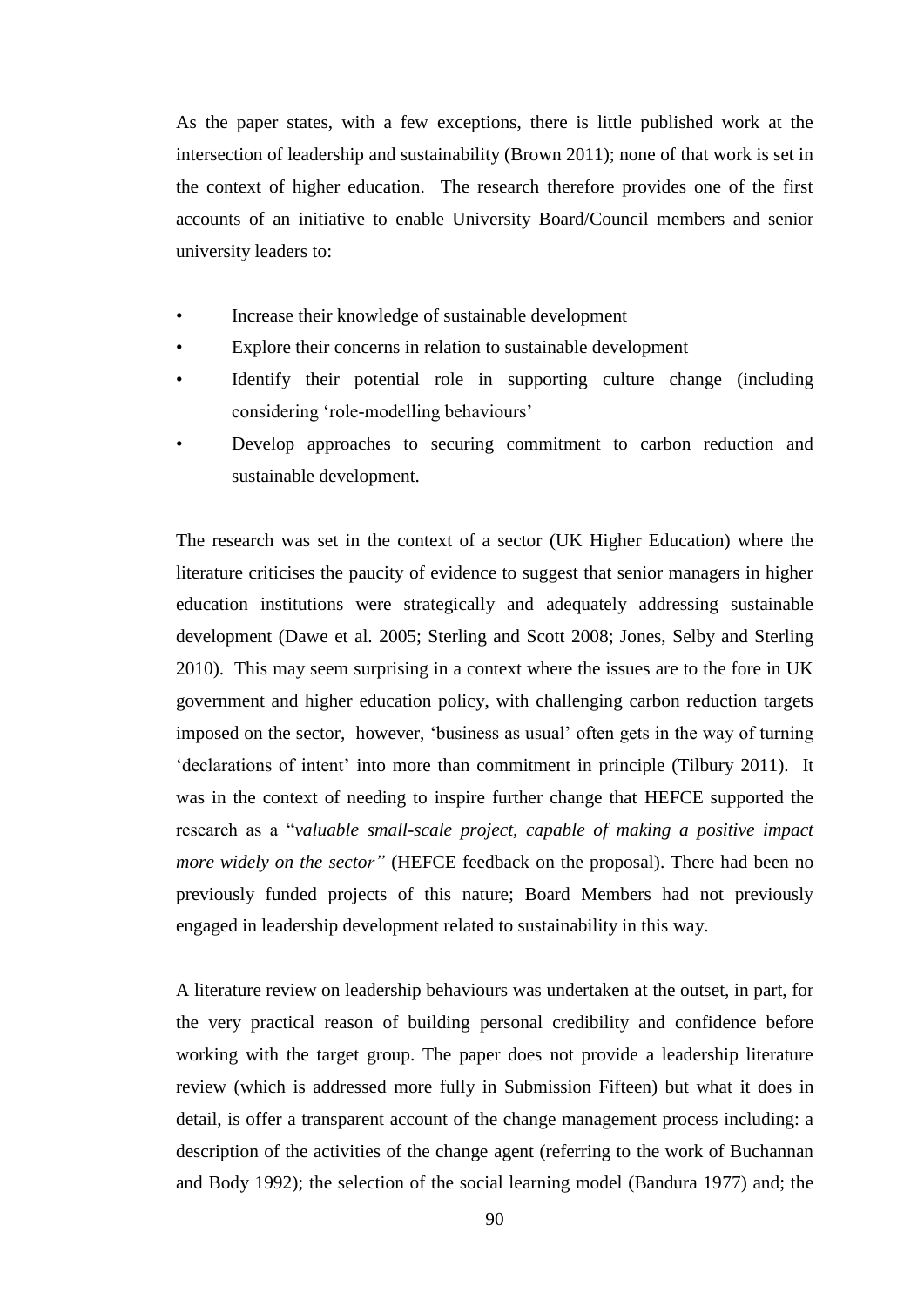As the paper states, with a few exceptions, there is little published work at the intersection of leadership and sustainability (Brown 2011); none of that work is set in the context of higher education. The research therefore provides one of the first accounts of an initiative to enable University Board/Council members and senior university leaders to:

- Increase their knowledge of sustainable development
- Explore their concerns in relation to sustainable development
- Identify their potential role in supporting culture change (including considering 'role-modelling behaviours'
- Develop approaches to securing commitment to carbon reduction and sustainable development.

The research was set in the context of a sector (UK Higher Education) where the literature criticises the paucity of evidence to suggest that senior managers in higher education institutions were strategically and adequately addressing sustainable development (Dawe et al. 2005; Sterling and Scott 2008; Jones, Selby and Sterling 2010). This may seem surprising in a context where the issues are to the fore in UK government and higher education policy, with challenging carbon reduction targets imposed on the sector, however, 'business as usual' often gets in the way of turning 'declarations of intent' into more than commitment in principle (Tilbury 2011). It was in the context of needing to inspire further change that HEFCE supported the research as a "*valuable small-scale project, capable of making a positive impact more widely on the sector"* (HEFCE feedback on the proposal). There had been no previously funded projects of this nature; Board Members had not previously engaged in leadership development related to sustainability in this way.

A literature review on leadership behaviours was undertaken at the outset, in part, for the very practical reason of building personal credibility and confidence before working with the target group. The paper does not provide a leadership literature review (which is addressed more fully in Submission Fifteen) but what it does in detail, is offer a transparent account of the change management process including: a description of the activities of the change agent (referring to the work of Buchannan and Body 1992); the selection of the social learning model (Bandura 1977) and; the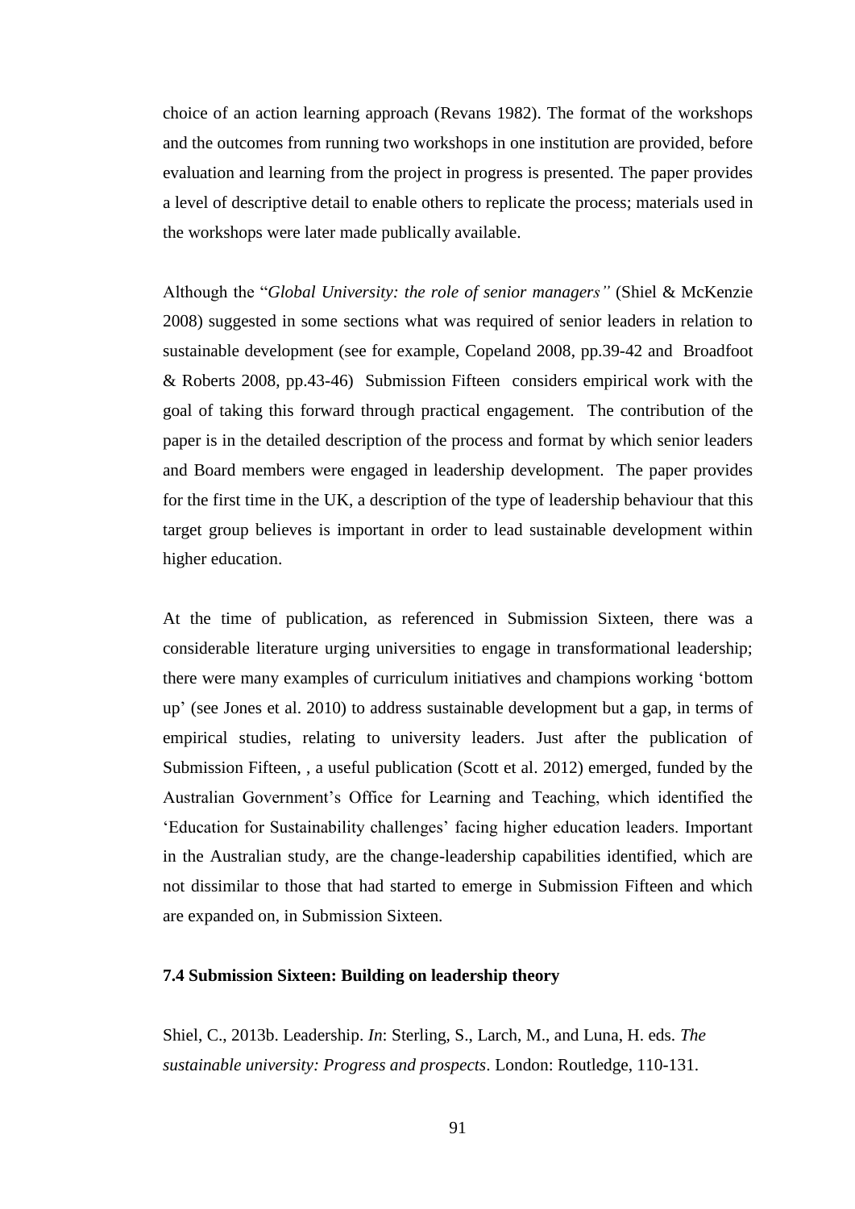choice of an action learning approach (Revans 1982). The format of the workshops and the outcomes from running two workshops in one institution are provided, before evaluation and learning from the project in progress is presented. The paper provides a level of descriptive detail to enable others to replicate the process; materials used in the workshops were later made publically available.

Although the "*Global University: the role of senior managers"* (Shiel & McKenzie 2008) suggested in some sections what was required of senior leaders in relation to sustainable development (see for example, Copeland 2008, pp.39-42 and Broadfoot & Roberts 2008, pp.43-46) Submission Fifteen considers empirical work with the goal of taking this forward through practical engagement. The contribution of the paper is in the detailed description of the process and format by which senior leaders and Board members were engaged in leadership development. The paper provides for the first time in the UK, a description of the type of leadership behaviour that this target group believes is important in order to lead sustainable development within higher education.

At the time of publication, as referenced in Submission Sixteen, there was a considerable literature urging universities to engage in transformational leadership; there were many examples of curriculum initiatives and champions working 'bottom up' (see Jones et al. 2010) to address sustainable development but a gap, in terms of empirical studies, relating to university leaders. Just after the publication of Submission Fifteen, , a useful publication (Scott et al. 2012) emerged, funded by the Australian Government's Office for Learning and Teaching, which identified the 'Education for Sustainability challenges' facing higher education leaders. Important in the Australian study, are the change-leadership capabilities identified, which are not dissimilar to those that had started to emerge in Submission Fifteen and which are expanded on, in Submission Sixteen.

### 7.4 Submission Sixteen: Building on leadership theory

Shiel, C., 2013b. Leadership. *In*: Sterling, S., Larch, M., and Luna, H. eds. *The sustainable university: Progress and prospects*. London: Routledge, 110-131.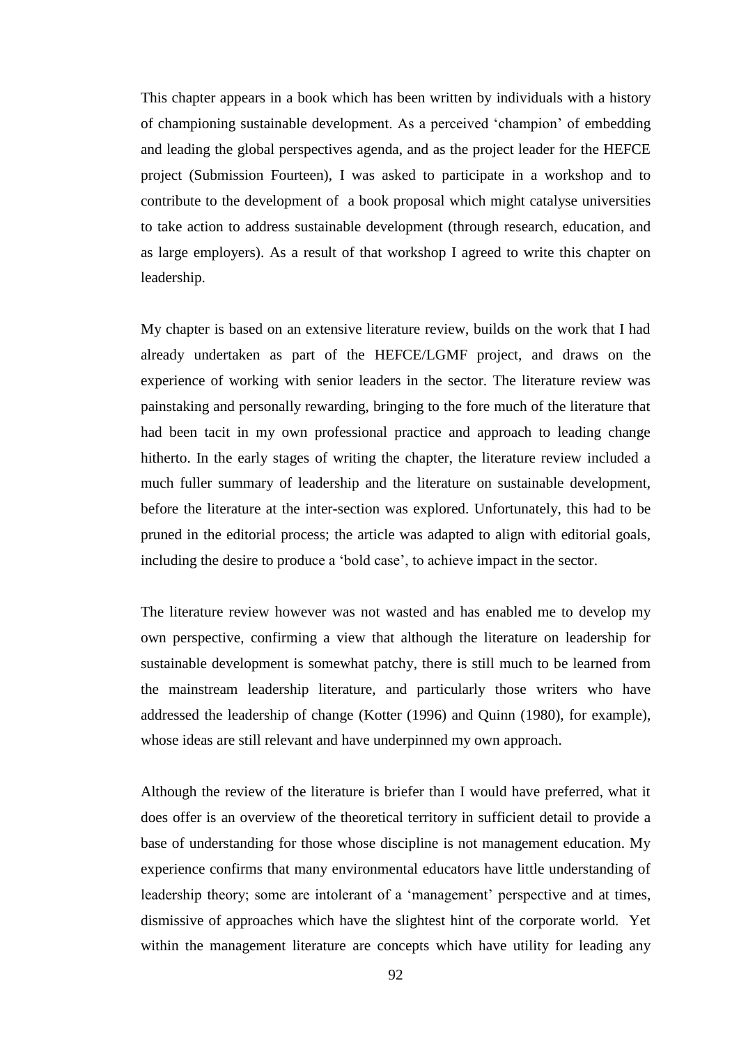This chapter appears in a book which has been written by individuals with a history of championing sustainable development. As a perceived 'champion' of embedding and leading the global perspectives agenda, and as the project leader for the HEFCE project (Submission Fourteen), I was asked to participate in a workshop and to contribute to the development of a book proposal which might catalyse universities to take action to address sustainable development (through research, education, and as large employers). As a result of that workshop I agreed to write this chapter on leadership.

My chapter is based on an extensive literature review, builds on the work that I had already undertaken as part of the HEFCE/LGMF project, and draws on the experience of working with senior leaders in the sector. The literature review was painstaking and personally rewarding, bringing to the fore much of the literature that had been tacit in my own professional practice and approach to leading change hitherto. In the early stages of writing the chapter, the literature review included a much fuller summary of leadership and the literature on sustainable development, before the literature at the inter-section was explored. Unfortunately, this had to be pruned in the editorial process; the article was adapted to align with editorial goals, including the desire to produce a 'bold case', to achieve impact in the sector.

The literature review however was not wasted and has enabled me to develop my own perspective, confirming a view that although the literature on leadership for sustainable development is somewhat patchy, there is still much to be learned from the mainstream leadership literature, and particularly those writers who have addressed the leadership of change (Kotter (1996) and Quinn (1980), for example), whose ideas are still relevant and have underpinned my own approach.

Although the review of the literature is briefer than I would have preferred, what it does offer is an overview of the theoretical territory in sufficient detail to provide a base of understanding for those whose discipline is not management education. My experience confirms that many environmental educators have little understanding of leadership theory; some are intolerant of a 'management' perspective and at times, dismissive of approaches which have the slightest hint of the corporate world. Yet within the management literature are concepts which have utility for leading any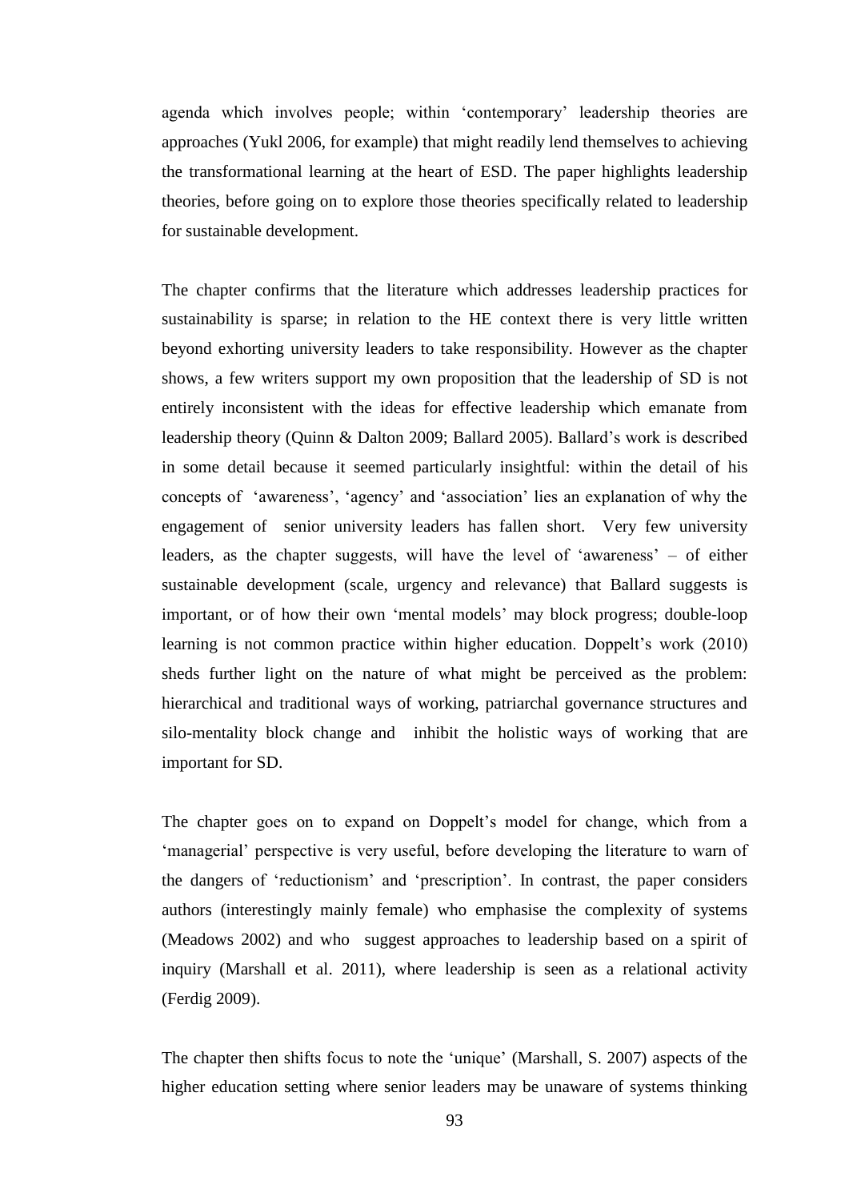agenda which involves people; within 'contemporary' leadership theories are approaches (Yukl 2006, for example) that might readily lend themselves to achieving the transformational learning at the heart of ESD. The paper highlights leadership theories, before going on to explore those theories specifically related to leadership for sustainable development.

The chapter confirms that the literature which addresses leadership practices for sustainability is sparse; in relation to the HE context there is very little written beyond exhorting university leaders to take responsibility. However as the chapter shows, a few writers support my own proposition that the leadership of SD is not entirely inconsistent with the ideas for effective leadership which emanate from leadership theory (Quinn & Dalton 2009; Ballard 2005). Ballard's work is described in some detail because it seemed particularly insightful: within the detail of his concepts of 'awareness', 'agency' and 'association' lies an explanation of why the engagement of senior university leaders has fallen short. Very few university leaders, as the chapter suggests, will have the level of 'awareness' – of either sustainable development (scale, urgency and relevance) that Ballard suggests is important, or of how their own 'mental models' may block progress; double-loop learning is not common practice within higher education. Doppelt's work (2010) sheds further light on the nature of what might be perceived as the problem: hierarchical and traditional ways of working, patriarchal governance structures and silo-mentality block change and inhibit the holistic ways of working that are important for SD.

The chapter goes on to expand on Doppelt's model for change, which from a 'managerial' perspective is very useful, before developing the literature to warn of the dangers of 'reductionism' and 'prescription'. In contrast, the paper considers authors (interestingly mainly female) who emphasise the complexity of systems (Meadows 2002) and who suggest approaches to leadership based on a spirit of inquiry (Marshall et al. 2011), where leadership is seen as a relational activity (Ferdig 2009).

The chapter then shifts focus to note the 'unique' (Marshall, S. 2007) aspects of the higher education setting where senior leaders may be unaware of systems thinking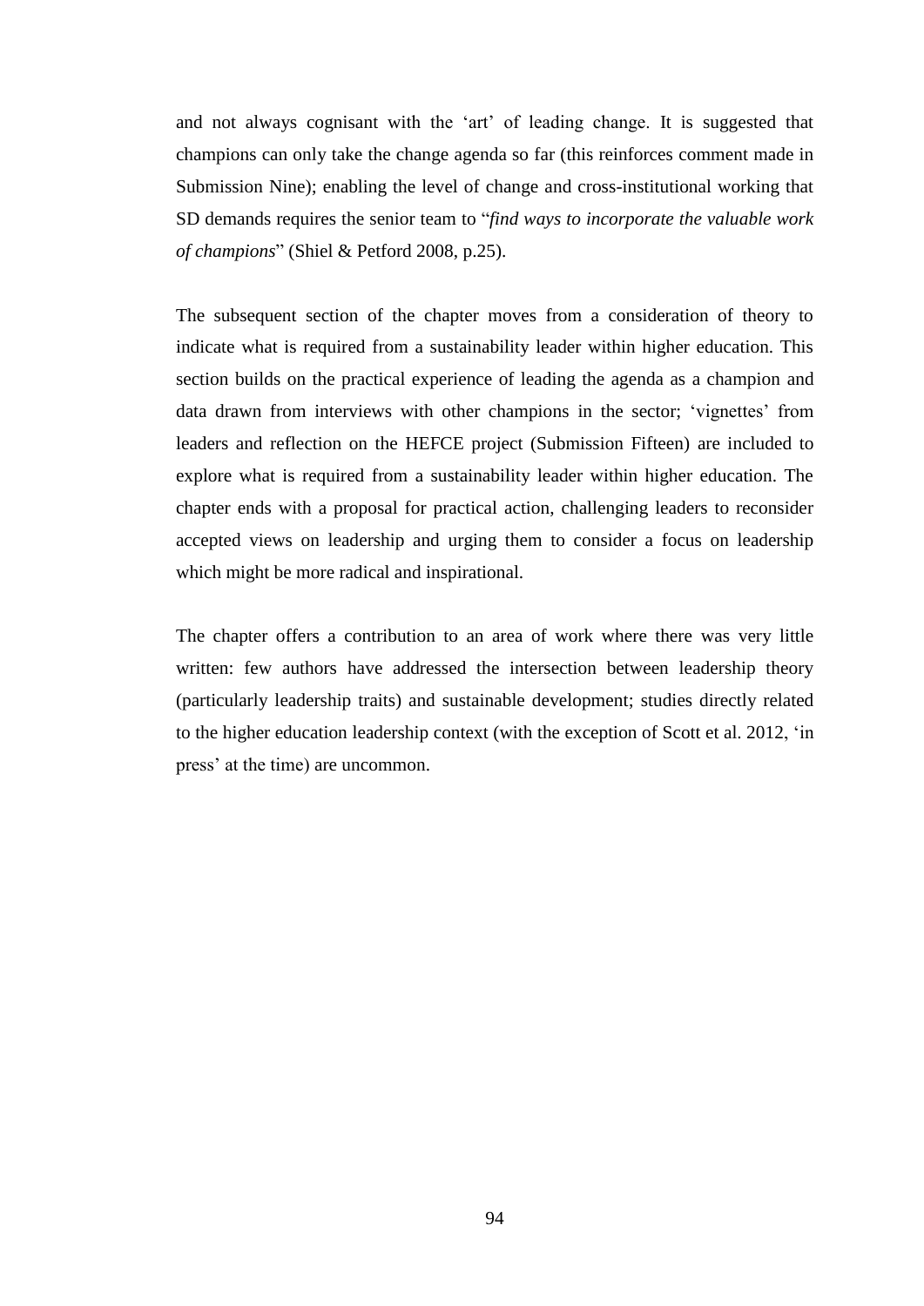and not always cognisant with the ‘art’ of leading change. It is suggested that champions can only take the change agenda so far (this reinforces comment made in Submission Nine); enabling the level of change and cross-institutional working that SD demands requires the senior team to “*find ways to incorporate the valuable work of champions*” (Shiel & Petford 2008, p.25).

The subsequent section of the chapter moves from a consideration of theory to indicate what is required from a sustainability leader within higher education. This section builds on the practical experience of leading the agenda as a champion and data drawn from interviews with other champions in the sector; ‘vignettes’ from leaders and reflection on the HEFCE project (Submission Fifteen) are included to explore what is required from a sustainability leader within higher education. The chapter ends with a proposal for practical action, challenging leaders to reconsider accepted views on leadership and urging them to consider a focus on leadership which might be more radical and inspirational.

The chapter offers a contribution to an area of work where there was very little written: few authors have addressed the intersection between leadership theory (particularly leadership traits) and sustainable development; studies directly related to the higher education leadership context (with the exception of Scott et al. 2012, ‘in press’ at the time) are uncommon.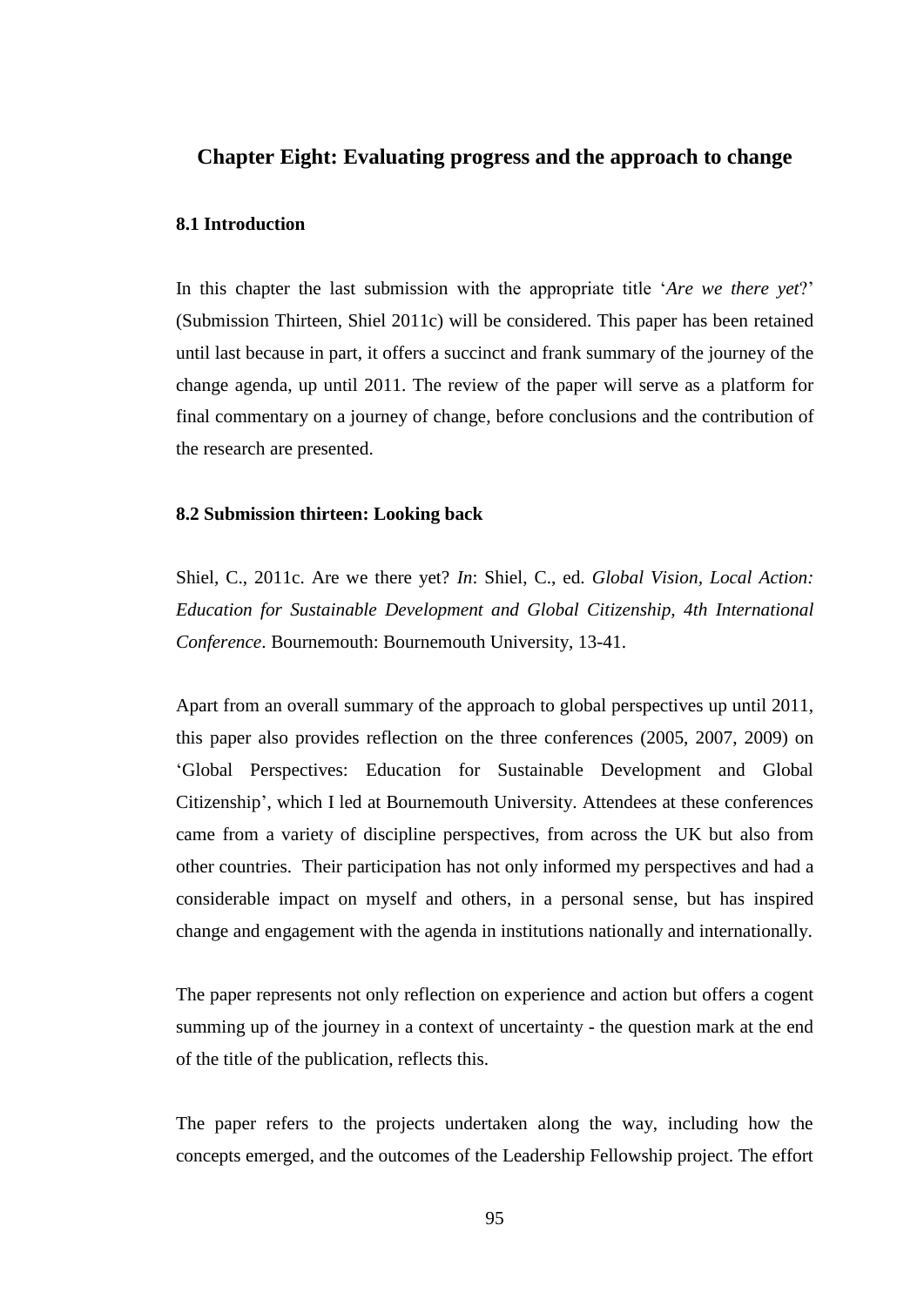## Chapter Eight: Evaluating progress and the approach to change

### 8.1 Introduction

In this chapter the last submission with the appropriate title '*Are we there yet*?' (Submission Thirteen, Shiel 2011c) will be considered. This paper has been retained until last because in part, it offers a succinct and frank summary of the journey of the change agenda, up until 2011. The review of the paper will serve as a platform for final commentary on a journey of change, before conclusions and the contribution of the research are presented.

### 8.2 Submission thirteen: Looking back

Shiel, C., 2011c. Are we there yet? *In*: Shiel, C., ed. *Global Vision, Local Action: Education for Sustainable Development and Global Citizenship, 4th International Conference*. Bournemouth: Bournemouth University, 13-41.

Apart from an overall summary of the approach to global perspectives up until 2011, this paper also provides reflection on the three conferences (2005, 2007, 2009) on 'Global Perspectives: Education for Sustainable Development and Global Citizenship', which I led at Bournemouth University. Attendees at these conferences came from a variety of discipline perspectives, from across the UK but also from other countries. Their participation has not only informed my perspectives and had a considerable impact on myself and others, in a personal sense, but has inspired change and engagement with the agenda in institutions nationally and internationally.

The paper represents not only reflection on experience and action but offers a cogent summing up of the journey in a context of uncertainty - the question mark at the end of the title of the publication, reflects this.

The paper refers to the projects undertaken along the way, including how the concepts emerged, and the outcomes of the Leadership Fellowship project. The effort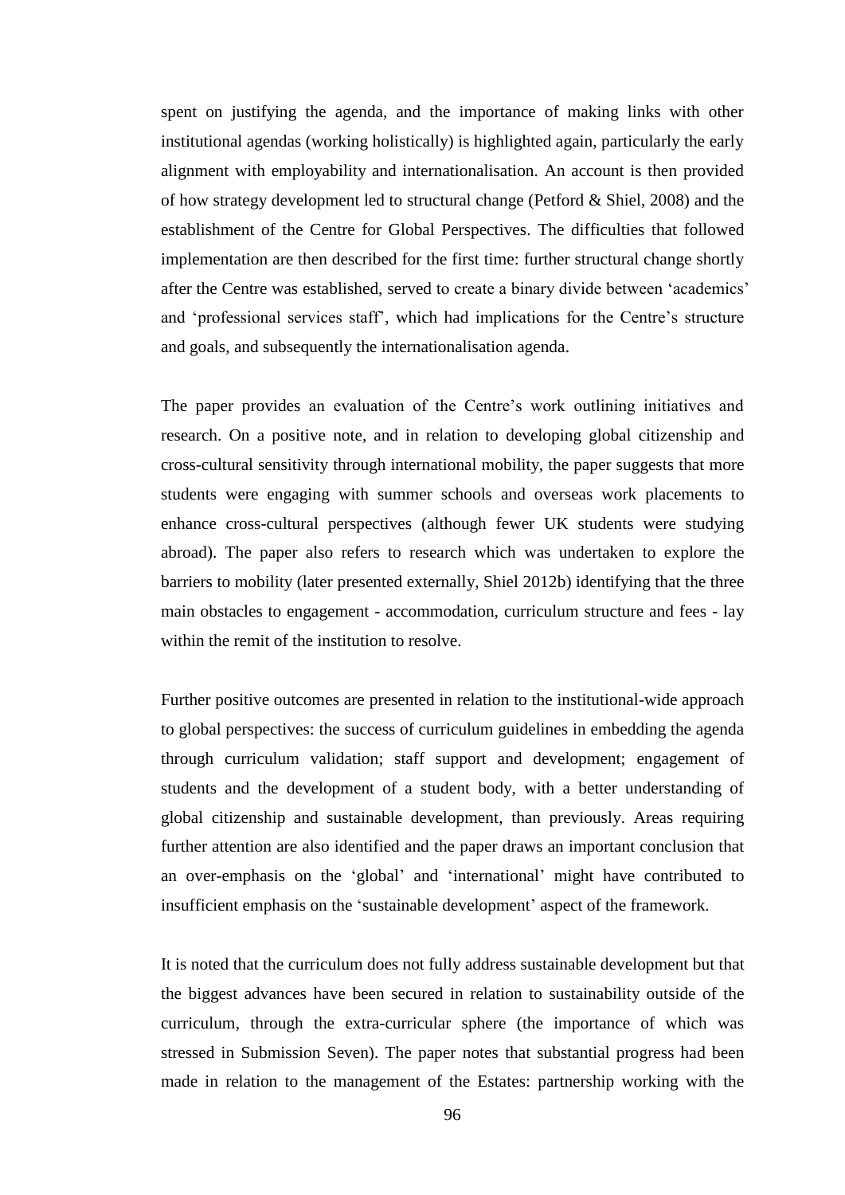spent on justifying the agenda, and the importance of making links with other institutional agendas (working holistically) is highlighted again, particularly the early alignment with employability and internationalisation. An account is then provided of how strategy development led to structural change (Petford & Shiel, 2008) and the establishment of the Centre for Global Perspectives. The difficulties that followed implementation are then described for the first time: further structural change shortly after the Centre was established, served to create a binary divide between 'academics' and 'professional services staff', which had implications for the Centre's structure and goals, and subsequently the internationalisation agenda.

The paper provides an evaluation of the Centre's work outlining initiatives and research. On a positive note, and in relation to developing global citizenship and cross-cultural sensitivity through international mobility, the paper suggests that more students were engaging with summer schools and overseas work placements to enhance cross-cultural perspectives (although fewer UK students were studying abroad). The paper also refers to research which was undertaken to explore the barriers to mobility (later presented externally, Shiel 2012b) identifying that the three main obstacles to engagement - accommodation, curriculum structure and fees - lay within the remit of the institution to resolve.

Further positive outcomes are presented in relation to the institutional-wide approach to global perspectives: the success of curriculum guidelines in embedding the agenda through curriculum validation; staff support and development; engagement of students and the development of a student body, with a better understanding of global citizenship and sustainable development, than previously. Areas requiring further attention are also identified and the paper draws an important conclusion that an over-emphasis on the 'global' and 'international' might have contributed to insufficient emphasis on the 'sustainable development' aspect of the framework.

It is noted that the curriculum does not fully address sustainable development but that the biggest advances have been secured in relation to sustainability outside of the curriculum, through the extra-curricular sphere (the importance of which was stressed in Submission Seven). The paper notes that substantial progress had been made in relation to the management of the Estates: partnership working with the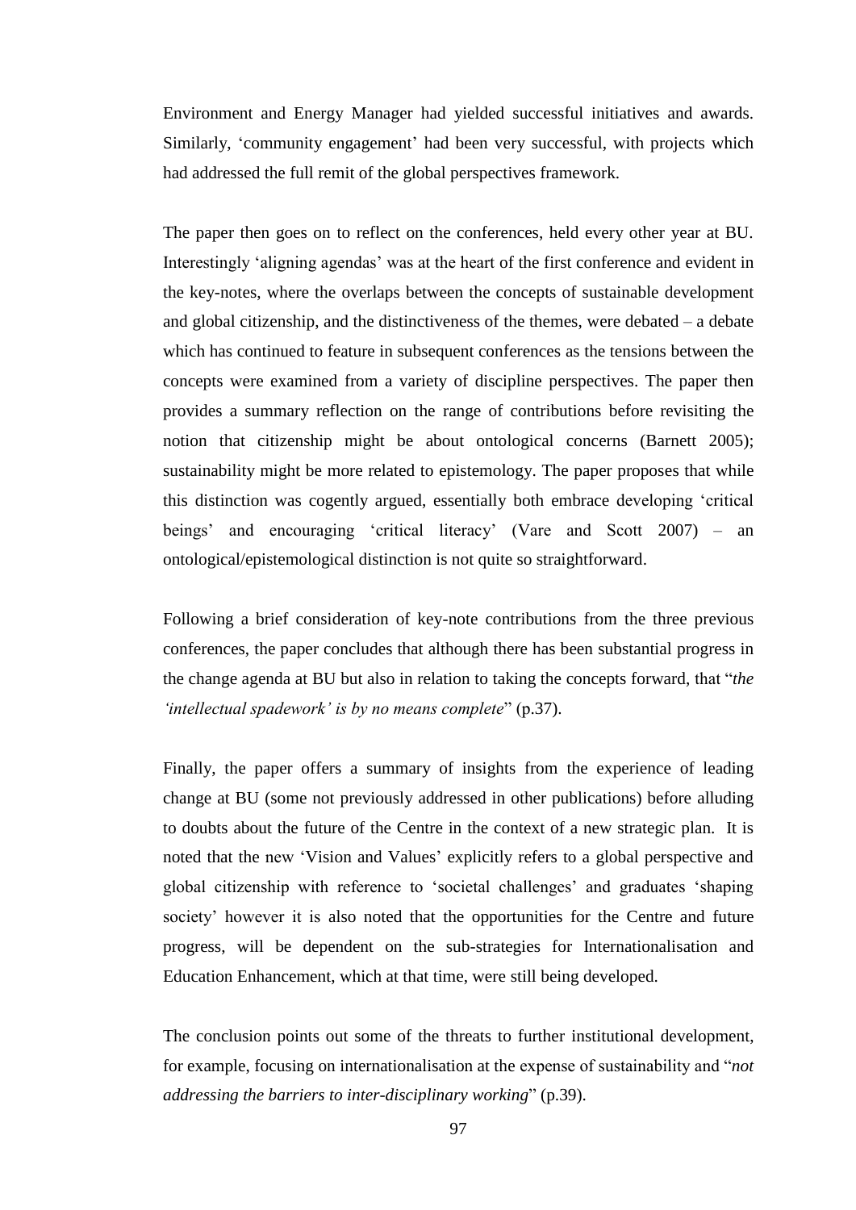Environment and Energy Manager had yielded successful initiatives and awards. Similarly, 'community engagement' had been very successful, with projects which had addressed the full remit of the global perspectives framework.

The paper then goes on to reflect on the conferences, held every other year at BU. Interestingly 'aligning agendas' was at the heart of the first conference and evident in the key-notes, where the overlaps between the concepts of sustainable development and global citizenship, and the distinctiveness of the themes, were debated – a debate which has continued to feature in subsequent conferences as the tensions between the concepts were examined from a variety of discipline perspectives. The paper then provides a summary reflection on the range of contributions before revisiting the notion that citizenship might be about ontological concerns (Barnett 2005); sustainability might be more related to epistemology. The paper proposes that while this distinction was cogently argued, essentially both embrace developing 'critical beings' and encouraging 'critical literacy' (Vare and Scott 2007) – an ontological/epistemological distinction is not quite so straightforward.

Following a brief consideration of key-note contributions from the three previous conferences, the paper concludes that although there has been substantial progress in the change agenda at BU but also in relation to taking the concepts forward, that "*the 'intellectual spadework' is by no means complete*" (p.37).

Finally, the paper offers a summary of insights from the experience of leading change at BU (some not previously addressed in other publications) before alluding to doubts about the future of the Centre in the context of a new strategic plan. It is noted that the new 'Vision and Values' explicitly refers to a global perspective and global citizenship with reference to 'societal challenges' and graduates 'shaping society' however it is also noted that the opportunities for the Centre and future progress, will be dependent on the sub-strategies for Internationalisation and Education Enhancement, which at that time, were still being developed.

The conclusion points out some of the threats to further institutional development, for example, focusing on internationalisation at the expense of sustainability and "*not addressing the barriers to inter-disciplinary working*" (p.39).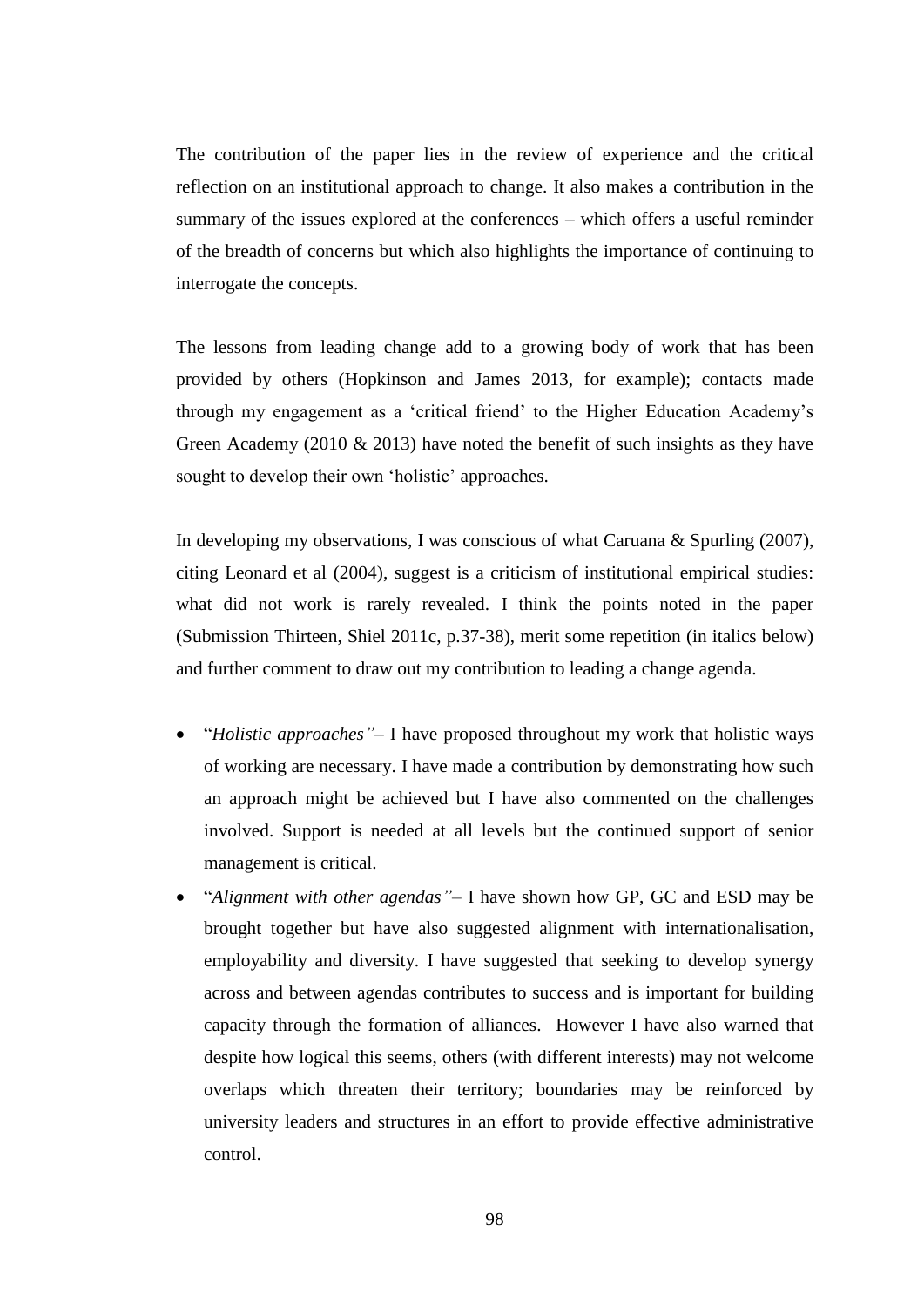The contribution of the paper lies in the review of experience and the critical reflection on an institutional approach to change. It also makes a contribution in the summary of the issues explored at the conferences – which offers a useful reminder of the breadth of concerns but which also highlights the importance of continuing to interrogate the concepts.

The lessons from leading change add to a growing body of work that has been provided by others (Hopkinson and James 2013, for example); contacts made through my engagement as a 'critical friend' to the Higher Education Academy's Green Academy (2010 & 2013) have noted the benefit of such insights as they have sought to develop their own 'holistic' approaches.

In developing my observations, I was conscious of what Caruana & Spurling (2007), citing Leonard et al (2004), suggest is a criticism of institutional empirical studies: what did not work is rarely revealed. I think the points noted in the paper (Submission Thirteen, Shiel 2011c, p.37-38), merit some repetition (in italics below) and further comment to draw out my contribution to leading a change agenda.

- "*Holistic approaches"*– I have proposed throughout my work that holistic ways of working are necessary. I have made a contribution by demonstrating how such an approach might be achieved but I have also commented on the challenges involved. Support is needed at all levels but the continued support of senior management is critical.
- "*Alignment with other agendas"*– I have shown how GP, GC and ESD may be brought together but have also suggested alignment with internationalisation, employability and diversity. I have suggested that seeking to develop synergy across and between agendas contributes to success and is important for building capacity through the formation of alliances. However I have also warned that despite how logical this seems, others (with different interests) may not welcome overlaps which threaten their territory; boundaries may be reinforced by university leaders and structures in an effort to provide effective administrative control.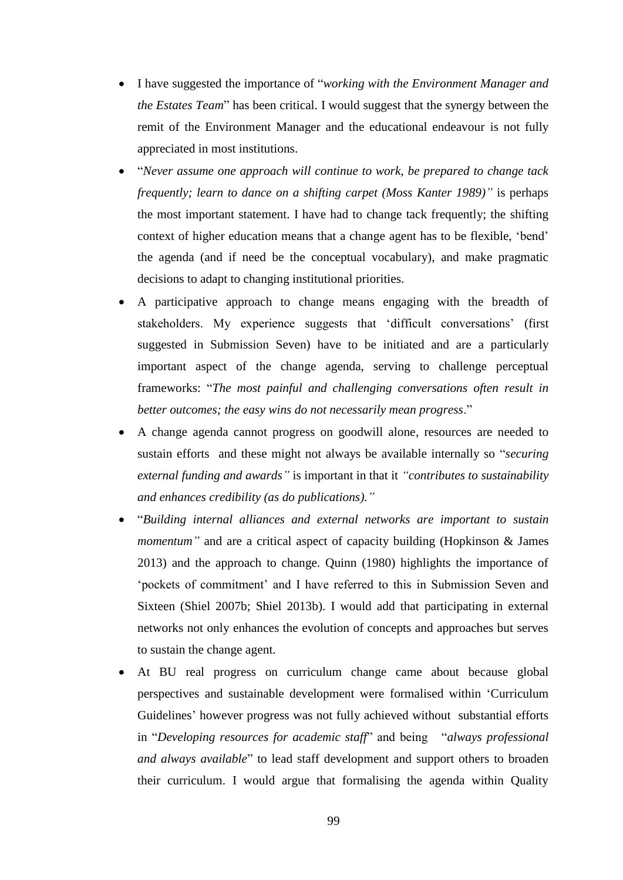- I have suggested the importance of "*working with the Environment Manager and the Estates Team*" has been critical. I would suggest that the synergy between the remit of the Environment Manager and the educational endeavour is not fully appreciated in most institutions.
- "*Never assume one approach will continue to work, be prepared to change tack frequently; learn to dance on a shifting carpet (Moss Kanter 1989)"* is perhaps the most important statement. I have had to change tack frequently; the shifting context of higher education means that a change agent has to be flexible, 'bend' the agenda (and if need be the conceptual vocabulary), and make pragmatic decisions to adapt to changing institutional priorities.
- A participative approach to change means engaging with the breadth of stakeholders. My experience suggests that 'difficult conversations' (first suggested in Submission Seven) have to be initiated and are a particularly important aspect of the change agenda, serving to challenge perceptual frameworks: "*The most painful and challenging conversations often result in better outcomes; the easy wins do not necessarily mean progress*."
- A change agenda cannot progress on goodwill alone, resources are needed to sustain efforts and these might not always be available internally so "*securing external funding and awards"* is important in that it *"contributes to sustainability and enhances credibility (as do publications)."*
- "*Building internal alliances and external networks are important to sustain momentum"* and are a critical aspect of capacity building (Hopkinson & James 2013) and the approach to change. Quinn (1980) highlights the importance of 'pockets of commitment' and I have referred to this in Submission Seven and Sixteen (Shiel 2007b; Shiel 2013b). I would add that participating in external networks not only enhances the evolution of concepts and approaches but serves to sustain the change agent.
- At BU real progress on curriculum change came about because global perspectives and sustainable development were formalised within 'Curriculum Guidelines' however progress was not fully achieved without substantial efforts in "*Developing resources for academic staff*" and being "*always professional and always available*" to lead staff development and support others to broaden their curriculum. I would argue that formalising the agenda within Quality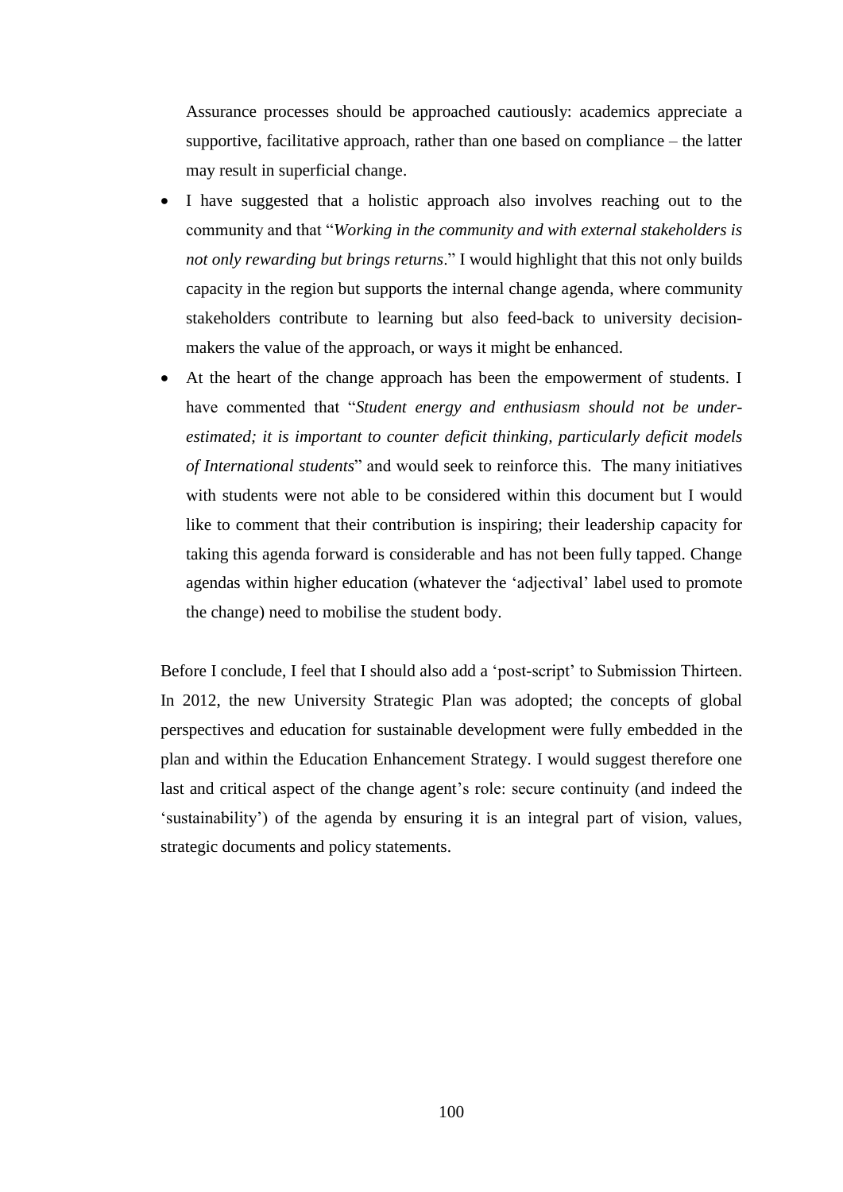Assurance processes should be approached cautiously: academics appreciate a supportive, facilitative approach, rather than one based on compliance – the latter may result in superficial change.

- I have suggested that a holistic approach also involves reaching out to the community and that "*Working in the community and with external stakeholders is not only rewarding but brings returns*." I would highlight that this not only builds capacity in the region but supports the internal change agenda, where community stakeholders contribute to learning but also feed-back to university decision-makers the value of the approach, or ways it might be enhanced.
- At the heart of the change approach has been the empowerment of students. I have commented that "*Student energy and enthusiasm should not be under-estimated; it is important to counter deficit thinking, particularly deficit models of International students*" and would seek to reinforce this. The many initiatives with students were not able to be considered within this document but I would like to comment that their contribution is inspiring; their leadership capacity for taking this agenda forward is considerable and has not been fully tapped. Change agendas within higher education (whatever the 'adjectival' label used to promote the change) need to mobilise the student body.

Before I conclude, I feel that I should also add a 'post-script' to Submission Thirteen. In 2012, the new University Strategic Plan was adopted; the concepts of global perspectives and education for sustainable development were fully embedded in the plan and within the Education Enhancement Strategy. I would suggest therefore one last and critical aspect of the change agent's role: secure continuity (and indeed the 'sustainability') of the agenda by ensuring it is an integral part of vision, values, strategic documents and policy statements.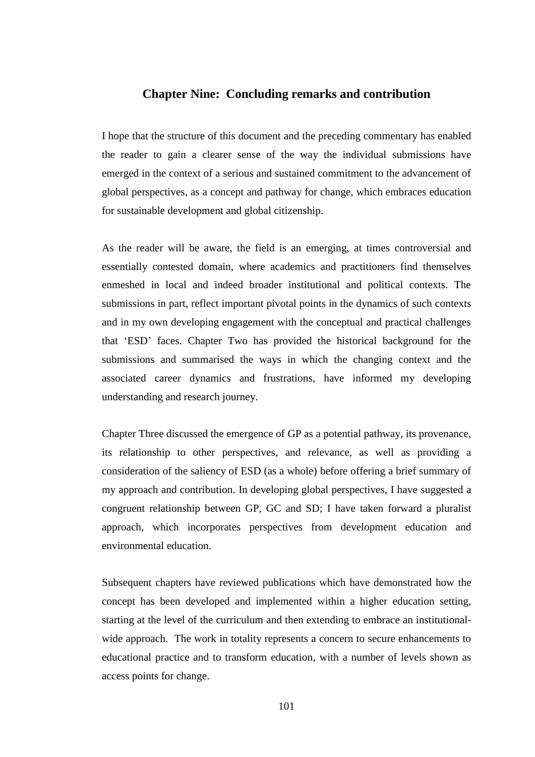## Chapter Nine: Concluding remarks and contribution

I hope that the structure of this document and the preceding commentary has enabled the reader to gain a clearer sense of the way the individual submissions have emerged in the context of a serious and sustained commitment to the advancement of global perspectives, as a concept and pathway for change, which embraces education for sustainable development and global citizenship.

As the reader will be aware, the field is an emerging, at times controversial and essentially contested domain, where academics and practitioners find themselves enmeshed in local and indeed broader institutional and political contexts. The submissions in part, reflect important pivotal points in the dynamics of such contexts and in my own developing engagement with the conceptual and practical challenges that 'ESD' faces. Chapter Two has provided the historical background for the submissions and summarised the ways in which the changing context and the associated career dynamics and frustrations, have informed my developing understanding and research journey.

Chapter Three discussed the emergence of GP as a potential pathway, its provenance, its relationship to other perspectives, and relevance, as well as providing a consideration of the saliency of ESD (as a whole) before offering a brief summary of my approach and contribution. In developing global perspectives, I have suggested a congruent relationship between GP, GC and SD; I have taken forward a pluralist approach, which incorporates perspectives from development education and environmental education.

Subsequent chapters have reviewed publications which have demonstrated how the concept has been developed and implemented within a higher education setting, starting at the level of the curriculum and then extending to embrace an institutional-wide approach. The work in totality represents a concern to secure enhancements to educational practice and to transform education, with a number of levels shown as access points for change.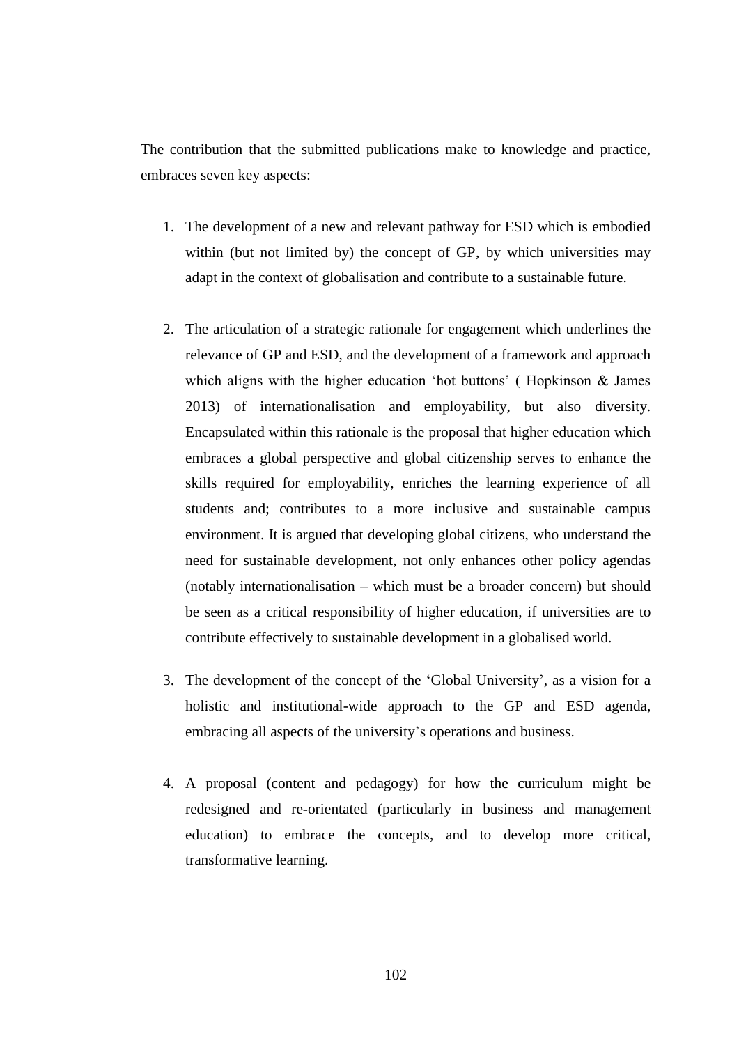The contribution that the submitted publications make to knowledge and practice, embraces seven key aspects:

1. The development of a new and relevant pathway for ESD which is embodied within (but not limited by) the concept of GP, by which universities may adapt in the context of globalisation and contribute to a sustainable future.

2. The articulation of a strategic rationale for engagement which underlines the relevance of GP and ESD, and the development of a framework and approach which aligns with the higher education 'hot buttons' ( Hopkinson & James 2013) of internationalisation and employability, but also diversity. Encapsulated within this rationale is the proposal that higher education which embraces a global perspective and global citizenship serves to enhance the skills required for employability, enriches the learning experience of all students and; contributes to a more inclusive and sustainable campus environment. It is argued that developing global citizens, who understand the need for sustainable development, not only enhances other policy agendas (notably internationalisation – which must be a broader concern) but should be seen as a critical responsibility of higher education, if universities are to contribute effectively to sustainable development in a globalised world.

3. The development of the concept of the 'Global University', as a vision for a holistic and institutional-wide approach to the GP and ESD agenda, embracing all aspects of the university's operations and business.

4. A proposal (content and pedagogy) for how the curriculum might be redesigned and re-orientated (particularly in business and management education) to embrace the concepts, and to develop more critical, transformative learning.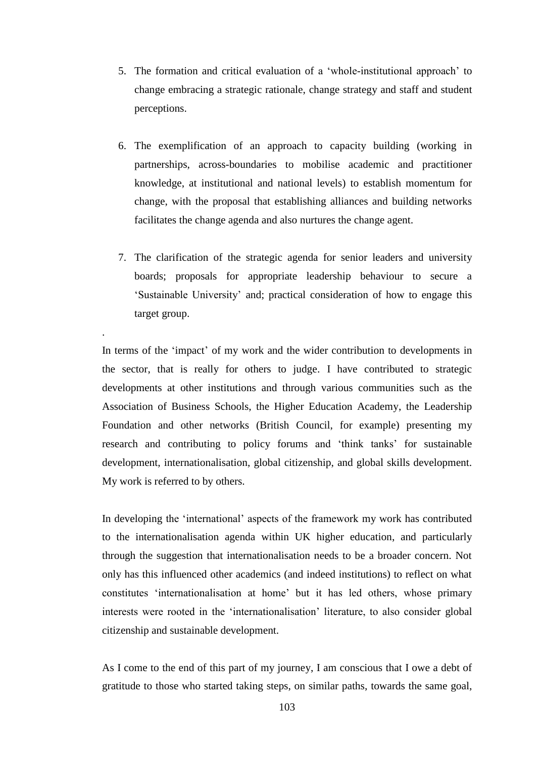5. The formation and critical evaluation of a 'whole-institutional approach' to change embracing a strategic rationale, change strategy and staff and student perceptions.

6. The exemplification of an approach to capacity building (working in partnerships, across-boundaries to mobilise academic and practitioner knowledge, at institutional and national levels) to establish momentum for change, with the proposal that establishing alliances and building networks facilitates the change agenda and also nurtures the change agent.

7. The clarification of the strategic agenda for senior leaders and university boards; proposals for appropriate leadership behaviour to secure a 'Sustainable University' and; practical consideration of how to engage this target group.

.

In terms of the 'impact' of my work and the wider contribution to developments in the sector, that is really for others to judge. I have contributed to strategic developments at other institutions and through various communities such as the Association of Business Schools, the Higher Education Academy, the Leadership Foundation and other networks (British Council, for example) presenting my research and contributing to policy forums and 'think tanks' for sustainable development, internationalisation, global citizenship, and global skills development. My work is referred to by others.

In developing the 'international' aspects of the framework my work has contributed to the internationalisation agenda within UK higher education, and particularly through the suggestion that internationalisation needs to be a broader concern. Not only has this influenced other academics (and indeed institutions) to reflect on what constitutes 'internationalisation at home' but it has led others, whose primary interests were rooted in the 'internationalisation' literature, to also consider global citizenship and sustainable development.

As I come to the end of this part of my journey, I am conscious that I owe a debt of gratitude to those who started taking steps, on similar paths, towards the same goal,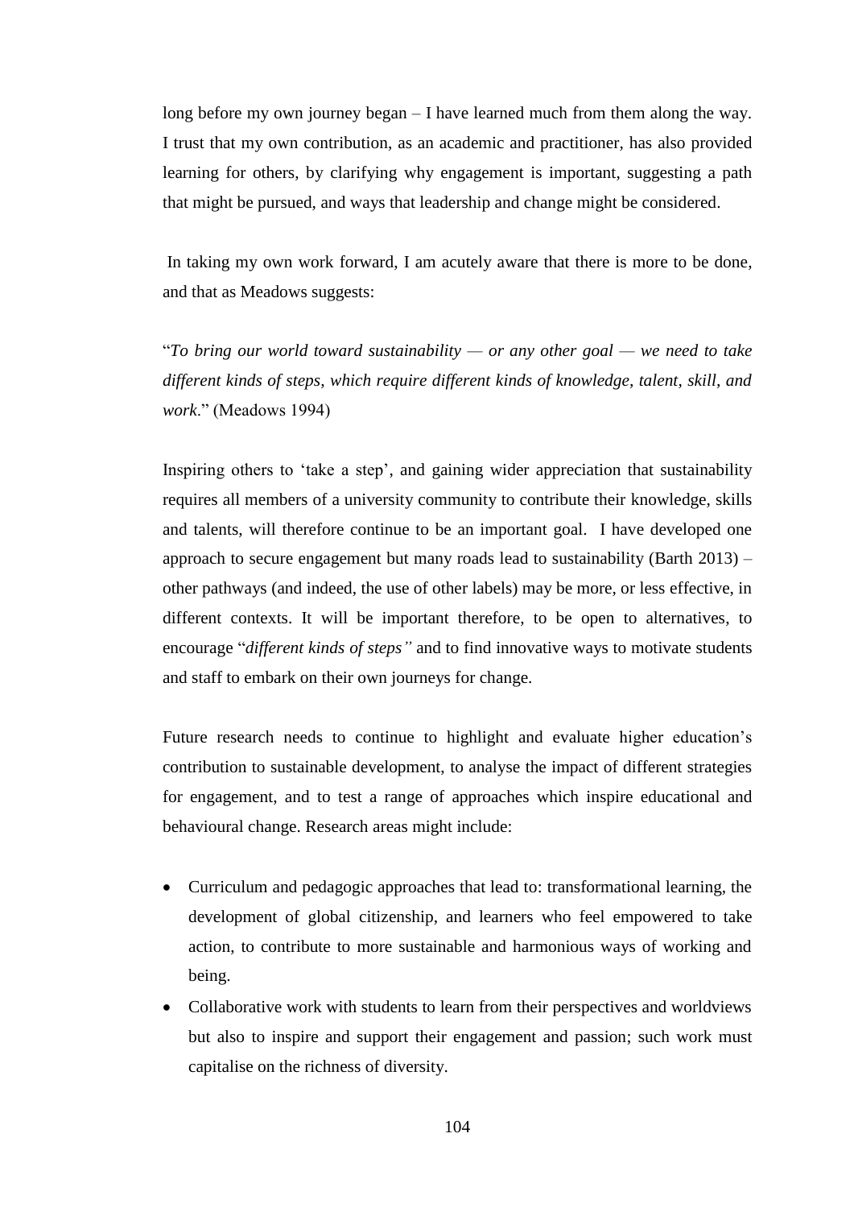long before my own journey began – I have learned much from them along the way. I trust that my own contribution, as an academic and practitioner, has also provided learning for others, by clarifying why engagement is important, suggesting a path that might be pursued, and ways that leadership and change might be considered.

In taking my own work forward, I am acutely aware that there is more to be done, and that as Meadows suggests:

"*To bring our world toward sustainability — or any other goal — we need to take different kinds of steps, which require different kinds of knowledge, talent, skill, and work*." (Meadows 1994)

Inspiring others to 'take a step', and gaining wider appreciation that sustainability requires all members of a university community to contribute their knowledge, skills and talents, will therefore continue to be an important goal. I have developed one approach to secure engagement but many roads lead to sustainability (Barth 2013) – other pathways (and indeed, the use of other labels) may be more, or less effective, in different contexts. It will be important therefore, to be open to alternatives, to encourage "*different kinds of steps"* and to find innovative ways to motivate students and staff to embark on their own journeys for change.

Future research needs to continue to highlight and evaluate higher education's contribution to sustainable development, to analyse the impact of different strategies for engagement, and to test a range of approaches which inspire educational and behavioural change. Research areas might include:

- Curriculum and pedagogic approaches that lead to: transformational learning, the development of global citizenship, and learners who feel empowered to take action, to contribute to more sustainable and harmonious ways of working and being.
- Collaborative work with students to learn from their perspectives and worldviews but also to inspire and support their engagement and passion; such work must capitalise on the richness of diversity.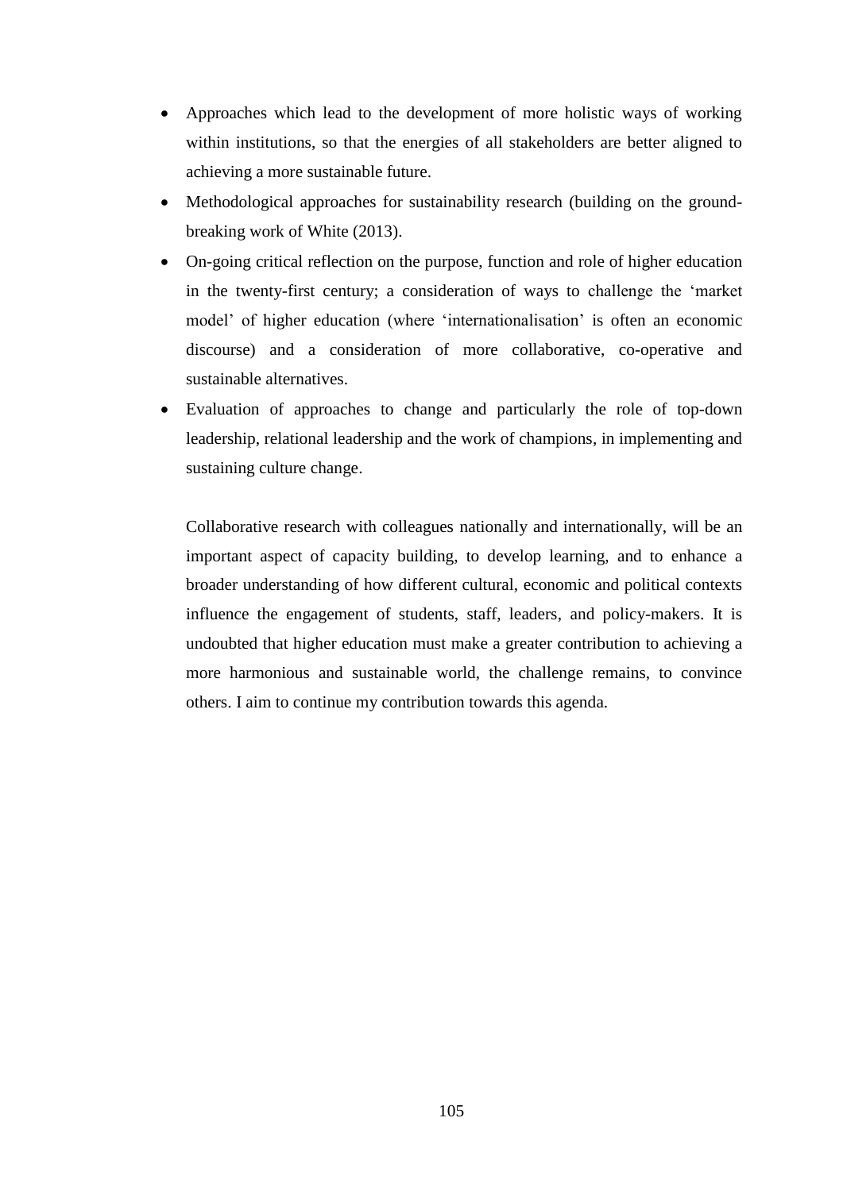- Approaches which lead to the development of more holistic ways of working within institutions, so that the energies of all stakeholders are better aligned to achieving a more sustainable future.
- Methodological approaches for sustainability research (building on the ground-breaking work of White (2013).
- On-going critical reflection on the purpose, function and role of higher education in the twenty-first century; a consideration of ways to challenge the 'market model' of higher education (where 'internationalisation' is often an economic discourse) and a consideration of more collaborative, co-operative and sustainable alternatives.
- Evaluation of approaches to change and particularly the role of top-down leadership, relational leadership and the work of champions, in implementing and sustaining culture change.

Collaborative research with colleagues nationally and internationally, will be an important aspect of capacity building, to develop learning, and to enhance a broader understanding of how different cultural, economic and political contexts influence the engagement of students, staff, leaders, and policy-makers. It is undoubted that higher education must make a greater contribution to achieving a more harmonious and sustainable world, the challenge remains, to convince others. I aim to continue my contribution towards this agenda.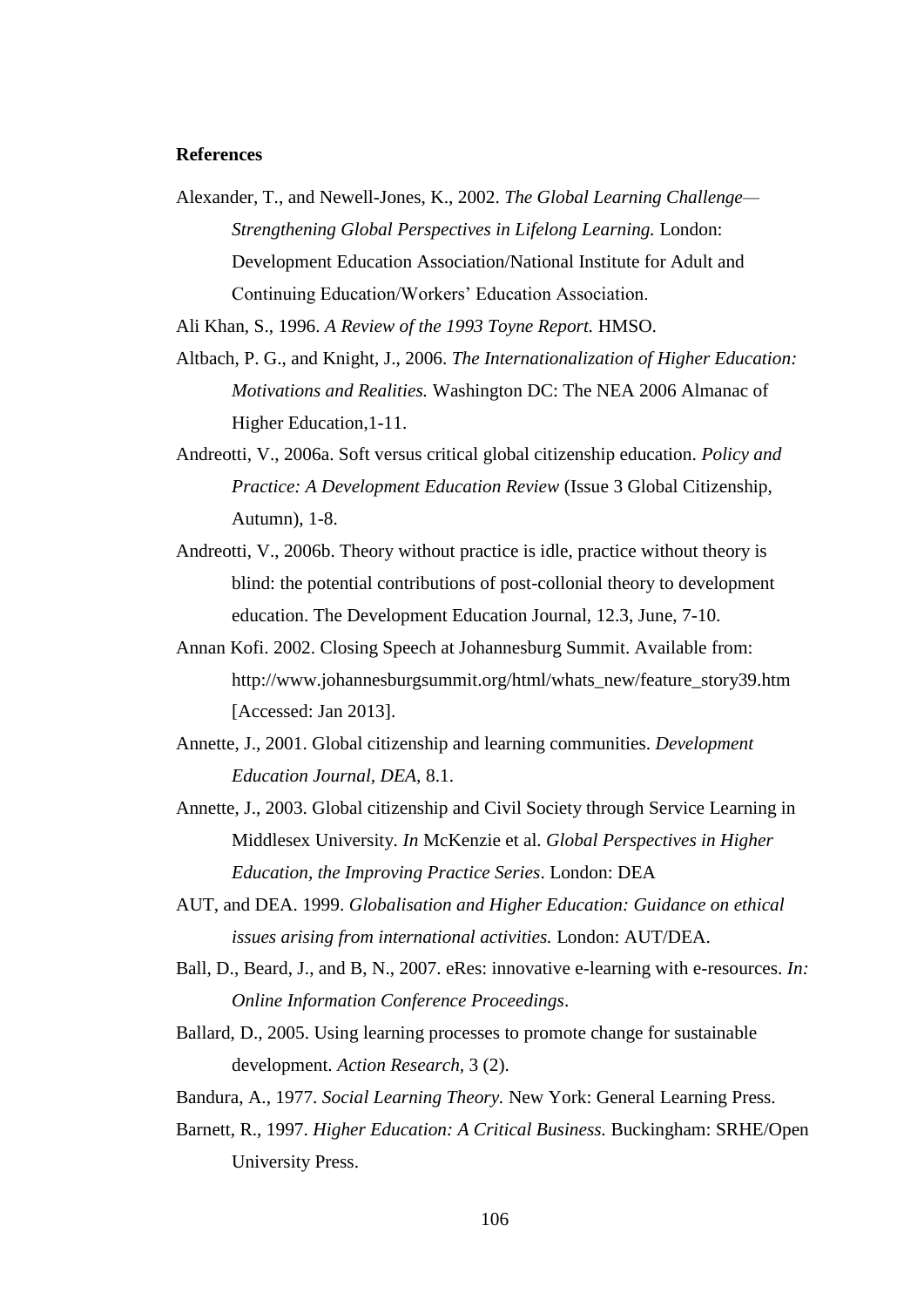**References**

Alexander, T., and Newell-Jones, K., 2002. *The Global Learning Challenge—Strengthening Global Perspectives in Lifelong Learning.* London: Development Education Association/National Institute for Adult and Continuing Education/Workers' Education Association.

Ali Khan, S., 1996. *A Review of the 1993 Toyne Report.* HMSO.

Altbach, P. G., and Knight, J., 2006. *The Internationalization of Higher Education: Motivations and Realities.* Washington DC: The NEA 2006 Almanac of Higher Education,1-11.

Andreotti, V., 2006a. Soft versus critical global citizenship education. *Policy and Practice: A Development Education Review* (Issue 3 Global Citizenship, Autumn), 1-8.

Andreotti, V., 2006b. Theory without practice is idle, practice without theory is blind: the potential contributions of post-collonial theory to development education. The Development Education Journal, 12.3, June, 7-10.

Annan Kofi. 2002. Closing Speech at Johannesburg Summit. Available from: http://www.johannesburgsummit.org/html/whats_new/feature_story39.htm [Accessed: Jan 2013].

Annette, J., 2001. Global citizenship and learning communities. *Development Education Journal, DEA*, 8.1.

Annette, J., 2003. Global citizenship and Civil Society through Service Learning in Middlesex University. *In* McKenzie et al. *Global Perspectives in Higher Education, the Improving Practice Series*. London: DEA

AUT, and DEA. 1999. *Globalisation and Higher Education: Guidance on ethical issues arising from international activities.* London: AUT/DEA.

Ball, D., Beard, J., and B, N., 2007. eRes: innovative e-learning with e-resources. *In: Online Information Conference Proceedings*.

Ballard, D., 2005. Using learning processes to promote change for sustainable development. *Action Research*, 3 (2).

Bandura, A., 1977. *Social Learning Theory.* New York: General Learning Press.

Barnett, R., 1997. *Higher Education: A Critical Business.* Buckingham: SRHE/Open University Press.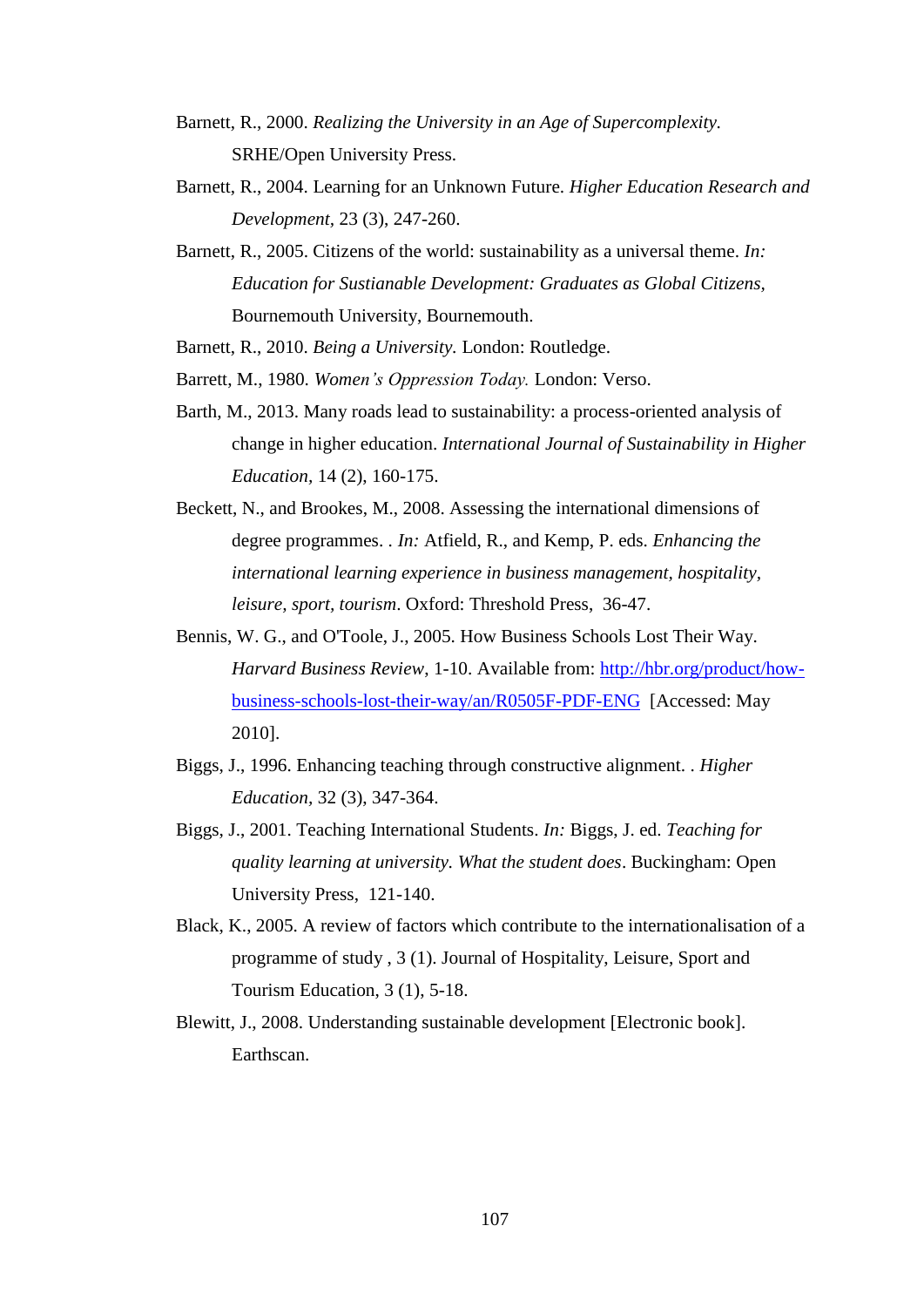Barnett, R., 2000. *Realizing the University in an Age of Supercomplexity.* SRHE/Open University Press.

Barnett, R., 2004. Learning for an Unknown Future. *Higher Education Research and Development,* 23 (3), 247-260.

Barnett, R., 2005. Citizens of the world: sustainability as a universal theme. *In: Education for Sustianable Development: Graduates as Global Citizens,* Bournemouth University, Bournemouth.

Barnett, R., 2010. *Being a University.* London: Routledge.

Barrett, M., 1980. *Women's Oppression Today.* London: Verso.

Barth, M., 2013. Many roads lead to sustainability: a process-oriented analysis of change in higher education. *International Journal of Sustainability in Higher Education,* 14 (2), 160-175.

Beckett, N., and Brookes, M., 2008. Assessing the international dimensions of degree programmes. . *In:* Atfield, R., and Kemp, P. eds. *Enhancing the international learning experience in business management, hospitality, leisure, sport, tourism*. Oxford: Threshold Press, 36-47.

Bennis, W. G., and O'Toole, J., 2005. How Business Schools Lost Their Way. *Harvard Business Review*, 1-10. Available from: [http://hbr.org/product/how-business-schools-lost-their-way/an/R0505F-PDF-ENG](http://hbr.org/product/how-business-schools-lost-their-way/an/R0505F-PDF-ENG) [Accessed: May 2010].

Biggs, J., 1996. Enhancing teaching through constructive alignment. . *Higher Education,* 32 (3), 347-364.

Biggs, J., 2001. Teaching International Students. *In:* Biggs, J. ed. *Teaching for quality learning at university. What the student does*. Buckingham: Open University Press, 121-140.

Black, K., 2005. A review of factors which contribute to the internationalisation of a programme of study , 3 (1). Journal of Hospitality, Leisure, Sport and Tourism Education, 3 (1), 5-18.

Blewitt, J., 2008. Understanding sustainable development [Electronic book]. Earthscan.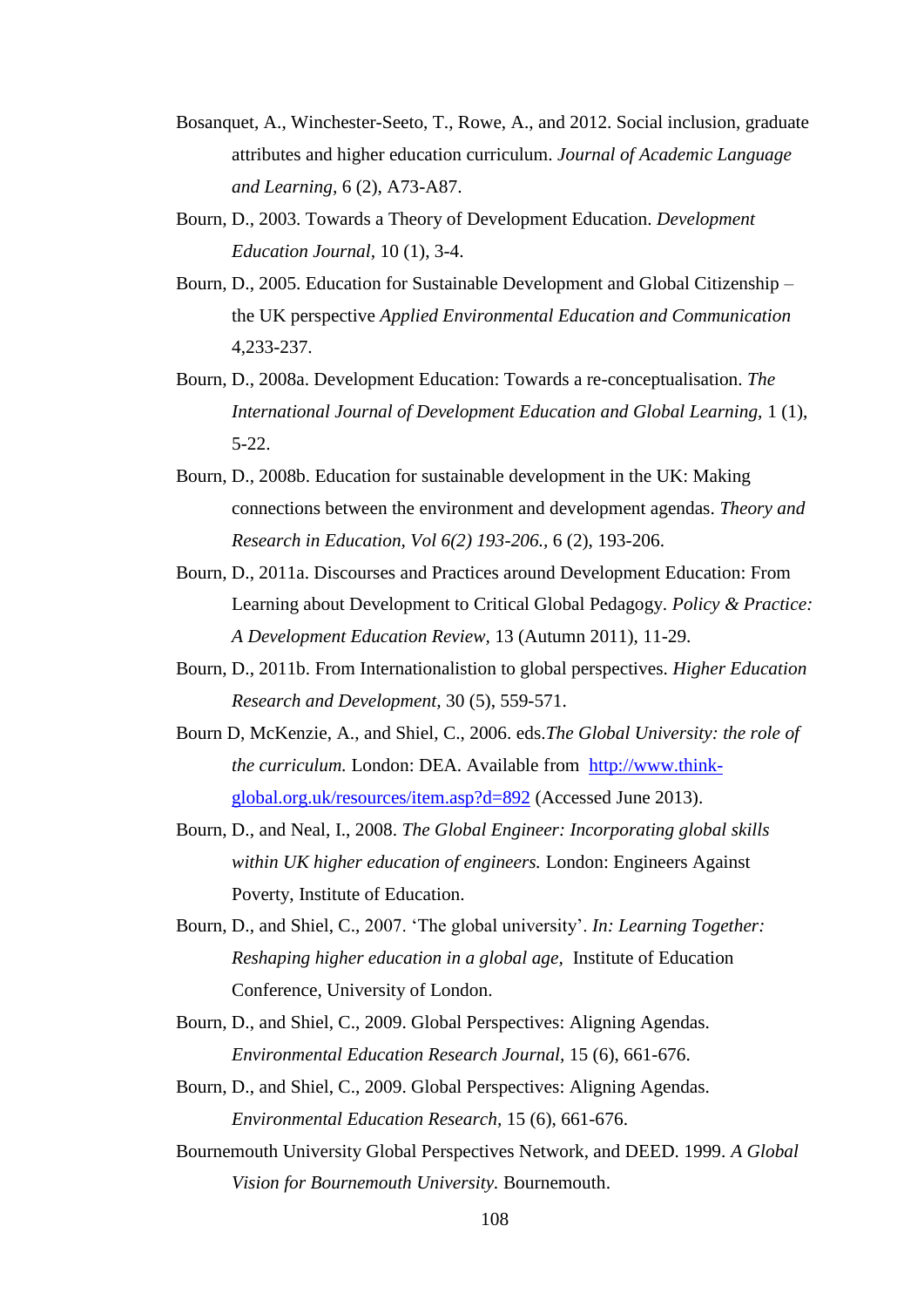Bosanquet, A., Winchester-Seeto, T., Rowe, A., and 2012. Social inclusion, graduate attributes and higher education curriculum. *Journal of Academic Language and Learning,* 6 (2), A73-A87.

Bourn, D., 2003. Towards a Theory of Development Education. *Development Education Journal,* 10 (1), 3-4.

Bourn, D., 2005. Education for Sustainable Development and Global Citizenship – the UK perspective *Applied Environmental Education and Communication* 4,233-237.

Bourn, D., 2008a. Development Education: Towards a re-conceptualisation. *The International Journal of Development Education and Global Learning,* 1 (1), 5-22.

Bourn, D., 2008b. Education for sustainable development in the UK: Making connections between the environment and development agendas. *Theory and Research in Education, Vol 6(2) 193-206.*, 6 (2), 193-206.

Bourn, D., 2011a. Discourses and Practices around Development Education: From Learning about Development to Critical Global Pedagogy. *Policy & Practice: A Development Education Review*, 13 (Autumn 2011), 11-29.

Bourn, D., 2011b. From Internationalistion to global perspectives. *Higher Education Research and Development*, 30 (5), 559-571.

Bourn D, McKenzie, A., and Shiel, C., 2006. eds.*The Global University: the role of the curriculum.* London: DEA. Available from [http://www.think-global.org.uk/resources/item.asp?d=892](http://www.think-global.org.uk/resources/item.asp?d=892) (Accessed June 2013).

Bourn, D., and Neal, I., 2008. *The Global Engineer: Incorporating global skills within UK higher education of engineers.* London: Engineers Against Poverty, Institute of Education.

Bourn, D., and Shiel, C., 2007. 'The global university'. *In: Learning Together: Reshaping higher education in a global age,* Institute of Education Conference, University of London.

Bourn, D., and Shiel, C., 2009. Global Perspectives: Aligning Agendas. *Environmental Education Research Journal*, 15 (6), 661-676.

Bourn, D., and Shiel, C., 2009. Global Perspectives: Aligning Agendas. *Environmental Education Research*, 15 (6), 661-676.

Bournemouth University Global Perspectives Network, and DEED. 1999. *A Global Vision for Bournemouth University*. Bournemouth.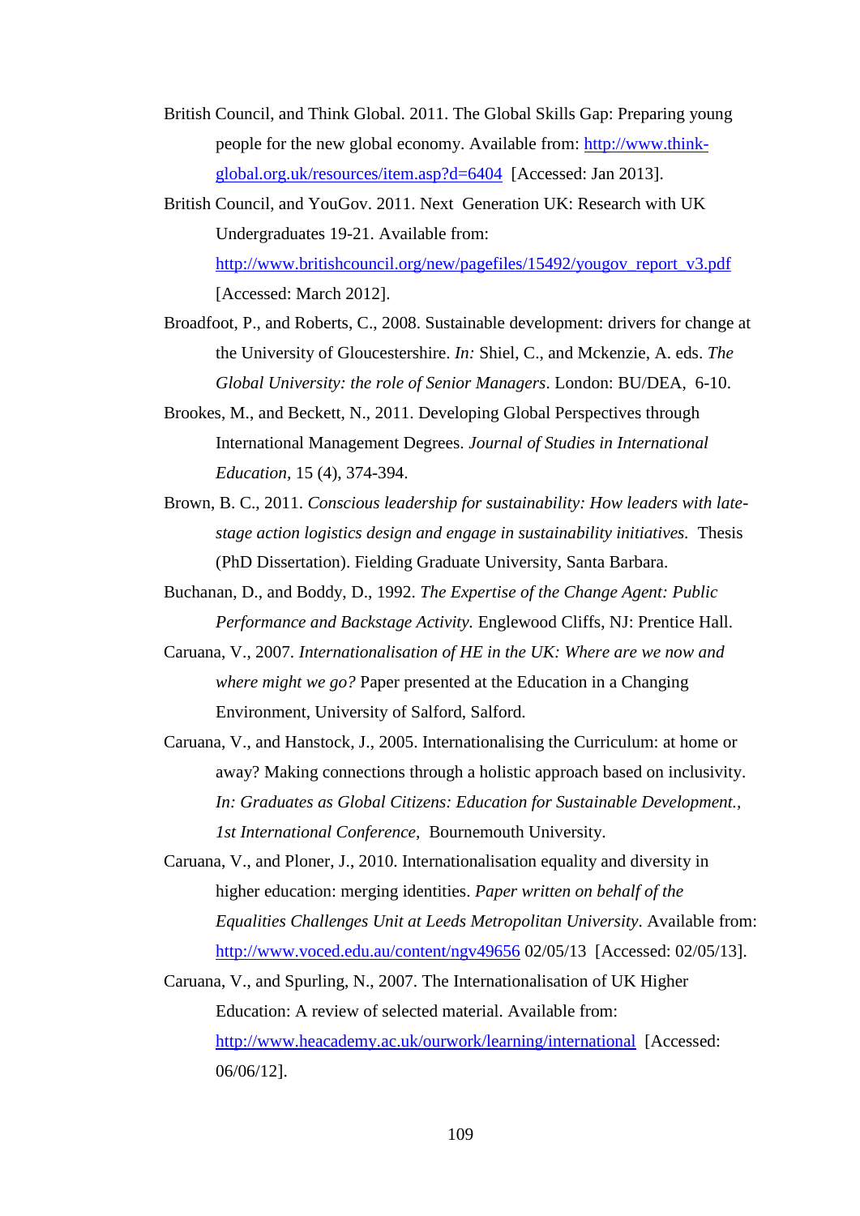British Council, and Think Global. 2011. The Global Skills Gap: Preparing young people for the new global economy. Available from: http://www.think-global.org.uk/resources/item.asp?d=6404 [Accessed: Jan 2013].

British Council, and YouGov. 2011. Next Generation UK: Research with UK Undergraduates 19-21. Available from: http://www.britishcouncil.org/new/pagefiles/15492/yougov_report_v3.pdf [Accessed: March 2012].

Broadfoot, P., and Roberts, C., 2008. Sustainable development: drivers for change at the University of Gloucestershire. *In:* Shiel, C., and Mckenzie, A. eds. *The Global University: the role of Senior Managers*. London: BU/DEA, 6-10.

Brookes, M., and Beckett, N., 2011. Developing Global Perspectives through International Management Degrees. *Journal of Studies in International Education*, 15 (4), 374-394.

Brown, B. C., 2011. *Conscious leadership for sustainability: How leaders with late-stage action logistics design and engage in sustainability initiatives.* Thesis (PhD Dissertation). Fielding Graduate University, Santa Barbara.

Buchanan, D., and Boddy, D., 1992. *The Expertise of the Change Agent: Public Performance and Backstage Activity.* Englewood Cliffs, NJ: Prentice Hall.

Caruana, V., 2007. *Internationalisation of HE in the UK: Where are we now and where might we go?* Paper presented at the Education in a Changing Environment, University of Salford, Salford.

Caruana, V., and Hanstock, J., 2005. Internationalising the Curriculum: at home or away? Making connections through a holistic approach based on inclusivity. *In: Graduates as Global Citizens: Education for Sustainable Development., 1st International Conference,* Bournemouth University.

Caruana, V., and Ploner, J., 2010. Internationalisation equality and diversity in higher education: merging identities. *Paper written on behalf of the Equalities Challenges Unit at Leeds Metropolitan University*. Available from: http://www.voced.edu.au/content/ngv49656 02/05/13 [Accessed: 02/05/13].

Caruana, V., and Spurling, N., 2007. The Internationalisation of UK Higher Education: A review of selected material. Available from: http://www.heacademy.ac.uk/ourwork/learning/international [Accessed: 06/06/12].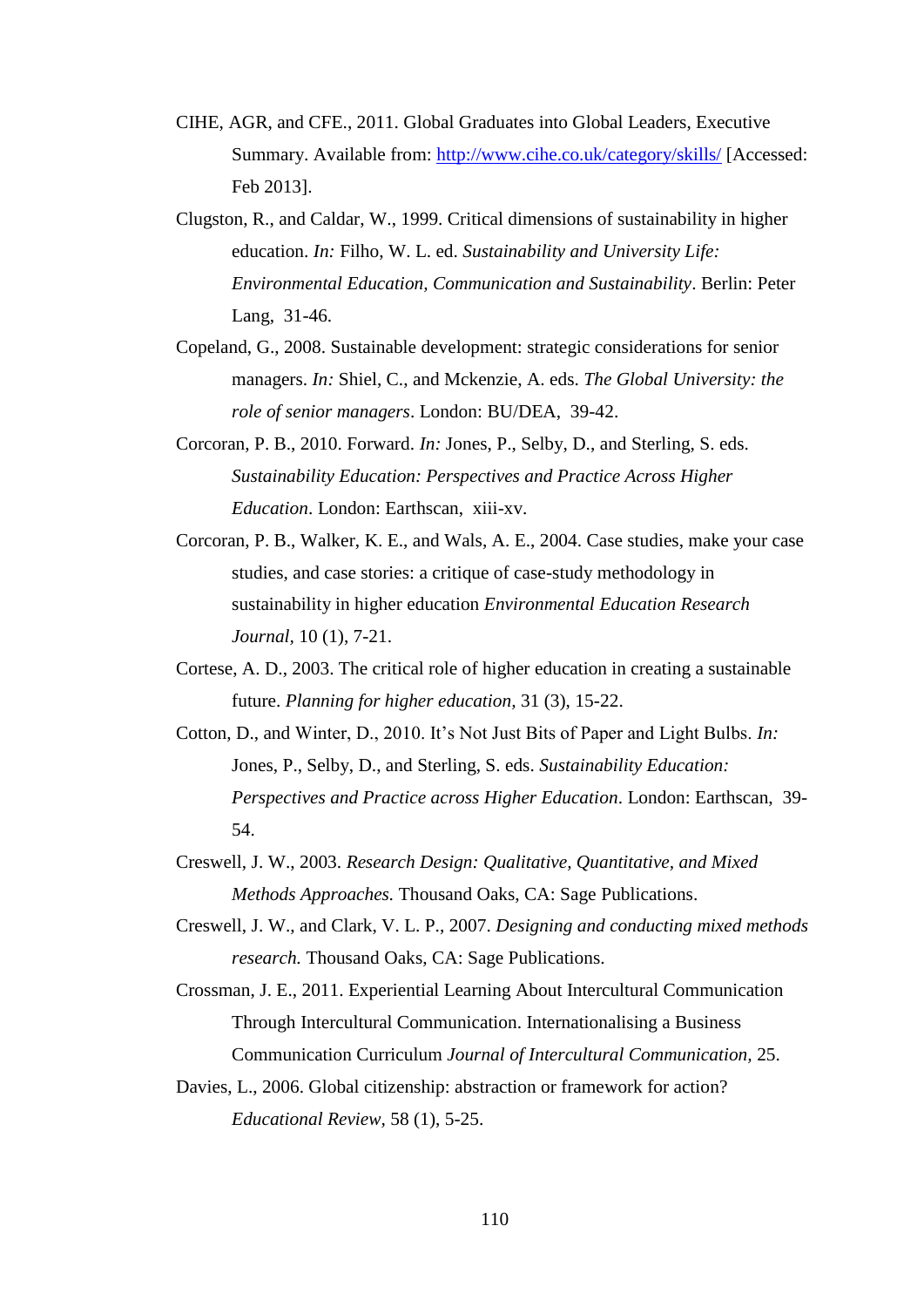CIHE, AGR, and CFE., 2011. Global Graduates into Global Leaders, Executive Summary. Available from: [http://www.cihe.co.uk/category/skills/](http://www.cihe.co.uk/category/skills/) [Accessed: Feb 2013].

Clugston, R., and Caldar, W., 1999. Critical dimensions of sustainability in higher education. *In:* Filho, W. L. ed. *Sustainability and University Life: Environmental Education, Communication and Sustainability*. Berlin: Peter Lang, 31-46.

Copeland, G., 2008. Sustainable development: strategic considerations for senior managers. *In:* Shiel, C., and Mckenzie, A. eds. *The Global University: the role of senior managers*. London: BU/DEA, 39-42.

Corcoran, P. B., 2010. Forward. *In:* Jones, P., Selby, D., and Sterling, S. eds. *Sustainability Education: Perspectives and Practice Across Higher Education*. London: Earthscan, xiii-xv.

Corcoran, P. B., Walker, K. E., and Wals, A. E., 2004. Case studies, make your case studies, and case stories: a critique of case-study methodology in sustainability in higher education *Environmental Education Research Journal*, 10 (1), 7-21.

Cortese, A. D., 2003. The critical role of higher education in creating a sustainable future. *Planning for higher education*, 31 (3), 15-22.

Cotton, D., and Winter, D., 2010. It's Not Just Bits of Paper and Light Bulbs. *In:* Jones, P., Selby, D., and Sterling, S. eds. *Sustainability Education: Perspectives and Practice across Higher Education*. London: Earthscan, 39-54.

Creswell, J. W., 2003. *Research Design: Qualitative, Quantitative, and Mixed Methods Approaches.* Thousand Oaks, CA: Sage Publications.

Creswell, J. W., and Clark, V. L. P., 2007. *Designing and conducting mixed methods research.* Thousand Oaks, CA: Sage Publications.

Crossman, J. E., 2011. Experiential Learning About Intercultural Communication Through Intercultural Communication. Internationalising a Business Communication Curriculum *Journal of Intercultural Communication*, 25.

Davies, L., 2006. Global citizenship: abstraction or framework for action? *Educational Review*, 58 (1), 5-25.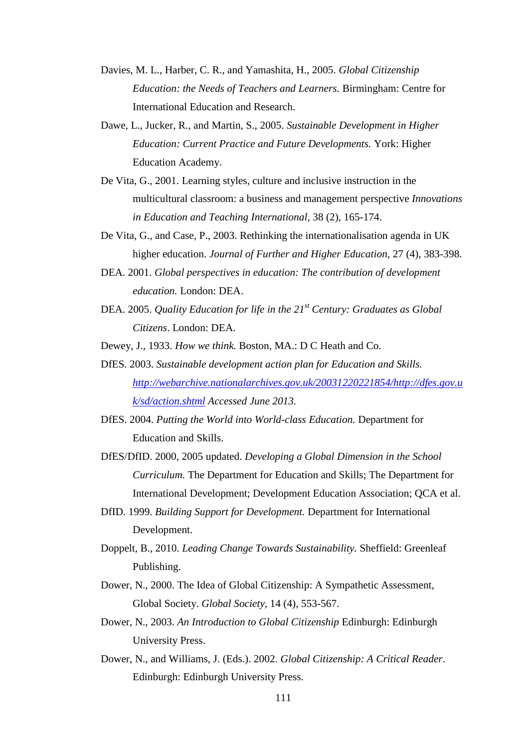Davies, M. L., Harber, C. R., and Yamashita, H., 2005. *Global Citizenship Education: the Needs of Teachers and Learners.* Birmingham: Centre for International Education and Research.

Dawe, L., Jucker, R., and Martin, S., 2005. *Sustainable Development in Higher Education: Current Practice and Future Developments.* York: Higher Education Academy.

De Vita, G., 2001. Learning styles, culture and inclusive instruction in the multicultural classroom: a business and management perspective *Innovations in Education and Teaching International*, 38 (2), 165-174.

De Vita, G., and Case, P., 2003. Rethinking the internationalisation agenda in UK higher education. *Journal of Further and Higher Education*, 27 (4), 383-398.

DEA. 2001. *Global perspectives in education: The contribution of development education.* London: DEA.

DEA. 2005. *Quality Education for life in the 21st Century: Graduates as Global Citizens*. London: DEA.

Dewey, J., 1933. *How we think.* Boston, MA.: D C Heath and Co.

DfES. 2003. *Sustainable development action plan for Education and Skills.* [http://webarchive.nationalarchives.gov.uk/20031220221854/http://dfes.gov.uk/sd/action.shtml](http://webarchive.nationalarchives.gov.uk/20031220221854/http://dfes.gov.uk/sd/action.shtml) *Accessed June 2013.*

DfES. 2004. *Putting the World into World-class Education.* Department for Education and Skills.

DfES/DfID. 2000, 2005 updated. *Developing a Global Dimension in the School Curriculum.* The Department for Education and Skills; The Department for International Development; Development Education Association; QCA et al.

DfID. 1999. *Building Support for Development.* Department for International Development.

Doppelt, B., 2010. *Leading Change Towards Sustainability.* Sheffield: Greenleaf Publishing.

Dower, N., 2000. The Idea of Global Citizenship: A Sympathetic Assessment, Global Society. *Global Society*, 14 (4), 553-567.

Dower, N., 2003. *An Introduction to Global Citizenship* Edinburgh: Edinburgh University Press.

Dower, N., and Williams, J. (Eds.). 2002. *Global Citizenship: A Critical Reader*. Edinburgh: Edinburgh University Press.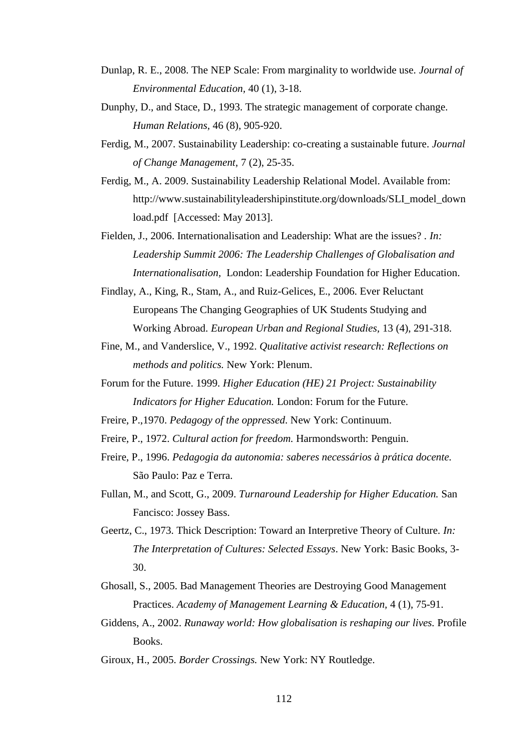Dunlap, R. E., 2008. The NEP Scale: From marginality to worldwide use. *Journal of Environmental Education,* 40 (1), 3-18.

Dunphy, D., and Stace, D., 1993. The strategic management of corporate change. *Human Relations,* 46 (8), 905-920.

Ferdig, M., 2007. Sustainability Leadership: co-creating a sustainable future. *Journal of Change Management,* 7 (2), 25-35.

Ferdig, M., A. 2009. Sustainability Leadership Relational Model. Available from: http://www.sustainabilityleadershipinstitute.org/downloads/SLI_model_download.pdf [Accessed: May 2013].

Fielden, J., 2006. Internationalisation and Leadership: What are the issues? . *In: Leadership Summit 2006: The Leadership Challenges of Globalisation and Internationalisation,* London: Leadership Foundation for Higher Education.

Findlay, A., King, R., Stam, A., and Ruiz-Gelices, E., 2006. Ever Reluctant Europeans The Changing Geographies of UK Students Studying and Working Abroad. *European Urban and Regional Studies,* 13 (4), 291-318.

Fine, M., and Vanderslice, V., 1992. *Qualitative activist research: Reflections on methods and politics.* New York: Plenum.

Forum for the Future. 1999. *Higher Education (HE) 21 Project: Sustainability Indicators for Higher Education.* London: Forum for the Future.

Freire, P.,1970. *Pedagogy of the oppressed*. New York: Continuum.

Freire, P., 1972. *Cultural action for freedom.* Harmondsworth: Penguin.

Freire, P., 1996. *Pedagogia da autonomia: saberes necessários à prática docente.* São Paulo: Paz e Terra.

Fullan, M., and Scott, G., 2009. *Turnaround Leadership for Higher Education.* San Fancisco: Jossey Bass.

Geertz, C., 1973. Thick Description: Toward an Interpretive Theory of Culture. *In: The Interpretation of Cultures: Selected Essays*. New York: Basic Books, 3-30.

Ghosall, S., 2005. Bad Management Theories are Destroying Good Management Practices. *Academy of Management Learning & Education,* 4 (1), 75-91.

Giddens, A., 2002. *Runaway world: How globalisation is reshaping our lives.* Profile Books.

Giroux, H., 2005. *Border Crossings.* New York: NY Routledge.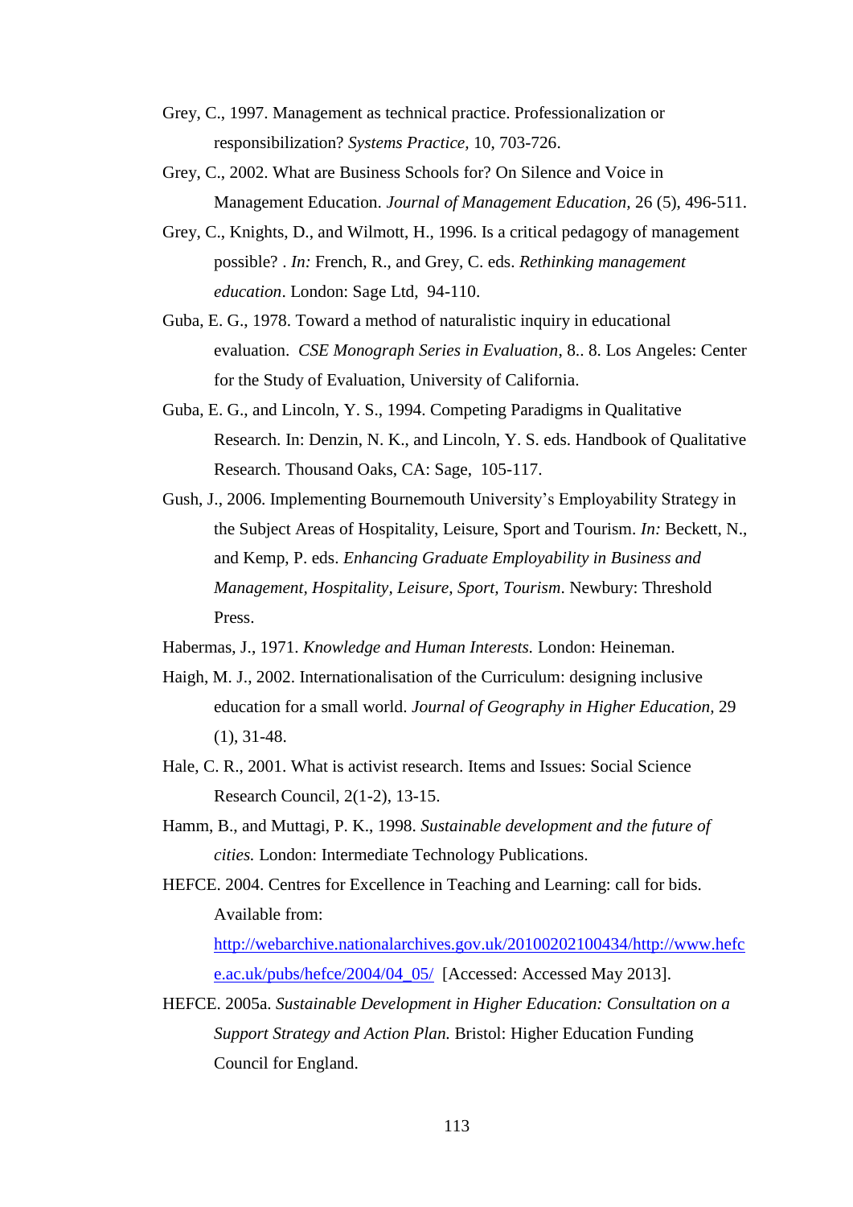Grey, C., 1997. Management as technical practice. Professionalization or responsibilization? *Systems Practice,* 10, 703-726.

Grey, C., 2002. What are Business Schools for? On Silence and Voice in Management Education. *Journal of Management Education,* 26 (5), 496-511.

Grey, C., Knights, D., and Wilmott, H., 1996. Is a critical pedagogy of management possible? . *In:* French, R., and Grey, C. eds. *Rethinking management education*. London: Sage Ltd, 94-110.

Guba, E. G., 1978. Toward a method of naturalistic inquiry in educational evaluation. *CSE Monograph Series in Evaluation*, 8.. 8. Los Angeles: Center for the Study of Evaluation, University of California.

Guba, E. G., and Lincoln, Y. S., 1994. Competing Paradigms in Qualitative Research. In: Denzin, N. K., and Lincoln, Y. S. eds. Handbook of Qualitative Research. Thousand Oaks, CA: Sage, 105-117.

Gush, J., 2006. Implementing Bournemouth University's Employability Strategy in the Subject Areas of Hospitality, Leisure, Sport and Tourism. *In:* Beckett, N., and Kemp, P. eds. *Enhancing Graduate Employability in Business and Management, Hospitality, Leisure, Sport, Tourism*. Newbury: Threshold Press.

Habermas, J., 1971. *Knowledge and Human Interests.* London: Heineman.

Haigh, M. J., 2002. Internationalisation of the Curriculum: designing inclusive education for a small world. *Journal of Geography in Higher Education,* 29 (1), 31-48.

Hale, C. R., 2001. What is activist research. Items and Issues: Social Science Research Council, 2(1-2), 13-15.

Hamm, B., and Muttagi, P. K., 1998. *Sustainable development and the future of cities.* London: Intermediate Technology Publications.

HEFCE. 2004. Centres for Excellence in Teaching and Learning: call for bids. Available from: [http://webarchive.nationalarchives.gov.uk/20100202100434/http://www.hefce.ac.uk/pubs/hefce/2004/04_05/](http://webarchive.nationalarchives.gov.uk/20100202100434/http://www.hefce.ac.uk/pubs/hefce/2004/04_05/) [Accessed: Accessed May 2013].

HEFCE. 2005a. *Sustainable Development in Higher Education: Consultation on a Support Strategy and Action Plan.* Bristol: Higher Education Funding Council for England.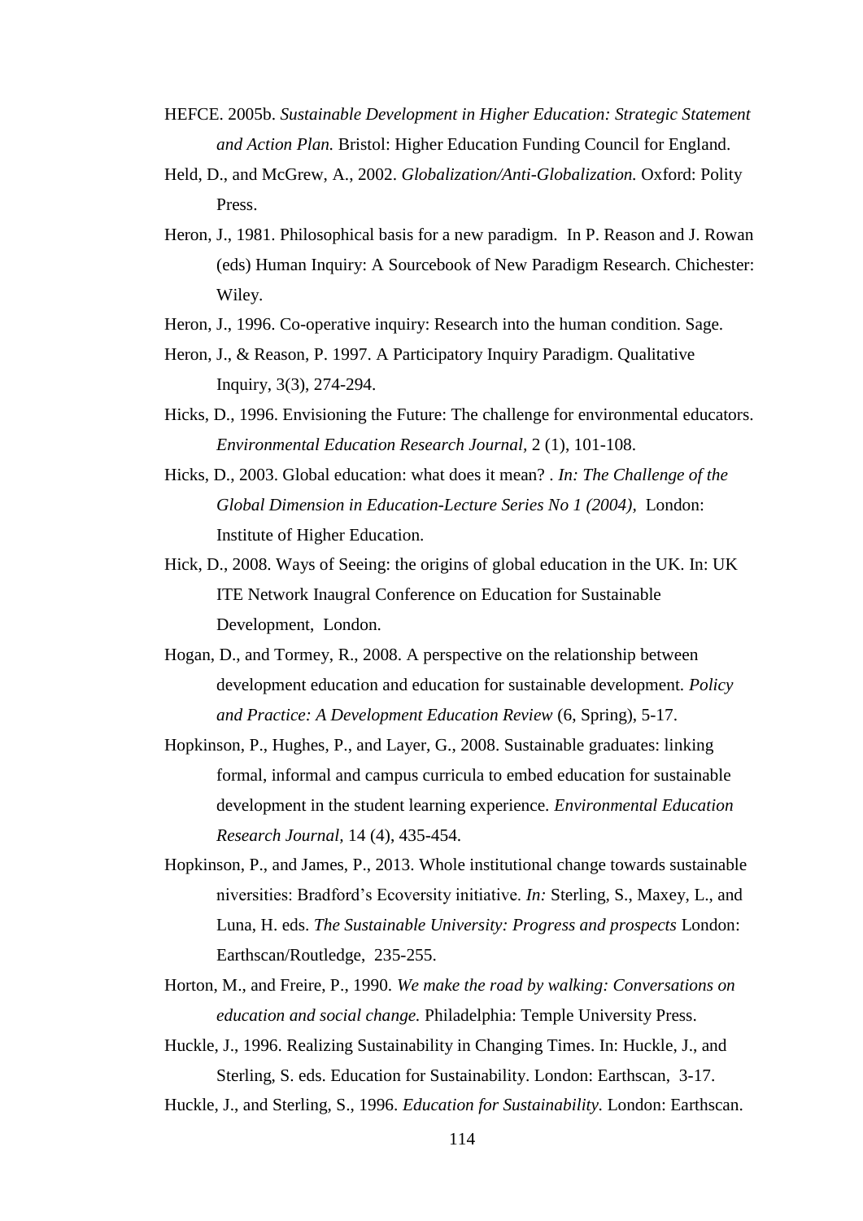HEFCE. 2005b. *Sustainable Development in Higher Education: Strategic Statement and Action Plan.* Bristol: Higher Education Funding Council for England.

Held, D., and McGrew, A., 2002. *Globalization/Anti-Globalization.* Oxford: Polity Press.

Heron, J., 1981. Philosophical basis for a new paradigm. In P. Reason and J. Rowan (eds) Human Inquiry: A Sourcebook of New Paradigm Research. Chichester: Wiley.

Heron, J., 1996. Co-operative inquiry: Research into the human condition. Sage.

Heron, J., & Reason, P. 1997. A Participatory Inquiry Paradigm. Qualitative Inquiry, 3(3), 274-294.

Hicks, D., 1996. Envisioning the Future: The challenge for environmental educators. *Environmental Education Research Journal,* 2 (1), 101-108.

Hicks, D., 2003. Global education: what does it mean? . *In: The Challenge of the Global Dimension in Education-Lecture Series No 1 (2004),* London: Institute of Higher Education.

Hick, D., 2008. Ways of Seeing: the origins of global education in the UK. In: UK ITE Network Inaugral Conference on Education for Sustainable Development, London.

Hogan, D., and Tormey, R., 2008. A perspective on the relationship between development education and education for sustainable development. *Policy and Practice: A Development Education Review* (6, Spring), 5-17.

Hopkinson, P., Hughes, P., and Layer, G., 2008. Sustainable graduates: linking formal, informal and campus curricula to embed education for sustainable development in the student learning experience. *Environmental Education Research Journal,* 14 (4), 435-454.

Hopkinson, P., and James, P., 2013. Whole institutional change towards sustainable niversities: Bradford's Ecoversity initiative. *In:* Sterling, S., Maxey, L., and Luna, H. eds. *The Sustainable University: Progress and prospects* London: Earthscan/Routledge, 235-255.

Horton, M., and Freire, P., 1990. *We make the road by walking: Conversations on education and social change.* Philadelphia: Temple University Press.

Huckle, J., 1996. Realizing Sustainability in Changing Times. In: Huckle, J., and Sterling, S. eds. Education for Sustainability. London: Earthscan, 3-17.

Huckle, J., and Sterling, S., 1996. *Education for Sustainability.* London: Earthscan.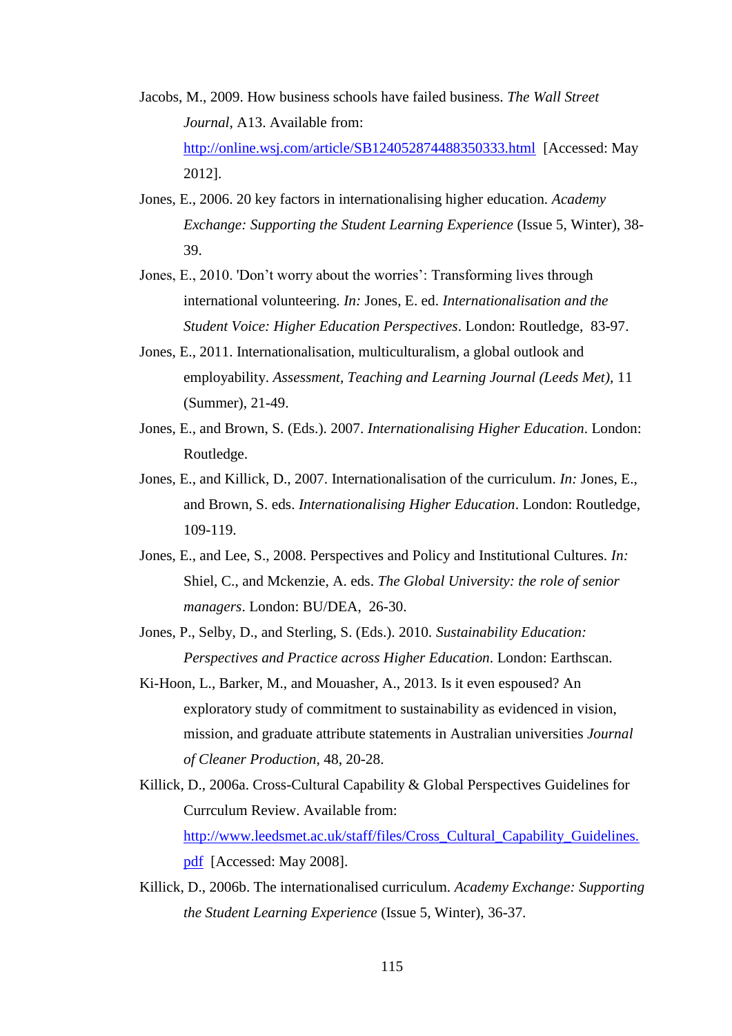Jacobs, M., 2009. How business schools have failed business. *The Wall Street Journal*, A13. Available from: http://online.wsj.com/article/SB124052874488350333.html [Accessed: May 2012].

Jones, E., 2006. 20 key factors in internationalising higher education. *Academy Exchange: Supporting the Student Learning Experience* (Issue 5, Winter), 38-39.

Jones, E., 2010. 'Don't worry about the worries': Transforming lives through international volunteering. *In:* Jones, E. ed. *Internationalisation and the Student Voice: Higher Education Perspectives*. London: Routledge, 83-97.

Jones, E., 2011. Internationalisation, multiculturalism, a global outlook and employability. *Assessment, Teaching and Learning Journal (Leeds Met),* 11 (Summer), 21-49.

Jones, E., and Brown, S. (Eds.). 2007. *Internationalising Higher Education*. London: Routledge.

Jones, E., and Killick, D., 2007. Internationalisation of the curriculum. *In:* Jones, E., and Brown, S. eds. *Internationalising Higher Education*. London: Routledge, 109-119.

Jones, E., and Lee, S., 2008. Perspectives and Policy and Institutional Cultures. *In:* Shiel, C., and Mckenzie, A. eds. *The Global University: the role of senior managers*. London: BU/DEA, 26-30.

Jones, P., Selby, D., and Sterling, S. (Eds.). 2010. *Sustainability Education: Perspectives and Practice across Higher Education*. London: Earthscan.

Ki-Hoon, L., Barker, M., and Mouasher, A., 2013. Is it even espoused? An exploratory study of commitment to sustainability as evidenced in vision, mission, and graduate attribute statements in Australian universities *Journal of Cleaner Production*, 48, 20-28.

Killick, D., 2006a. Cross-Cultural Capability & Global Perspectives Guidelines for Currculum Review. Available from: http://www.leedsmet.ac.uk/staff/files/Cross_Cultural_Capability_Guidelines.pdf [Accessed: May 2008].

Killick, D., 2006b. The internationalised curriculum. *Academy Exchange: Supporting the Student Learning Experience* (Issue 5, Winter), 36-37.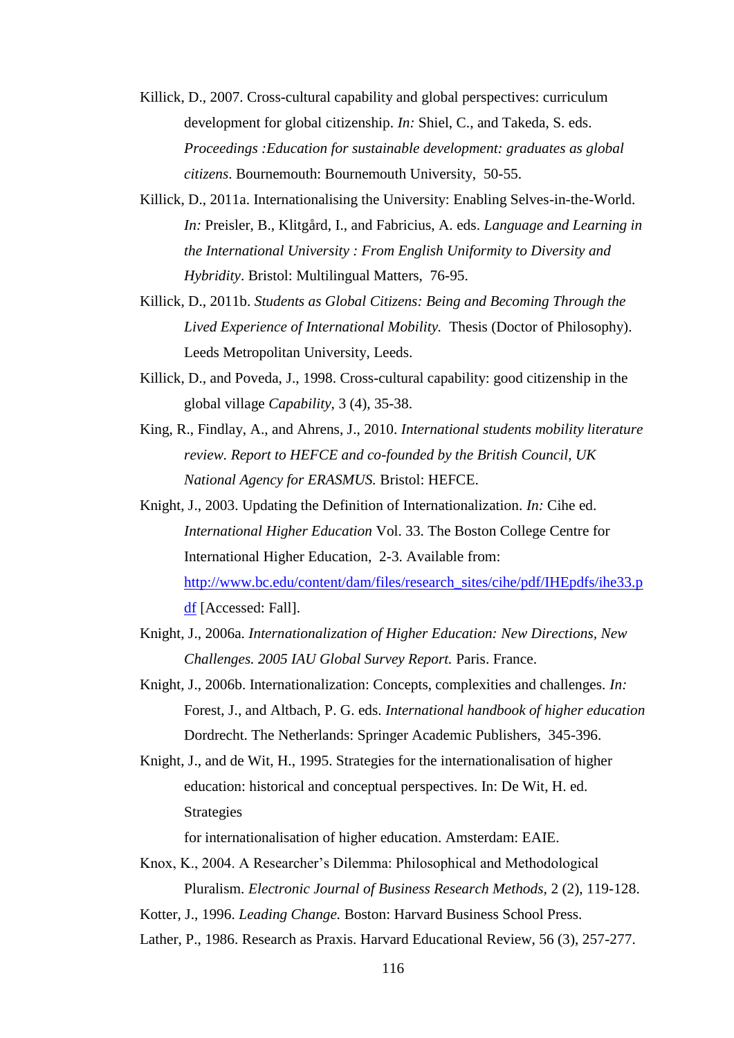Killick, D., 2007. Cross-cultural capability and global perspectives: curriculum development for global citizenship. *In:* Shiel, C., and Takeda, S. eds. *Proceedings :Education for sustainable development: graduates as global citizens*. Bournemouth: Bournemouth University, 50-55.

Killick, D., 2011a. Internationalising the University: Enabling Selves-in-the-World. *In:* Preisler, B., Klitgård, I., and Fabricius, A. eds. *Language and Learning in the International University : From English Uniformity to Diversity and Hybridity*. Bristol: Multilingual Matters, 76-95.

Killick, D., 2011b. *Students as Global Citizens: Being and Becoming Through the Lived Experience of International Mobility.* Thesis (Doctor of Philosophy). Leeds Metropolitan University, Leeds.

Killick, D., and Poveda, J., 1998. Cross-cultural capability: good citizenship in the global village *Capability,* 3 (4), 35-38.

King, R., Findlay, A., and Ahrens, J., 2010. *International students mobility literature review. Report to HEFCE and co-founded by the British Council, UK National Agency for ERASMUS.* Bristol: HEFCE.

Knight, J., 2003. Updating the Definition of Internationalization. *In:* Cihe ed. *International Higher Education* Vol. 33. The Boston College Centre for International Higher Education, 2-3. Available from: [http://www.bc.edu/content/dam/files/research_sites/cihe/pdf/IHEpdfs/ihe33.pdf](http://www.bc.edu/content/dam/files/research_sites/cihe/pdf/IHEpdfs/ihe33.pdf) [Accessed: Fall].

Knight, J., 2006a. *Internationalization of Higher Education: New Directions, New Challenges. 2005 IAU Global Survey Report.* Paris. France.

Knight, J., 2006b. Internationalization: Concepts, complexities and challenges. *In:* Forest, J., and Altbach, P. G. eds. *International handbook of higher education* Dordrecht. The Netherlands: Springer Academic Publishers, 345-396.

Knight, J., and de Wit, H., 1995. Strategies for the internationalisation of higher education: historical and conceptual perspectives. In: De Wit, H. ed. Strategies for internationalisation of higher education. Amsterdam: EAIE.

Knox, K., 2004. A Researcher's Dilemma: Philosophical and Methodological Pluralism. *Electronic Journal of Business Research Methods,* 2 (2), 119-128.

Kotter, J., 1996. *Leading Change.* Boston: Harvard Business School Press.

Lather, P., 1986. Research as Praxis. Harvard Educational Review, 56 (3), 257-277.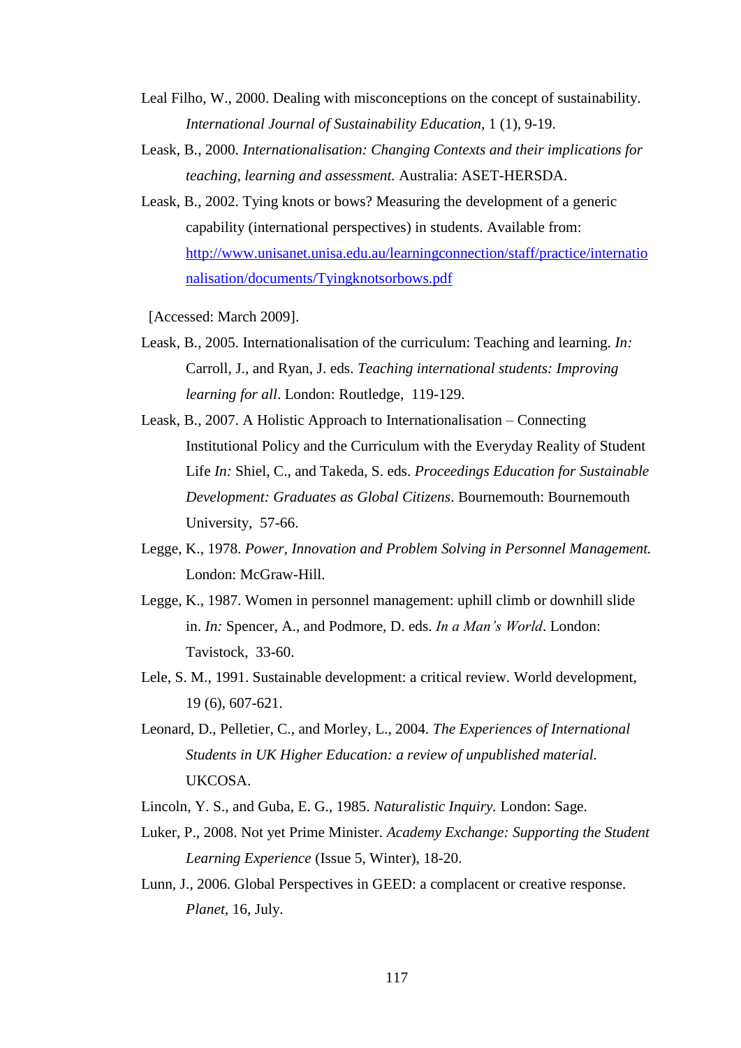Leal Filho, W., 2000. Dealing with misconceptions on the concept of sustainability. *International Journal of Sustainability Education,* 1 (1), 9-19.

Leask, B., 2000. *Internationalisation: Changing Contexts and their implications for teaching, learning and assessment.* Australia: ASET-HERSDA.

Leask, B., 2002. Tying knots or bows? Measuring the development of a generic capability (international perspectives) in students. Available from: [http://www.unisanet.unisa.edu.au/learningconnection/staff/practice/internationalisation/documents/Tyingknotsorbows.pdf](http://www.unisanet.unisa.edu.au/learningconnection/staff/practice/internationalisation/documents/Tyingknotsorbows.pdf)

[Accessed: March 2009].

Leask, B., 2005. Internationalisation of the curriculum: Teaching and learning. *In:* Carroll, J., and Ryan, J. eds. *Teaching international students: Improving learning for all*. London: Routledge, 119-129.

Leask, B., 2007. A Holistic Approach to Internationalisation – Connecting Institutional Policy and the Curriculum with the Everyday Reality of Student Life *In:* Shiel, C., and Takeda, S. eds. *Proceedings Education for Sustainable Development: Graduates as Global Citizens*. Bournemouth: Bournemouth University, 57-66.

Legge, K., 1978. *Power, Innovation and Problem Solving in Personnel Management.* London: McGraw-Hill.

Legge, K., 1987. Women in personnel management: uphill climb or downhill slide in. *In:* Spencer, A., and Podmore, D. eds. *In a Man's World*. London: Tavistock, 33-60.

Lele, S. M., 1991. Sustainable development: a critical review. World development, 19 (6), 607-621.

Leonard, D., Pelletier, C., and Morley, L., 2004. *The Experiences of International Students in UK Higher Education: a review of unpublished material.* UKCOSA.

Lincoln, Y. S., and Guba, E. G., 1985. *Naturalistic Inquiry.* London: Sage.

Luker, P., 2008. Not yet Prime Minister. *Academy Exchange: Supporting the Student Learning Experience* (Issue 5, Winter), 18-20.

Lunn, J., 2006. Global Perspectives in GEED: a complacent or creative response. *Planet,* 16, July.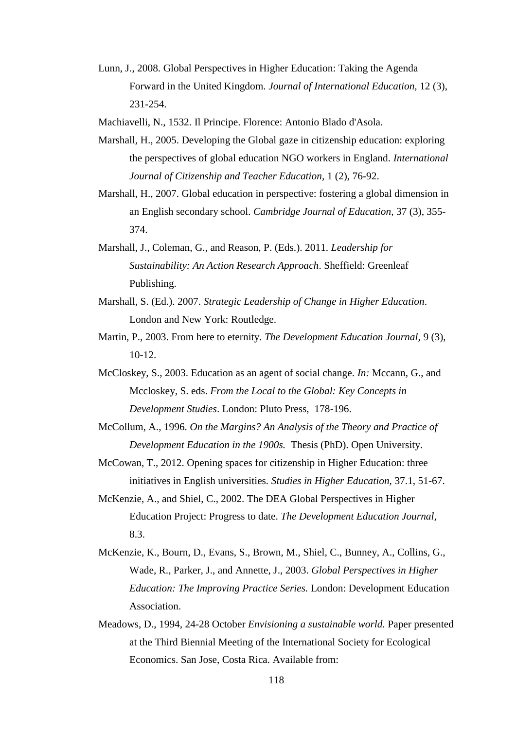Lunn, J., 2008. Global Perspectives in Higher Education: Taking the Agenda Forward in the United Kingdom. *Journal of International Education,* 12 (3), 231-254.

Machiavelli, N., 1532. Il Principe. Florence: Antonio Blado d'Asola.

Marshall, H., 2005. Developing the Global gaze in citizenship education: exploring the perspectives of global education NGO workers in England. *International Journal of Citizenship and Teacher Education,* 1 (2), 76-92.

Marshall, H., 2007. Global education in perspective: fostering a global dimension in an English secondary school. *Cambridge Journal of Education,* 37 (3), 355-374.

Marshall, J., Coleman, G., and Reason, P. (Eds.). 2011. *Leadership for Sustainability: An Action Research Approach*. Sheffield: Greenleaf Publishing.

Marshall, S. (Ed.). 2007. *Strategic Leadership of Change in Higher Education*. London and New York: Routledge.

Martin, P., 2003. From here to eternity. *The Development Education Journal,* 9 (3), 10-12.

McCloskey, S., 2003. Education as an agent of social change. *In:* Mccann, G., and Mccloskey, S. eds. *From the Local to the Global: Key Concepts in Development Studies*. London: Pluto Press, 178-196.

McCollum, A., 1996. *On the Margins? An Analysis of the Theory and Practice of Development Education in the 1900s.* Thesis (PhD). Open University.

McCowan, T., 2012. Opening spaces for citizenship in Higher Education: three initiatives in English universities. *Studies in Higher Education,* 37.1, 51-67.

McKenzie, A., and Shiel, C., 2002. The DEA Global Perspectives in Higher Education Project: Progress to date. *The Development Education Journal,* 8.3.

McKenzie, K., Bourn, D., Evans, S., Brown, M., Shiel, C., Bunney, A., Collins, G., Wade, R., Parker, J., and Annette, J., 2003. *Global Perspectives in Higher Education: The Improving Practice Series.* London: Development Education Association.

Meadows, D., 1994, 24-28 October *Envisioning a sustainable world.* Paper presented at the Third Biennial Meeting of the International Society for Ecological Economics. San Jose, Costa Rica. Available from: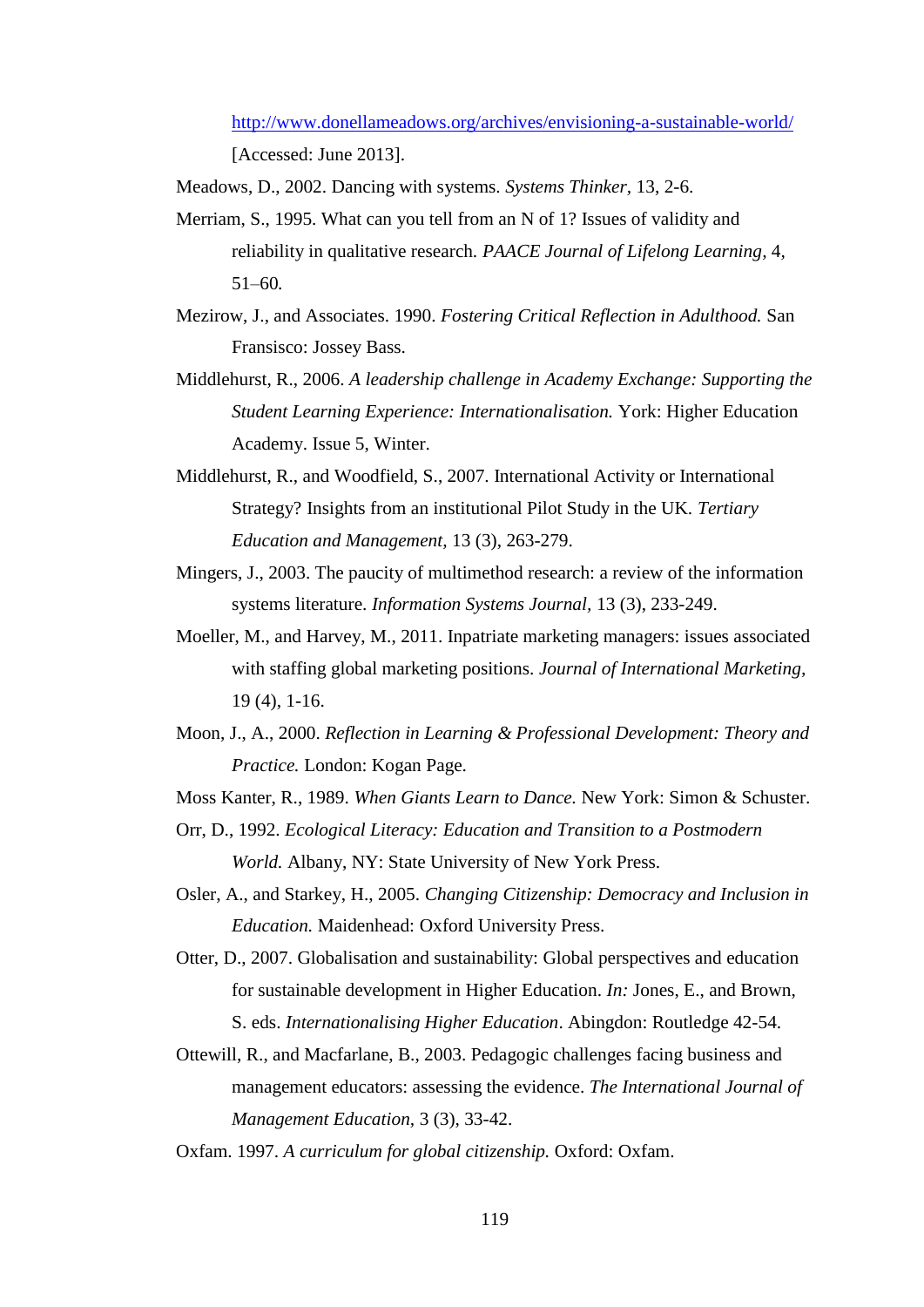http://www.donellameadows.org/archives/envisioning-a-sustainable-world/ [Accessed: June 2013].

Meadows, D., 2002. Dancing with systems. *Systems Thinker*, 13, 2-6.

Merriam, S., 1995. What can you tell from an N of 1? Issues of validity and reliability in qualitative research. *PAACE Journal of Lifelong Learning*, 4, 51–60.

Mezirow, J., and Associates. 1990. *Fostering Critical Reflection in Adulthood.* San Fransisco: Jossey Bass.

Middlehurst, R., 2006. *A leadership challenge in Academy Exchange: Supporting the Student Learning Experience: Internationalisation.* York: Higher Education Academy. Issue 5, Winter.

Middlehurst, R., and Woodfield, S., 2007. International Activity or International Strategy? Insights from an institutional Pilot Study in the UK. *Tertiary Education and Management*, 13 (3), 263-279.

Mingers, J., 2003. The paucity of multimethod research: a review of the information systems literature. *Information Systems Journal*, 13 (3), 233-249.

Moeller, M., and Harvey, M., 2011. Inpatriate marketing managers: issues associated with staffing global marketing positions. *Journal of International Marketing*, 19 (4), 1-16.

Moon, J., A., 2000. *Reflection in Learning & Professional Development: Theory and Practice.* London: Kogan Page.

Moss Kanter, R., 1989. *When Giants Learn to Dance.* New York: Simon & Schuster.

Orr, D., 1992. *Ecological Literacy: Education and Transition to a Postmodern World.* Albany, NY: State University of New York Press.

Osler, A., and Starkey, H., 2005. *Changing Citizenship: Democracy and Inclusion in Education.* Maidenhead: Oxford University Press.

Otter, D., 2007. Globalisation and sustainability: Global perspectives and education for sustainable development in Higher Education. *In:* Jones, E., and Brown, S. eds. *Internationalising Higher Education*. Abingdon: Routledge 42-54.

Ottewill, R., and Macfarlane, B., 2003. Pedagogic challenges facing business and management educators: assessing the evidence. *The International Journal of Management Education*, 3 (3), 33-42.

Oxfam. 1997. *A curriculum for global citizenship.* Oxford: Oxfam.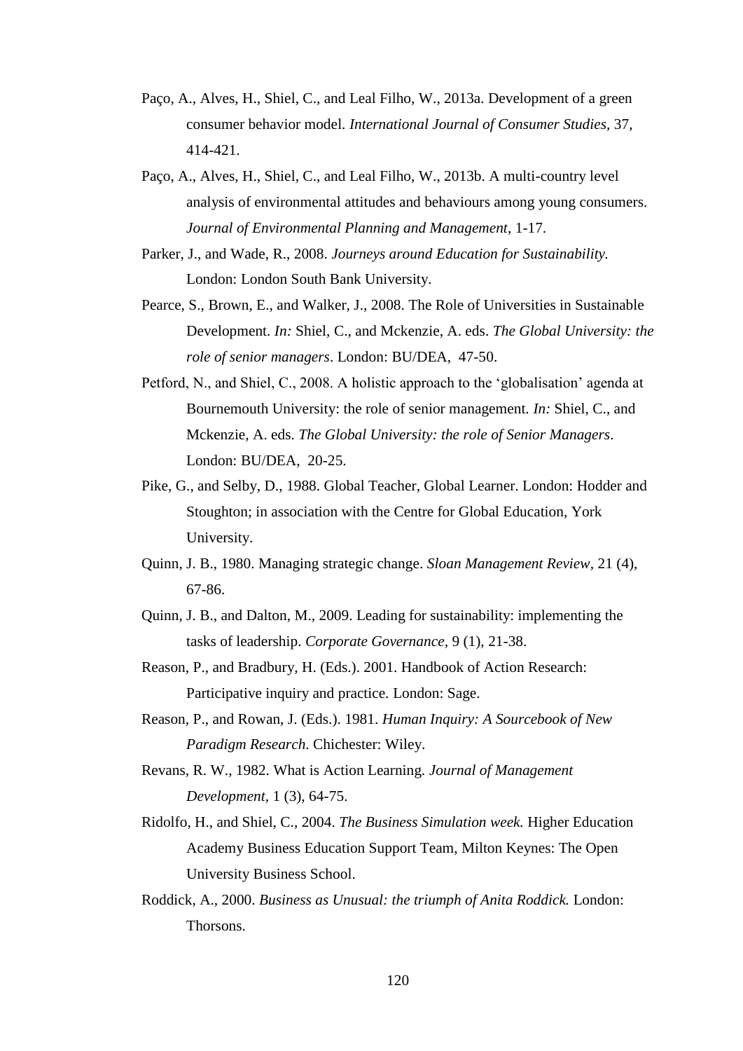Paço, A., Alves, H., Shiel, C., and Leal Filho, W., 2013a. Development of a green consumer behavior model. *International Journal of Consumer Studies*, 37, 414-421.

Paço, A., Alves, H., Shiel, C., and Leal Filho, W., 2013b. A multi-country level analysis of environmental attitudes and behaviours among young consumers. *Journal of Environmental Planning and Management*, 1-17.

Parker, J., and Wade, R., 2008. *Journeys around Education for Sustainability.* London: London South Bank University.

Pearce, S., Brown, E., and Walker, J., 2008. The Role of Universities in Sustainable Development. *In:* Shiel, C., and Mckenzie, A. eds. *The Global University: the role of senior managers*. London: BU/DEA, 47-50.

Petford, N., and Shiel, C., 2008. A holistic approach to the 'globalisation' agenda at Bournemouth University: the role of senior management. *In:* Shiel, C., and Mckenzie, A. eds. *The Global University: the role of Senior Managers*. London: BU/DEA, 20-25.

Pike, G., and Selby, D., 1988. Global Teacher, Global Learner. London: Hodder and Stoughton; in association with the Centre for Global Education, York University.

Quinn, J. B., 1980. Managing strategic change. *Sloan Management Review*, 21 (4), 67-86.

Quinn, J. B., and Dalton, M., 2009. Leading for sustainability: implementing the tasks of leadership. *Corporate Governance*, 9 (1), 21-38.

Reason, P., and Bradbury, H. (Eds.). 2001. Handbook of Action Research: Participative inquiry and practice. London: Sage.

Reason, P., and Rowan, J. (Eds.). 1981. *Human Inquiry: A Sourcebook of New Paradigm Research.* Chichester: Wiley.

Revans, R. W., 1982. What is Action Learning. *Journal of Management Development*, 1 (3), 64-75.

Ridolfo, H., and Shiel, C., 2004. *The Business Simulation week.* Higher Education Academy Business Education Support Team, Milton Keynes: The Open University Business School.

Roddick, A., 2000. *Business as Unusual: the triumph of Anita Roddick.* London: Thorsons.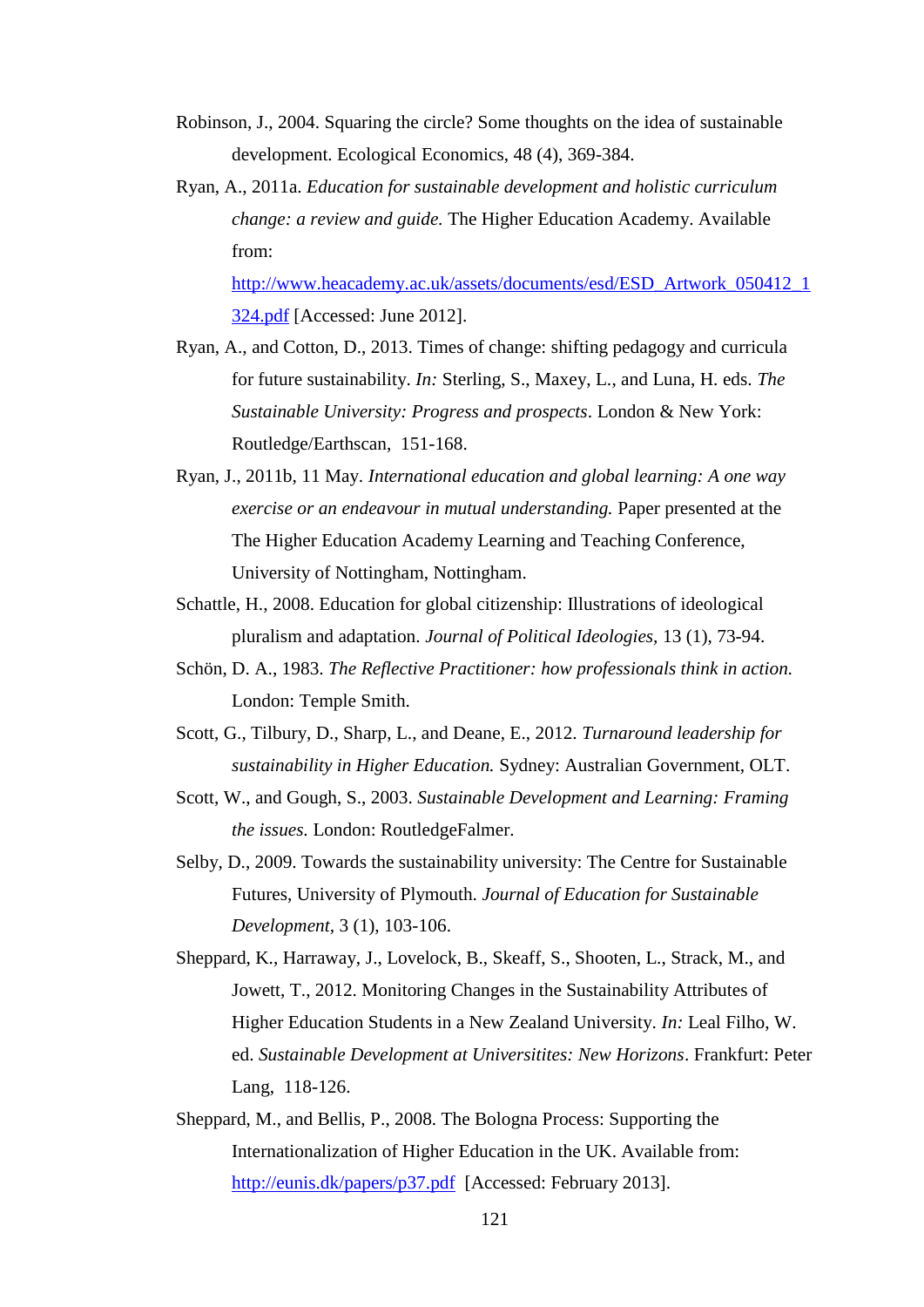Robinson, J., 2004. Squaring the circle? Some thoughts on the idea of sustainable development. Ecological Economics, 48 (4), 369-384.

Ryan, A., 2011a. *Education for sustainable development and holistic curriculum change: a review and guide.* The Higher Education Academy. Available from: http://www.heacademy.ac.uk/assets/documents/esd/ESD_Artwork_050412_1324.pdf [Accessed: June 2012].

Ryan, A., and Cotton, D., 2013. Times of change: shifting pedagogy and curricula for future sustainability. *In:* Sterling, S., Maxey, L., and Luna, H. eds. *The Sustainable University: Progress and prospects*. London & New York: Routledge/Earthscan, 151-168.

Ryan, J., 2011b, 11 May. *International education and global learning: A one way exercise or an endeavour in mutual understanding.* Paper presented at the The Higher Education Academy Learning and Teaching Conference, University of Nottingham, Nottingham.

Schattle, H., 2008. Education for global citizenship: Illustrations of ideological pluralism and adaptation. *Journal of Political Ideologies*, 13 (1), 73-94.

Schön, D. A., 1983. *The Reflective Practitioner: how professionals think in action.* London: Temple Smith.

Scott, G., Tilbury, D., Sharp, L., and Deane, E., 2012. *Turnaround leadership for sustainability in Higher Education.* Sydney: Australian Government, OLT.

Scott, W., and Gough, S., 2003. *Sustainable Development and Learning: Framing the issues.* London: RoutledgeFalmer.

Selby, D., 2009. Towards the sustainability university: The Centre for Sustainable Futures, University of Plymouth. *Journal of Education for Sustainable Development*, 3 (1), 103-106.

Sheppard, K., Harraway, J., Lovelock, B., Skeaff, S., Shooten, L., Strack, M., and Jowett, T., 2012. Monitoring Changes in the Sustainability Attributes of Higher Education Students in a New Zealand University. *In:* Leal Filho, W. ed. *Sustainable Development at Universitites: New Horizons*. Frankfurt: Peter Lang, 118-126.

Sheppard, M., and Bellis, P., 2008. The Bologna Process: Supporting the Internationalization of Higher Education in the UK. Available from: http://eunis.dk/papers/p37.pdf [Accessed: February 2013].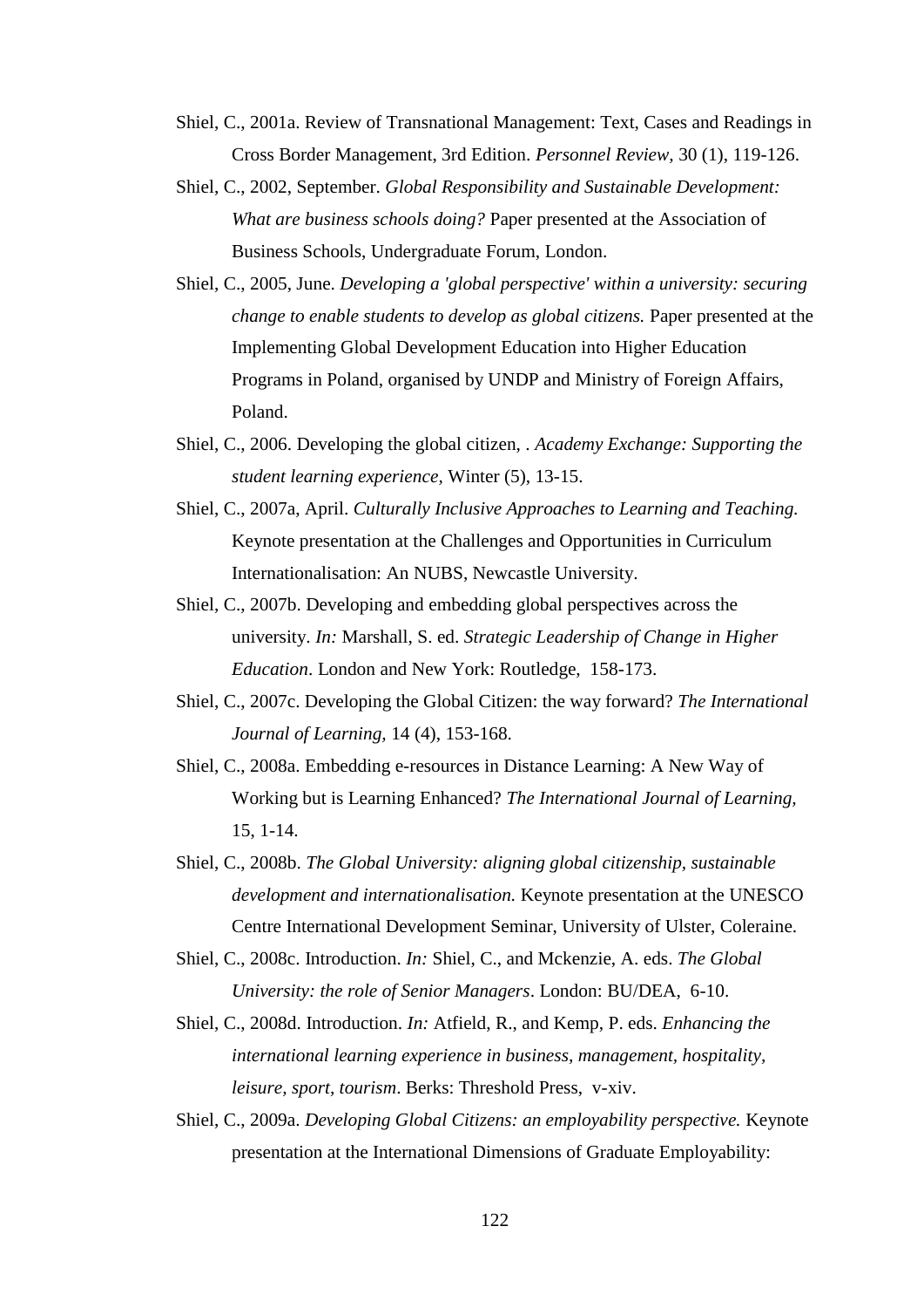Shiel, C., 2001a. Review of Transnational Management: Text, Cases and Readings in Cross Border Management, 3rd Edition. *Personnel Review*, 30 (1), 119-126.

Shiel, C., 2002, September. *Global Responsibility and Sustainable Development: What are business schools doing?* Paper presented at the Association of Business Schools, Undergraduate Forum, London.

Shiel, C., 2005, June. *Developing a 'global perspective' within a university: securing change to enable students to develop as global citizens.* Paper presented at the Implementing Global Development Education into Higher Education Programs in Poland, organised by UNDP and Ministry of Foreign Affairs, Poland.

Shiel, C., 2006. Developing the global citizen, . *Academy Exchange: Supporting the student learning experience*, Winter (5), 13-15.

Shiel, C., 2007a, April. *Culturally Inclusive Approaches to Learning and Teaching.* Keynote presentation at the Challenges and Opportunities in Curriculum Internationalisation: An NUBS, Newcastle University.

Shiel, C., 2007b. Developing and embedding global perspectives across the university. *In:* Marshall, S. ed. *Strategic Leadership of Change in Higher Education*. London and New York: Routledge, 158-173.

Shiel, C., 2007c. Developing the Global Citizen: the way forward? *The International Journal of Learning*, 14 (4), 153-168.

Shiel, C., 2008a. Embedding e-resources in Distance Learning: A New Way of Working but is Learning Enhanced? *The International Journal of Learning*, 15, 1-14.

Shiel, C., 2008b. *The Global University: aligning global citizenship, sustainable development and internationalisation.* Keynote presentation at the UNESCO Centre International Development Seminar, University of Ulster, Coleraine.

Shiel, C., 2008c. Introduction. *In:* Shiel, C., and Mckenzie, A. eds. *The Global University: the role of Senior Managers*. London: BU/DEA, 6-10.

Shiel, C., 2008d. Introduction. *In:* Atfield, R., and Kemp, P. eds. *Enhancing the international learning experience in business, management, hospitality, leisure, sport, tourism*. Berks: Threshold Press, v-xiv.

Shiel, C., 2009a. *Developing Global Citizens: an employability perspective.* Keynote presentation at the International Dimensions of Graduate Employability: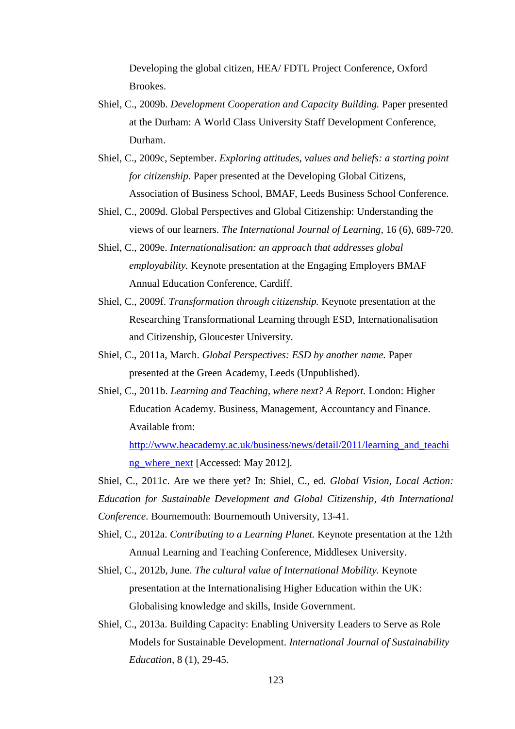Developing the global citizen, HEA/ FDTL Project Conference, Oxford Brookes.

Shiel, C., 2009b. *Development Cooperation and Capacity Building.* Paper presented at the Durham: A World Class University Staff Development Conference, Durham.

Shiel, C., 2009c, September. *Exploring attitudes, values and beliefs: a starting point for citizenship.* Paper presented at the Developing Global Citizens, Association of Business School, BMAF, Leeds Business School Conference.

Shiel, C., 2009d. Global Perspectives and Global Citizenship: Understanding the views of our learners. *The International Journal of Learning,* 16 (6), 689-720.

Shiel, C., 2009e. *Internationalisation: an approach that addresses global employability.* Keynote presentation at the Engaging Employers BMAF Annual Education Conference, Cardiff.

Shiel, C., 2009f. *Transformation through citizenship.* Keynote presentation at the Researching Transformational Learning through ESD, Internationalisation and Citizenship, Gloucester University.

Shiel, C., 2011a, March. *Global Perspectives: ESD by another name.* Paper presented at the Green Academy, Leeds (Unpublished).

Shiel, C., 2011b. *Learning and Teaching, where next? A Report.* London: Higher Education Academy. Business, Management, Accountancy and Finance. Available from: [http://www.heacademy.ac.uk/business/news/detail/2011/learning_and_teaching_where_next](http://www.heacademy.ac.uk/business/news/detail/2011/learning_and_teaching_where_next) [Accessed: May 2012].

Shiel, C., 2011c. Are we there yet? In: Shiel, C., ed. *Global Vision, Local Action: Education for Sustainable Development and Global Citizenship, 4th International Conference*. Bournemouth: Bournemouth University, 13-41.

Shiel, C., 2012a. *Contributing to a Learning Planet.* Keynote presentation at the 12th Annual Learning and Teaching Conference, Middlesex University.

Shiel, C., 2012b, June. *The cultural value of International Mobility.* Keynote presentation at the Internationalising Higher Education within the UK: Globalising knowledge and skills, Inside Government.

Shiel, C., 2013a. Building Capacity: Enabling University Leaders to Serve as Role Models for Sustainable Development. *International Journal of Sustainability Education,* 8 (1), 29-45.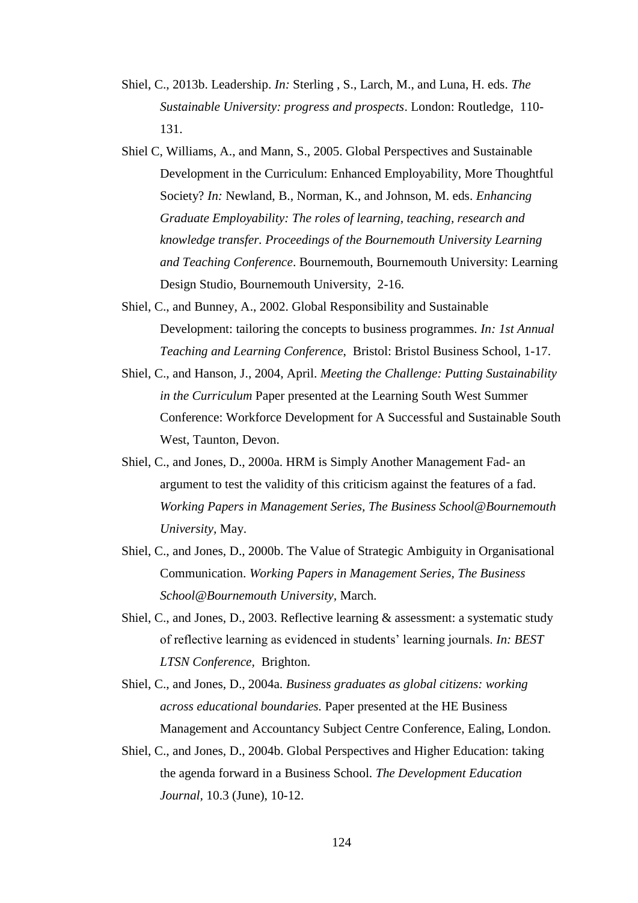Shiel, C., 2013b. Leadership. *In:* Sterling , S., Larch, M., and Luna, H. eds. *The Sustainable University: progress and prospects*. London: Routledge, 110-131.

Shiel C, Williams, A., and Mann, S., 2005. Global Perspectives and Sustainable Development in the Curriculum: Enhanced Employability, More Thoughtful Society? *In:* Newland, B., Norman, K., and Johnson, M. eds. *Enhancing Graduate Employability: The roles of learning, teaching, research and knowledge transfer. Proceedings of the Bournemouth University Learning and Teaching Conference*. Bournemouth, Bournemouth University: Learning Design Studio, Bournemouth University, 2-16.

Shiel, C., and Bunney, A., 2002. Global Responsibility and Sustainable Development: tailoring the concepts to business programmes. *In: 1st Annual Teaching and Learning Conference*, Bristol: Bristol Business School, 1-17.

Shiel, C., and Hanson, J., 2004, April. *Meeting the Challenge: Putting Sustainability in the Curriculum* Paper presented at the Learning South West Summer Conference: Workforce Development for A Successful and Sustainable South West, Taunton, Devon.

Shiel, C., and Jones, D., 2000a. HRM is Simply Another Management Fad- an argument to test the validity of this criticism against the features of a fad. *Working Papers in Management Series, The Business School@Bournemouth University,* May.

Shiel, C., and Jones, D., 2000b. The Value of Strategic Ambiguity in Organisational Communication. *Working Papers in Management Series, The Business School@Bournemouth University*, March.

Shiel, C., and Jones, D., 2003. Reflective learning & assessment: a systematic study of reflective learning as evidenced in students' learning journals. *In: BEST LTSN Conference*, Brighton.

Shiel, C., and Jones, D., 2004a. *Business graduates as global citizens: working across educational boundaries.* Paper presented at the HE Business Management and Accountancy Subject Centre Conference, Ealing, London.

Shiel, C., and Jones, D., 2004b. Global Perspectives and Higher Education: taking the agenda forward in a Business School. *The Development Education Journal*, 10.3 (June), 10-12.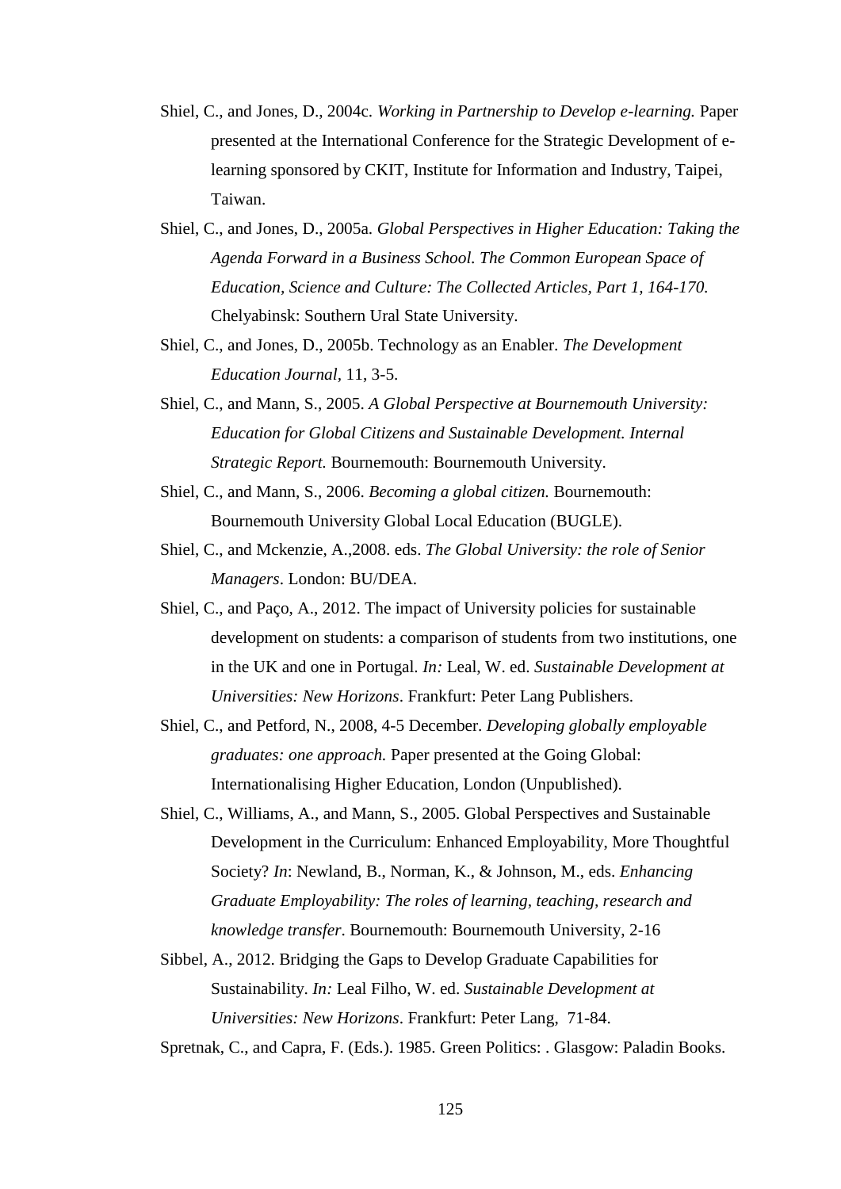Shiel, C., and Jones, D., 2004c. *Working in Partnership to Develop e-learning.* Paper presented at the International Conference for the Strategic Development of e-learning sponsored by CKIT, Institute for Information and Industry, Taipei, Taiwan.

Shiel, C., and Jones, D., 2005a. *Global Perspectives in Higher Education: Taking the Agenda Forward in a Business School. The Common European Space of Education, Science and Culture: The Collected Articles, Part 1, 164-170.* Chelyabinsk: Southern Ural State University.

Shiel, C., and Jones, D., 2005b. Technology as an Enabler. *The Development Education Journal,* 11, 3-5.

Shiel, C., and Mann, S., 2005. *A Global Perspective at Bournemouth University: Education for Global Citizens and Sustainable Development. Internal Strategic Report.* Bournemouth: Bournemouth University.

Shiel, C., and Mann, S., 2006. *Becoming a global citizen.* Bournemouth: Bournemouth University Global Local Education (BUGLE).

Shiel, C., and Mckenzie, A.,2008. eds. *The Global University: the role of Senior Managers*. London: BU/DEA.

Shiel, C., and Paço, A., 2012. The impact of University policies for sustainable development on students: a comparison of students from two institutions, one in the UK and one in Portugal. *In:* Leal, W. ed. *Sustainable Development at Universities: New Horizons*. Frankfurt: Peter Lang Publishers.

Shiel, C., and Petford, N., 2008, 4-5 December. *Developing globally employable graduates: one approach.* Paper presented at the Going Global: Internationalising Higher Education, London (Unpublished).

Shiel, C., Williams, A., and Mann, S., 2005. Global Perspectives and Sustainable Development in the Curriculum: Enhanced Employability, More Thoughtful Society? *In*: Newland, B., Norman, K., & Johnson, M., eds. *Enhancing Graduate Employability: The roles of learning, teaching, research and knowledge transfer*. Bournemouth: Bournemouth University, 2-16

Sibbel, A., 2012. Bridging the Gaps to Develop Graduate Capabilities for Sustainability. *In:* Leal Filho, W. ed. *Sustainable Development at Universities: New Horizons*. Frankfurt: Peter Lang, 71-84.

Spretnak, C., and Capra, F. (Eds.). 1985. Green Politics: . Glasgow: Paladin Books.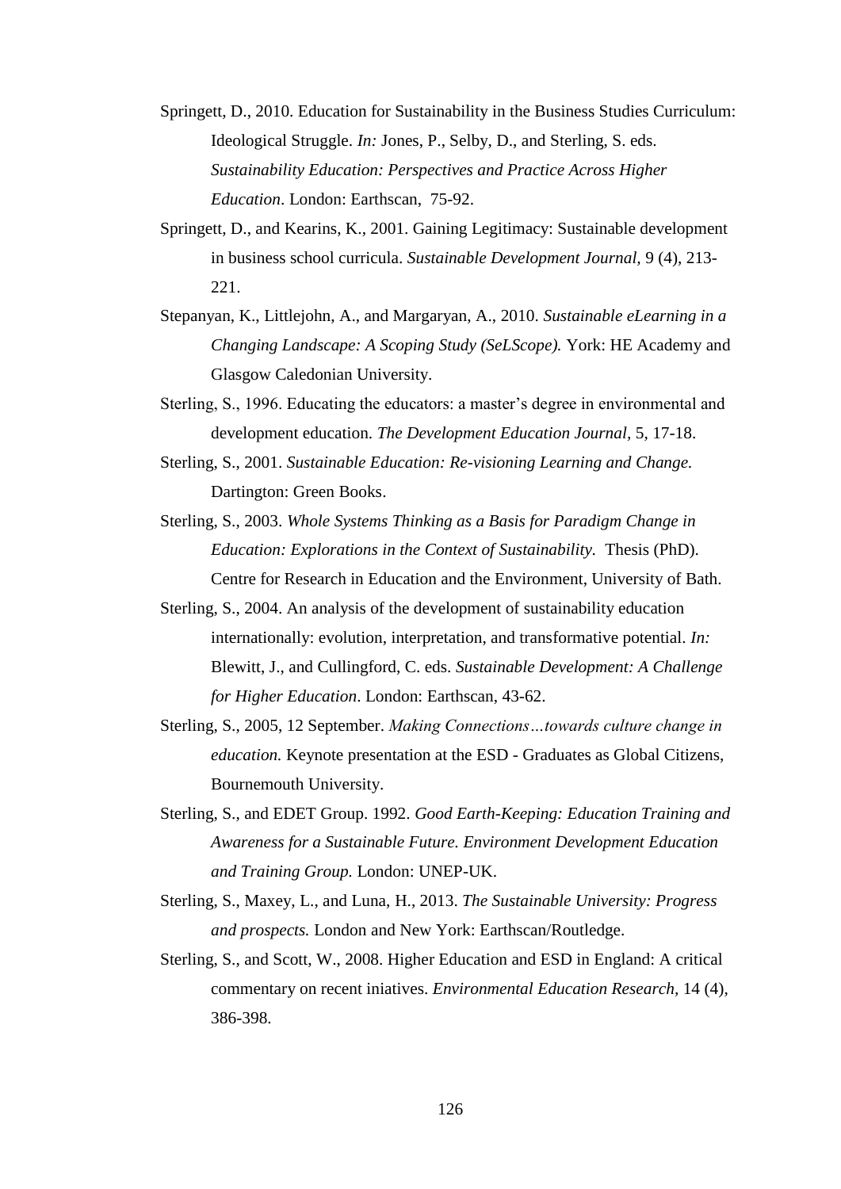Springett, D., 2010. Education for Sustainability in the Business Studies Curriculum: Ideological Struggle. *In:* Jones, P., Selby, D., and Sterling, S. eds. *Sustainability Education: Perspectives and Practice Across Higher Education*. London: Earthscan, 75-92.

Springett, D., and Kearins, K., 2001. Gaining Legitimacy: Sustainable development in business school curricula. *Sustainable Development Journal,* 9 (4), 213-221.

Stepanyan, K., Littlejohn, A., and Margaryan, A., 2010. *Sustainable eLearning in a Changing Landscape: A Scoping Study (SeLScope).* York: HE Academy and Glasgow Caledonian University.

Sterling, S., 1996. Educating the educators: a master's degree in environmental and development education. *The Development Education Journal*, 5, 17-18.

Sterling, S., 2001. *Sustainable Education: Re-visioning Learning and Change.* Dartington: Green Books.

Sterling, S., 2003. *Whole Systems Thinking as a Basis for Paradigm Change in Education: Explorations in the Context of Sustainability.* Thesis (PhD). Centre for Research in Education and the Environment, University of Bath.

Sterling, S., 2004. An analysis of the development of sustainability education internationally: evolution, interpretation, and transformative potential. *In:* Blewitt, J., and Cullingford, C. eds. *Sustainable Development: A Challenge for Higher Education*. London: Earthscan, 43-62.

Sterling, S., 2005, 12 September. *Making Connections…towards culture change in education.* Keynote presentation at the ESD - Graduates as Global Citizens, Bournemouth University.

Sterling, S., and EDET Group. 1992. *Good Earth-Keeping: Education Training and Awareness for a Sustainable Future. Environment Development Education and Training Group.* London: UNEP-UK.

Sterling, S., Maxey, L., and Luna, H., 2013. *The Sustainable University: Progress and prospects.* London and New York: Earthscan/Routledge.

Sterling, S., and Scott, W., 2008. Higher Education and ESD in England: A critical commentary on recent iniatives. *Environmental Education Research*, 14 (4), 386-398.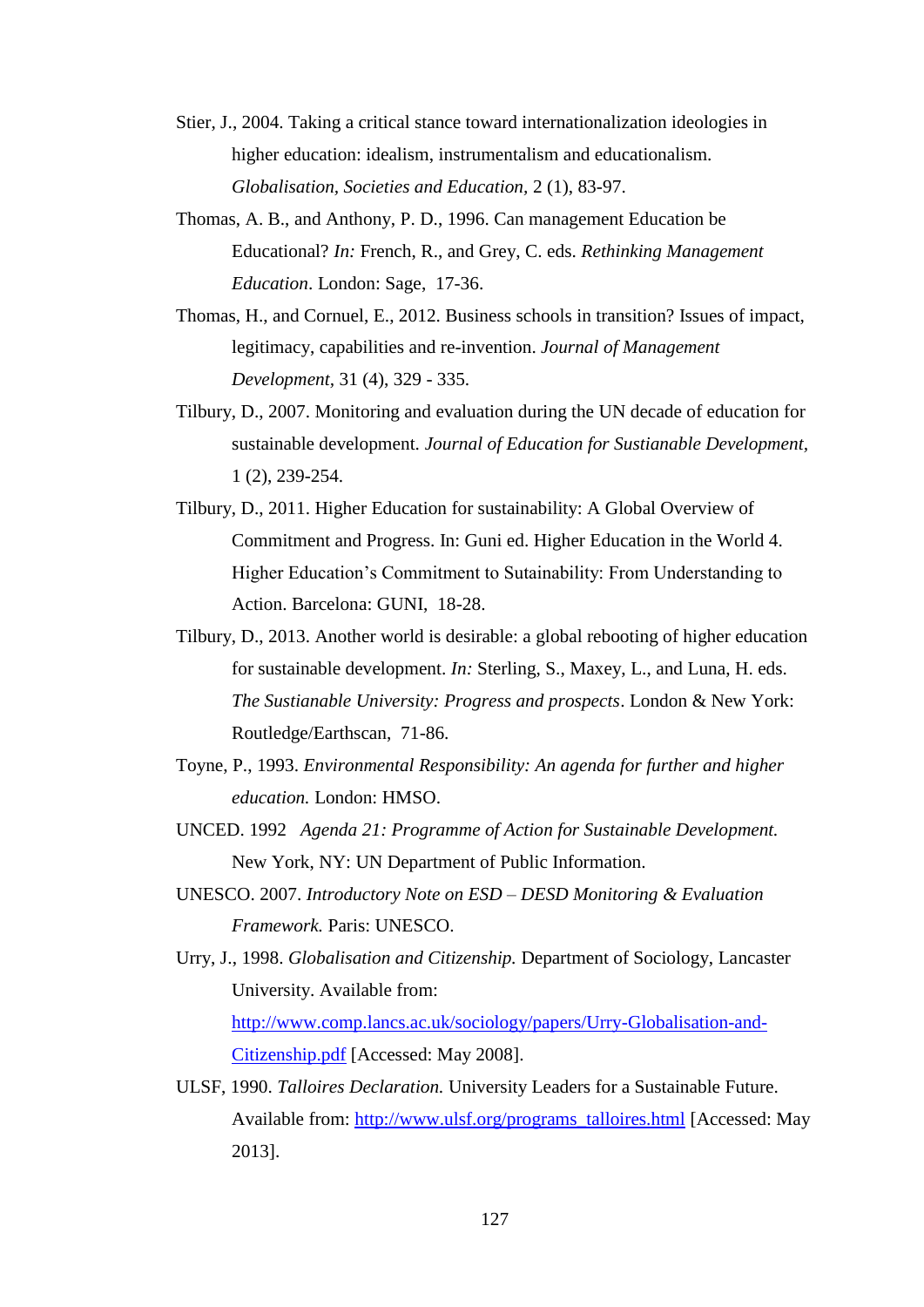Stier, J., 2004. Taking a critical stance toward internationalization ideologies in higher education: idealism, instrumentalism and educationalism. *Globalisation, Societies and Education*, 2 (1), 83-97.

Thomas, A. B., and Anthony, P. D., 1996. Can management Education be Educational? *In:* French, R., and Grey, C. eds. *Rethinking Management Education*. London: Sage, 17-36.

Thomas, H., and Cornuel, E., 2012. Business schools in transition? Issues of impact, legitimacy, capabilities and re-invention. *Journal of Management Development*, 31 (4), 329 - 335.

Tilbury, D., 2007. Monitoring and evaluation during the UN decade of education for sustainable development. *Journal of Education for Sustianable Development*, 1 (2), 239-254.

Tilbury, D., 2011. Higher Education for sustainability: A Global Overview of Commitment and Progress. In: Guni ed. Higher Education in the World 4. Higher Education's Commitment to Sutainability: From Understanding to Action. Barcelona: GUNI, 18-28.

Tilbury, D., 2013. Another world is desirable: a global rebooting of higher education for sustainable development. *In:* Sterling, S., Maxey, L., and Luna, H. eds. *The Sustainable University: Progress and prospects*. London & New York: Routledge/Earthscan, 71-86.

Toyne, P., 1993. *Environmental Responsibility: An agenda for further and higher education.* London: HMSO.

UNCED. 1992 *Agenda 21: Programme of Action for Sustainable Development.* New York, NY: UN Department of Public Information.

UNESCO. 2007. *Introductory Note on ESD – DESD Monitoring & Evaluation Framework.* Paris: UNESCO.

Urry, J., 1998. *Globalisation and Citizenship.* Department of Sociology, Lancaster University. Available from: http://www.comp.lancs.ac.uk/sociology/papers/Urry-Globalisation-and-Citizenship.pdf [Accessed: May 2008].

ULSF, 1990. *Talloires Declaration.* University Leaders for a Sustainable Future. Available from: http://www.ulsf.org/programs_talloires.html [Accessed: May 2013].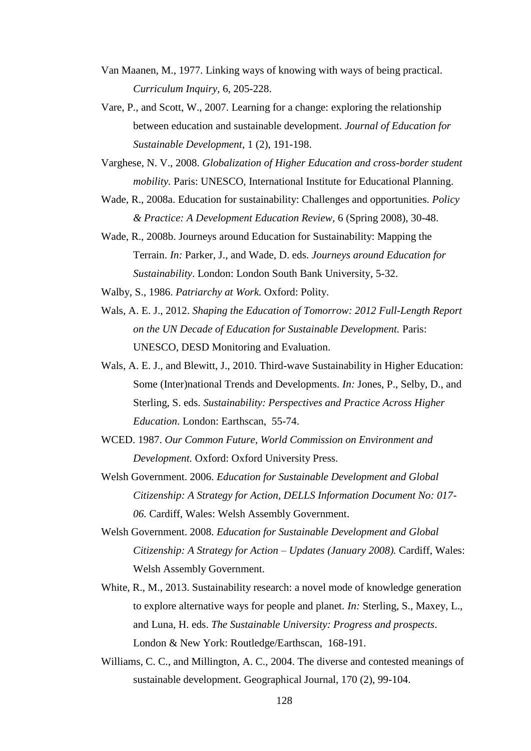Van Maanen, M., 1977. Linking ways of knowing with ways of being practical. *Curriculum Inquiry,* 6, 205-228.

Vare, P., and Scott, W., 2007. Learning for a change: exploring the relationship between education and sustainable development. *Journal of Education for Sustainable Development*, 1 (2), 191-198.

Varghese, N. V., 2008. *Globalization of Higher Education and cross-border student mobility.* Paris: UNESCO, International Institute for Educational Planning.

Wade, R., 2008a. Education for sustainability: Challenges and opportunities. *Policy & Practice: A Development Education Review,* 6 (Spring 2008), 30-48.

Wade, R., 2008b. Journeys around Education for Sustainability: Mapping the Terrain. *In:* Parker, J., and Wade, D. eds. *Journeys around Education for Sustainability*. London: London South Bank University, 5-32.

Walby, S., 1986. *Patriarchy at Work.* Oxford: Polity.

Wals, A. E. J., 2012. *Shaping the Education of Tomorrow: 2012 Full-Length Report on the UN Decade of Education for Sustainable Development.* Paris: UNESCO, DESD Monitoring and Evaluation.

Wals, A. E. J., and Blewitt, J., 2010. Third-wave Sustainability in Higher Education: Some (Inter)national Trends and Developments. *In:* Jones, P., Selby, D., and Sterling, S. eds. *Sustainability: Perspectives and Practice Across Higher Education*. London: Earthscan, 55-74.

WCED. 1987. *Our Common Future, World Commission on Environment and Development.* Oxford: Oxford University Press.

Welsh Government. 2006. *Education for Sustainable Development and Global Citizenship: A Strategy for Action, DELLS Information Document No: 017-06.* Cardiff, Wales: Welsh Assembly Government.

Welsh Government. 2008. *Education for Sustainable Development and Global Citizenship: A Strategy for Action – Updates (January 2008).* Cardiff, Wales: Welsh Assembly Government.

White, R., M., 2013. Sustainability research: a novel mode of knowledge generation to explore alternative ways for people and planet. *In:* Sterling, S., Maxey, L., and Luna, H. eds. *The Sustainable University: Progress and prospects*. London & New York: Routledge/Earthscan, 168-191.

Williams, C. C., and Millington, A. C., 2004. The diverse and contested meanings of sustainable development. Geographical Journal, 170 (2), 99-104.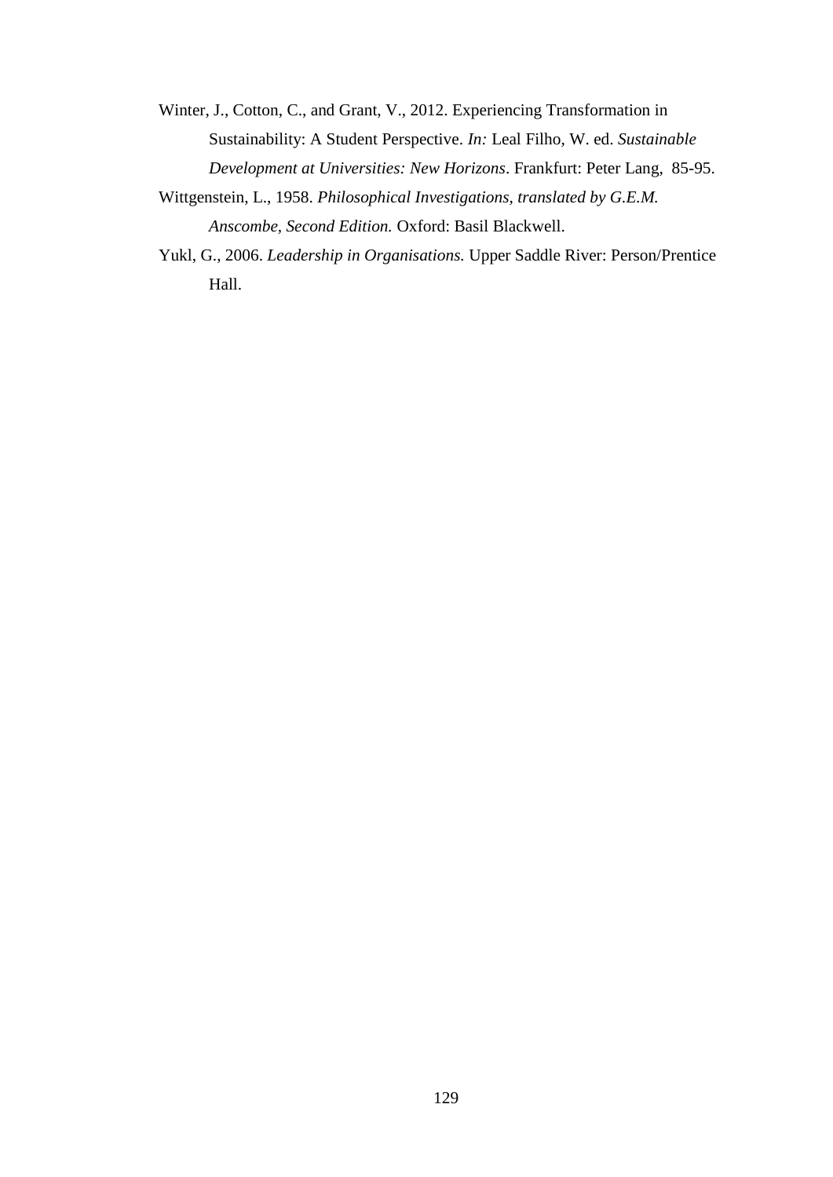Winter, J., Cotton, C., and Grant, V., 2012. Experiencing Transformation in Sustainability: A Student Perspective. *In:* Leal Filho, W. ed. *Sustainable Development at Universities: New Horizons*. Frankfurt: Peter Lang, 85-95.

Wittgenstein, L., 1958. *Philosophical Investigations, translated by G.E.M. Anscombe, Second Edition.* Oxford: Basil Blackwell.

Yukl, G., 2006. *Leadership in Organisations.* Upper Saddle River: Person/Prentice Hall.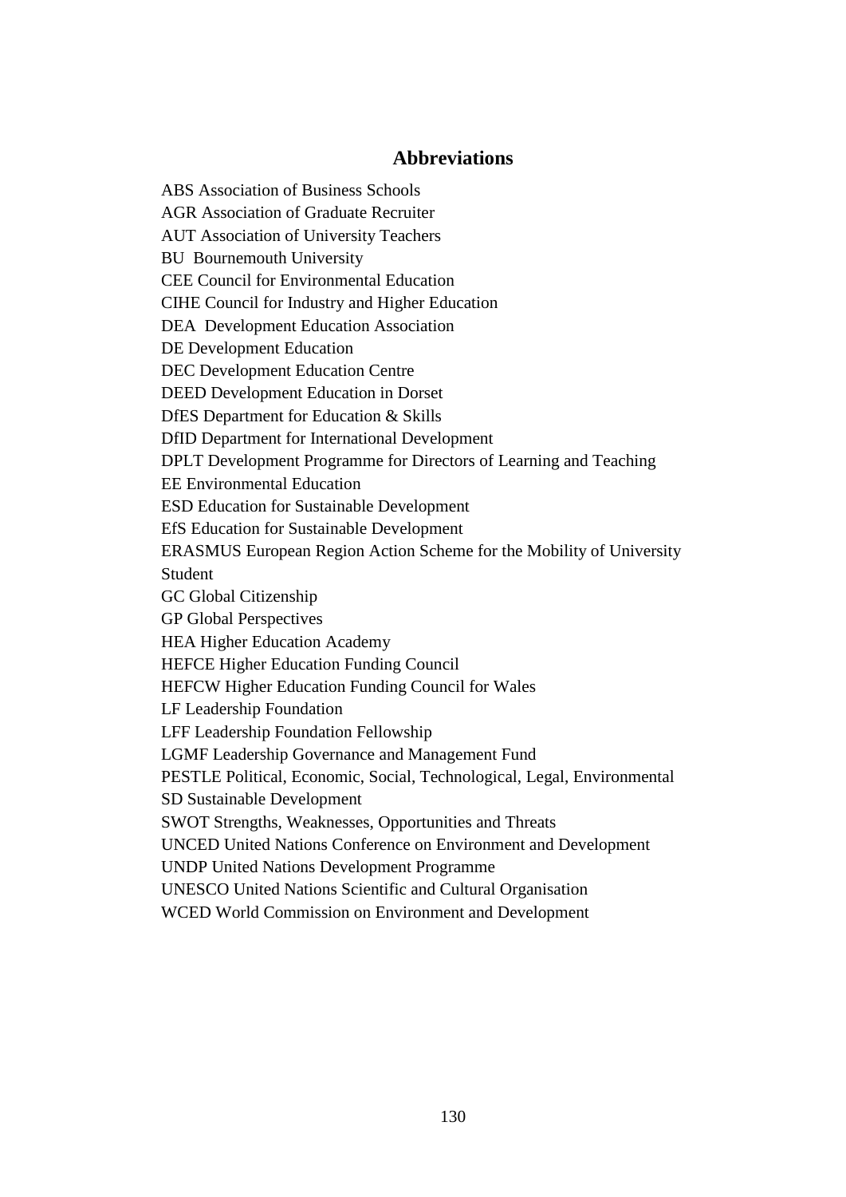## Abbreviations

ABS Association of Business Schools
AGR Association of Graduate Recruiter
AUT Association of University Teachers
BU Bournemouth University
CEE Council for Environmental Education
CIHE Council for Industry and Higher Education
DEA Development Education Association
DE Development Education
DEC Development Education Centre
DEED Development Education in Dorset
DfES Department for Education & Skills
DfID Department for International Development
DPLT Development Programme for Directors of Learning and Teaching
EE Environmental Education
ESD Education for Sustainable Development
EfS Education for Sustainable Development
ERASMUS European Region Action Scheme for the Mobility of University Student
GC Global Citizenship
GP Global Perspectives
HEA Higher Education Academy
HEFCE Higher Education Funding Council
HEFCW Higher Education Funding Council for Wales
LF Leadership Foundation
LFF Leadership Foundation Fellowship
LGMF Leadership Governance and Management Fund
PESTLE Political, Economic, Social, Technological, Legal, Environmental
SD Sustainable Development
SWOT Strengths, Weaknesses, Opportunities and Threats
UNCED United Nations Conference on Environment and Development
UNDP United Nations Development Programme
UNESCO United Nations Scientific and Cultural Organisation
WCED World Commission on Environment and Development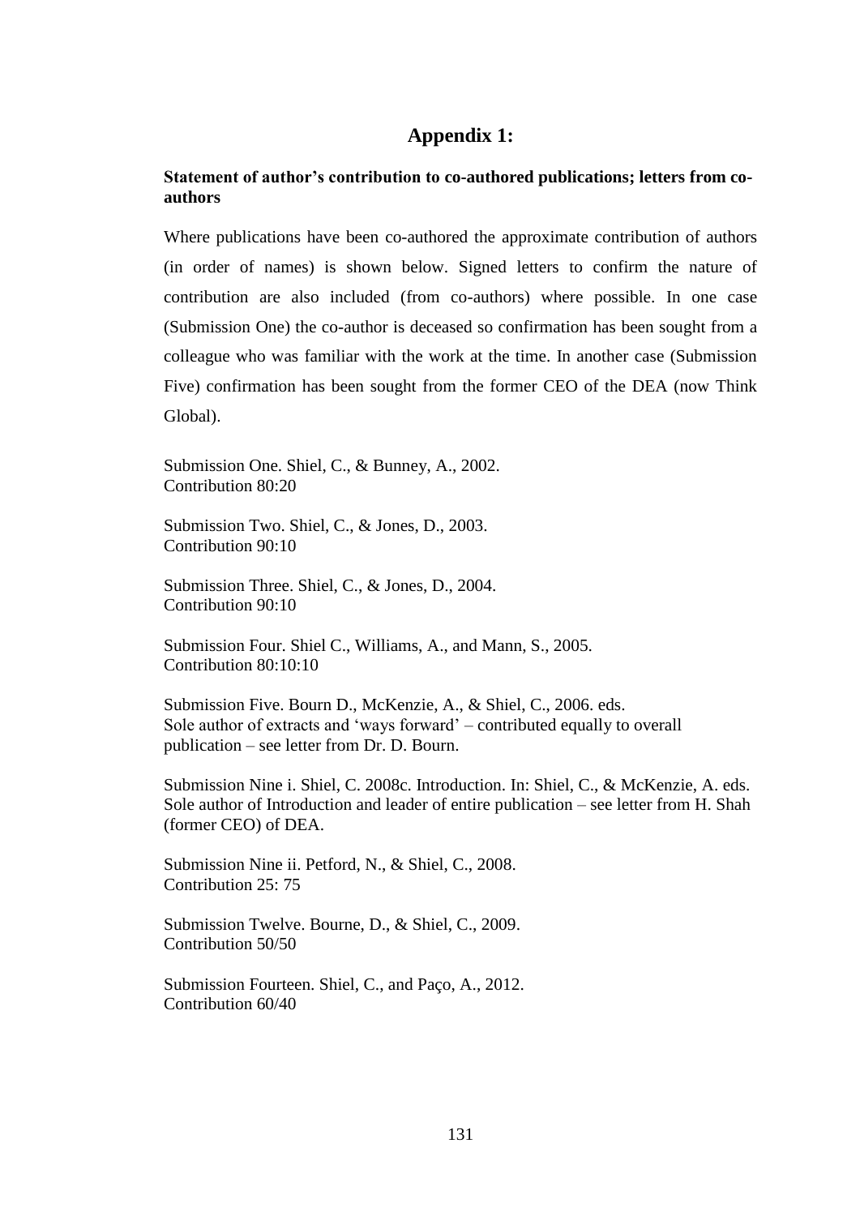## Appendix 1:

### Statement of author's contribution to co-authored publications; letters from co-authors

Where publications have been co-authored the approximate contribution of authors (in order of names) is shown below. Signed letters to confirm the nature of contribution are also included (from co-authors) where possible. In one case (Submission One) the co-author is deceased so confirmation has been sought from a colleague who was familiar with the work at the time. In another case (Submission Five) confirmation has been sought from the former CEO of the DEA (now Think Global).

Submission One. Shiel, C., & Bunney, A., 2002.
Contribution 80:20

Submission Two. Shiel, C., & Jones, D., 2003.
Contribution 90:10

Submission Three. Shiel, C., & Jones, D., 2004.
Contribution 90:10

Submission Four. Shiel C., Williams, A., and Mann, S., 2005.
Contribution 80:10:10

Submission Five. Bourn D., McKenzie, A., & Shiel, C., 2006. eds.
Sole author of extracts and 'ways forward' – contributed equally to overall publication – see letter from Dr. D. Bourn.

Submission Nine i. Shiel, C. 2008c. Introduction. In: Shiel, C., & McKenzie, A. eds.
Sole author of Introduction and leader of entire publication – see letter from H. Shah (former CEO) of DEA.

Submission Nine ii. Petford, N., & Shiel, C., 2008.
Contribution 25: 75

Submission Twelve. Bourne, D., & Shiel, C., 2009.
Contribution 50/50

Submission Fourteen. Shiel, C., and Paço, A., 2012.
Contribution 60/40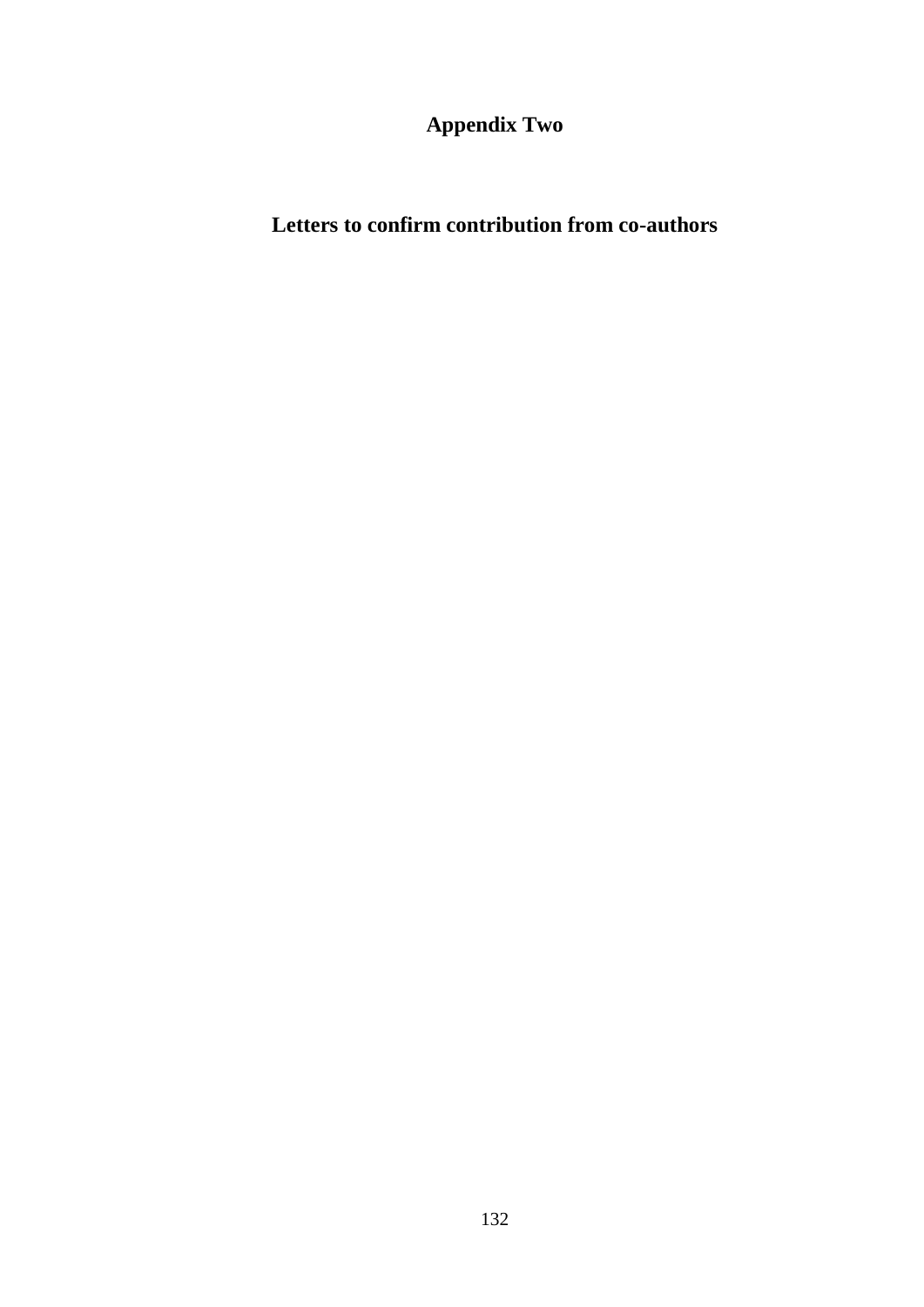# Appendix Two

## Letters to confirm contribution from co-authors